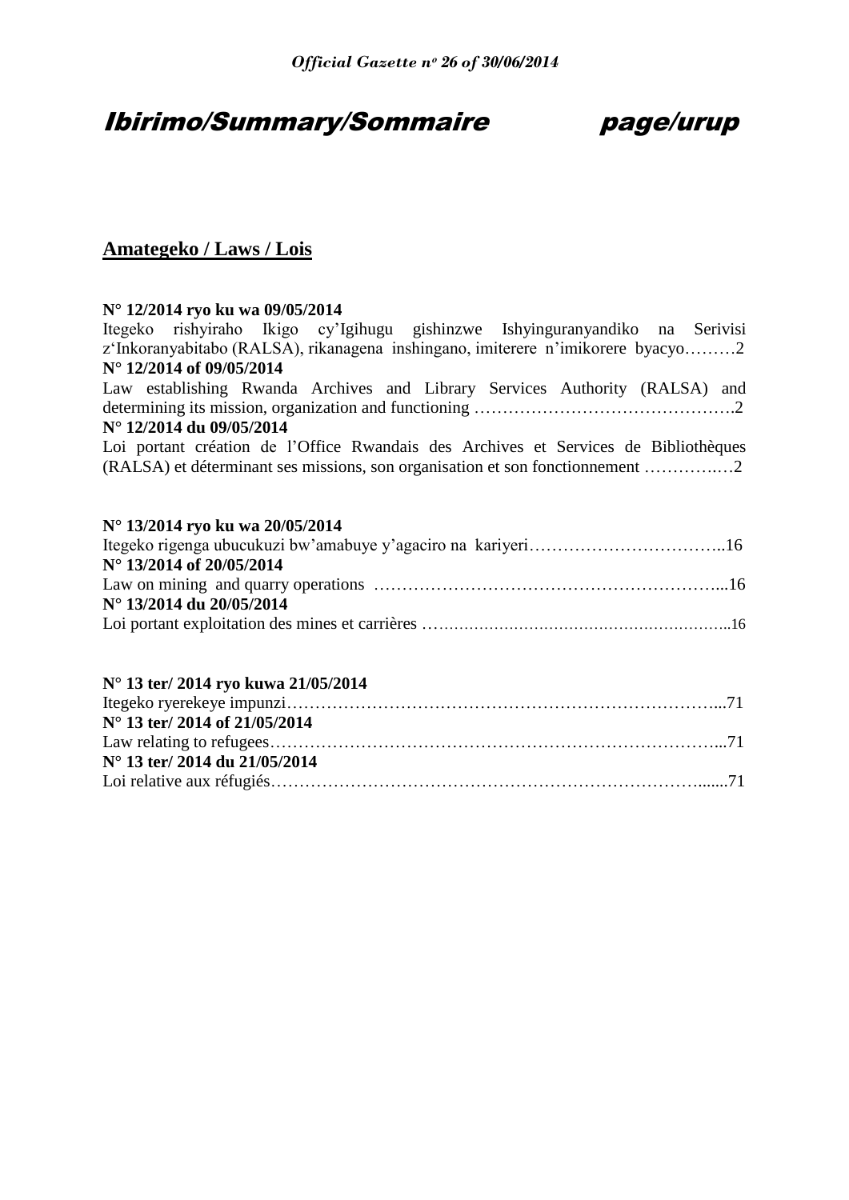# Ibirimo/Summary/Sommaire page/urup

## Amategeko / Laws / Lois

**N° 12/2014 ryo ku wa 09/05/2014**
Itegeko rishyiraho Ikigo cy'Igihugu gishinzwe Ishyinguranyandiko na Serivisi z'Inkoranyabitabo (RALSA), rikanagena inshingano, imiterere n'imikorere byacyo………2
**N° 12/2014 of 09/05/2014**
Law establishing Rwanda Archives and Library Services Authority (RALSA) and determining its mission, organization and functioning ……………………………………….2
**N° 12/2014 du 09/05/2014**
Loi portant création de l'Office Rwandais des Archives et Services de Bibliothèques (RALSA) et déterminant ses missions, son organisation et son fonctionnement ………….…2

**N° 13/2014 ryo ku wa 20/05/2014**
Itegeko rigenga ubucukuzi bw'amabuye y'agaciro na kariyeri……………………………..16
**N° 13/2014 of 20/05/2014**
Law on mining and quarry operations …………………………………………………...16
**N° 13/2014 du 20/05/2014**
Loi portant exploitation des mines et carrières ……………………………………………..16

**N° 13 ter/ 2014 ryo kuwa 21/05/2014**
Itegeko ryerekeye impunzi……………………………………………………………………...71
**N° 13 ter/ 2014 of 21/05/2014**
Law relating to refugees………………………………………………………………………...71
**N° 13 ter/ 2014 du 21/05/2014**
Loi relative aux réfugiés…………………………………………………………………......71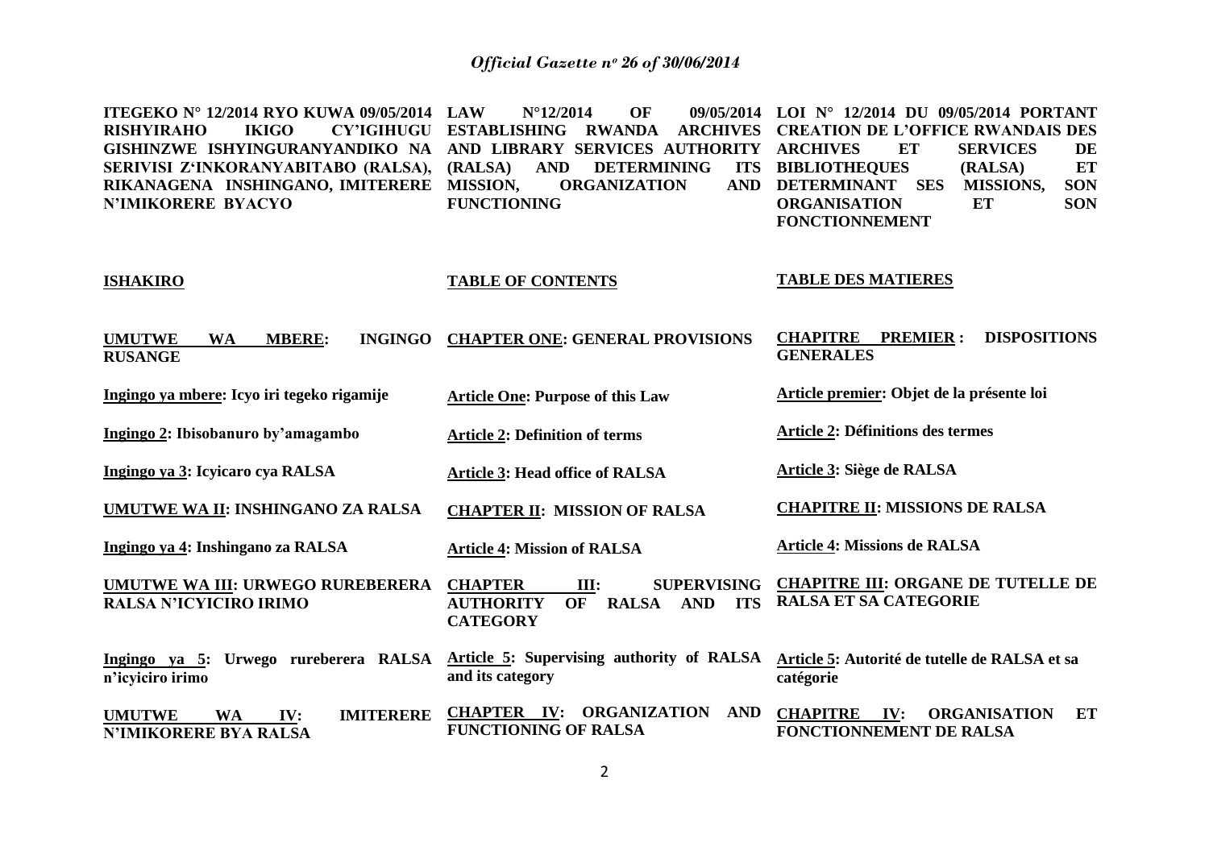**ITEGEKO N° 12/2014 RYO KUWA 09/05/2014 RISHYIRAHO IKIGO CY'IGIHUGU GISHINZWE ISHYINGURANYANDIKO NA SERIVISI Z'INKORANYABITABO (RALSA), RIKANAGENA INSHINGANO, IMITERERE N'IMIKORERE BYACYO**

**ISHAKIRO**

**UMUTWE WA MBERE: INGINGO RUSANGE**

**Ingingo ya mbere: Icyo iri tegeko rigamije**

**Ingingo 2: Ibisobanuro by'amagambo**

**Ingingo ya 3: Icyicaro cya RALSA**

**UMUTWE WA II: INSHINGANO ZA RALSA**

**Ingingo ya 4: Inshingano za RALSA**

**UMUTWE WA III: URWEGO RUREBERERA RALSA N'ICYICIRO IRIMO**

**Ingingo ya 5: Urwego rureberera RALSA n'icyiciro irimo**

**UMUTWE WA IV: IMITERERE N'IMIKORERE BYA RALSA**

**LAW N°12/2014 OF 09/05/2014 ESTABLISHING RWANDA ARCHIVES AND LIBRARY SERVICES AUTHORITY (RALSA) AND DETERMINING ITS MISSION, ORGANIZATION AND FUNCTIONING**

**TABLE OF CONTENTS**

**CHAPTER ONE: GENERAL PROVISIONS**

**Article One: Purpose of this Law**

**Article 2: Definition of terms**

**Article 3: Head office of RALSA**

**CHAPTER II: MISSION OF RALSA**

**Article 4: Mission of RALSA**

**CHAPTER III: SUPERVISING AUTHORITY OF RALSA AND ITS CATEGORY**

**Article 5: Supervising authority of RALSA and its category**

**CHAPTER IV: ORGANIZATION AND FUNCTIONING OF RALSA**

**LOI N° 12/2014 DU 09/05/2014 PORTANT CREATION DE L'OFFICE RWANDAIS DES ARCHIVES ET SERVICES DE BIBLIOTHEQUES (RALSA) ET DETERMINANT SES MISSIONS, SON ORGANISATION ET SON FONCTIONNEMENT**

**TABLE DES MATIERES**

**CHAPITRE PREMIER : DISPOSITIONS GENERALES**

**Article premier: Objet de la présente loi**

**Article 2: Définitions des termes**

**Article 3: Siège de RALSA**

**CHAPITRE II: MISSIONS DE RALSA**

**Article 4: Missions de RALSA**

**CHAPITRE III: ORGANE DE TUTELLE DE RALSA ET SA CATEGORIE**

**Article 5: Autorité de tutelle de RALSA et sa catégorie**

**CHAPITRE IV: ORGANISATION ET FONCTIONNEMENT DE RALSA**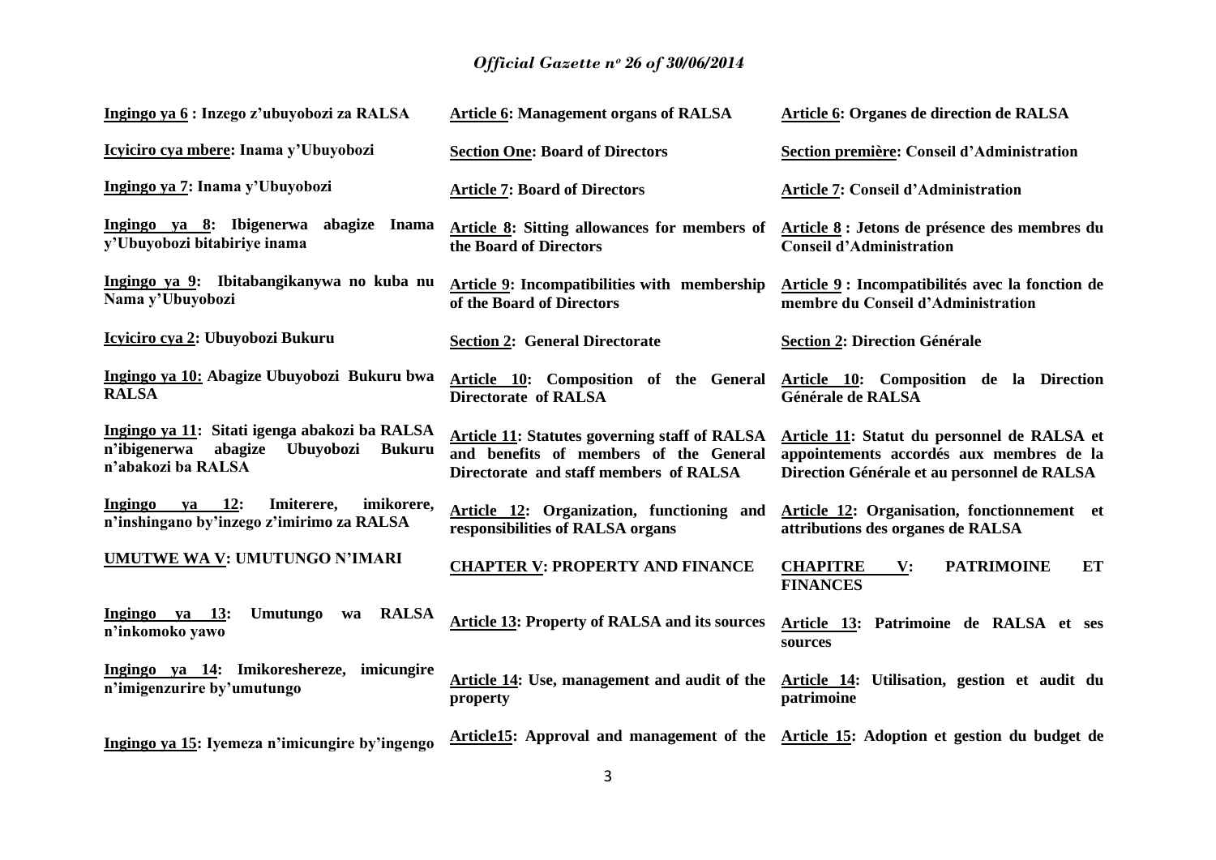| | | |
|---|---|---|
| **Ingingo ya 6 : Inzego z'ubuyobozi za RALSA** | **Article 6: Management organs of RALSA** | **Article 6: Organes de direction de RALSA** |
| **Icyiciro cya mbere: Inama y'Ubuyobozi** | **Section One: Board of Directors** | **Section première: Conseil d'Administration** |
| **Ingingo ya 7: Inama y'Ubuyobozi** | **Article 7: Board of Directors** | **Article 7: Conseil d'Administration** |
| **Ingingo ya 8: Ibigenerwa abagize Inama y'Ubuyobozi bitabiriye inama** | **Article 8: Sitting allowances for members of the Board of Directors** | **Article 8 : Jetons de présence des membres du Conseil d'Administration** |
| **Ingingo ya 9: Ibitabangikanywa no kuba nu Nama y'Ubuyobozi** | **Article 9: Incompatibilities with membership of the Board of Directors** | **Article 9 : Incompatibilités avec la fonction de membre du Conseil d'Administration** |
| **Icyiciro cya 2: Ubuyobozi Bukuru** | **Section 2: General Directorate** | **Section 2: Direction Générale** |
| **Ingingo ya 10: Abagize Ubuyobozi Bukuru bwa RALSA** | **Article 10: Composition of the General Directorate of RALSA** | **Article 10: Composition de la Direction Générale de RALSA** |
| **Ingingo ya 11: Sitati igenga abakozi ba RALSA n'ibigenerwa abagize Ubuyobozi Bukuru n'abakozi ba RALSA** | **Article 11: Statutes governing staff of RALSA and benefits of members of the General Directorate and staff members of RALSA** | **Article 11: Statut du personnel de RALSA et appointements accordés aux membres de la Direction Générale et au personnel de RALSA** |
| **Ingingo ya 12: Imiterere, imikorere, n'inshingano by'inzego z'imirimo za RALSA** | **Article 12: Organization, functioning and responsibilities of RALSA organs** | **Article 12: Organisation, fonctionnement et attributions des organes de RALSA** |
| **UMUTWE WA V: UMUTUNGO N'IMARI** | **CHAPTER V: PROPERTY AND FINANCE** | **CHAPITRE V: PATRIMOINE ET FINANCES** |
| **Ingingo ya 13: Umutungo wa RALSA n'inkomoko yawo** | **Article 13: Property of RALSA and its sources** | **Article 13: Patrimoine de RALSA et ses sources** |
| **Ingingo ya 14: Imikoreshereze, imicungire n'imigenzurire by'umutungo** | **Article 14: Use, management and audit of the property** | **Article 14: Utilisation, gestion et audit du patrimoine** |
| **Ingingo ya 15: Iyemeza n'imicungire by'ingengo** | **Article15: Approval and management of the** | **Article 15: Adoption et gestion du budget de** |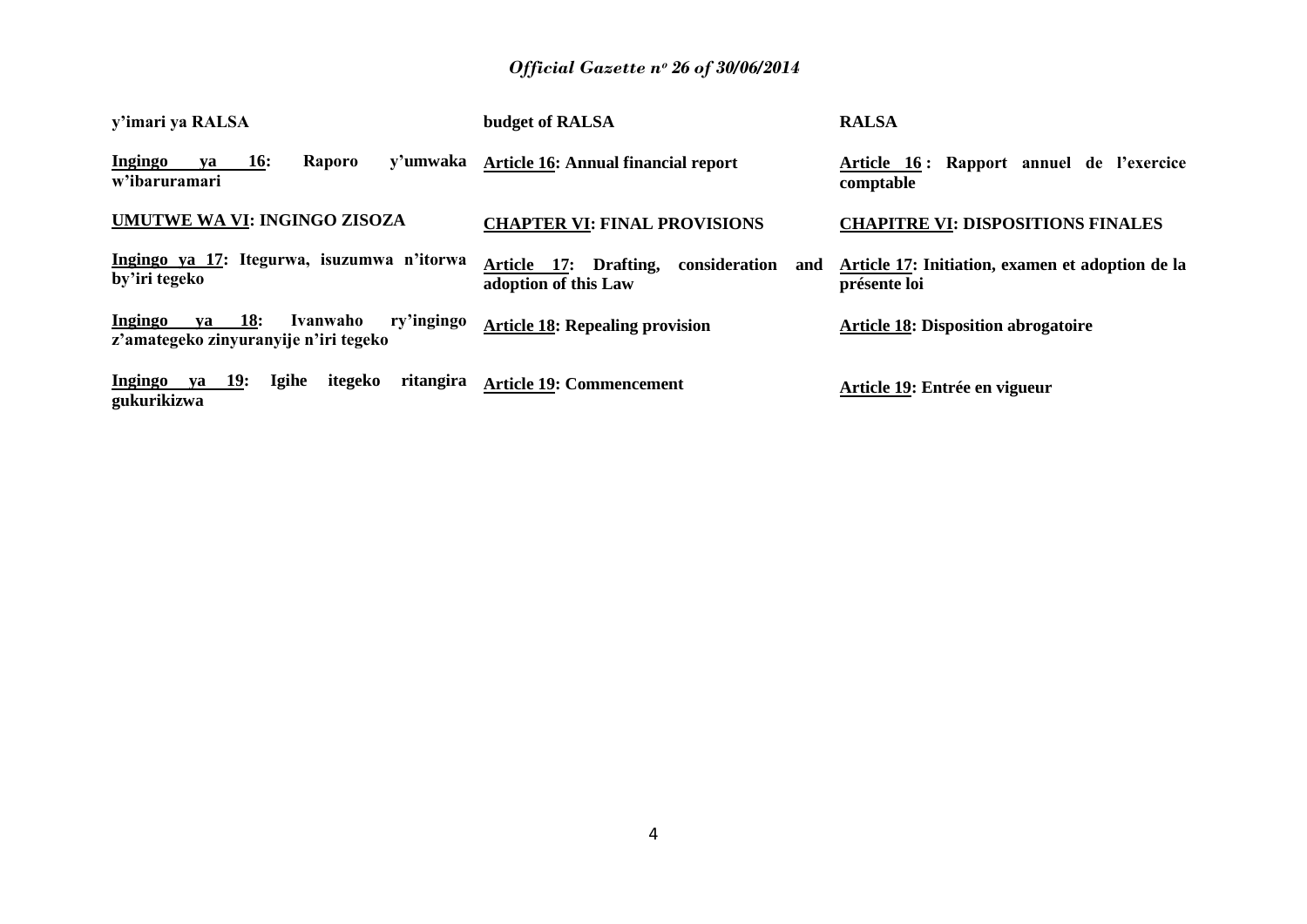**y'imari ya RALSA**

**budget of RALSA**

**RALSA**

**Ingingo ya 16: Raporo y'umwaka w'ibaruramari**

**Article 16: Annual financial report**

**Article 16 : Rapport annuel de l'exercice comptable**

**UMUTWE WA VI: INGINGO ZISOZA**

**CHAPTER VI: FINAL PROVISIONS**

**CHAPITRE VI: DISPOSITIONS FINALES**

**Ingingo ya 17: Itegurwa, isuzumwa n'itorwa by'iri tegeko**

**Article 17: Drafting, consideration and adoption of this Law**

**Article 17: Initiation, examen et adoption de la présente loi**

**Ingingo ya 18: Ivanwaho ry'ingingo z'amategeko zinyuranyije n'iri tegeko**

**Article 18: Repealing provision**

**Article 18: Disposition abrogatoire**

**Ingingo ya 19: Igihe itegeko ritangira gukurikizwa**

**Article 19: Commencement**

**Article 19: Entrée en vigueur**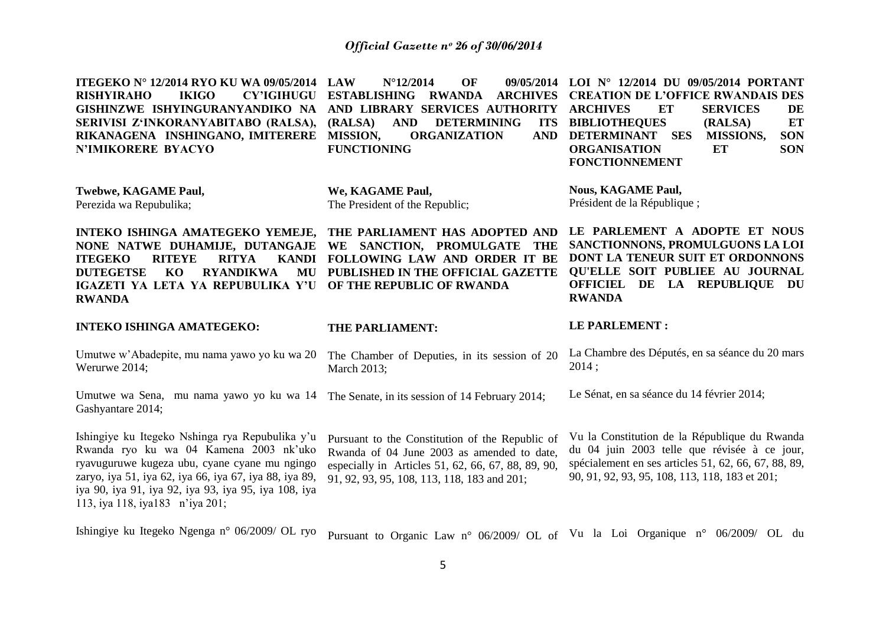**ITEGEKO N° 12/2014 RYO KU WA 09/05/2014 RISHYIRAHO IKIGO CY'IGIHUGU GISHINZWE ISHYINGURANYANDIKO NA SERIVISI Z'INKORANYABITABO (RALSA), RIKANAGENA INSHINGANO, IMITERERE N'IMIKORERE BYACYO**

**Twebwe, KAGAME Paul,**
Perezida wa Repubulika;

**INTEKO ISHINGA AMATEGEKO YEMEJE, NONE NATWE DUHAMIJE, DUTANGAJE ITEGEKO RITEYE RITYA KANDI DUTEGETSE KO RYANDIKWA MU IGAZETI YA LETA YA REPUBULIKA Y'U RWANDA**

**INTEKO ISHINGA AMATEGEKO:**

Umutwe w'Abadepite, mu nama yawo yo ku wa 20 Werurwe 2014;

Umutwe wa Sena, mu nama yawo yo ku wa 14 Gashyantare 2014;

Ishingiye ku Itegeko Nshinga rya Repubulika y'u Rwanda ryo ku wa 04 Kamena 2003 nk'uko ryavuguruwe kugeza ubu, cyane cyane mu ngingo zaryo, iya 51, iya 62, iya 66, iya 67, iya 88, iya 89, iya 90, iya 91, iya 92, iya 93, iya 95, iya 108, iya 113, iya 118, iya183 n'iya 201;

Ishingiye ku Itegeko Ngenga n° 06/2009/ OL ryo

**LAW N°12/2014 OF 09/05/2014 ESTABLISHING RWANDA ARCHIVES AND LIBRARY SERVICES AUTHORITY (RALSA) AND DETERMINING ITS MISSION, ORGANIZATION AND FUNCTIONING**

**We, KAGAME Paul,**
The President of the Republic;

**THE PARLIAMENT HAS ADOPTED AND WE SANCTION, PROMULGATE THE FOLLOWING LAW AND ORDER IT BE PUBLISHED IN THE OFFICIAL GAZETTE OF THE REPUBLIC OF RWANDA**

**THE PARLIAMENT:**

The Chamber of Deputies, in its session of 20 March 2013;

The Senate, in its session of 14 February 2014;

Pursuant to the Constitution of the Republic of Rwanda of 04 June 2003 as amended to date, especially in Articles 51, 62, 66, 67, 88, 89, 90, 91, 92, 93, 95, 108, 113, 118, 183 and 201;

Pursuant to Organic Law n° 06/2009/ OL of

**LOI N° 12/2014 DU 09/05/2014 PORTANT CREATION DE L'OFFICE RWANDAIS DES ARCHIVES ET SERVICES DE BIBLIOTHEQUES (RALSA) ET DETERMINANT SES MISSIONS, SON ORGANISATION ET SON FONCTIONNEMENT**

**Nous, KAGAME Paul,**
Président de la République ;

**LE PARLEMENT A ADOPTE ET NOUS SANCTIONNONS, PROMULGUONS LA LOI DONT LA TENEUR SUIT ET ORDONNONS QU'ELLE SOIT PUBLIEE AU JOURNAL OFFICIEL DE LA REPUBLIQUE DU RWANDA**

**LE PARLEMENT :**

La Chambre des Députés, en sa séance du 20 mars 2014 ;

Le Sénat, en sa séance du 14 février 2014;

Vu la Constitution de la République du Rwanda du 04 juin 2003 telle que révisée à ce jour, spécialement en ses articles 51, 62, 66, 67, 88, 89, 90, 91, 92, 93, 95, 108, 113, 118, 183 et 201;

Vu la Loi Organique n° 06/2009/ OL du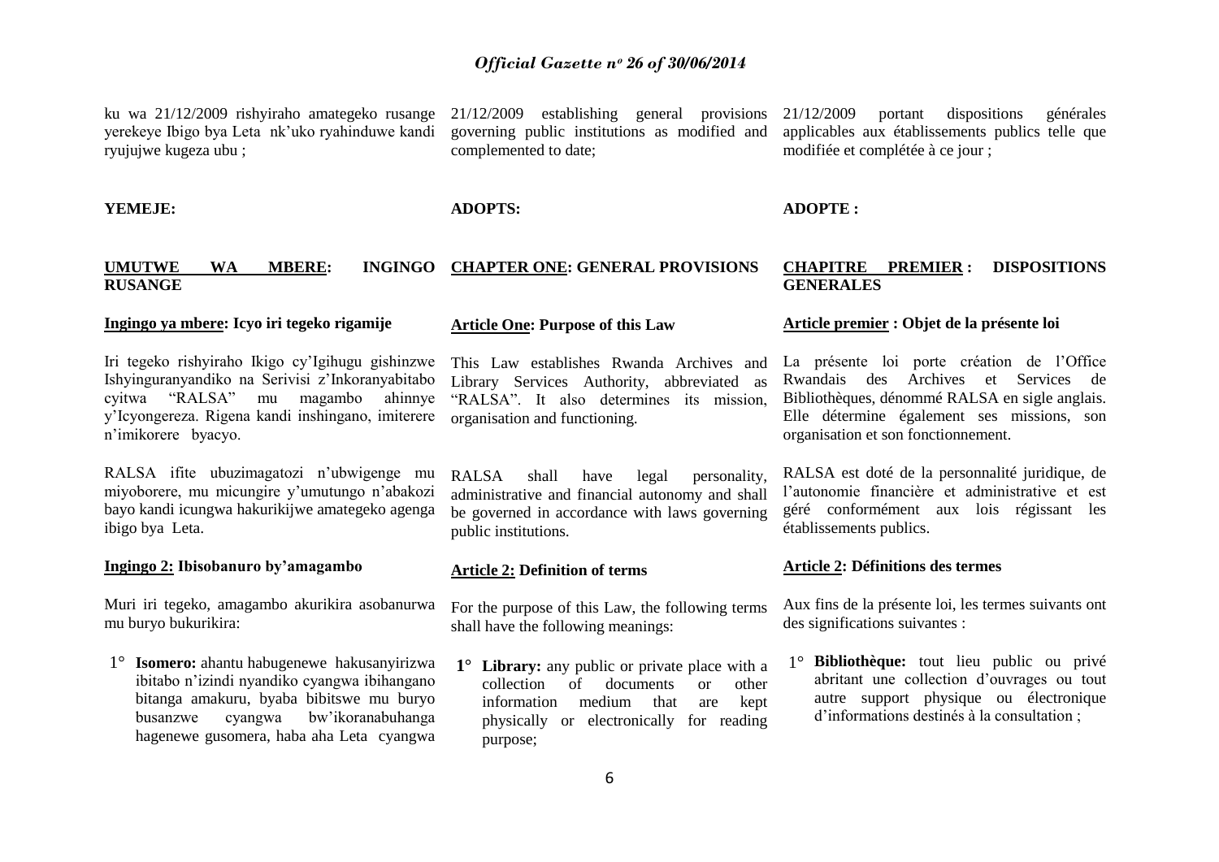ku wa 21/12/2009 rishyiraho amategeko rusange yerekeye Ibigo bya Leta nk'uko ryahinduwe kandi ryujujwe kugeza ubu ;

**YEMEJE:**

**UMUTWE WA MBERE: INGINGO RUSANGE**

**Ingingo ya mbere: Icyo iri tegeko rigamije**

Iri tegeko rishyiraho Ikigo cy'Igihugu gishinzwe Ishyinguranyandiko na Serivisi z'Inkoranyabitabo cyitwa "RALSA" mu magambo ahinnye y'Icyongereza. Rigena kandi inshingano, imiterere n'imikorere byacyo.

RALSA ifite ubuzimagatozi n'ubwigenge mu miyoborere, mu micungire y'umutungo n'abakozi bayo kandi icungwa hakurikijwe amategeko agenga ibigo bya Leta.

**Ingingo 2: Ibisobanuro by'amagambo**

Muri iri tegeko, amagambo akurikira asobanurwa mu buryo bukurikira:

1° **Isomero:** ahantu habugenewe hakusanyirizwa ibitabo n'izindi nyandiko cyangwa ibihangano bitanga amakuru, byaba bibitswe mu buryo busanzwe cyangwa bw'ikoranabuhanga hagenewe gusomera, haba aha Leta cyangwa

21/12/2009 establishing general provisions governing public institutions as modified and complemented to date;

**ADOPTS:**

**CHAPTER ONE: GENERAL PROVISIONS**

**Article One: Purpose of this Law**

This Law establishes Rwanda Archives and Library Services Authority, abbreviated as "RALSA". It also determines its mission, organisation and functioning.

RALSA shall have legal personality, administrative and financial autonomy and shall be governed in accordance with laws governing public institutions.

**Article 2: Definition of terms**

For the purpose of this Law, the following terms shall have the following meanings:

1° **Library:** any public or private place with a collection of documents or other information medium that are kept physically or electronically for reading purpose;

21/12/2009 portant dispositions générales applicables aux établissements publics telle que modifiée et complétée à ce jour ;

**ADOPTE :**

**CHAPITRE PREMIER : DISPOSITIONS GENERALES**

**Article premier : Objet de la présente loi**

La présente loi porte création de l'Office Rwandais des Archives et Services de Bibliothèques, dénommé RALSA en sigle anglais. Elle détermine également ses missions, son organisation et son fonctionnement.

RALSA est doté de la personnalité juridique, de l'autonomie financière et administrative et est géré conformément aux lois régissant les établissements publics.

**Article 2: Définitions des termes**

Aux fins de la présente loi, les termes suivants ont des significations suivantes :

1° **Bibliothèque:** tout lieu public ou privé abritant une collection d'ouvrages ou tout autre support physique ou électronique d'informations destinés à la consultation ;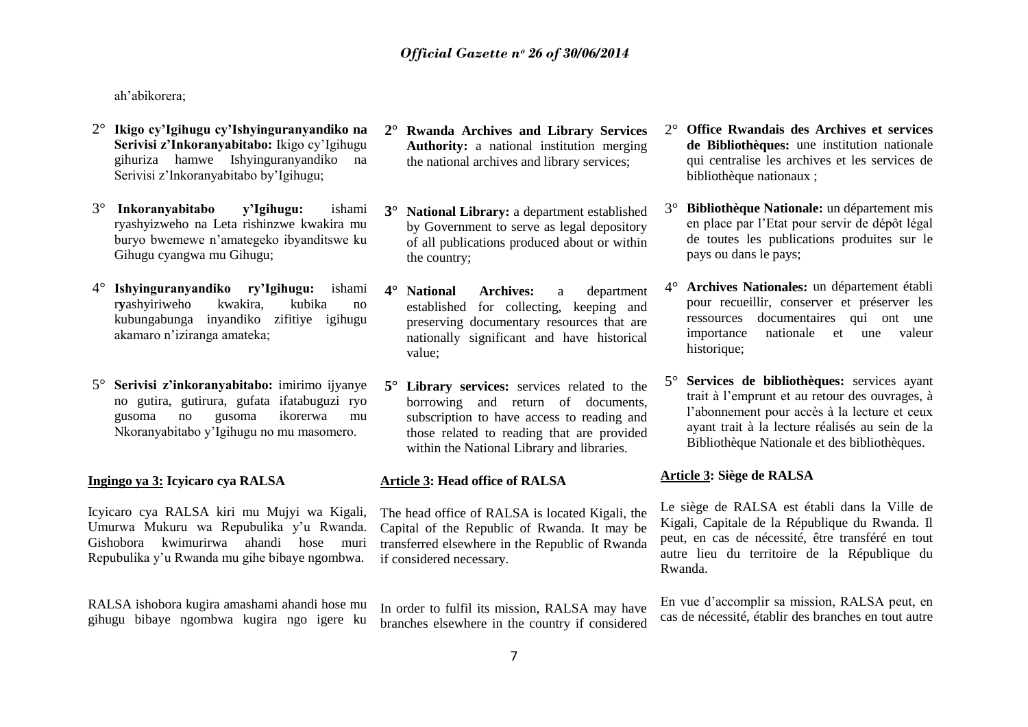ah'abikorera;

2° **Ikigo cy'Igihugu cy'Ishyinguranyandiko na Serivisi z'Inkoranyabitabo:** Ikigo cy'Igihugu gihuriza hamwe Ishyinguranyandiko na Serivisi z'Inkoranyabitabo by'Igihugu;

3° **Inkoranyabitabo y'Igihugu:** ishami ryashyizweho na Leta rishinzwe kwakira mu buryo bwemewe n'amategeko ibyanditswe ku Gihugu cyangwa mu Gihugu;

4° **Ishyinguranyandiko ry'Igihugu:** ishami ryashyiriweho kwakira, kubika no kubungabunga inyandiko zifitiye igihugu akamaro n'iziranga amateka;

5° **Serivisi z'inkoranyabitabo:** imirimo ijyanye no gutira, gutirura, gufata ifatabuguzi ryo gusoma no gusoma ikorerwa mu Nkoranyabitabo y'Igihugu no mu masomero.

**Ingingo ya 3: Icyicaro cya RALSA**

Icyicaro cya RALSA kiri mu Mujyi wa Kigali, Umurwa Mukuru wa Repubulika y'u Rwanda. Gishobora kwimurirwa ahandi hose muri Repubulika y'u Rwanda mu gihe bibaye ngombwa.

RALSA ishobora kugira amashami ahandi hose mu gihugu bibaye ngombwa kugira ngo igere ku

2° **Rwanda Archives and Library Services Authority:** a national institution merging the national archives and library services;

3° **National Library:** a department established by Government to serve as legal depository of all publications produced about or within the country;

4° **National Archives:** a department established for collecting, keeping and preserving documentary resources that are nationally significant and have historical value;

5° **Library services:** services related to the borrowing and return of documents, subscription to have access to reading and those related to reading that are provided within the National Library and libraries.

**Article 3: Head office of RALSA**

The head office of RALSA is located Kigali, the Capital of the Republic of Rwanda. It may be transferred elsewhere in the Republic of Rwanda if considered necessary.

In order to fulfil its mission, RALSA may have branches elsewhere in the country if considered

2° **Office Rwandais des Archives et services de Bibliothèques:** une institution nationale qui centralise les archives et les services de bibliothèque nationaux ;

3° **Bibliothèque Nationale:** un département mis en place par l'Etat pour servir de dépôt légal de toutes les publications produites sur le pays ou dans le pays;

4° **Archives Nationales:** un département établi pour recueillir, conserver et préserver les ressources documentaires qui ont une importance nationale et une valeur historique;

5° **Services de bibliothèques:** services ayant trait à l'emprunt et au retour des ouvrages, à l'abonnement pour accès à la lecture et ceux ayant trait à la lecture réalisés au sein de la Bibliothèque Nationale et des bibliothèques.

**Article 3: Siège de RALSA**

Le siège de RALSA est établi dans la Ville de Kigali, Capitale de la République du Rwanda. Il peut, en cas de nécessité, être transféré en tout autre lieu du territoire de la République du Rwanda.

En vue d'accomplir sa mission, RALSA peut, en cas de nécessité, établir des branches en tout autre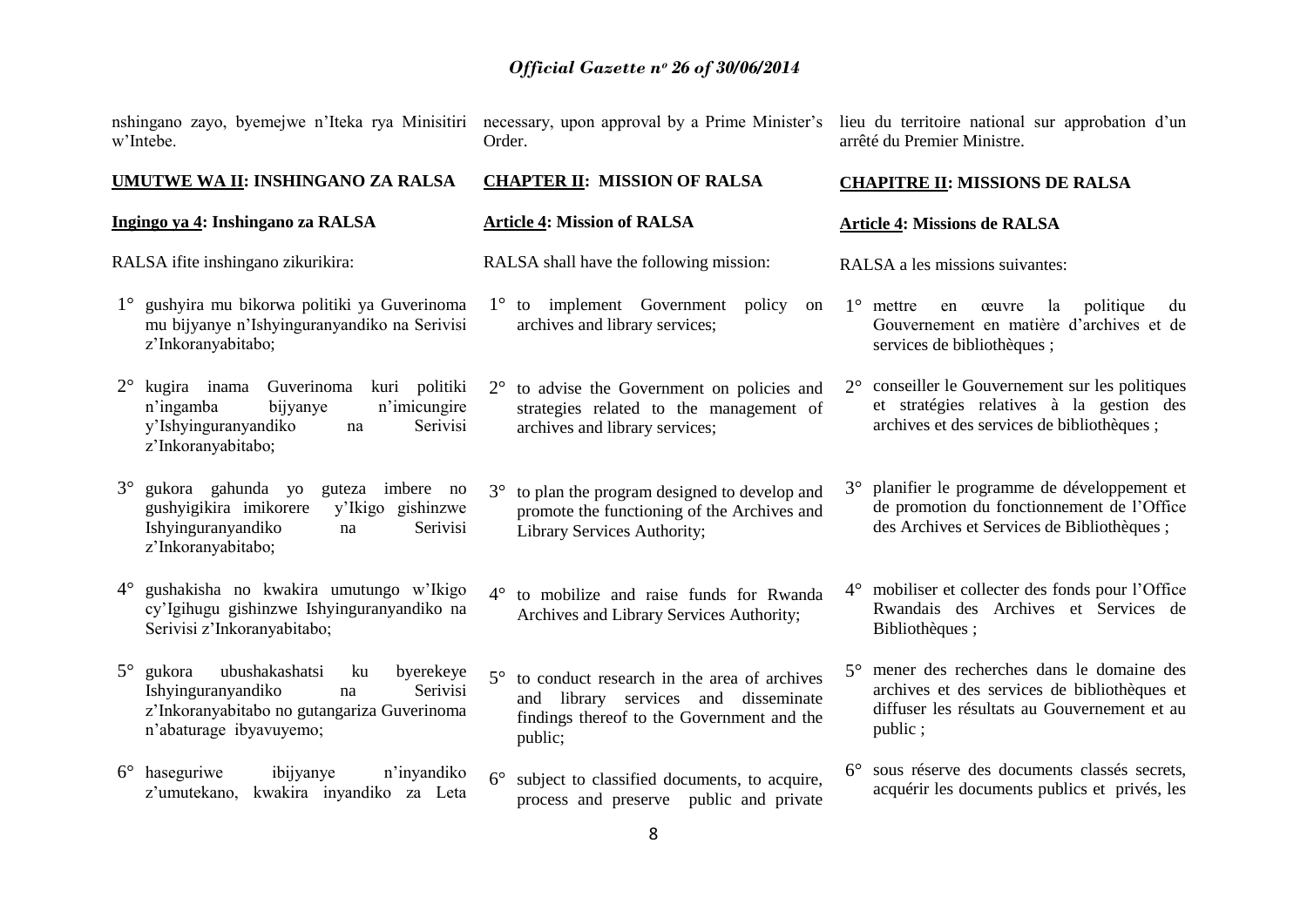nshingano zayo, byemejwe n'Iteka rya Minisitiri w'Intebe.

## UMUTWE WA II: INSHINGANO ZA RALSA

### Ingingo ya 4: Inshingano za RALSA

RALSA ifite inshingano zikurikira:

1° gushyira mu bikorwa politiki ya Guverinoma mu bijyanye n'Ishyinguranyandiko na Serivisi z'Inkoranyabitabo;

2° kugira inama Guverinoma kuri politiki n'ingamba bijyanye n'imicungire y'Ishyinguranyandiko na Serivisi z'Inkoranyabitabo;

3° gukora gahunda yo guteza imbere no gushyigikira imikorere y'Ikigo gishinzwe Ishyinguranyandiko na Serivisi z'Inkoranyabitabo;

4° gushakisha no kwakira umutungo w'Ikigo cy'Igihugu gishinzwe Ishyinguranyandiko na Serivisi z'Inkoranyabitabo;

5° gukora ubushakashatsi ku byerekeye Ishyinguranyandiko na Serivisi z'Inkoranyabitabo no gutangariza Guverinoma n'abaturage ibyavuyemo;

6° haseguriwe ibijyanye n'inyandiko z'umutekano, kwakira inyandiko za Leta

necessary, upon approval by a Prime Minister's Order.

## CHAPTER II: MISSION OF RALSA

### Article 4: Mission of RALSA

RALSA shall have the following mission:

1° to implement Government policy on archives and library services;

2° to advise the Government on policies and strategies related to the management of archives and library services;

3° to plan the program designed to develop and promote the functioning of the Archives and Library Services Authority;

4° to mobilize and raise funds for Rwanda Archives and Library Services Authority;

5° to conduct research in the area of archives and library services and disseminate findings thereof to the Government and the public;

6° subject to classified documents, to acquire, process and preserve public and private

lieu du territoire national sur approbation d'un arrêté du Premier Ministre.

## CHAPITRE II: MISSIONS DE RALSA

### Article 4: Missions de RALSA

RALSA a les missions suivantes:

1° mettre en œuvre la politique du Gouvernement en matière d'archives et de services de bibliothèques ;

2° conseiller le Gouvernement sur les politiques et stratégies relatives à la gestion des archives et des services de bibliothèques ;

3° planifier le programme de développement et de promotion du fonctionnement de l'Office des Archives et Services de Bibliothèques ;

4° mobiliser et collecter des fonds pour l'Office Rwandais des Archives et Services de Bibliothèques ;

5° mener des recherches dans le domaine des archives et des services de bibliothèques et diffuser les résultats au Gouvernement et au public ;

6° sous réserve des documents classés secrets, acquérir les documents publics et privés, les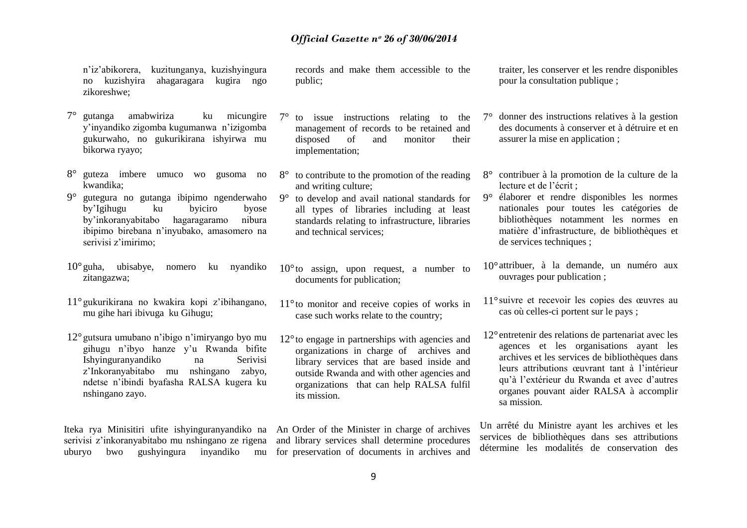n'iz'abikorera, kuzitunganya, kuzishyingura no kuzishyira ahagaragara kugira ngo zikoreshwe;

7° gutanga amabwiriza ku micungire y'inyandiko zigomba kugumanwa n'izigomba gukurwaho, no gukurikirana ishyirwa mu bikorwa ryayo;

8° guteza imbere umuco wo gusoma no kwandika;

9° gutegura no gutanga ibipimo ngenderwaho by'Igihugu ku byiciro byose by'inkoranyabitabo hagaragaramo nibura ibipimo birebana n'inyubako, amasomero na serivisi z'imirimo;

10° guha, ubisabye, nomero ku nyandiko zitangazwa;

11° gukurikirana no kwakira kopi z'ibihangano, mu gihe hari ibivuga ku Gihugu;

12° gutsura umubano n'ibigo n'imiryango byo mu gihugu n'ibyo hanze y'u Rwanda bifite Ishyinguranyandiko na Serivisi z'Inkoranyabitabo mu nshingano zabyo, ndetse n'ibindi byafasha RALSA kugera ku nshingano zayo.

Iteka rya Minisitiri ufite ishyinguranyandiko na serivisi z'inkoranyabitabo mu nshingano ze rigena uburyo bwo gushyingura inyandiko mu

records and make them accessible to the public;

7° to issue instructions relating to the management of records to be retained and disposed of and monitor their implementation;

8° to contribute to the promotion of the reading and writing culture;

9° to develop and avail national standards for all types of libraries including at least standards relating to infrastructure, libraries and technical services;

10° to assign, upon request, a number to documents for publication;

11° to monitor and receive copies of works in case such works relate to the country;

12° to engage in partnerships with agencies and organizations in charge of archives and library services that are based inside and outside Rwanda and with other agencies and organizations that can help RALSA fulfil its mission.

An Order of the Minister in charge of archives and library services shall determine procedures for preservation of documents in archives and

traiter, les conserver et les rendre disponibles pour la consultation publique ;

7° donner des instructions relatives à la gestion des documents à conserver et à détruire et en assurer la mise en application ;

8° contribuer à la promotion de la culture de la lecture et de l'écrit ;

9° élaborer et rendre disponibles les normes nationales pour toutes les catégories de bibliothèques notamment les normes en matière d'infrastructure, de bibliothèques et de services techniques ;

10° attribuer, à la demande, un numéro aux ouvrages pour publication ;

11° suivre et recevoir les copies des œuvres au cas où celles-ci portent sur le pays ;

12° entretenir des relations de partenariat avec les agences et les organisations ayant les archives et les services de bibliothèques dans leurs attributions œuvrant tant à l'intérieur qu'à l'extérieur du Rwanda et avec d'autres organes pouvant aider RALSA à accomplir sa mission.

Un arrêté du Ministre ayant les archives et les services de bibliothèques dans ses attributions détermine les modalités de conservation des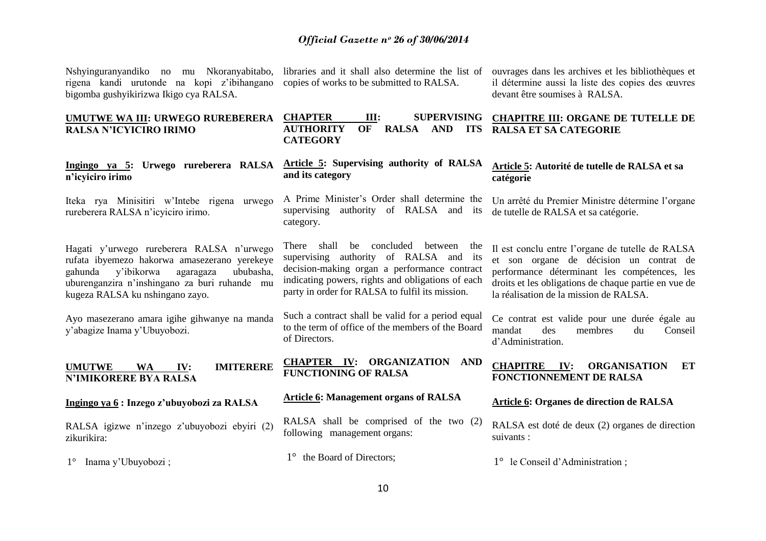Nshyinguranyandiko no mu Nkoranyabitabo, rigena kandi urutonde na kopi z'ibihangano bigomba gushyikirizwa Ikigo cya RALSA.

**UMUTWE WA III: URWEGO RUREBERERA RALSA N'ICYICIRO IRIMO**

**Ingingo ya 5: Urwego rureberera RALSA n'icyiciro irimo**

Iteka rya Minisitiri w'Intebe rigena urwego rureberera RALSA n'icyiciro irimo.

Hagati y'urwego rureberera RALSA n'urwego rufata ibyemezo hakorwa amasezerano yerekeye gahunda y'ibikorwa agaragaza ububasha, uburenganzira n'inshingano za buri ruhande mu kugeza RALSA ku nshingano zayo.

Ayo masezerano amara igihe gihwanye na manda y'abagize Inama y'Ubuyobozi.

**UMUTWE WA IV: IMITERERE N'IMIKORERE BYA RALSA**

**Ingingo ya 6 : Inzego z'ubuyobozi za RALSA**

RALSA igizwe n'inzego z'ubuyobozi ebyiri (2) zikurikira:

1° Inama y'Ubuyobozi ;

libraries and it shall also determine the list of copies of works to be submitted to RALSA.

**CHAPTER III: SUPERVISING AUTHORITY OF RALSA AND ITS CATEGORY**

**Article 5: Supervising authority of RALSA and its category**

A Prime Minister's Order shall determine the supervising authority of RALSA and its category.

There shall be concluded between the supervising authority of RALSA and its decision-making organ a performance contract indicating powers, rights and obligations of each party in order for RALSA to fulfil its mission.

Such a contract shall be valid for a period equal to the term of office of the members of the Board of Directors.

**CHAPTER IV: ORGANIZATION AND FUNCTIONING OF RALSA**

**Article 6: Management organs of RALSA**

RALSA shall be comprised of the two (2) following management organs:

1° the Board of Directors;

ouvrages dans les archives et les bibliothèques et il détermine aussi la liste des copies des œuvres devant être soumises à RALSA.

**CHAPITRE III: ORGANE DE TUTELLE DE RALSA ET SA CATEGORIE**

**Article 5: Autorité de tutelle de RALSA et sa catégorie**

Un arrêté du Premier Ministre détermine l'organe de tutelle de RALSA et sa catégorie.

Il est conclu entre l'organe de tutelle de RALSA et son organe de décision un contrat de performance déterminant les compétences, les droits et les obligations de chaque partie en vue de la réalisation de la mission de RALSA.

Ce contrat est valide pour une durée égale au mandat des membres du Conseil d'Administration.

**CHAPITRE IV: ORGANISATION ET FONCTIONNEMENT DE RALSA**

**Article 6: Organes de direction de RALSA**

RALSA est doté de deux (2) organes de direction suivants :

1° le Conseil d'Administration ;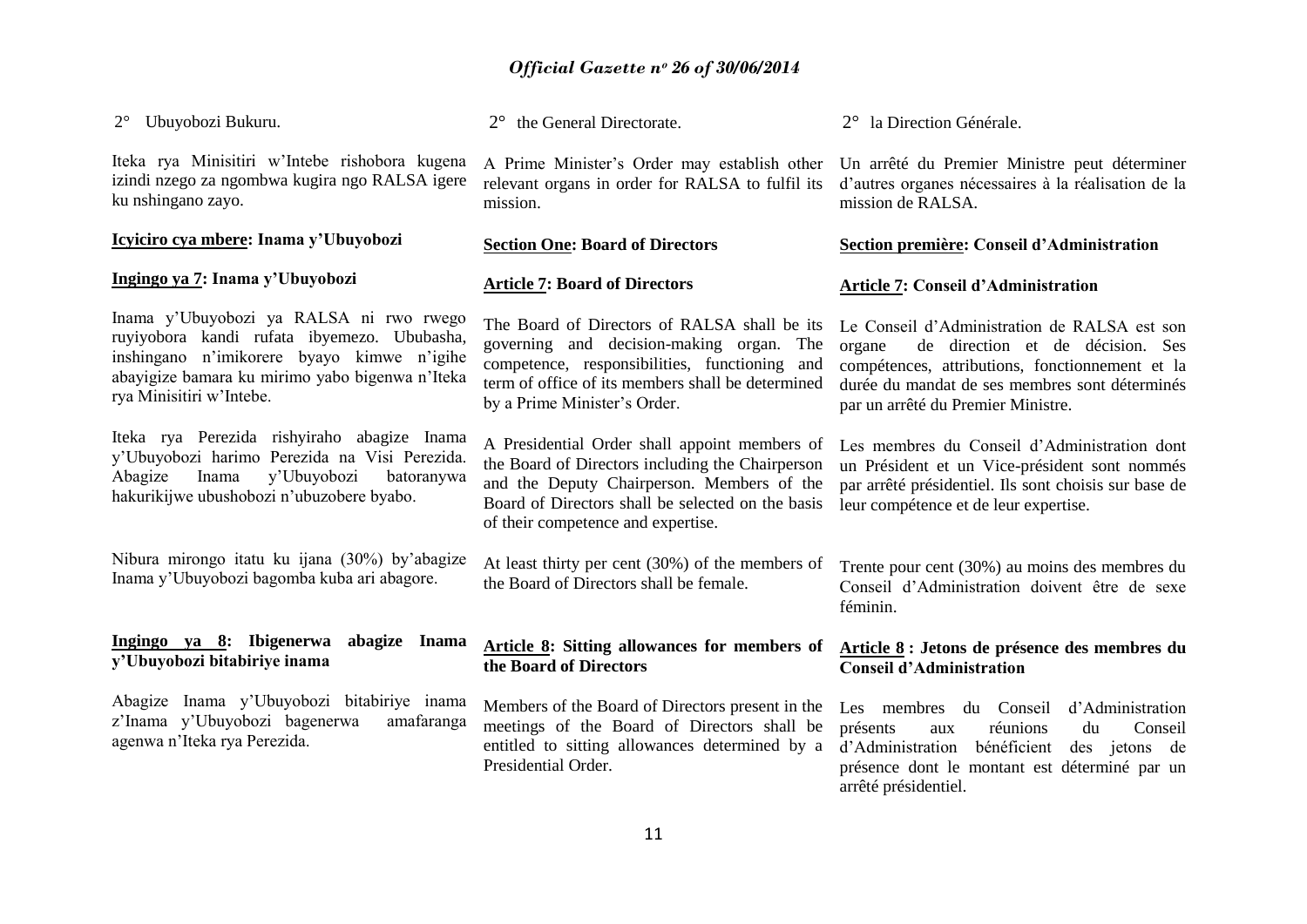2° Ubuyobozi Bukuru.

Iteka rya Minisitiri w'Intebe rishobora kugena izindi nzego za ngombwa kugira ngo RALSA igere ku nshingano zayo.

**<u>Icyiciro cya mbere</u>: Inama y'Ubuyobozi**

**<u>Ingingo ya 7</u>: Inama y'Ubuyobozi**

Inama y'Ubuyobozi ya RALSA ni rwo rwego ruyiyobora kandi rufata ibyemezo. Ububasha, inshingano n'imikorere byayo kimwe n'igihe abayigize bamara ku mirimo yabo bigenwa n'Iteka rya Minisitiri w'Intebe.

Iteka rya Perezida rishyiraho abagize Inama y'Ubuyobozi harimo Perezida na Visi Perezida. Abagize Inama y'Ubuyobozi batoranywa hakurikijwe ubushobozi n'ubuzobere byabo.

Nibura mirongo itatu ku ijana (30%) by'abagize Inama y'Ubuyobozi bagomba kuba ari abagore.

**<u>Ingingo ya 8</u>: Ibigenerwa abagize Inama y'Ubuyobozi bitabiriye inama**

Abagize Inama y'Ubuyobozi bitabiriye inama z'Inama y'Ubuyobozi bagenerwa amafaranga agenwa n'Iteka rya Perezida.

2° the General Directorate.

A Prime Minister's Order may establish other relevant organs in order for RALSA to fulfil its mission.

**<u>Section One</u>: Board of Directors**

**<u>Article 7</u>: Board of Directors**

The Board of Directors of RALSA shall be its governing and decision-making organ. The competence, responsibilities, functioning and term of office of its members shall be determined by a Prime Minister's Order.

A Presidential Order shall appoint members of the Board of Directors including the Chairperson and the Deputy Chairperson. Members of the Board of Directors shall be selected on the basis of their competence and expertise.

At least thirty per cent (30%) of the members of the Board of Directors shall be female.

**<u>Article 8</u>: Sitting allowances for members of the Board of Directors**

Members of the Board of Directors present in the meetings of the Board of Directors shall be entitled to sitting allowances determined by a Presidential Order.

2° la Direction Générale.

Un arrêté du Premier Ministre peut déterminer d'autres organes nécessaires à la réalisation de la mission de RALSA.

**<u>Section première</u>: Conseil d'Administration**

**<u>Article 7</u>: Conseil d'Administration**

Le Conseil d'Administration de RALSA est son organe de direction et de décision. Ses compétences, attributions, fonctionnement et la durée du mandat de ses membres sont déterminés par un arrêté du Premier Ministre.

Les membres du Conseil d'Administration dont un Président et un Vice-président sont nommés par arrêté présidentiel. Ils sont choisis sur base de leur compétence et de leur expertise.

Trente pour cent (30%) au moins des membres du Conseil d'Administration doivent être de sexe féminin.

**<u>Article 8</u> : Jetons de présence des membres du Conseil d'Administration**

Les membres du Conseil d'Administration présents aux réunions du Conseil d'Administration bénéficient des jetons de présence dont le montant est déterminé par un arrêté présidentiel.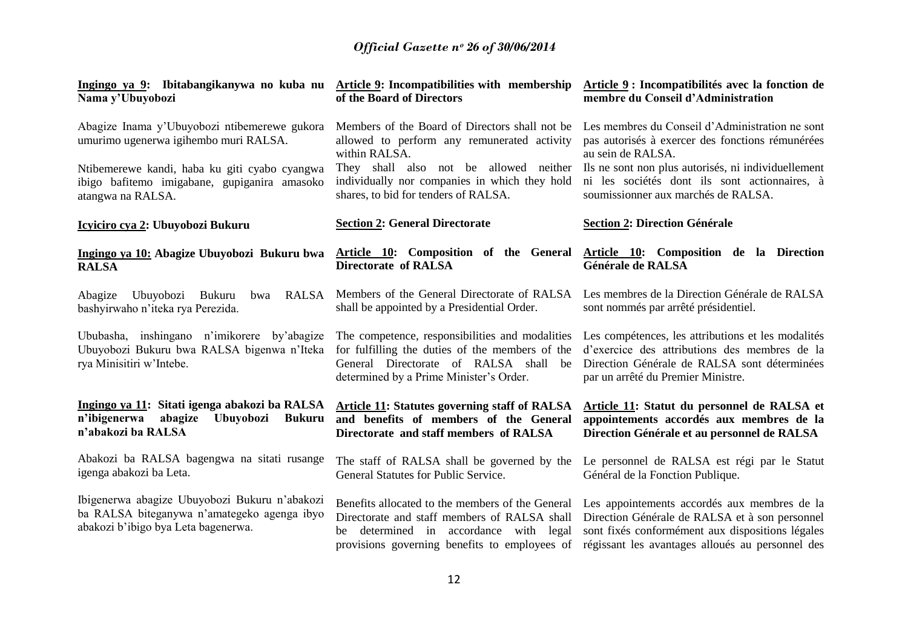**Ingingo ya 9: Ibitabangikanywa no kuba nu Nama y'Ubuyobozi**

Abagize Inama y'Ubuyobozi ntibemerewe gukora umurimo ugenerwa igihembo muri RALSA.

Ntibemerewe kandi, haba ku giti cyabo cyangwa ibigo bafitemo imigabane, gupiganira amasoko atangwa na RALSA.

**Icyiciro cya 2: Ubuyobozi Bukuru**

**Ingingo ya 10: Abagize Ubuyobozi Bukuru bwa RALSA**

Abagize Ubuyobozi Bukuru bwa RALSA bashyirwaho n'iteka rya Perezida.

Ububasha, inshingano n'imikorere by'abagize Ubuyobozi Bukuru bwa RALSA bigenwa n'Iteka rya Minisitiri w'Intebe.

**Ingingo ya 11: Sitati igenga abakozi ba RALSA n'ibigenerwa abagize Ubuyobozi Bukuru n'abakozi ba RALSA**

Abakozi ba RALSA bagengwa na sitati rusange igenga abakozi ba Leta.

Ibigenerwa abagize Ubuyobozi Bukuru n'abakozi ba RALSA biteganywa n'amategeko agenga ibyo abakozi b'ibigo bya Leta bagenerwa.

**Article 9: Incompatibilities with membership of the Board of Directors**

Members of the Board of Directors shall not be allowed to perform any remunerated activity within RALSA.

They shall also not be allowed neither individually nor companies in which they hold shares, to bid for tenders of RALSA.

**Section 2: General Directorate**

**Article 10: Composition of the General Directorate of RALSA**

Members of the General Directorate of RALSA shall be appointed by a Presidential Order.

The competence, responsibilities and modalities for fulfilling the duties of the members of the General Directorate of RALSA shall be determined by a Prime Minister's Order.

**Article 11: Statutes governing staff of RALSA and benefits of members of the General Directorate and staff members of RALSA**

The staff of RALSA shall be governed by the General Statutes for Public Service.

Benefits allocated to the members of the General Directorate and staff members of RALSA shall be determined in accordance with legal provisions governing benefits to employees of

**Article 9 : Incompatibilités avec la fonction de membre du Conseil d'Administration**

Les membres du Conseil d'Administration ne sont pas autorisés à exercer des fonctions rémunérées au sein de RALSA.

Ils ne sont non plus autorisés, ni individuellement ni les sociétés dont ils sont actionnaires, à soumissionner aux marchés de RALSA.

**Section 2: Direction Générale**

**Article 10: Composition de la Direction Générale de RALSA**

Les membres de la Direction Générale de RALSA sont nommés par arrêté présidentiel.

Les compétences, les attributions et les modalités d'exercice des attributions des membres de la Direction Générale de RALSA sont déterminées par un arrêté du Premier Ministre.

**Article 11: Statut du personnel de RALSA et appointements accordés aux membres de la Direction Générale et au personnel de RALSA**

Le personnel de RALSA est régi par le Statut Général de la Fonction Publique.

Les appointements accordés aux membres de la Direction Générale de RALSA et à son personnel sont fixés conformément aux dispositions légales régissant les avantages alloués au personnel des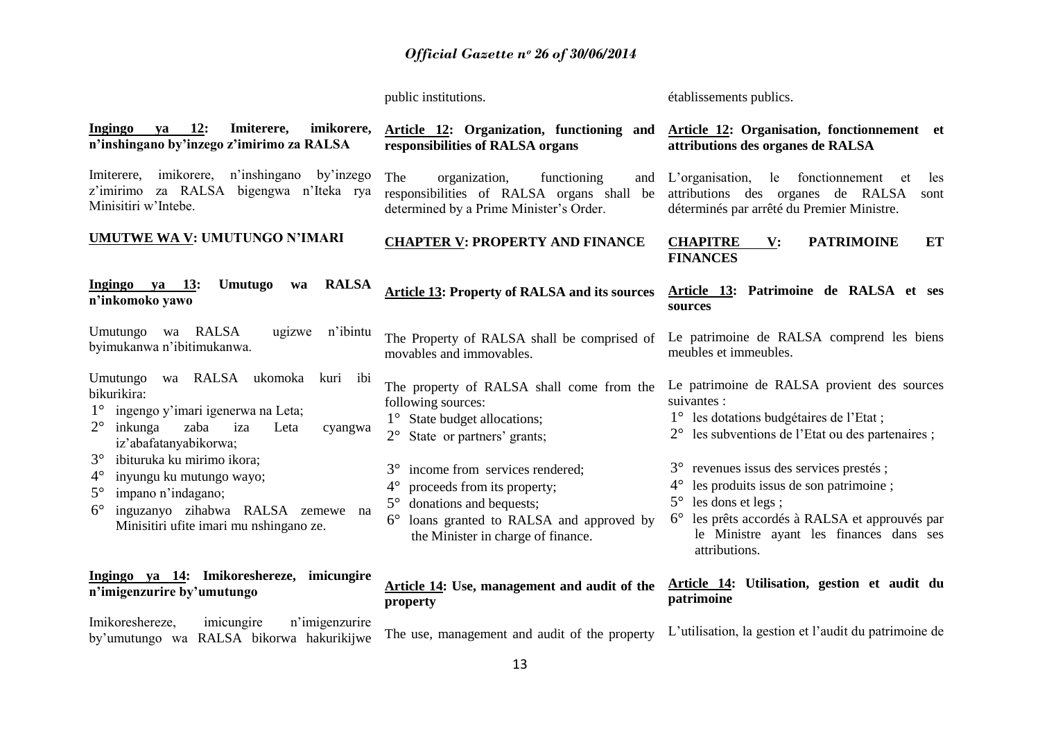public institutions.

établissements publics.

**Ingingo ya 12: Imiterere, imikorere, n'inshingano by'inzego z'imirimo za RALSA**

Imiterere, imikorere, n'inshingano by'inzego z'imirimo za RALSA bigengwa n'Iteka rya Minisitiri w'Intebe.

**UMUTWE WA V: UMUTUNGO N'IMARI**

**Ingingo ya 13: Umutugo wa RALSA n'inkomoko yawo**

Umutungo wa RALSA ugizwe n'ibintu byimukanwa n'ibitimukanwa.

Umutungo wa RALSA ukomoka kuri ibi bikurikira:

1° ingengo y'imari igenerwa na Leta;
2° inkunga zaba iza Leta cyangwa iz'abafatanyabikorwa;
3° ibituruka ku mirimo ikora;
4° inyungu ku mutungo wayo;
5° impano n'indagano;
6° inguzanyo zihabwa RALSA zemewe na Minisitiri ufite imari mu nshingano ze.

**Ingingo ya 14: Imikoreshereze, imicungire n'imigenzurire by'umutungo**

Imikoreshereze, imicungire n'imigenzurire by'umutungo wa RALSA bikorwa hakurikijwe

**Article 12: Organization, functioning and responsibilities of RALSA organs**

The organization, functioning and responsibilities of RALSA organs shall be determined by a Prime Minister's Order.

**CHAPTER V: PROPERTY AND FINANCE**

**Article 13: Property of RALSA and its sources**

The Property of RALSA shall be comprised of movables and immovables.

The property of RALSA shall come from the following sources:

1° State budget allocations;
2° State or partners' grants;
3° income from services rendered;
4° proceeds from its property;
5° donations and bequests;
6° loans granted to RALSA and approved by the Minister in charge of finance.

**Article 14: Use, management and audit of the property**

The use, management and audit of the property

**Article 12: Organisation, fonctionnement et attributions des organes de RALSA**

L'organisation, le fonctionnement et les attributions des organes de RALSA sont déterminés par arrêté du Premier Ministre.

**CHAPITRE V: PATRIMOINE ET FINANCES**

**Article 13: Patrimoine de RALSA et ses sources**

Le patrimoine de RALSA comprend les biens meubles et immeubles.

Le patrimoine de RALSA provient des sources suivantes :

1° les dotations budgétaires de l'Etat ;
2° les subventions de l'Etat ou des partenaires ;
3° revenues issus des services prestés ;
4° les produits issus de son patrimoine ;
5° les dons et legs ;
6° les prêts accordés à RALSA et approuvés par le Ministre ayant les finances dans ses attributions.

**Article 14: Utilisation, gestion et audit du patrimoine**

L'utilisation, la gestion et l'audit du patrimoine de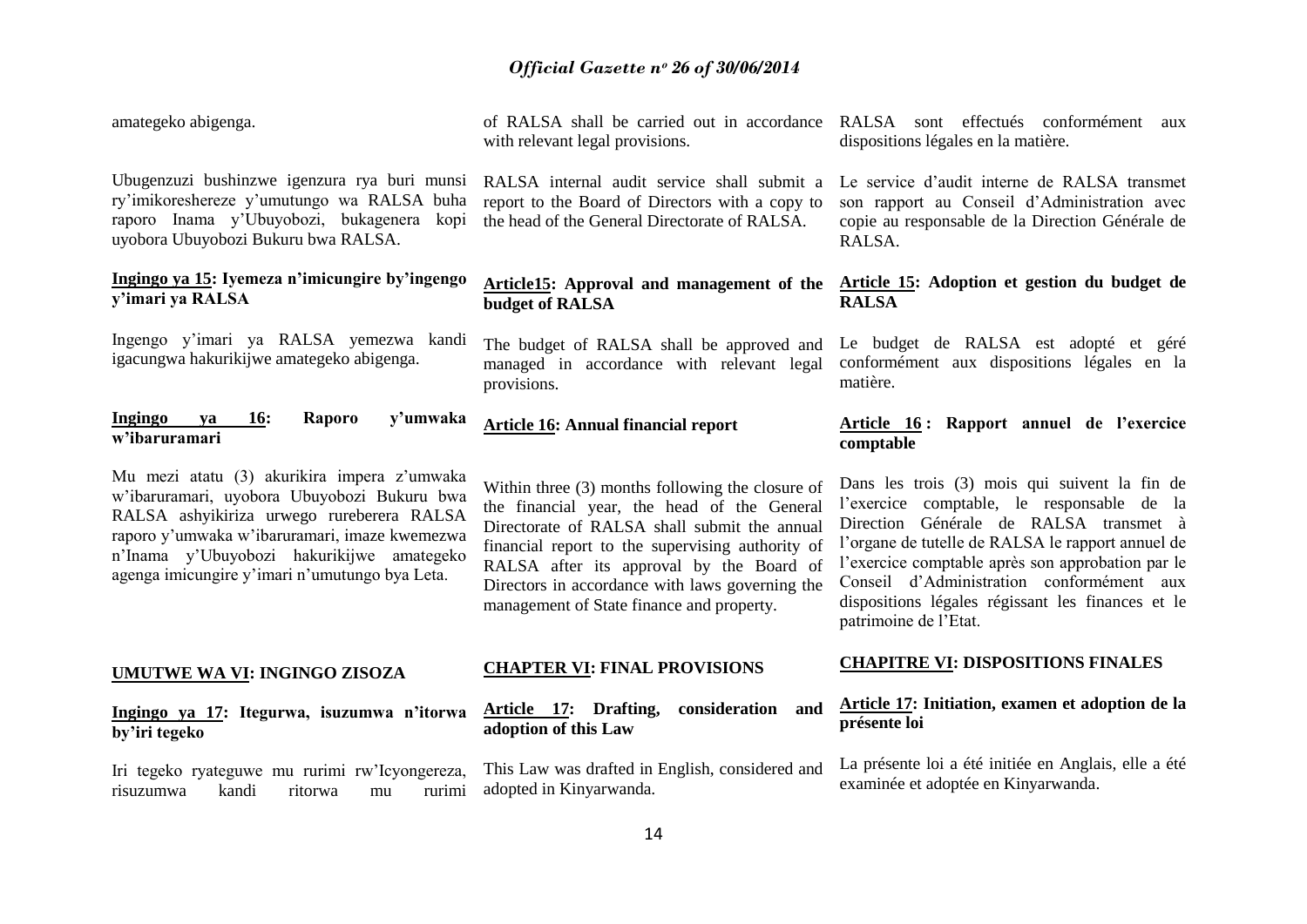amategeko abigenga.

Ubugenzuzi bushinzwe igenzura rya buri munsi ry'imikoreshereze y'umutungo wa RALSA buha raporo Inama y'Ubuyobozi, bukagenera kopi uyobora Ubuyobozi Bukuru bwa RALSA.

**Ingingo ya 15: Iyemeza n'imicungire by'ingengo y'imari ya RALSA**

Ingengo y'imari ya RALSA yemezwa kandi igacungwa hakurikijwe amategeko abigenga.

**Ingingo ya 16: Raporo y'umwaka w'ibaruramari**

Mu mezi atatu (3) akurikira impera z'umwaka w'ibaruramari, uyobora Ubuyobozi Bukuru bwa RALSA ashyikiriza urwego rureberera RALSA raporo y'umwaka w'ibaruramari, imaze kwemezwa n'Inama y'Ubuyobozi hakurikijwe amategeko agenga imicungire y'imari n'umutungo bya Leta.

**UMUTWE WA VI: INGINGO ZISOZA**

**Ingingo ya 17: Itegurwa, isuzumwa n'itorwa by'iri tegeko**

Iri tegeko ryateguwe mu rurimi rw'Icyongereza, risuzumwa kandi ritorwa mu rurimi

of RALSA shall be carried out in accordance with relevant legal provisions.

RALSA internal audit service shall submit a report to the Board of Directors with a copy to the head of the General Directorate of RALSA.

**Article15: Approval and management of the budget of RALSA**

The budget of RALSA shall be approved and managed in accordance with relevant legal provisions.

**Article 16: Annual financial report**

Within three (3) months following the closure of the financial year, the head of the General Directorate of RALSA shall submit the annual financial report to the supervising authority of RALSA after its approval by the Board of Directors in accordance with laws governing the management of State finance and property.

**CHAPTER VI: FINAL PROVISIONS**

**Article 17: Drafting, consideration and adoption of this Law**

This Law was drafted in English, considered and adopted in Kinyarwanda.

RALSA sont effectués conformément aux dispositions légales en la matière.

Le service d'audit interne de RALSA transmet son rapport au Conseil d'Administration avec copie au responsable de la Direction Générale de RALSA.

**Article 15: Adoption et gestion du budget de RALSA**

Le budget de RALSA est adopté et géré conformément aux dispositions légales en la matière.

**Article 16 : Rapport annuel de l'exercice comptable**

Dans les trois (3) mois qui suivent la fin de l'exercice comptable, le responsable de la Direction Générale de RALSA transmet à l'organe de tutelle de RALSA le rapport annuel de l'exercice comptable après son approbation par le Conseil d'Administration conformément aux dispositions légales régissant les finances et le patrimoine de l'Etat.

**CHAPITRE VI: DISPOSITIONS FINALES**

**Article 17: Initiation, examen et adoption de la présente loi**

La présente loi a été initiée en Anglais, elle a été examinée et adoptée en Kinyarwanda.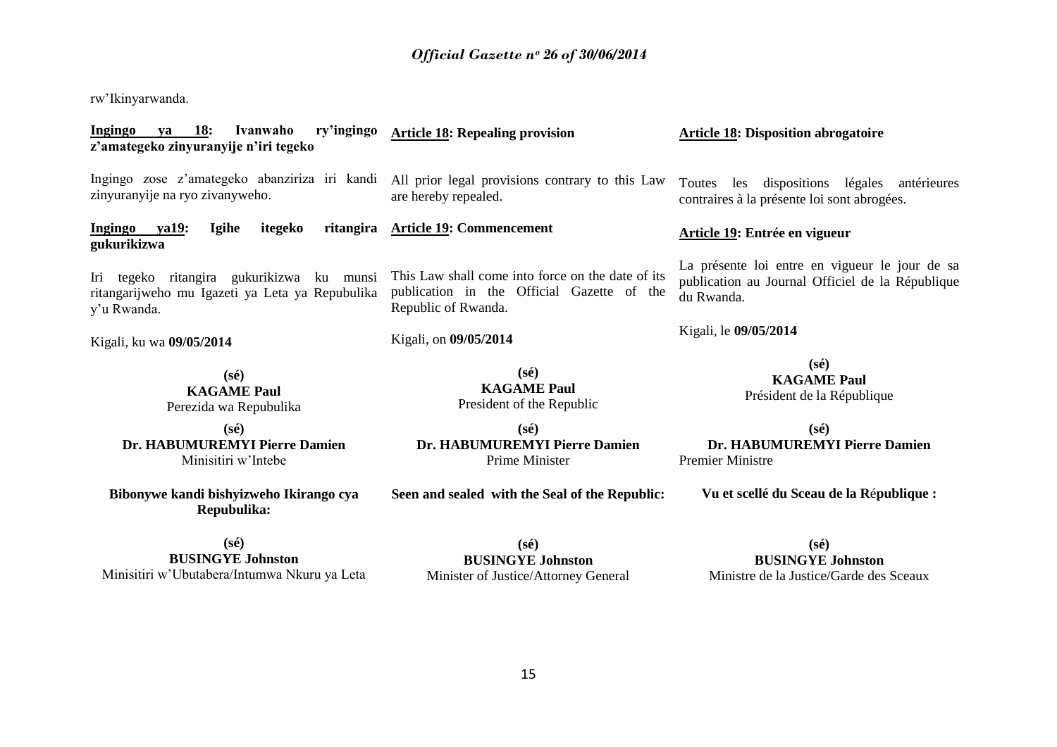rw'Ikinyarwanda.

**Ingingo ya 18: Ivanwaho ry'ingingo z'amategeko zinyuranyije n'iri tegeko**

Ingingo zose z'amategeko abanziriza iri kandi zinyuranyije na ryo zivanyweho.

**Ingingo ya19: Igihe itegeko ritangira gukurikizwa**

Iri tegeko ritangira gukurikizwa ku munsi ritangarijweho mu Igazeti ya Leta ya Repubulika y'u Rwanda.

Kigali, ku wa **09/05/2014**

**(sé)**
**KAGAME Paul**
Perezida wa Repubulika

**(sé)**
**Dr. HABUMUREMYI Pierre Damien**
Minisitiri w'Intebe

**Bibonywe kandi bishyizweho Ikirango cya Repubulika:**

**(sé)**
**BUSINGYE Johnston**
Minisitiri w'Ubutabera/Intumwa Nkuru ya Leta

**Article 18: Repealing provision**

All prior legal provisions contrary to this Law are hereby repealed.

**Article 19: Commencement**

This Law shall come into force on the date of its publication in the Official Gazette of the Republic of Rwanda.

Kigali, on **09/05/2014**

**(sé)**
**KAGAME Paul**
President of the Republic

**(sé)**
**Dr. HABUMUREMYI Pierre Damien**
Prime Minister

**Seen and sealed with the Seal of the Republic:**

**(sé)**
**BUSINGYE Johnston**
Minister of Justice/Attorney General

**Article 18: Disposition abrogatoire**

Toutes les dispositions légales antérieures contraires à la présente loi sont abrogées.

**Article 19: Entrée en vigueur**

La présente loi entre en vigueur le jour de sa publication au Journal Officiel de la République du Rwanda.

Kigali, le **09/05/2014**

**(sé)**
**KAGAME Paul**
Président de la République

**(sé)**
**Dr. HABUMUREMYI Pierre Damien**
Premier Ministre

**Vu et scellé du Sceau de la République :**

**(sé)**
**BUSINGYE Johnston**
Ministre de la Justice/Garde des Sceaux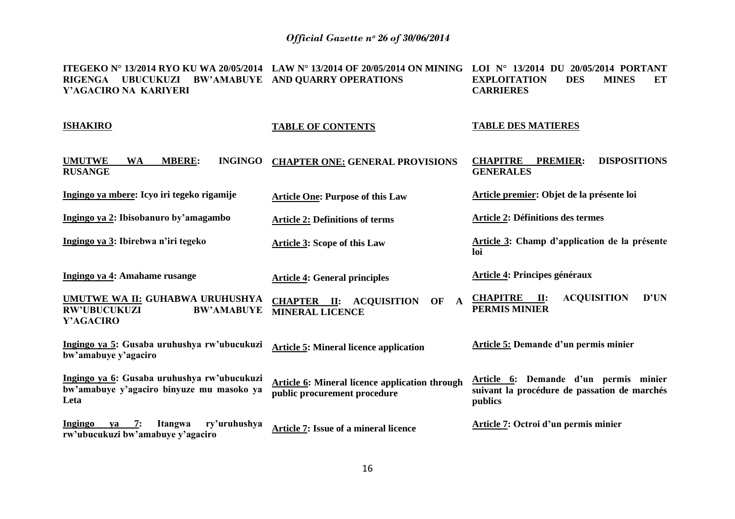| ITEGEKO N° 13/2014 RYO KU WA 20/05/2014 RIGENGA UBUCUKUZI BW'AMABUYE Y'AGACIRO NA KARIYERI | LAW N° 13/2014 OF 20/05/2014 ON MINING AND QUARRY OPERATIONS | LOI N° 13/2014 DU 20/05/2014 PORTANT EXPLOITATION DES MINES ET CARRIERES |
|---|---|---|
| **ISHAKIRO** | **TABLE OF CONTENTS** | **TABLE DES MATIERES** |
| **UMUTWE WA MBERE: INGINGO RUSANGE** | **CHAPTER ONE: GENERAL PROVISIONS** | **CHAPITRE PREMIER: DISPOSITIONS GENERALES** |
| **Ingingo ya mbere: Icyo iri tegeko rigamije** | **Article One: Purpose of this Law** | **Article premier: Objet de la présente loi** |
| **Ingingo ya 2: Ibisobanuro by'amagambo** | **Article 2: Definitions of terms** | **Article 2: Définitions des termes** |
| **Ingingo ya 3: Ibirebwa n'iri tegeko** | **Article 3: Scope of this Law** | **Article 3: Champ d'application de la présente loi** |
| **Ingingo ya 4: Amahame rusange** | **Article 4: General principles** | **Article 4: Principes généraux** |
| **UMUTWE WA II: GUHABWA URUHUSHYA RW'UBUCUKUZI BW'AMABUYE Y'AGACIRO** | **CHAPTER II: ACQUISITION OF A MINERAL LICENCE** | **CHAPITRE II: ACQUISITION D'UN PERMIS MINIER** |
| **Ingingo ya 5: Gusaba uruhushya rw'ubucukuzi bw'amabuye y'agaciro** | **Article 5: Mineral licence application** | **Article 5: Demande d'un permis minier** |
| **Ingingo ya 6: Gusaba uruhushya rw'ubucukuzi bw'amabuye y'agaciro binyuze mu masoko ya Leta** | **Article 6: Mineral licence application through public procurement procedure** | **Article 6: Demande d'un permis minier suivant la procédure de passation de marchés publics** |
| **Ingingo ya 7: Itangwa ry'uruhushya rw'ubucukuzi bw'amabuye y'agaciro** | **Article 7: Issue of a mineral licence** | **Article 7: Octroi d'un permis minier** |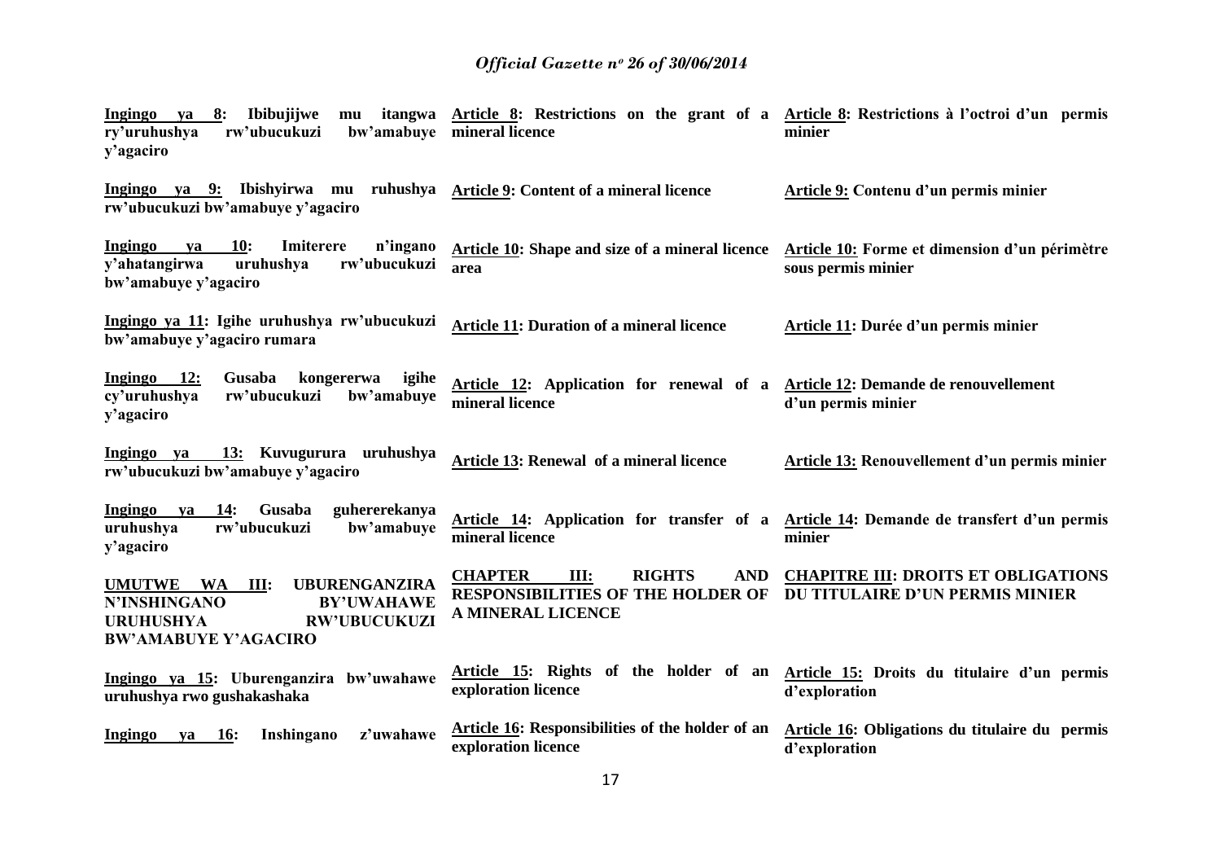**Ingingo ya 8: Ibibujijwe mu itangwa ry'uruhushya rw'ubucukuzi bw'amabuye y'agaciro**

**Article 8: Restrictions on the grant of a mineral licence**

**Article 8: Restrictions à l'octroi d'un permis minier**

**Ingingo ya 9: Ibishyirwa mu ruhushya rw'ubucukuzi bw'amabuye y'agaciro**

**Article 9: Content of a mineral licence**

**Article 9: Contenu d'un permis minier**

**Ingingo ya 10: Imiterere n'ingano y'ahatangirwa uruhushya rw'ubucukuzi bw'amabuye y'agaciro**

**Article 10: Shape and size of a mineral licence area**

**Article 10: Forme et dimension d'un périmètre sous permis minier**

**Ingingo ya 11: Igihe uruhushya rw'ubucukuzi bw'amabuye y'agaciro rumara**

**Article 11: Duration of a mineral licence**

**Article 11: Durée d'un permis minier**

**Ingingo 12: Gusaba kongererwa igihe cy'uruhushya rw'ubucukuzi bw'amabuye y'agaciro**

**Article 12: Application for renewal of a mineral licence**

**Article 12: Demande de renouvellement d'un permis minier**

**Ingingo ya 13: Kuvugurura uruhushya rw'ubucukuzi bw'amabuye y'agaciro**

**Article 13: Renewal of a mineral licence**

**Article 13: Renouvellement d'un permis minier**

**Ingingo ya 14: Gusaba guhererekanya uruhushya rw'ubucukuzi bw'amabuye y'agaciro**

**Article 14: Application for transfer of a mineral licence**

**Article 14: Demande de transfert d'un permis minier**

**UMUTWE WA III: UBURENGANZIRA N'INSHINGANO BY'UWAHAWE URUHUSHYA RW'UBUCUKUZI BW'AMABUYE Y'AGACIRO**

**CHAPTER III: RIGHTS AND RESPONSIBILITIES OF THE HOLDER OF A MINERAL LICENCE**

**CHAPITRE III: DROITS ET OBLIGATIONS DU TITULAIRE D'UN PERMIS MINIER**

**Ingingo ya 15: Uburenganzira bw'uwahawe uruhushya rwo gushakashaka**

**Article 15: Rights of the holder of an exploration licence**

**Article 15: Droits du titulaire d'un permis d'exploration**

**Ingingo ya 16: Inshingano z'uwahawe**

**Article 16: Responsibilities of the holder of an exploration licence**

**Article 16: Obligations du titulaire du permis d'exploration**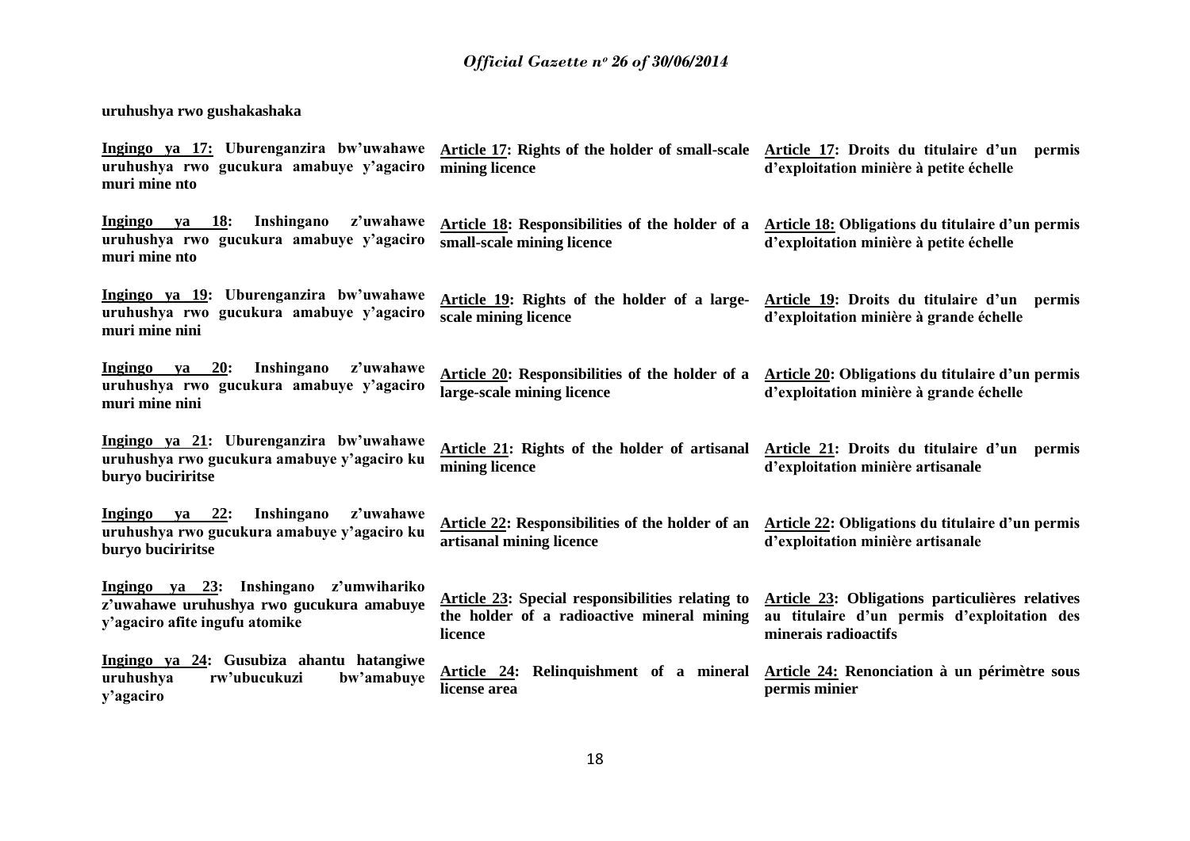**uruhushya rwo gushakashaka**

| | | |
|---|---|---|
| **Ingingo ya 17: Uburenganzira bw'uwahawe uruhushya rwo gucukura amabuye y'agaciro muri mine nto** | **Article 17: Rights of the holder of small-scale mining licence** | **Article 17: Droits du titulaire d'un permis d'exploitation minière à petite échelle** |
| **Ingingo ya 18: Inshingano z'uwahawe uruhushya rwo gucukura amabuye y'agaciro muri mine nto** | **Article 18: Responsibilities of the holder of a small-scale mining licence** | **Article 18: Obligations du titulaire d'un permis d'exploitation minière à petite échelle** |
| **Ingingo ya 19: Uburenganzira bw'uwahawe uruhushya rwo gucukura amabuye y'agaciro muri mine nini** | **Article 19: Rights of the holder of a large-scale mining licence** | **Article 19: Droits du titulaire d'un permis d'exploitation minière à grande échelle** |
| **Ingingo ya 20: Inshingano z'uwahawe uruhushya rwo gucukura amabuye y'agaciro muri mine nini** | **Article 20: Responsibilities of the holder of a large-scale mining licence** | **Article 20: Obligations du titulaire d'un permis d'exploitation minière à grande échelle** |
| **Ingingo ya 21: Uburenganzira bw'uwahawe uruhushya rwo gucukura amabuye y'agaciro ku buryo buciriritse** | **Article 21: Rights of the holder of artisanal mining licence** | **Article 21: Droits du titulaire d'un permis d'exploitation minière artisanale** |
| **Ingingo ya 22: Inshingano z'uwahawe uruhushya rwo gucukura amabuye y'agaciro ku buryo buciriritse** | **Article 22: Responsibilities of the holder of an artisanal mining licence** | **Article 22: Obligations du titulaire d'un permis d'exploitation minière artisanale** |
| **Ingingo ya 23: Inshingano z'umwihariko z'uwahawe uruhushya rwo gucukura amabuye y'agaciro afite ingufu atomike** | **Article 23: Special responsibilities relating to the holder of a radioactive mineral mining licence** | **Article 23: Obligations particulières relatives au titulaire d'un permis d'exploitation des minerais radioactifs** |
| **Ingingo ya 24: Gusubiza ahantu hatangiwe uruhushya rw'ubucukuzi bw'amabuye y'agaciro** | **Article 24: Relinquishment of a mineral license area** | **Article 24: Renonciation à un périmètre sous permis minier** |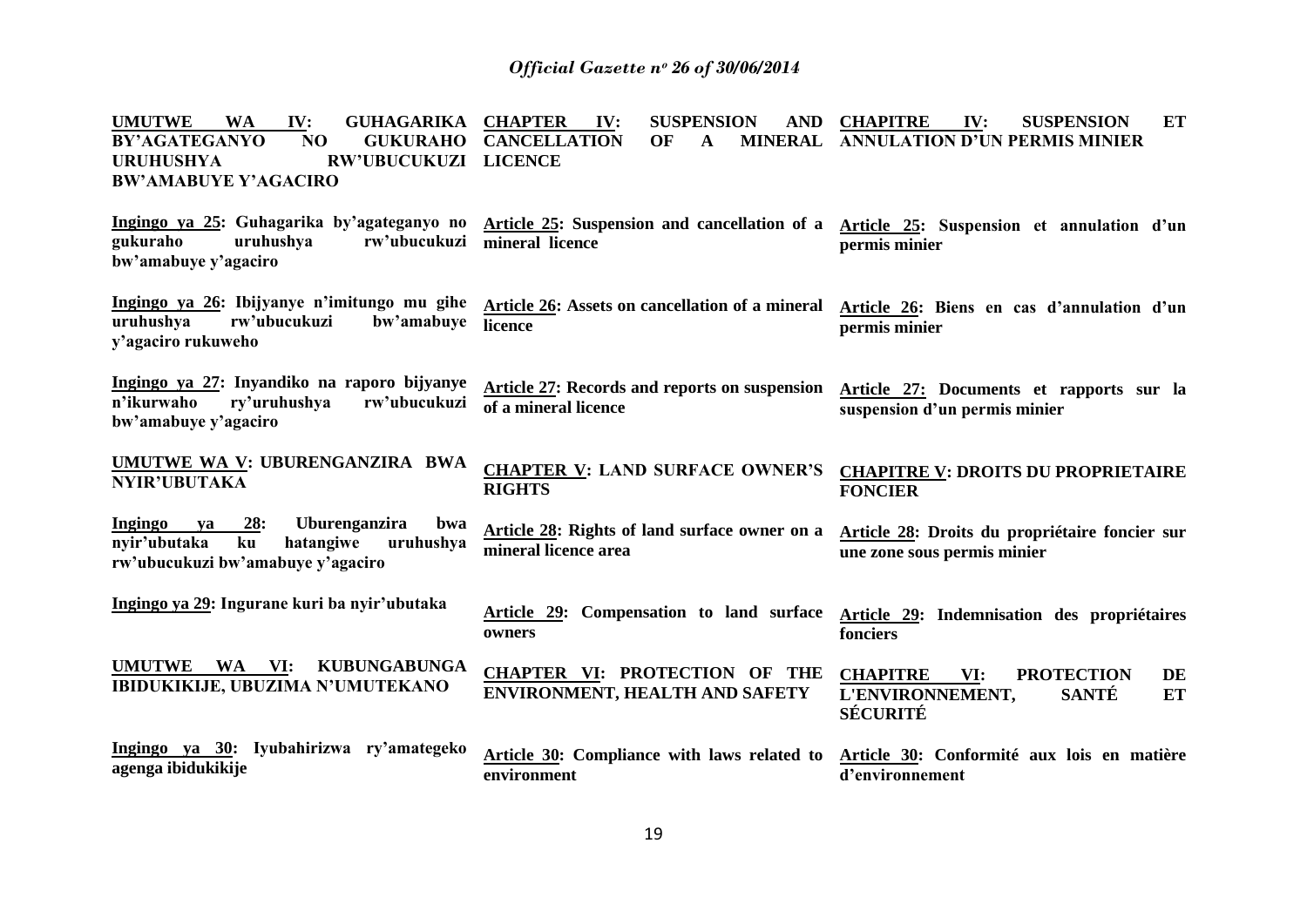**UMUTWE WA IV: GUHAGARIKA BY'AGATEGANYO NO GUKURAHO URUHUSHYA RW'UBUCUKUZI BW'AMABUYE Y'AGACIRO**

**Ingingo ya 25: Guhagarika by'agateganyo no gukuraho uruhushya rw'ubucukuzi bw'amabuye y'agaciro**

**Ingingo ya 26: Ibijyanye n'imitungo mu gihe uruhushya rw'ubucukuzi bw'amabuye y'agaciro rukuweho**

**Ingingo ya 27: Inyandiko na raporo bijyanye n'ikurwaho ry'uruhushya rw'ubucukuzi bw'amabuye y'agaciro**

**UMUTWE WA V: UBURENGANZIRA BWA NYIR'UBUTAKA**

**Ingingo ya 28: Uburenganzira bwa nyir'ubutaka ku hatangiwe uruhushya rw'ubucukuzi bw'amabuye y'agaciro**

**Ingingo ya 29: Ingurane kuri ba nyir'ubutaka**

**UMUTWE WA VI: KUBUNGABUNGA IBIDUKIKIJE, UBUZIMA N'UMUTEKANO**

**Ingingo ya 30: Iyubahirizwa ry'amategeko agenga ibidukikije**

**CHAPTER IV: SUSPENSION AND CANCELLATION OF A MINERAL LICENCE**

**Article 25: Suspension and cancellation of a mineral licence**

**Article 26: Assets on cancellation of a mineral licence**

**Article 27: Records and reports on suspension of a mineral licence**

**CHAPTER V: LAND SURFACE OWNER'S RIGHTS**

**Article 28: Rights of land surface owner on a mineral licence area**

**Article 29: Compensation to land surface owners**

**CHAPTER VI: PROTECTION OF THE ENVIRONMENT, HEALTH AND SAFETY**

**Article 30: Compliance with laws related to environment**

**CHAPITRE IV: SUSPENSION ET ANNULATION D'UN PERMIS MINIER**

**Article 25: Suspension et annulation d'un permis minier**

**Article 26: Biens en cas d'annulation d'un permis minier**

**Article 27: Documents et rapports sur la suspension d'un permis minier**

**CHAPITRE V: DROITS DU PROPRIETAIRE FONCIER**

**Article 28: Droits du propriétaire foncier sur une zone sous permis minier**

**Article 29: Indemnisation des propriétaires fonciers**

**CHAPITRE VI: PROTECTION DE L'ENVIRONNEMENT, SANTÉ ET SÉCURITÉ**

**Article 30: Conformité aux lois en matière d'environnement**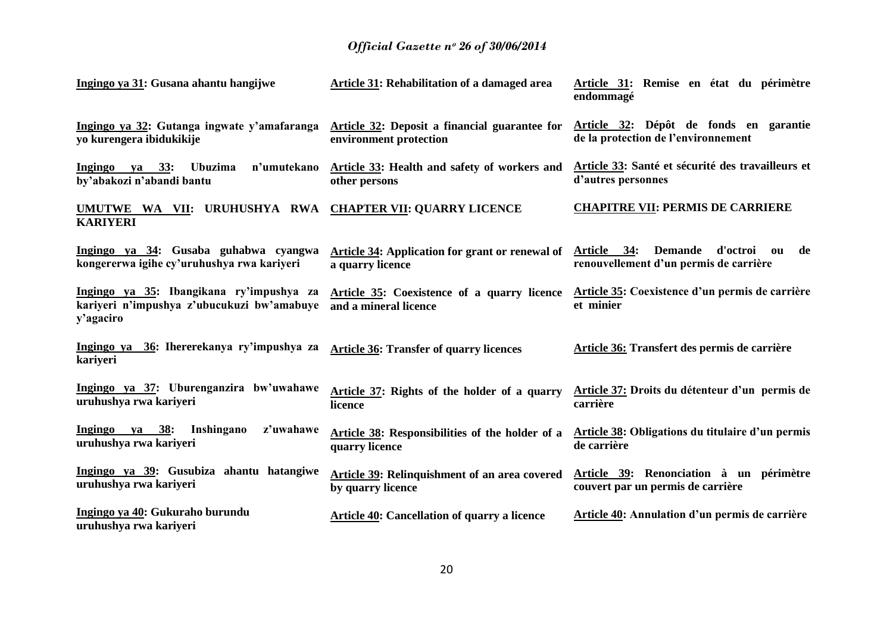| | | |
|---|---|---|
| **Ingingo ya 31: Gusana ahantu hangijwe** | **Article 31: Rehabilitation of a damaged area** | **Article 31: Remise en état du périmètre endommagé** |
| **Ingingo ya 32: Gutanga ingwate y'amafaranga yo kurengera ibidukikije** | **Article 32: Deposit a financial guarantee for environment protection** | **Article 32: Dépôt de fonds en garantie de la protection de l'environnement** |
| **Ingingo ya 33: Ubuzima n'umutekano by'abakozi n'abandi bantu** | **Article 33: Health and safety of workers and other persons** | **Article 33: Santé et sécurité des travailleurs et d'autres personnes** |
| **UMUTWE WA VII: URUHUSHYA RWA KARIYERI** | **CHAPTER VII: QUARRY LICENCE** | **CHAPITRE VII: PERMIS DE CARRIERE** |
| **Ingingo ya 34: Gusaba guhabwa cyangwa kongererwa igihe cy'uruhushya rwa kariyeri** | **Article 34: Application for grant or renewal of a quarry licence** | **Article 34: Demande d'octroi ou de renouvellement d'un permis de carrière** |
| **Ingingo ya 35: Ibangikana ry'impushya za kariyeri n'impushya z'ubucukuzi bw'amabuye y'agaciro** | **Article 35: Coexistence of a quarry licence and a mineral licence** | **Article 35: Coexistence d'un permis de carrière et minier** |
| **Ingingo ya 36: Ihererekanya ry'impushya za kariyeri** | **Article 36: Transfer of quarry licences** | **Article 36: Transfert des permis de carrière** |
| **Ingingo ya 37: Uburenganzira bw'uwahawe uruhushya rwa kariyeri** | **Article 37: Rights of the holder of a quarry licence** | **Article 37: Droits du détenteur d'un permis de carrière** |
| **Ingingo ya 38: Inshingano z'uwahawe uruhushya rwa kariyeri** | **Article 38: Responsibilities of the holder of a quarry licence** | **Article 38: Obligations du titulaire d'un permis de carrière** |
| **Ingingo ya 39: Gusubiza ahantu hatangiwe uruhushya rwa kariyeri** | **Article 39: Relinquishment of an area covered by quarry licence** | **Article 39: Renonciation à un périmètre couvert par un permis de carrière** |
| **Ingingo ya 40: Gukuraho burundu uruhushya rwa kariyeri** | **Article 40: Cancellation of quarry a licence** | **Article 40: Annulation d'un permis de carrière** |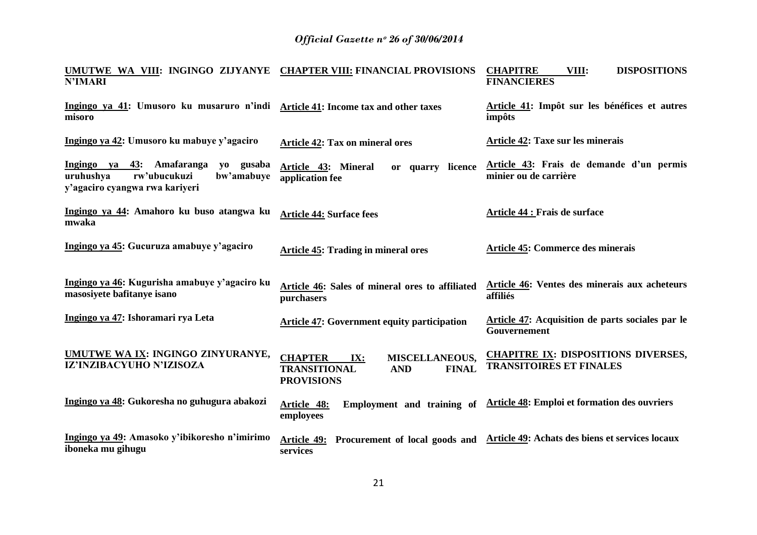| | | |
|---|---|---|
| **UMUTWE WA VIII: INGINGO ZIJYANYE N'IMARI** | **CHAPTER VIII: FINANCIAL PROVISIONS** | **CHAPITRE VIII: DISPOSITIONS FINANCIERES** |
| **Ingingo ya 41: Umusoro ku musaruro n'indi misoro** | **Article 41: Income tax and other taxes** | **Article 41: Impôt sur les bénéfices et autres impôts** |
| **Ingingo ya 42: Umusoro ku mabuye y'agaciro** | **Article 42: Tax on mineral ores** | **Article 42: Taxe sur les minerais** |
| **Ingingo ya 43: Amafaranga yo gusaba uruhushya rw'ubucukuzi bw'amabuye y'agaciro cyangwa rwa kariyeri** | **Article 43: Mineral or quarry licence application fee** | **Article 43: Frais de demande d'un permis minier ou de carrière** |
| **Ingingo ya 44: Amahoro ku buso atangwa ku mwaka** | **Article 44: Surface fees** | **Article 44 : Frais de surface** |
| **Ingingo ya 45: Gucuruza amabuye y'agaciro** | **Article 45: Trading in mineral ores** | **Article 45: Commerce des minerais** |
| **Ingingo ya 46: Kugurisha amabuye y'agaciro ku masosiyete bafitanye isano** | **Article 46: Sales of mineral ores to affiliated purchasers** | **Article 46: Ventes des minerais aux acheteurs affiliés** |
| **Ingingo ya 47: Ishoramari rya Leta** | **Article 47: Government equity participation** | **Article 47: Acquisition de parts sociales par le Gouvernement** |
| **UMUTWE WA IX: INGINGO ZINYURANYE, IZ'INZIBACYUHO N'IZISOZA** | **CHAPTER IX: MISCELLANEOUS, TRANSITIONAL AND FINAL PROVISIONS** | **CHAPITRE IX: DISPOSITIONS DIVERSES, TRANSITOIRES ET FINALES** |
| **Ingingo ya 48: Gukoresha no guhugura abakozi** | **Article 48: Employment and training of employees** | **Article 48: Emploi et formation des ouvriers** |
| **Ingingo ya 49: Amasoko y'ibikoresho n'imirimo iboneka mu gihugu** | **Article 49: Procurement of local goods and services** | **Article 49: Achats des biens et services locaux** |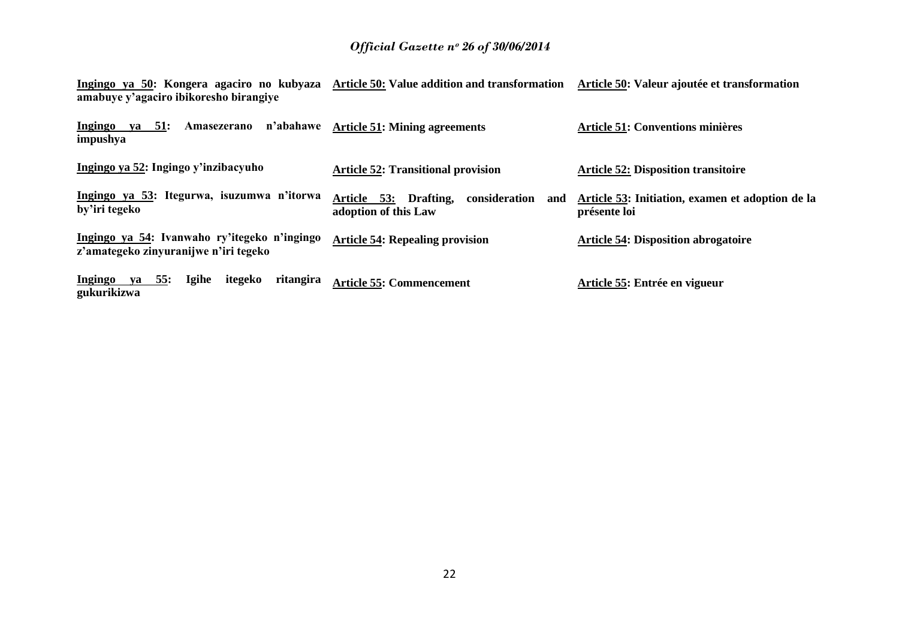| | | |
|---|---|---|
| **Ingingo ya 50: Kongera agaciro no kubyaza amabuye y'agaciro ibikoresho birangiye** | **Article 50: Value addition and transformation** | **Article 50: Valeur ajoutée et transformation** |
| **Ingingo ya 51: Amasezerano n'abahawe impushya** | **Article 51: Mining agreements** | **Article 51: Conventions minières** |
| **Ingingo ya 52: Ingingo y'inzibacyuho** | **Article 52: Transitional provision** | **Article 52: Disposition transitoire** |
| **Ingingo ya 53: Itegurwa, isuzumwa n'itorwa by'iri tegeko** | **Article 53: Drafting, consideration and adoption of this Law** | **Article 53: Initiation, examen et adoption de la présente loi** |
| **Ingingo ya 54: Ivanwaho ry'itegeko n'ingingo z'amategeko zinyuranijwe n'iri tegeko** | **Article 54: Repealing provision** | **Article 54: Disposition abrogatoire** |
| **Ingingo ya 55: Igihe itegeko ritangira gukurikizwa** | **Article 55: Commencement** | **Article 55: Entrée en vigueur** |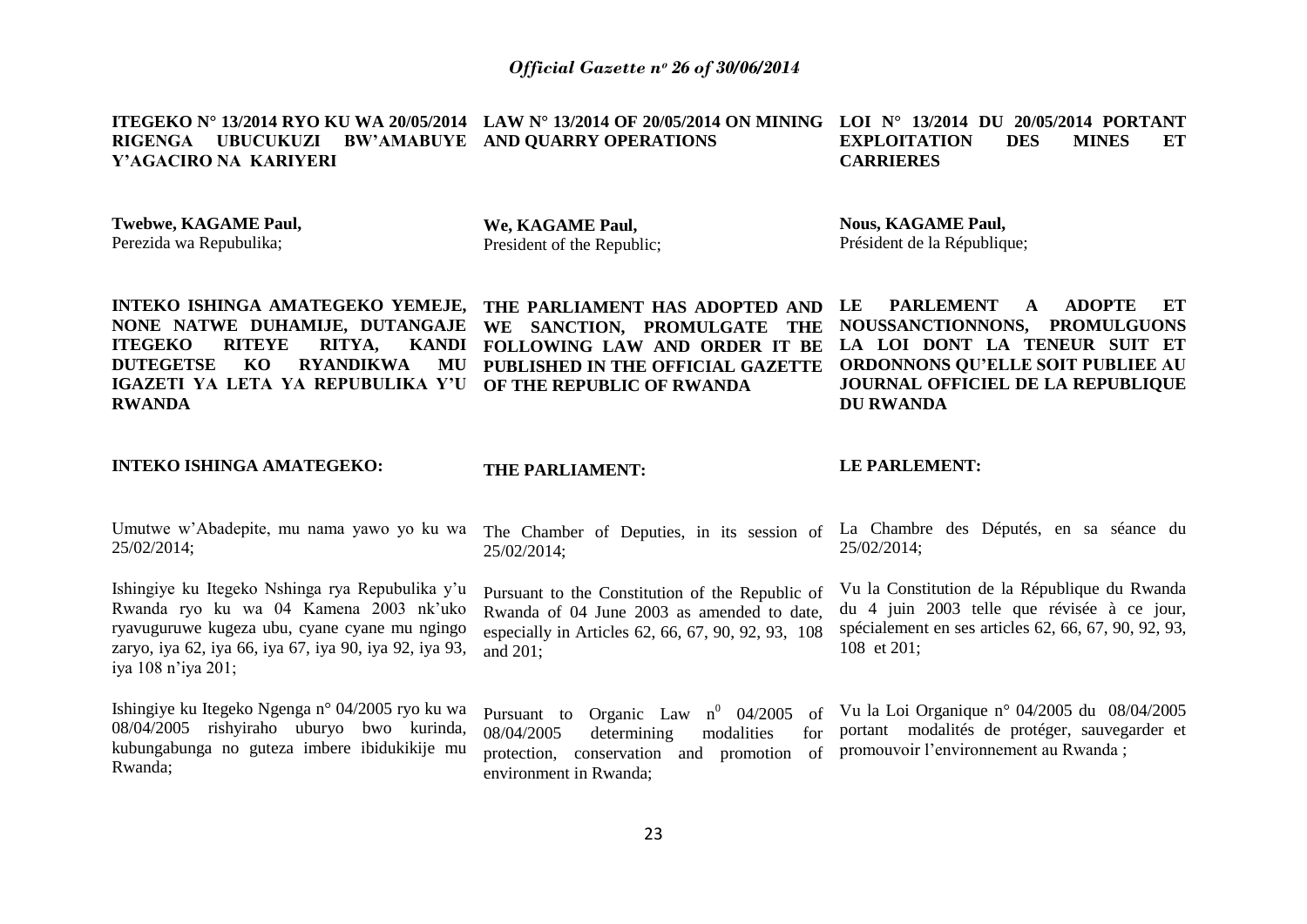**ITEGEKO N° 13/2014 RYO KU WA 20/05/2014 RIGENGA UBUCUKUZI BW'AMABUYE Y'AGACIRO NA KARIYERI**

**Twebwe, KAGAME Paul,**
Perezida wa Repubulika;

**INTEKO ISHINGA AMATEGEKO YEMEJE, NONE NATWE DUHAMIJE, DUTANGAJE ITEGEKO RITEYE RITYA, KANDI DUTEGETSE KO RYANDIKWA MU IGAZETI YA LETA YA REPUBULIKA Y'U RWANDA**

**INTEKO ISHINGA AMATEGEKO:**

Umutwe w'Abadepite, mu nama yawo yo ku wa 25/02/2014;

Ishingiye ku Itegeko Nshinga rya Repubulika y'u Rwanda ryo ku wa 04 Kamena 2003 nk'uko ryavuguruwe kugeza ubu, cyane cyane mu ngingo zaryo, iya 62, iya 66, iya 67, iya 90, iya 92, iya 93, iya 108 n'iya 201;

Ishingiye ku Itegeko Ngenga n° 04/2005 ryo ku wa 08/04/2005 rishyiraho uburyo bwo kurinda, kubungabunga no guteza imbere ibidukikije mu Rwanda;

**LAW N° 13/2014 OF 20/05/2014 ON MINING AND QUARRY OPERATIONS**

**We, KAGAME Paul,**
President of the Republic;

**THE PARLIAMENT HAS ADOPTED AND WE SANCTION, PROMULGATE THE FOLLOWING LAW AND ORDER IT BE PUBLISHED IN THE OFFICIAL GAZETTE OF THE REPUBLIC OF RWANDA**

**THE PARLIAMENT:**

The Chamber of Deputies, in its session of 25/02/2014;

Pursuant to the Constitution of the Republic of Rwanda of 04 June 2003 as amended to date, especially in Articles 62, 66, 67, 90, 92, 93, 108 and 201;

Pursuant to Organic Law n[0] 04/2005 of 08/04/2005 determining modalities for protection, conservation and promotion of environment in Rwanda;

**LOI N° 13/2014 DU 20/05/2014 PORTANT EXPLOITATION DES MINES ET CARRIERES**

**Nous, KAGAME Paul,**
Président de la République;

**LE PARLEMENT A ADOPTE ET NOUSSANCTIONNONS, PROMULGUONS LA LOI DONT LA TENEUR SUIT ET ORDONNONS QU'ELLE SOIT PUBLIEE AU JOURNAL OFFICIEL DE LA REPUBLIQUE DU RWANDA**

**LE PARLEMENT:**

La Chambre des Députés, en sa séance du 25/02/2014;

Vu la Constitution de la République du Rwanda du 4 juin 2003 telle que révisée à ce jour, spécialement en ses articles 62, 66, 67, 90, 92, 93, 108 et 201;

Vu la Loi Organique n° 04/2005 du 08/04/2005 portant modalités de protéger, sauvegarder et promouvoir l'environnement au Rwanda ;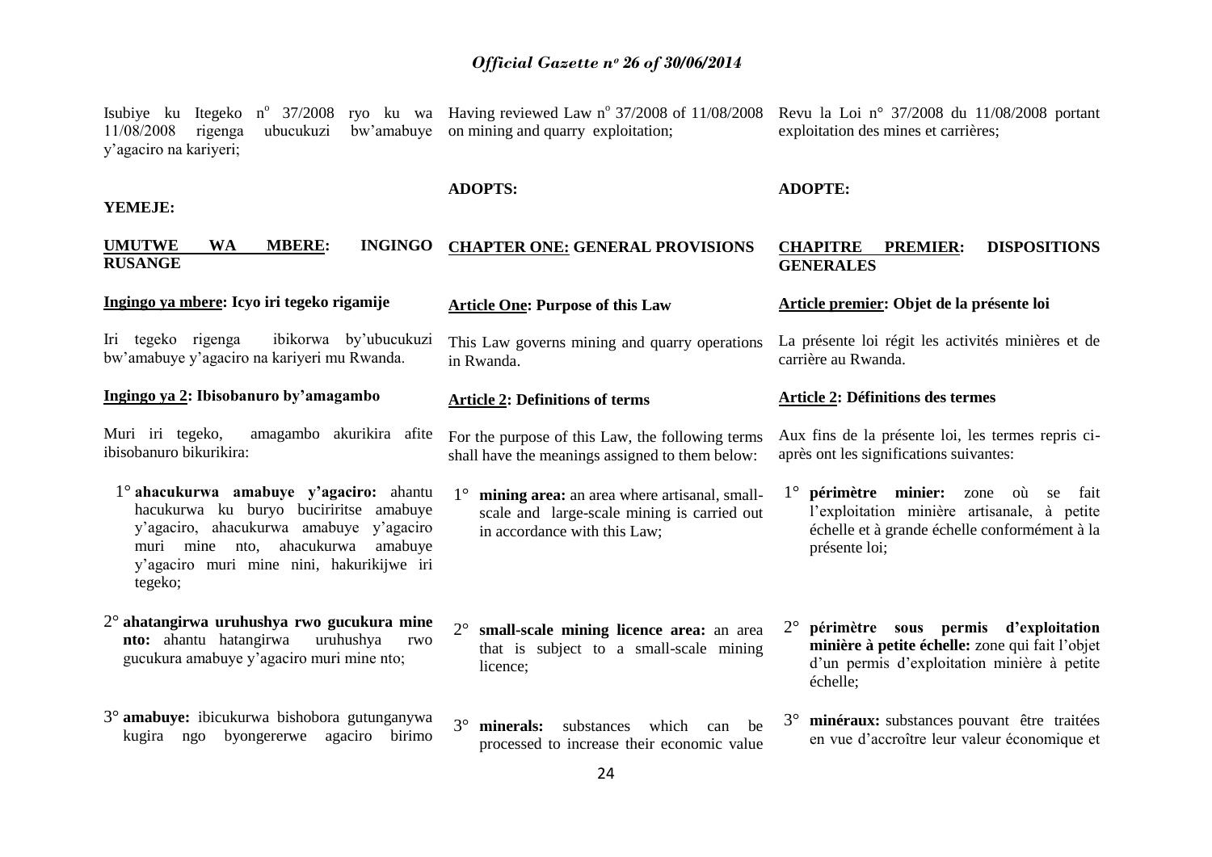Isubiye ku Itegeko n° 37/2008 ryo ku wa 11/08/2008 rigenga ubucukuzi bw'amabuye y'agaciro na kariyeri;

**YEMEJE:**

**UMUTWE WA MBERE: INGINGO RUSANGE**

**Ingingo ya mbere: Icyo iri tegeko rigamije**

Iri tegeko rigenga ibikorwa by'ubucukuzi bw'amabuye y'agaciro na kariyeri mu Rwanda.

**Ingingo ya 2: Ibisobanuro by'amagambo**

Muri iri tegeko, amagambo akurikira afite ibisobanuro bikurikira:

1° **ahacukurwa amabuye y'agaciro:** ahantu hacukurwa ku buryo buciriritse amabuye y'agaciro, ahacukurwa amabuye y'agaciro muri mine nto, ahacukurwa amabuye y'agaciro muri mine nini, hakurikijwe iri tegeko;

2° **ahatangirwa uruhushya rwo gucukura mine nto:** ahantu hatangirwa uruhushya rwo gucukura amabuye y'agaciro muri mine nto;

3° **amabuye:** ibicukurwa bishobora gutunganywa kugira ngo byongererwe agaciro birimo

Having reviewed Law n° 37/2008 of 11/08/2008 on mining and quarry exploitation;

**ADOPTS:**

**CHAPTER ONE: GENERAL PROVISIONS**

**Article One: Purpose of this Law**

This Law governs mining and quarry operations in Rwanda.

**Article 2: Definitions of terms**

For the purpose of this Law, the following terms shall have the meanings assigned to them below:

1° **mining area:** an area where artisanal, small-scale and large-scale mining is carried out in accordance with this Law;

2° **small-scale mining licence area:** an area that is subject to a small-scale mining licence;

3° **minerals:** substances which can be processed to increase their economic value

Revu la Loi n° 37/2008 du 11/08/2008 portant exploitation des mines et carrières;

**ADOPTE:**

**CHAPITRE PREMIER: DISPOSITIONS GENERALES**

**Article premier: Objet de la présente loi**

La présente loi régit les activités minières et de carrière au Rwanda.

**Article 2: Définitions des termes**

Aux fins de la présente loi, les termes repris ci-après ont les significations suivantes:

1° **périmètre minier:** zone où se fait l'exploitation minière artisanale, à petite échelle et à grande échelle conformément à la présente loi;

2° **périmètre sous permis d'exploitation minière à petite échelle:** zone qui fait l'objet d'un permis d'exploitation minière à petite échelle;

3° **minéraux:** substances pouvant être traitées en vue d'accroître leur valeur économique et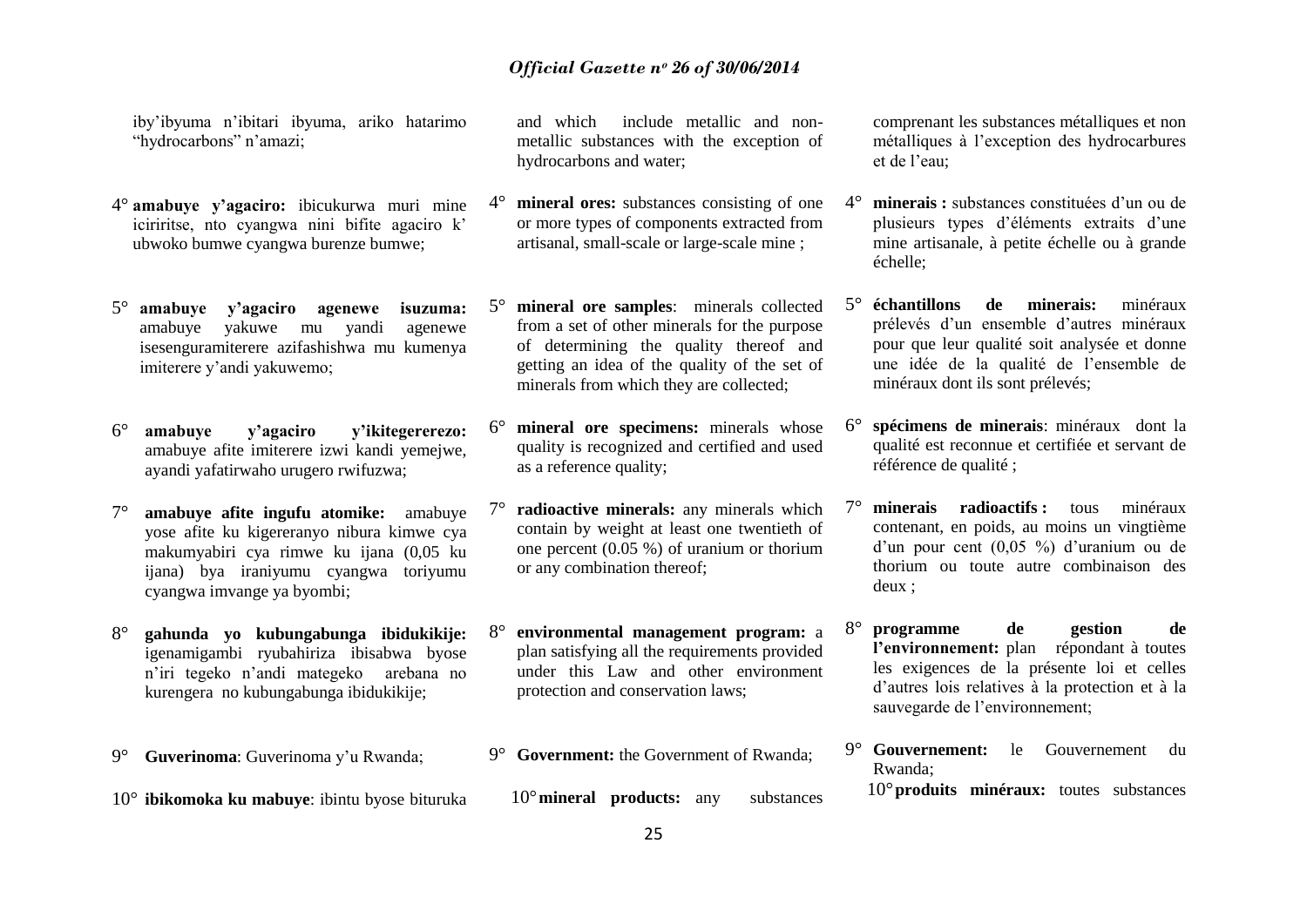iby'ibyuma n'ibitari ibyuma, ariko hatarimo "hydrocarbons" n'amazi;

4° **amabuye y'agaciro:** ibicukurwa muri mine iciriritse, nto cyangwa nini bifite agaciro k' ubwoko bumwe cyangwa burenze bumwe;

5° **amabuye y'agaciro agenewe isuzuma:** amabuye yakuwe mu yandi agenewe isesenguramiterere azifashishwa mu kumenya imiterere y'andi yakuwemo;

6° **amabuye y'agaciro y'ikitegererezo:** amabuye afite imiterere izwi kandi yemejwe, ayandi yafatirwaho urugero rwifuzwa;

7° **amabuye afite ingufu atomike:** amabuye yose afite ku kigereranyo nibura kimwe cya makumyabiri cya rimwe ku ijana (0,05 ku ijana) bya iraniyumu cyangwa toriyumu cyangwa imvange ya byombi;

8° **gahunda yo kubungabunga ibidukikije:** igenamigambi ryubahiriza ibisabwa byose n'iri tegeko n'andi mategeko arebana no kurengera no kubungabunga ibidukikije;

9° **Guverinoma**: Guverinoma y'u Rwanda;

10° **ibikomoka ku mabuye**: ibintu byose bituruka

and which include metallic and non-metallic substances with the exception of hydrocarbons and water;

4° **mineral ores:** substances consisting of one or more types of components extracted from artisanal, small-scale or large-scale mine ;

5° **mineral ore samples**: minerals collected from a set of other minerals for the purpose of determining the quality thereof and getting an idea of the quality of the set of minerals from which they are collected;

6° **mineral ore specimens:** minerals whose quality is recognized and certified and used as a reference quality;

7° **radioactive minerals:** any minerals which contain by weight at least one twentieth of one percent (0.05 %) of uranium or thorium or any combination thereof;

8° **environmental management program:** a plan satisfying all the requirements provided under this Law and other environment protection and conservation laws;

9° **Government:** the Government of Rwanda;

10° **mineral products:** any substances

comprenant les substances métalliques et non métalliques à l'exception des hydrocarbures et de l'eau;

4° **minerais :** substances constituées d'un ou de plusieurs types d'éléments extraits d'une mine artisanale, à petite échelle ou à grande échelle;

5° **échantillons de minerais:** minéraux prélevés d'un ensemble d'autres minéraux pour que leur qualité soit analysée et donne une idée de la qualité de l'ensemble de minéraux dont ils sont prélevés;

6° **spécimens de minerais**: minéraux dont la qualité est reconnue et certifiée et servant de référence de qualité ;

7° **minerais radioactifs :** tous minéraux contenant, en poids, au moins un vingtième d'un pour cent (0,05 %) d'uranium ou de thorium ou toute autre combinaison des deux ;

8° **programme de gestion de l'environnement:** plan répondant à toutes les exigences de la présente loi et celles d'autres lois relatives à la protection et à la sauvegarde de l'environnement;

9° **Gouvernement:** le Gouvernement du Rwanda;

10° **produits minéraux:** toutes substances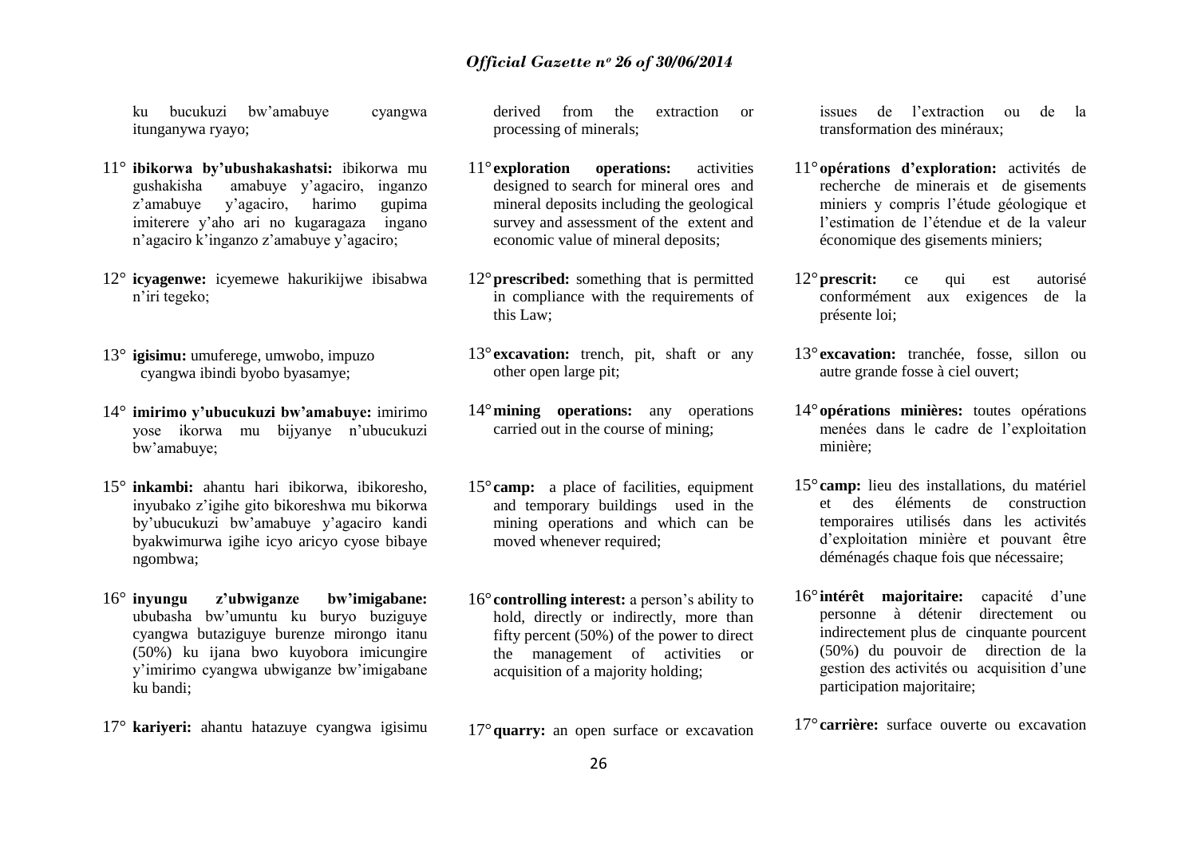ku bucukuzi bw'amabuye cyangwa itunganywa ryayo;

11° **ibikorwa by'ubushakashatsi:** ibikorwa mu gushakisha amabuye y'agaciro, inganzo z'amabuye y'agaciro, harimo gupima imiterere y'aho ari no kugaragaza ingano n'agaciro k'inganzo z'amabuye y'agaciro;

12° **icyagenwe:** icyemewe hakurikijwe ibisabwa n'iri tegeko;

13° **igisimu:** umuferege, umwobo, impuzo cyangwa ibindi byobo byasamye;

14° **imirimo y'ubucukuzi bw'amabuye:** imirimo yose ikorwa mu bijyanye n'ubucukuzi bw'amabuye;

15° **inkambi:** ahantu hari ibikorwa, ibikoresho, inyubako z'igihe gito bikoreshwa mu bikorwa by'ubucukuzi bw'amabuye y'agaciro kandi byakwimurwa igihe icyo aricyo cyose bibaye ngombwa;

16° **inyungu z'ubwiganze bw'imigabane:** ububasha bw'umuntu ku buryo buziguye cyangwa butaziguye burenze mirongo itanu (50%) ku ijana bwo kuyobora imicungire y'imirimo cyangwa ubwiganze bw'imigabane ku bandi;

17° **kariyeri:** ahantu hatazuye cyangwa igisimu

derived from the extraction or processing of minerals;

11° **exploration operations:** activities designed to search for mineral ores and mineral deposits including the geological survey and assessment of the extent and economic value of mineral deposits;

12° **prescribed:** something that is permitted in compliance with the requirements of this Law;

13° **excavation:** trench, pit, shaft or any other open large pit;

14° **mining operations:** any operations carried out in the course of mining;

15° **camp:** a place of facilities, equipment and temporary buildings used in the mining operations and which can be moved whenever required;

16° **controlling interest:** a person's ability to hold, directly or indirectly, more than fifty percent (50%) of the power to direct the management of activities or acquisition of a majority holding;

17° **quarry:** an open surface or excavation

issues de l'extraction ou de la transformation des minéraux;

11° **opérations d'exploration:** activités de recherche de minerais et de gisements miniers y compris l'étude géologique et l'estimation de l'étendue et de la valeur économique des gisements miniers;

12° **prescrit:** ce qui est autorisé conformément aux exigences de la présente loi;

13° **excavation:** tranchée, fosse, sillon ou autre grande fosse à ciel ouvert;

14° **opérations minières:** toutes opérations menées dans le cadre de l'exploitation minière;

15° **camp:** lieu des installations, du matériel et des éléments de construction temporaires utilisés dans les activités d'exploitation minière et pouvant être déménagés chaque fois que nécessaire;

16° **intérêt majoritaire:** capacité d'une personne à détenir directement ou indirectement plus de cinquante pourcent (50%) du pouvoir de direction de la gestion des activités ou acquisition d'une participation majoritaire;

17° **carrière:** surface ouverte ou excavation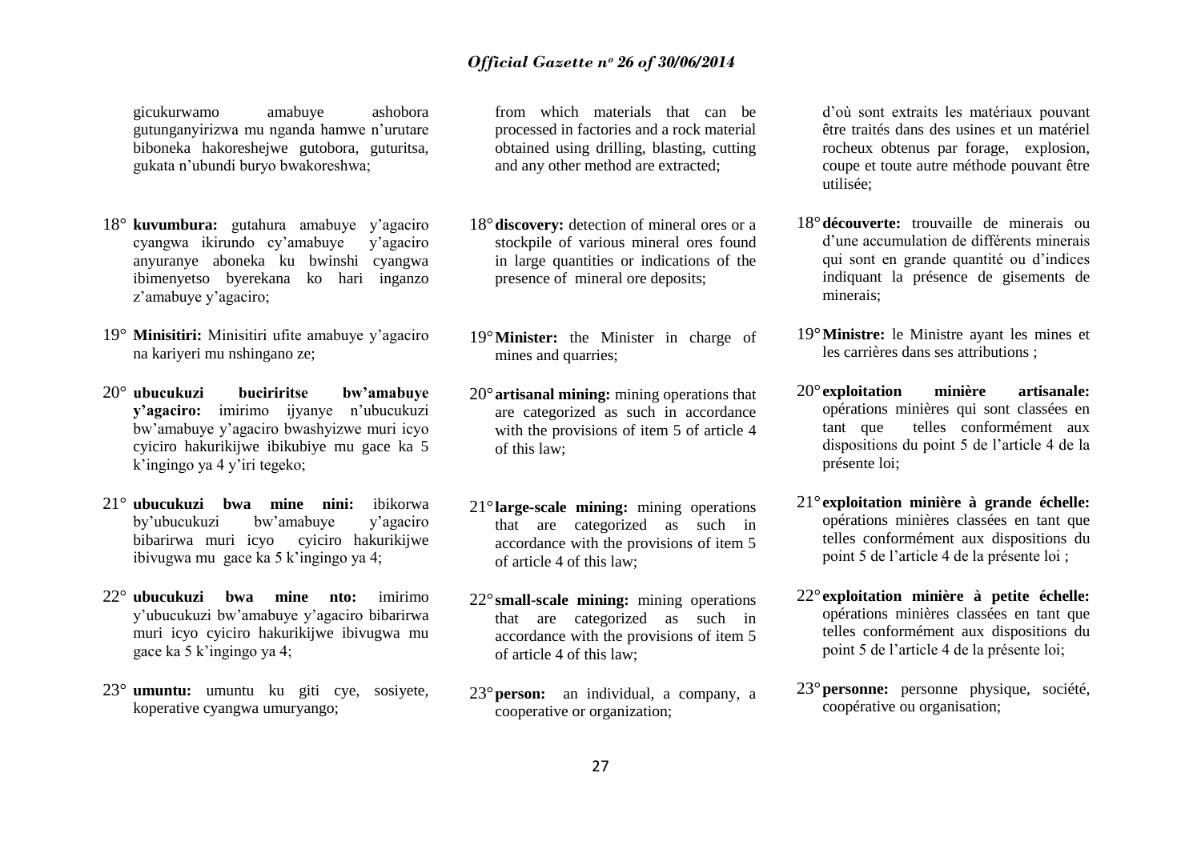gicukurwamo amabuye ashobora gutunganyirizwa mu nganda hamwe n'urutare biboneka hakoreshejwe gutobora, guturitsa, gukata n'ubundi buryo bwakoreshwa;

18° **kuvumbura:** gutahura amabuye y'agaciro cyangwa ikirundo cy'amabuye y'agaciro anyuranye aboneka ku bwinshi cyangwa ibimenyetso byerekana ko hari inganzo z'amabuye y'agaciro;

19° **Minisitiri:** Minisitiri ufite amabuye y'agaciro na kariyeri mu nshingano ze;

20° **ubucukuzi buciriritse bw'amabuye y'agaciro:** imirimo ijyanye n'ubucukuzi bw'amabuye y'agaciro bwashyizwe muri icyo cyiciro hakurikijwe ibikubiye mu gace ka 5 k'ingingo ya 4 y'iri tegeko;

21° **ubucukuzi bwa mine nini:** ibikorwa by'ubucukuzi bw'amabuye y'agaciro bibarirwa muri icyo cyiciro hakurikijwe ibivugwa mu gace ka 5 k'ingingo ya 4;

22° **ubucukuzi bwa mine nto:** imirimo y'ubucukuzi bw'amabuye y'agaciro bibarirwa muri icyo cyiciro hakurikijwe ibivugwa mu gace ka 5 k'ingingo ya 4;

23° **umuntu:** umuntu ku giti cye, sosiyete, koperative cyangwa umuryango;

from which materials that can be processed in factories and a rock material obtained using drilling, blasting, cutting and any other method are extracted;

18° **discovery:** detection of mineral ores or a stockpile of various mineral ores found in large quantities or indications of the presence of mineral ore deposits;

19° **Minister:** the Minister in charge of mines and quarries;

20° **artisanal mining:** mining operations that are categorized as such in accordance with the provisions of item 5 of article 4 of this law;

21° **large-scale mining:** mining operations that are categorized as such in accordance with the provisions of item 5 of article 4 of this law;

22° **small-scale mining:** mining operations that are categorized as such in accordance with the provisions of item 5 of article 4 of this law;

23° **person:** an individual, a company, a cooperative or organization;

d'où sont extraits les matériaux pouvant être traités dans des usines et un matériel rocheux obtenus par forage, explosion, coupe et toute autre méthode pouvant être utilisée;

18° **découverte:** trouvaille de minerais ou d'une accumulation de différents minerais qui sont en grande quantité ou d'indices indiquant la présence de gisements de minerais;

19° **Ministre:** le Ministre ayant les mines et les carrières dans ses attributions ;

20° **exploitation minière artisanale:** opérations minières qui sont classées en tant que telles conformément aux dispositions du point 5 de l'article 4 de la présente loi;

21° **exploitation minière à grande échelle:** opérations minières classées en tant que telles conformément aux dispositions du point 5 de l'article 4 de la présente loi ;

22° **exploitation minière à petite échelle:** opérations minières classées en tant que telles conformément aux dispositions du point 5 de l'article 4 de la présente loi;

23° **personne:** personne physique, société, coopérative ou organisation;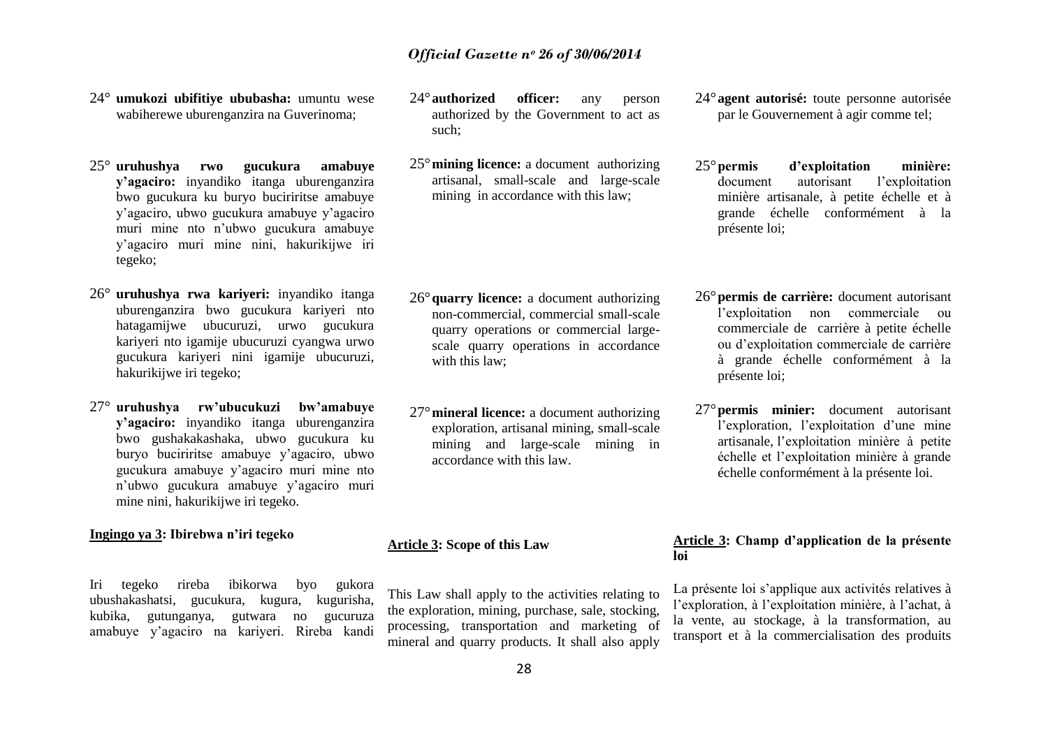24° **umukozi ubifitiye ububasha:** umuntu wese wabiherewe uburenganzira na Guverinoma;

25° **uruhushya rwo gucukura amabuye y'agaciro:** inyandiko itanga uburenganzira bwo gucukura ku buryo buciriritse amabuye y'agaciro, ubwo gucukura amabuye y'agaciro muri mine nto n'ubwo gucukura amabuye y'agaciro muri mine nini, hakurikijwe iri tegeko;

26° **uruhushya rwa kariyeri:** inyandiko itanga uburenganzira bwo gucukura kariyeri nto hatagamijwe ubucuruzi, urwo gucukura kariyeri nto igamije ubucuruzi cyangwa urwo gucukura kariyeri nini igamije ubucuruzi, hakurikijwe iri tegeko;

27° **uruhushya rw'ubucukuzi bw'amabuye y'agaciro:** inyandiko itanga uburenganzira bwo gushakakashaka, ubwo gucukura ku buryo buciriritse amabuye y'agaciro, ubwo gucukura amabuye y'agaciro muri mine nto n'ubwo gucukura amabuye y'agaciro muri mine nini, hakurikijwe iri tegeko.

**Ingingo ya 3: Ibirebwa n'iri tegeko**

Iri tegeko rireba ibikorwa byo gukora ubushakashatsi, gucukura, kugura, kugurisha, kubika, gutunganya, gutwara no gucuruza amabuye y'agaciro na kariyeri. Rireba kandi

24° **authorized officer:** any person authorized by the Government to act as such;

25° **mining licence:** a document authorizing artisanal, small-scale and large-scale mining in accordance with this law;

26° **quarry licence:** a document authorizing non-commercial, commercial small-scale quarry operations or commercial large-scale quarry operations in accordance with this law;

27° **mineral licence:** a document authorizing exploration, artisanal mining, small-scale mining and large-scale mining in accordance with this law.

**Article 3: Scope of this Law**

This Law shall apply to the activities relating to the exploration, mining, purchase, sale, stocking, processing, transportation and marketing of mineral and quarry products. It shall also apply

24° **agent autorisé:** toute personne autorisée par le Gouvernement à agir comme tel;

25° **permis d'exploitation minière:** document autorisant l'exploitation minière artisanale, à petite échelle et à grande échelle conformément à la présente loi;

26° **permis de carrière:** document autorisant l'exploitation non commerciale ou commerciale de carrière à petite échelle ou d'exploitation commerciale de carrière à grande échelle conformément à la présente loi;

27° **permis minier:** document autorisant l'exploration, l'exploitation d'une mine artisanale, l'exploitation minière à petite échelle et l'exploitation minière à grande échelle conformément à la présente loi.

**Article 3: Champ d'application de la présente loi**

La présente loi s'applique aux activités relatives à l'exploration, à l'exploitation minière, à l'achat, à la vente, au stockage, à la transformation, au transport et à la commercialisation des produits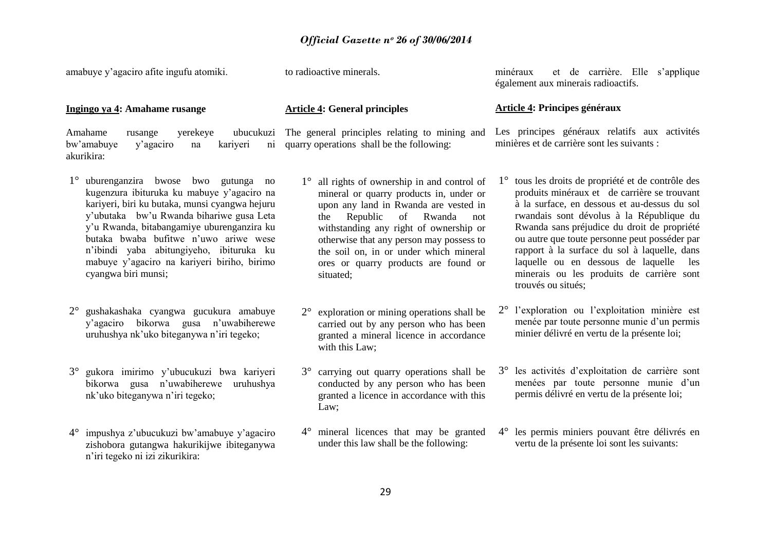amabuye y'agaciro afite ingufu atomiki.

**Ingingo ya 4: Amahame rusange**

Amahame rusange yerekeye ubucukuzi bw'amabuye y'agaciro na kariyeri ni akurikira:

1° uburenganzira bwose bwo gutunga no kugenzura ibituruka ku mabuye y'agaciro na kariyeri, biri ku butaka, munsi cyangwa hejuru y'ubutaka bw'u Rwanda bihariwe gusa Leta y'u Rwanda, bitabangamiye uburenganzira ku butaka bwaba bufitwe n'uwo ariwe wese n'ibindi yaba abitungiyeho, ibituruka ku mabuye y'agaciro na kariyeri biriho, birimo cyangwa biri munsi;

2° gushakashaka cyangwa gucukura amabuye y'agaciro bikorwa gusa n'uwabiherewe uruhushya nk'uko biteganywa n'iri tegeko;

3° gukora imirimo y'ubucukuzi bwa kariyeri bikorwa gusa n'uwabiherewe uruhushya nk'uko biteganywa n'iri tegeko;

4° impushya z'ubucukuzi bw'amabuye y'agaciro zishobora gutangwa hakurikijwe ibiteganywa n'iri tegeko ni izi zikurikira:

to radioactive minerals.

**Article 4: General principles**

The general principles relating to mining and quarry operations shall be the following:

1° all rights of ownership in and control of mineral or quarry products in, under or upon any land in Rwanda are vested in the Republic of Rwanda not withstanding any right of ownership or otherwise that any person may possess to the soil on, in or under which mineral ores or quarry products are found or situated;

2° exploration or mining operations shall be carried out by any person who has been granted a mineral licence in accordance with this Law;

3° carrying out quarry operations shall be conducted by any person who has been granted a licence in accordance with this Law;

4° mineral licences that may be granted under this law shall be the following:

minéraux et de carrière. Elle s'applique également aux minerais radioactifs.

**Article 4: Principes généraux**

Les principes généraux relatifs aux activités minières et de carrière sont les suivants :

1° tous les droits de propriété et de contrôle des produits minéraux et de carrière se trouvant à la surface, en dessous et au-dessus du sol rwandais sont dévolus à la République du Rwanda sans préjudice du droit de propriété ou autre que toute personne peut posséder par rapport à la surface du sol à laquelle, dans laquelle ou en dessous de laquelle les minerais ou les produits de carrière sont trouvés ou situés;

2° l'exploration ou l'exploitation minière est menée par toute personne munie d'un permis minier délivré en vertu de la présente loi;

3° les activités d'exploitation de carrière sont menées par toute personne munie d'un permis délivré en vertu de la présente loi;

4° les permis miniers pouvant être délivrés en vertu de la présente loi sont les suivants: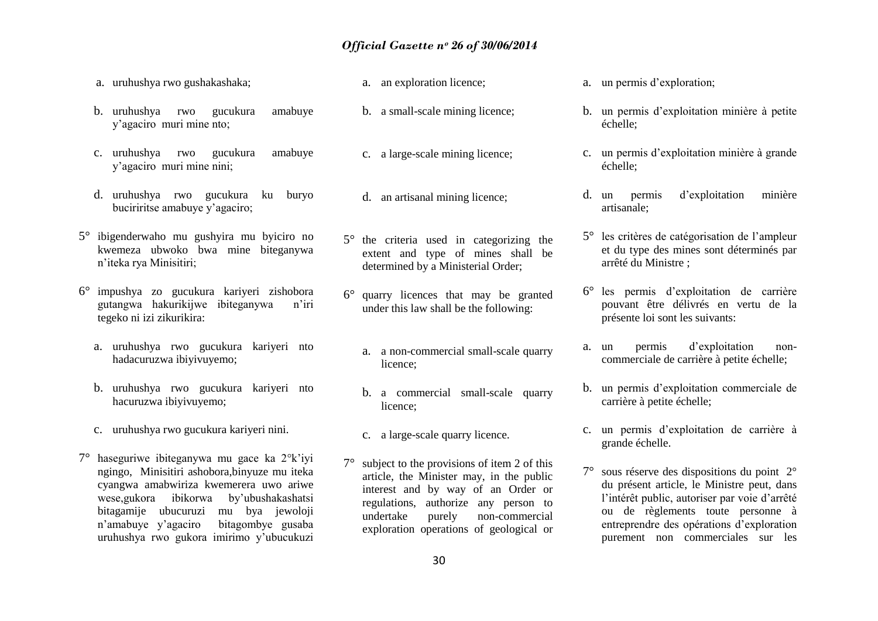a. uruhushya rwo gushakashaka;

b. uruhushya rwo gucukura amabuye y'agaciro muri mine nto;

c. uruhushya rwo gucukura amabuye y'agaciro muri mine nini;

d. uruhushya rwo gucukura ku buryo buciriritse amabuye y'agaciro;

5° ibigenderwaho mu gushyira mu byiciro no kwemeza ubwoko bwa mine biteganywa n'iteka rya Minisitiri;

6° impushya zo gucukura kariyeri zishobora gutangwa hakurikijwe ibiteganywa n'iri tegeko ni izi zikurikira:

a. uruhushya rwo gucukura kariyeri nto hadacuruzwa ibiyivuyemo;

b. uruhushya rwo gucukura kariyeri nto hacuruzwa ibiyivuyemo;

c. uruhushya rwo gucukura kariyeri nini.

7° haseguriwe ibiteganywa mu gace ka 2°k'iyi ngingo, Minisitiri ashobora,binyuze mu iteka cyangwa amabwiriza kwemerera uwo ariwe wese,gukora ibikorwa by'ubushakashatsi bitagamije ubucuruzi mu bya jewoloji n'amabuye y'agaciro bitagombye gusaba uruhushya rwo gukora imirimo y'ubucukuzi

a. an exploration licence;

b. a small-scale mining licence;

c. a large-scale mining licence;

d. an artisanal mining licence;

5° the criteria used in categorizing the extent and type of mines shall be determined by a Ministerial Order;

6° quarry licences that may be granted under this law shall be the following:

a. a non-commercial small-scale quarry licence;

b. a commercial small-scale quarry licence;

c. a large-scale quarry licence.

7° subject to the provisions of item 2 of this article, the Minister may, in the public interest and by way of an Order or regulations, authorize any person to undertake purely non-commercial exploration operations of geological or

a. un permis d'exploration;

b. un permis d'exploitation minière à petite échelle;

c. un permis d'exploitation minière à grande échelle;

d. un permis d'exploitation minière artisanale;

5° les critères de catégorisation de l'ampleur et du type des mines sont déterminés par arrêté du Ministre ;

6° les permis d'exploitation de carrière pouvant être délivrés en vertu de la présente loi sont les suivants:

a. un permis d'exploitation non-commerciale de carrière à petite échelle;

b. un permis d'exploitation commerciale de carrière à petite échelle;

c. un permis d'exploitation de carrière à grande échelle.

7° sous réserve des dispositions du point 2° du présent article, le Ministre peut, dans l'intérêt public, autoriser par voie d'arrêté ou de règlements toute personne à entreprendre des opérations d'exploration purement non commerciales sur les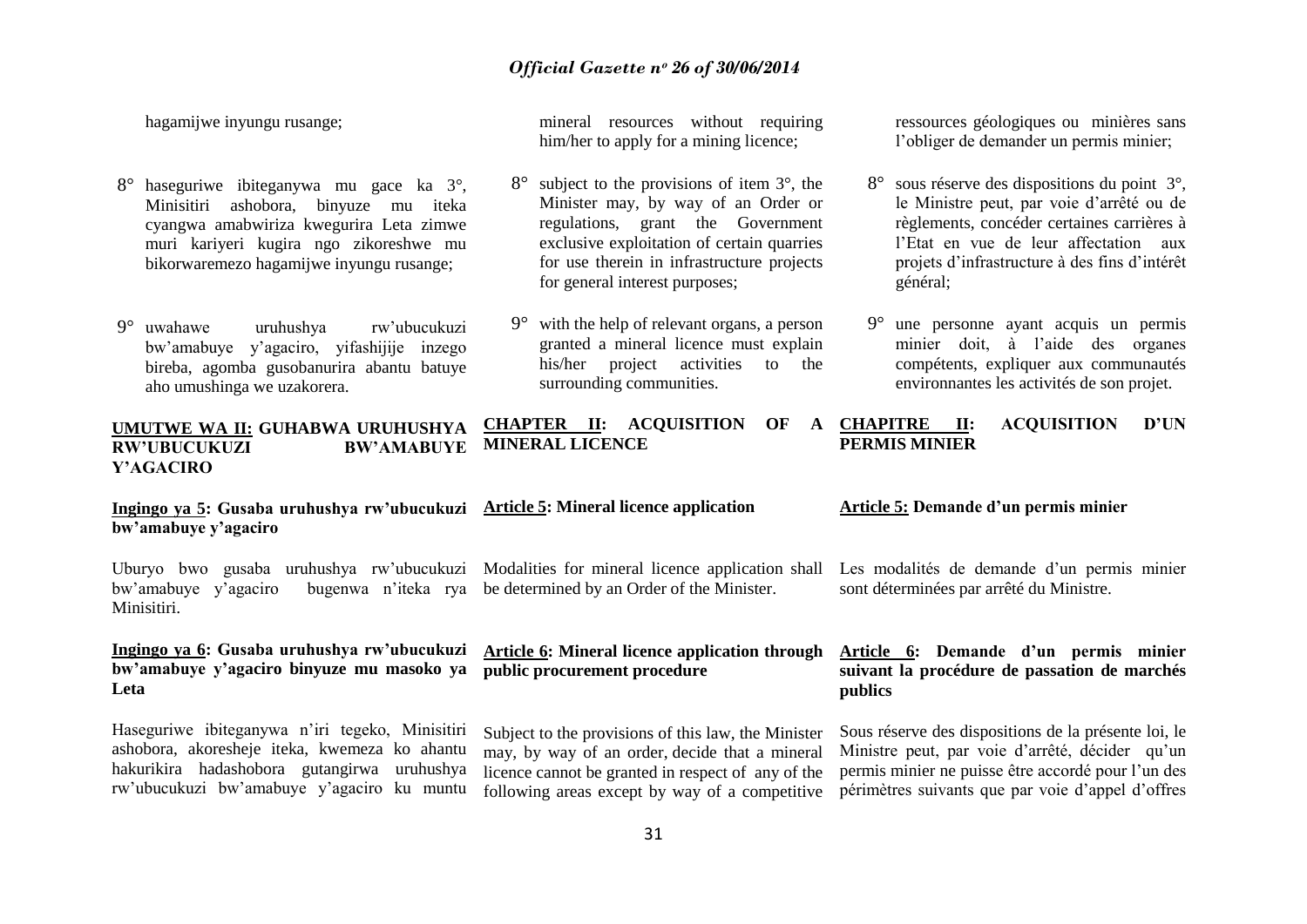hagamijwe inyungu rusange;

8° haseguriwe ibiteganywa mu gace ka 3°, Minisitiri ashobora, binyuze mu iteka cyangwa amabwiriza kwegurira Leta zimwe muri kariyeri kugira ngo zikoreshwe mu bikorwaremezo hagamijwe inyungu rusange;

9° uwahawe uruhushya rw'ubucukuzi bw'amabuye y'agaciro, yifashijije inzego bireba, agomba gusobanurira abantu batuye aho umushinga we uzakorera.

## UMUTWE WA II: GUHABWA URUHUSHYA RW'UBUCUKUZI BW'AMABUYE Y'AGACIRO

### Ingingo ya 5: Gusaba uruhushya rw'ubucukuzi bw'amabuye y'agaciro

Uburyo bwo gusaba uruhushya rw'ubucukuzi bw'amabuye y'agaciro bugenwa n'iteka rya Minisitiri.

### Ingingo ya 6: Gusaba uruhushya rw'ubucukuzi bw'amabuye y'agaciro binyuze mu masoko ya Leta

Haseguriwe ibiteganywa n'iri tegeko, Minisitiri ashobora, akoresheje iteka, kwemeza ko ahantu hakurikira hadashobora gutangirwa uruhushya rw'ubucukuzi bw'amabuye y'agaciro ku muntu

mineral resources without requiring him/her to apply for a mining licence;

8° subject to the provisions of item 3°, the Minister may, by way of an Order or regulations, grant the Government exclusive exploitation of certain quarries for use therein in infrastructure projects for general interest purposes;

9° with the help of relevant organs, a person granted a mineral licence must explain his/her project activities to the surrounding communities.

## CHAPTER II: ACQUISITION OF A MINERAL LICENCE

### Article 5: Mineral licence application

Modalities for mineral licence application shall be determined by an Order of the Minister.

### Article 6: Mineral licence application through public procurement procedure

Subject to the provisions of this law, the Minister may, by way of an order, decide that a mineral licence cannot be granted in respect of any of the following areas except by way of a competitive

ressources géologiques ou minières sans l'obliger de demander un permis minier;

8° sous réserve des dispositions du point 3°, le Ministre peut, par voie d'arrêté ou de règlements, concéder certaines carrières à l'Etat en vue de leur affectation aux projets d'infrastructure à des fins d'intérêt général;

9° une personne ayant acquis un permis minier doit, à l'aide des organes compétents, expliquer aux communautés environnantes les activités de son projet.

## CHAPITRE II: ACQUISITION D'UN PERMIS MINIER

### Article 5: Demande d'un permis minier

Les modalités de demande d'un permis minier sont déterminées par arrêté du Ministre.

### Article 6: Demande d'un permis minier suivant la procédure de passation de marchés publics

Sous réserve des dispositions de la présente loi, le Ministre peut, par voie d'arrêté, décider qu'un permis minier ne puisse être accordé pour l'un des périmètres suivants que par voie d'appel d'offres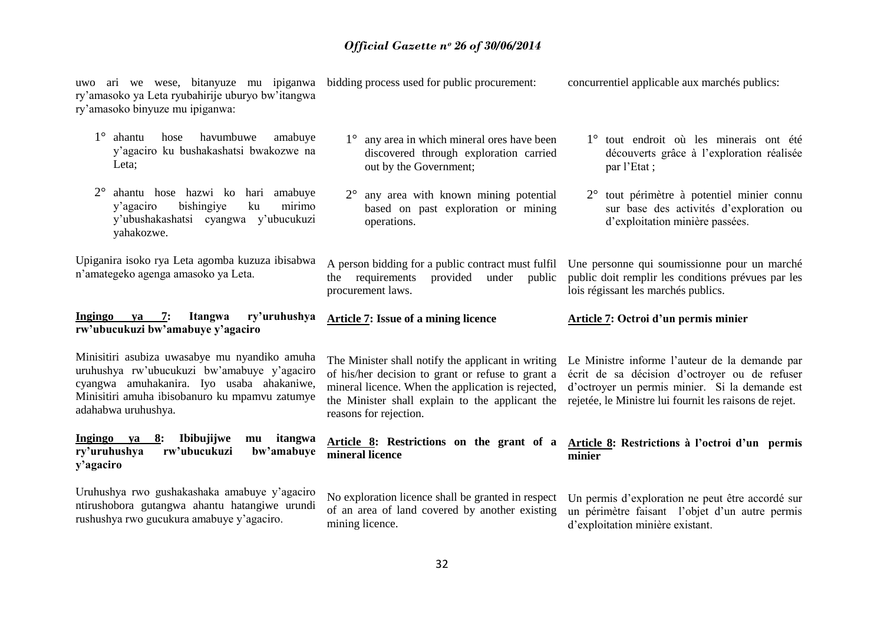uwo ari we wese, bitanyuze mu ipiganwa ry'amasoko ya Leta ryubahirije uburyo bw'itangwa ry'amasoko binyuze mu ipiganwa:

1° ahantu hose havumbuwe amabuye y'agaciro ku bushakashatsi bwakozwe na Leta;

2° ahantu hose hazwi ko hari amabuye y'agaciro bishingiye ku mirimo y'ubushakashatsi cyangwa y'ubucukuzi yahakozwe.

Upiganira isoko rya Leta agomba kuzuza ibisabwa n'amategeko agenga amasoko ya Leta.

**Ingingo ya 7: Itangwa ry'uruhushya rw'ubucukuzi bw'amabuye y'agaciro**

Minisitiri asubiza uwasabye mu nyandiko amuha uruhushya rw'ubucukuzi bw'amabuye y'agaciro cyangwa amuhakanira. Iyo usaba ahakaniwe, Minisitiri amuha ibisobanuro ku mpamvu zatumye adahabwa uruhushya.

**Ingingo ya 8: Ibibujijwe mu itangwa ry'uruhushya rw'ubucukuzi bw'amabuye y'agaciro**

Uruhushya rwo gushakashaka amabuye y'agaciro ntirushobora gutangwa ahantu hatangiwe urundi rushushya rwo gucukura amabuye y'agaciro.

bidding process used for public procurement:

1° any area in which mineral ores have been discovered through exploration carried out by the Government;

2° any area with known mining potential based on past exploration or mining operations.

A person bidding for a public contract must fulfil the requirements provided under public procurement laws.

**Article 7: Issue of a mining licence**

The Minister shall notify the applicant in writing of his/her decision to grant or refuse to grant a mineral licence. When the application is rejected, the Minister shall explain to the applicant the reasons for rejection.

**Article 8: Restrictions on the grant of a mineral licence**

No exploration licence shall be granted in respect of an area of land covered by another existing mining licence.

concurrentiel applicable aux marchés publics:

1° tout endroit où les minerais ont été découverts grâce à l'exploration réalisée par l'Etat ;

2° tout périmètre à potentiel minier connu sur base des activités d'exploration ou d'exploitation minière passées.

Une personne qui soumissionne pour un marché public doit remplir les conditions prévues par les lois régissant les marchés publics.

**Article 7: Octroi d'un permis minier**

Le Ministre informe l'auteur de la demande par écrit de sa décision d'octroyer ou de refuser d'octroyer un permis minier. Si la demande est rejetée, le Ministre lui fournit les raisons de rejet.

**Article 8: Restrictions à l'octroi d'un permis minier**

Un permis d'exploration ne peut être accordé sur un périmètre faisant l'objet d'un autre permis d'exploitation minière existant.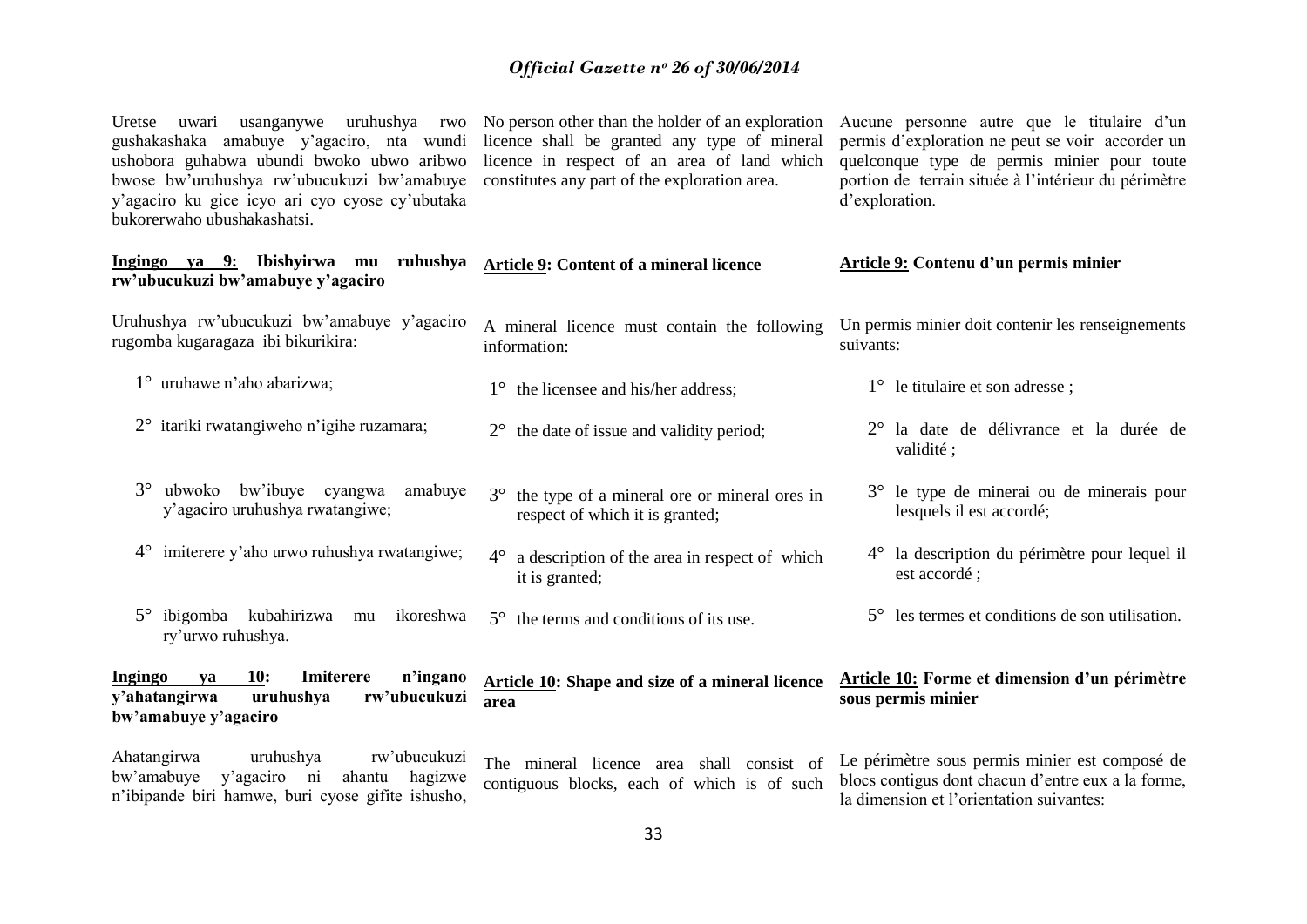Uretse uwari usanganywe uruhushya rwo gushakashaka amabuye y'agaciro, nta wundi ushobora guhabwa ubundi bwoko ubwo aribwo bwose bw'uruhushya rw'ubucukuzi bw'amabuye y'agaciro ku gice icyo ari cyo cyose cy'ubutaka bukorerwaho ubushakashatsi.

**Ingingo ya 9: Ibishyirwa mu ruhushya rw'ubucukuzi bw'amabuye y'agaciro**

Uruhushya rw'ubucukuzi bw'amabuye y'agaciro rugomba kugaragaza ibi bikurikira:

1° uruhawe n'aho abarizwa;

2° itariki rwatangiweho n'igihe ruzamara;

3° ubwoko bw'ibuye cyangwa amabuye y'agaciro uruhushya rwatangiwe;

4° imiterere y'aho urwo ruhushya rwatangiwe;

5° ibigomba kubahirizwa mu ikoreshwa ry'urwo ruhushya.

**Ingingo ya 10: Imiterere n'ingano y'ahatangirwa uruhushya rw'ubucukuzi bw'amabuye y'agaciro**

Ahatangirwa uruhushya rw'ubucukuzi bw'amabuye y'agaciro ni ahantu hagizwe n'ibipande biri hamwe, buri cyose gifite ishusho,

No person other than the holder of an exploration licence shall be granted any type of mineral licence in respect of an area of land which constitutes any part of the exploration area.

**Article 9: Content of a mineral licence**

A mineral licence must contain the following information:

1° the licensee and his/her address;

2° the date of issue and validity period;

3° the type of a mineral ore or mineral ores in respect of which it is granted;

4° a description of the area in respect of which it is granted;

5° the terms and conditions of its use.

**Article 10: Shape and size of a mineral licence area**

The mineral licence area shall consist of contiguous blocks, each of which is of such

Aucune personne autre que le titulaire d'un permis d'exploration ne peut se voir accorder un quelconque type de permis minier pour toute portion de terrain située à l'intérieur du périmètre d'exploration.

**Article 9: Contenu d'un permis minier**

Un permis minier doit contenir les renseignements suivants:

1° le titulaire et son adresse ;

2° la date de délivrance et la durée de validité ;

3° le type de minerai ou de minerais pour lesquels il est accordé;

4° la description du périmètre pour lequel il est accordé ;

5° les termes et conditions de son utilisation.

**Article 10: Forme et dimension d'un périmètre sous permis minier**

Le périmètre sous permis minier est composé de blocs contigus dont chacun d'entre eux a la forme, la dimension et l'orientation suivantes: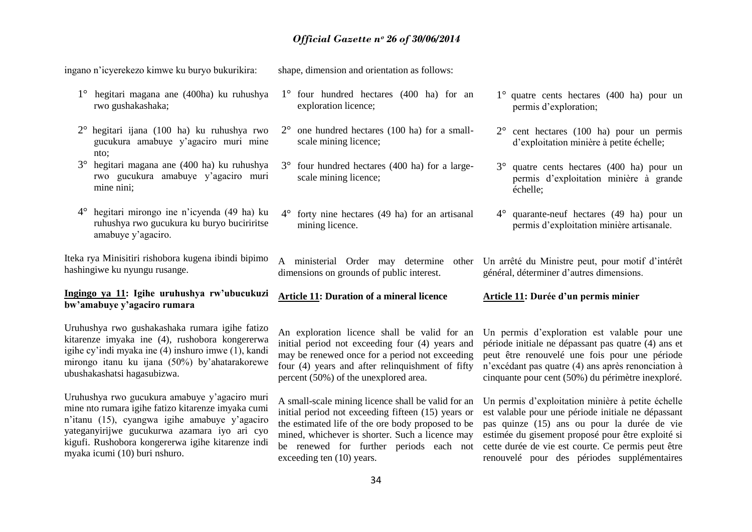ingano n'icyerekezo kimwe ku buryo bukurikira:

1° hegitari magana ane (400ha) ku ruhushya rwo gushakashaka;

2° hegitari ijana (100 ha) ku ruhushya rwo gucukura amabuye y'agaciro muri mine nto;

3° hegitari magana ane (400 ha) ku ruhushya rwo gucukura amabuye y'agaciro muri mine nini;

4° hegitari mirongo ine n'icyenda (49 ha) ku ruhushya rwo gucukura ku buryo buciriritse amabuye y'agaciro.

Iteka rya Minisitiri rishobora kugena ibindi bipimo hashingiwe ku nyungu rusange.

**Ingingo ya 11: Igihe uruhushya rw'ubucukuzi bw'amabuye y'agaciro rumara**

Uruhushya rwo gushakashaka rumara igihe fatizo kitarenze imyaka ine (4), rushobora kongererwa igihe cy'indi myaka ine (4) inshuro imwe (1), kandi mirongo itanu ku ijana (50%) by'ahatarakorewe ubushakashatsi hagasubizwa.

Uruhushya rwo gucukura amabuye y'agaciro muri mine nto rumara igihe fatizo kitarenze imyaka cumi n'itanu (15), cyangwa igihe amabuye y'agaciro yateganyirijwe gucukurwa azamara iyo ari cyo kigufi. Rushobora kongererwa igihe kitarenze indi myaka icumi (10) buri nshuro.

shape, dimension and orientation as follows:

1° four hundred hectares (400 ha) for an exploration licence;

2° one hundred hectares (100 ha) for a small-scale mining licence;

3° four hundred hectares (400 ha) for a large-scale mining licence;

4° forty nine hectares (49 ha) for an artisanal mining licence.

A ministerial Order may determine other dimensions on grounds of public interest.

**Article 11: Duration of a mineral licence**

An exploration licence shall be valid for an initial period not exceeding four (4) years and may be renewed once for a period not exceeding four (4) years and after relinquishment of fifty percent (50%) of the unexplored area.

A small-scale mining licence shall be valid for an initial period not exceeding fifteen (15) years or the estimated life of the ore body proposed to be mined, whichever is shorter. Such a licence may be renewed for further periods each not exceeding ten (10) years.

1° quatre cents hectares (400 ha) pour un permis d'exploration;

2° cent hectares (100 ha) pour un permis d'exploitation minière à petite échelle;

3° quatre cents hectares (400 ha) pour un permis d'exploitation minière à grande échelle;

4° quarante-neuf hectares (49 ha) pour un permis d'exploitation minière artisanale.

Un arrêté du Ministre peut, pour motif d'intérêt général, déterminer d'autres dimensions.

**Article 11: Durée d'un permis minier**

Un permis d'exploration est valable pour une période initiale ne dépassant pas quatre (4) ans et peut être renouvelé une fois pour une période n'excédant pas quatre (4) ans après renonciation à cinquante pour cent (50%) du périmètre inexploré.

Un permis d'exploitation minière à petite échelle est valable pour une période initiale ne dépassant pas quinze (15) ans ou pour la durée de vie estimée du gisement proposé pour être exploité si cette durée de vie est courte. Ce permis peut être renouvelé pour des périodes supplémentaires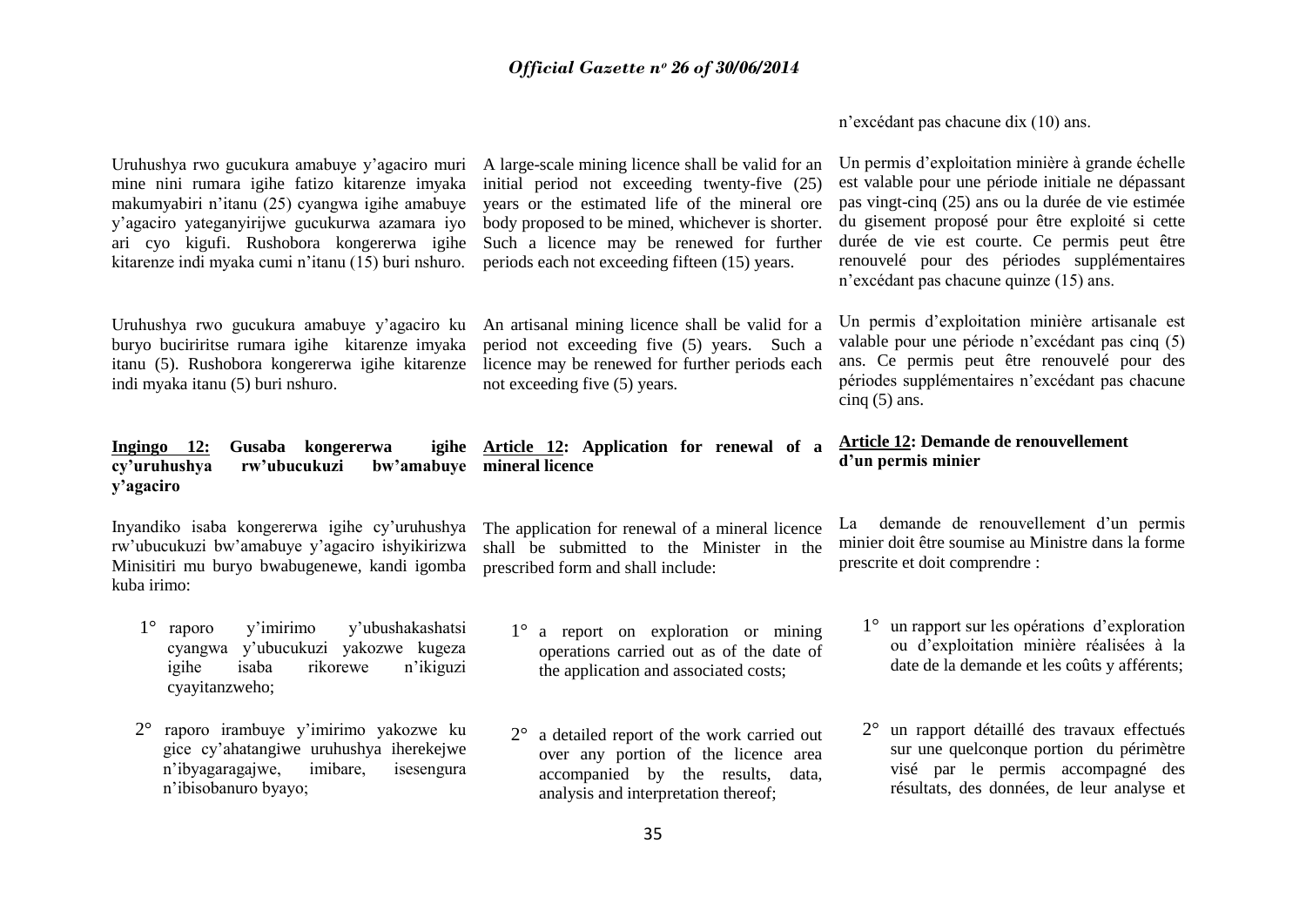n'excédant pas chacune dix (10) ans.

Uruhushya rwo gucukura amabuye y'agaciro muri mine nini rumara igihe fatizo kitarenze imyaka makumyabiri n'itanu (25) cyangwa igihe amabuye y'agaciro yateganyirijwe gucukurwa azamara iyo ari cyo kigufi. Rushobora kongererwa igihe kitarenze indi myaka cumi n'itanu (15) buri nshuro.

Uruhushya rwo gucukura amabuye y'agaciro ku buryo buciriritse rumara igihe kitarenze imyaka itanu (5). Rushobora kongererwa igihe kitarenze indi myaka itanu (5) buri nshuro.

**Ingingo 12: Gusaba kongererwa igihe cy'uruhushya rw'ubucukuzi bw'amabuye y'agaciro**

Inyandiko isaba kongererwa igihe cy'uruhushya rw'ubucukuzi bw'amabuye y'agaciro ishyikirizwa Minisitiri mu buryo bwabugenewe, kandi igomba kuba irimo:

1° raporo y'imirimo y'ubushakashatsi cyangwa y'ubucukuzi yakozwe kugeza igihe isaba rikorewe n'ikiguzi cyayitanzweho;

2° raporo irambuye y'imirimo yakozwe ku gice cy'ahatangiwe uruhushya iherekejwe n'ibyagaragajwe, imibare, isesengura n'ibisobanuro byayo;

A large-scale mining licence shall be valid for an initial period not exceeding twenty-five (25) years or the estimated life of the mineral ore body proposed to be mined, whichever is shorter. Such a licence may be renewed for further periods each not exceeding fifteen (15) years.

An artisanal mining licence shall be valid for a period not exceeding five (5) years. Such a licence may be renewed for further periods each not exceeding five (5) years.

**Article 12: Application for renewal of a mineral licence**

The application for renewal of a mineral licence shall be submitted to the Minister in the prescribed form and shall include:

1° a report on exploration or mining operations carried out as of the date of the application and associated costs;

2° a detailed report of the work carried out over any portion of the licence area accompanied by the results, data, analysis and interpretation thereof;

Un permis d'exploitation minière à grande échelle est valable pour une période initiale ne dépassant pas vingt-cinq (25) ans ou la durée de vie estimée du gisement proposé pour être exploité si cette durée de vie est courte. Ce permis peut être renouvelé pour des périodes supplémentaires n'excédant pas chacune quinze (15) ans.

Un permis d'exploitation minière artisanale est valable pour une période n'excédant pas cinq (5) ans. Ce permis peut être renouvelé pour des périodes supplémentaires n'excédant pas chacune cinq (5) ans.

**Article 12: Demande de renouvellement d'un permis minier**

La demande de renouvellement d'un permis minier doit être soumise au Ministre dans la forme prescrite et doit comprendre :

1° un rapport sur les opérations d'exploration ou d'exploitation minière réalisées à la date de la demande et les coûts y afférents;

2° un rapport détaillé des travaux effectués sur une quelconque portion du périmètre visé par le permis accompagné des résultats, des données, de leur analyse et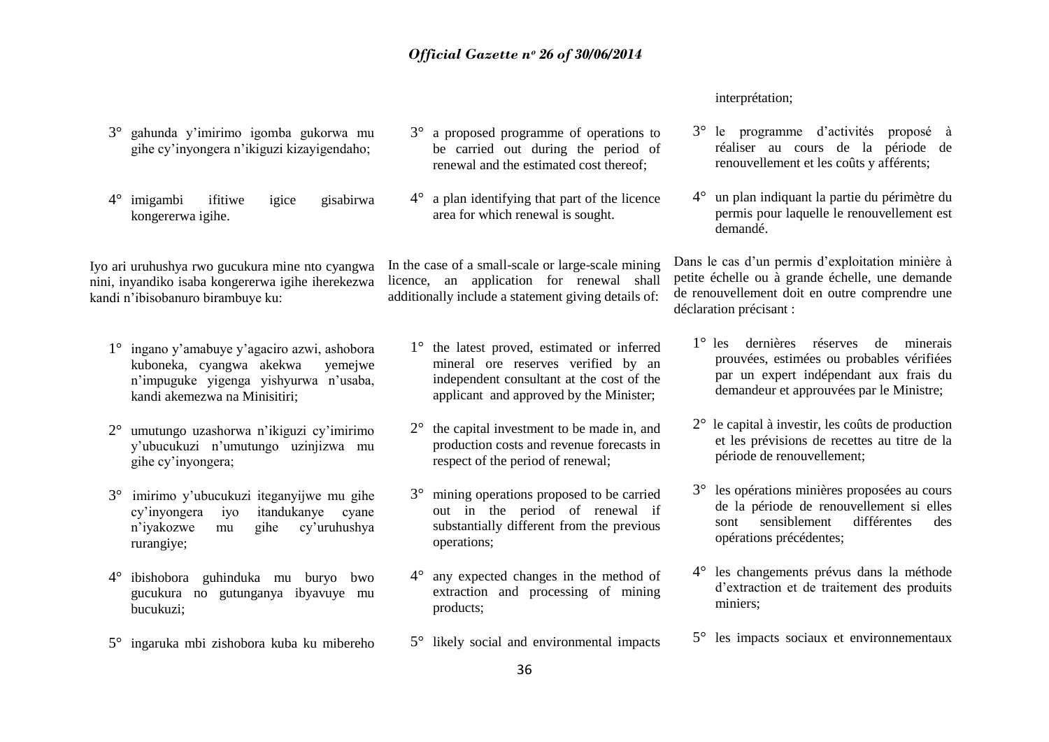3° gahunda y'imirimo igomba gukorwa mu gihe cy'inyongera n'ikiguzi kizayigendaho;

4° imigambi ifitiwe igice gisabirwa kongererwa igihe.

Iyo ari uruhushya rwo gucukura mine nto cyangwa nini, inyandiko isaba kongererwa igihe iherekezwa kandi n'ibisobanuro birambuye ku:

1° ingano y'amabuye y'agaciro azwi, ashobora kuboneka, cyangwa akekwa yemejwe n'impuguke yigenga yishyurwa n'usaba, kandi akemezwa na Minisitiri;

2° umutungo uzashorwa n'ikiguzi cy'imirimo y'ubucukuzi n'umutungo uzinjizwa mu gihe cy'inyongera;

3° imirimo y'ubucukuzi iteganyijwe mu gihe cy'inyongera iyo itandukanye cyane n'iyakozwe mu gihe cy'uruhushya rurangiye;

4° ibishobora guhinduka mu buryo bwo gucukura no gutunganya ibyavuye mu bucukuzi;

5° ingaruka mbi zishobora kuba ku mibereho

3° a proposed programme of operations to be carried out during the period of renewal and the estimated cost thereof;

4° a plan identifying that part of the licence area for which renewal is sought.

In the case of a small-scale or large-scale mining licence, an application for renewal shall additionally include a statement giving details of:

1° the latest proved, estimated or inferred mineral ore reserves verified by an independent consultant at the cost of the applicant and approved by the Minister;

2° the capital investment to be made in, and production costs and revenue forecasts in respect of the period of renewal;

3° mining operations proposed to be carried out in the period of renewal if substantially different from the previous operations;

4° any expected changes in the method of extraction and processing of mining products;

5° likely social and environmental impacts

interprétation;

3° le programme d'activités proposé à réaliser au cours de la période de renouvellement et les coûts y afférents;

4° un plan indiquant la partie du périmètre du permis pour laquelle le renouvellement est demandé.

Dans le cas d'un permis d'exploitation minière à petite échelle ou à grande échelle, une demande de renouvellement doit en outre comprendre une déclaration précisant :

1° les dernières réserves de minerais prouvées, estimées ou probables vérifiées par un expert indépendant aux frais du demandeur et approuvées par le Ministre;

2° le capital à investir, les coûts de production et les prévisions de recettes au titre de la période de renouvellement;

3° les opérations minières proposées au cours de la période de renouvellement si elles sont sensiblement différentes des opérations précédentes;

4° les changements prévus dans la méthode d'extraction et de traitement des produits miniers;

5° les impacts sociaux et environnementaux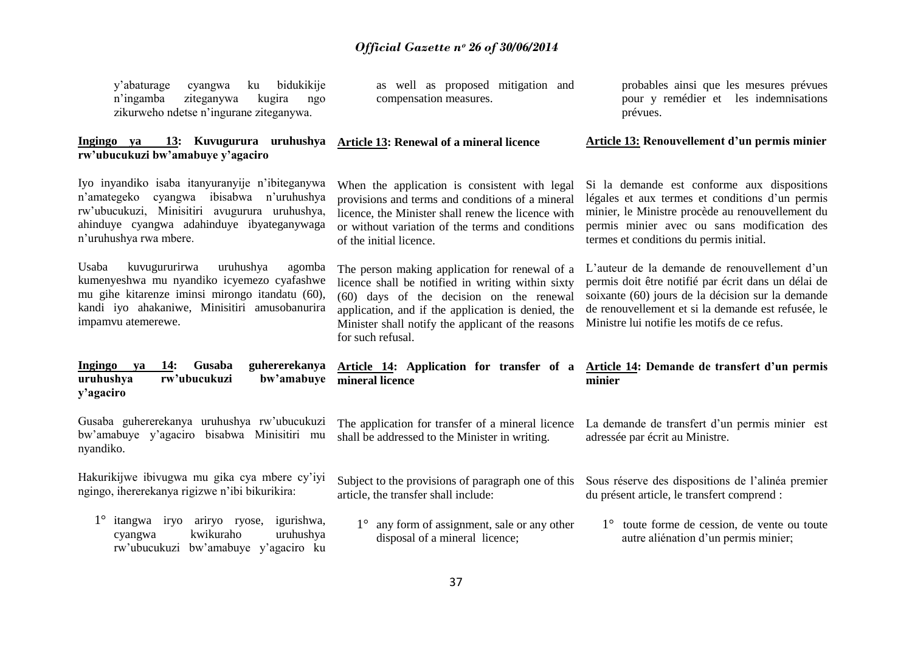y'abaturage cyangwa ku bidukikije n'ingamba ziteganywa kugira ngo zikurweho ndetse n'ingurane ziteganywa.

**Ingingo ya 13: Kuvugurura uruhushya rw'ubucukuzi bw'amabuye y'agaciro**

Iyo inyandiko isaba itanyuranyije n'ibiteganywa n'amategeko cyangwa ibisabwa n'uruhushya rw'ubucukuzi, Minisitiri avugurura uruhushya, ahinduye cyangwa adahinduye ibyateganywaga n'uruhushya rwa mbere.

Usaba kuvugururirwa uruhushya agomba kumenyeshwa mu nyandiko icyemezo cyafashwe mu gihe kitarenze iminsi mirongo itandatu (60), kandi iyo ahakaniwe, Minisitiri amusobanurira impamvu atemerewe.

**Ingingo ya 14: Gusaba guhererekanya uruhushya rw'ubucukuzi bw'amabuye y'agaciro**

Gusaba guhererekanya uruhushya rw'ubucukuzi bw'amabuye y'agaciro bisabwa Minisitiri mu nyandiko.

Hakurikijwe ibivugwa mu gika cya mbere cy'iyi ngingo, ihererekanya rigizwe n'ibi bikurikira:

1° itangwa iryo ariryo ryose, igurishwa, cyangwa kwikuraho uruhushya rw'ubucukuzi bw'amabuye y'agaciro ku

as well as proposed mitigation and compensation measures.

**Article 13: Renewal of a mineral licence**

When the application is consistent with legal provisions and terms and conditions of a mineral licence, the Minister shall renew the licence with or without variation of the terms and conditions of the initial licence.

The person making application for renewal of a licence shall be notified in writing within sixty (60) days of the decision on the renewal application, and if the application is denied, the Minister shall notify the applicant of the reasons for such refusal.

**Article 14: Application for transfer of a mineral licence**

The application for transfer of a mineral licence shall be addressed to the Minister in writing.

Subject to the provisions of paragraph one of this article, the transfer shall include:

1° any form of assignment, sale or any other disposal of a mineral licence;

probables ainsi que les mesures prévues pour y remédier et les indemnisations prévues.

**Article 13: Renouvellement d'un permis minier**

Si la demande est conforme aux dispositions légales et aux termes et conditions d'un permis minier, le Ministre procède au renouvellement du permis minier avec ou sans modification des termes et conditions du permis initial.

L'auteur de la demande de renouvellement d'un permis doit être notifié par écrit dans un délai de soixante (60) jours de la décision sur la demande de renouvellement et si la demande est refusée, le Ministre lui notifie les motifs de ce refus.

**Article 14: Demande de transfert d'un permis minier**

La demande de transfert d'un permis minier est adressée par écrit au Ministre.

Sous réserve des dispositions de l'alinéa premier du présent article, le transfert comprend :

1° toute forme de cession, de vente ou toute autre aliénation d'un permis minier;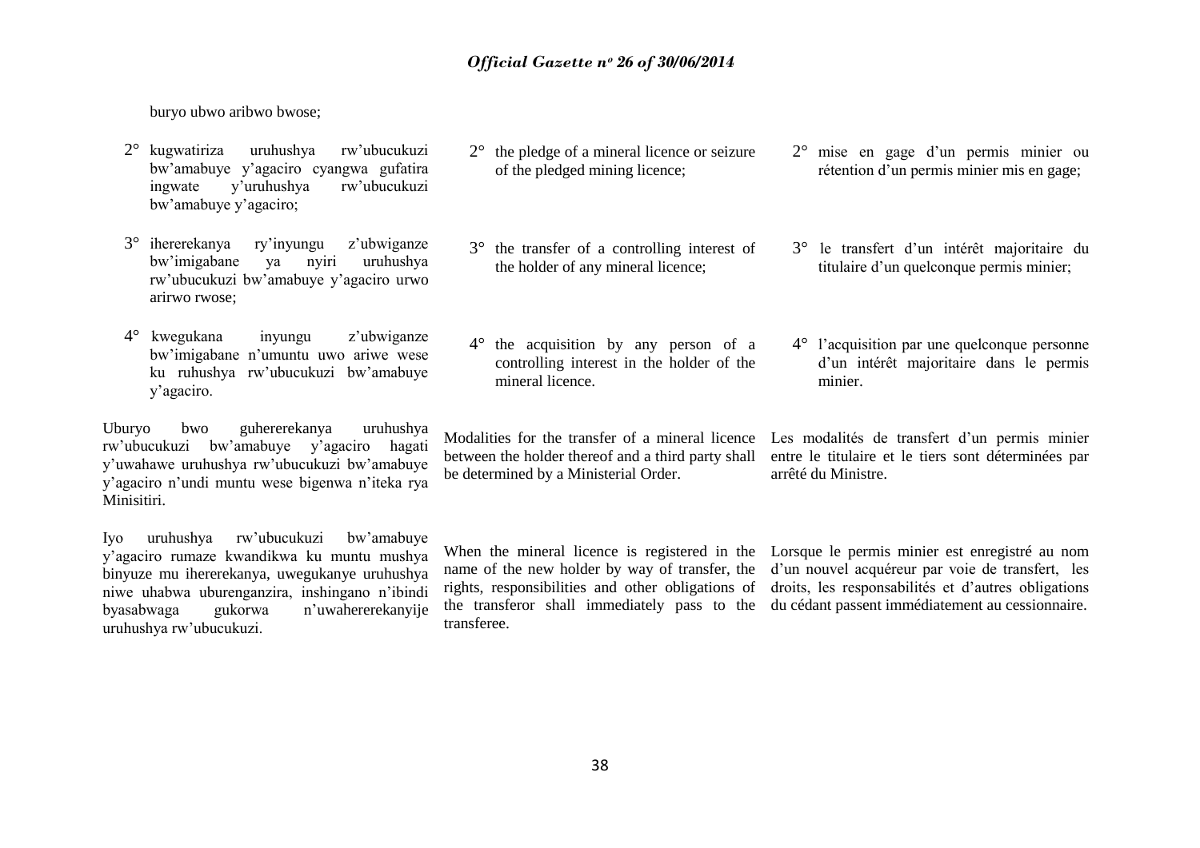buryo ubwo aribwo bwose;

2° kugwatiriza uruhushya rw'ubucukuzi bw'amabuye y'agaciro cyangwa gufatira ingwate y'uruhushya rw'ubucukuzi bw'amabuye y'agaciro;

3° ihererekanya ry'inyungu z'ubwiganze bw'imigabane ya nyiri uruhushya rw'ubucukuzi bw'amabuye y'agaciro urwo arirwo rwose;

4° kwegukana inyungu z'ubwiganze bw'imigabane n'umuntu uwo ariwe wese ku ruhushya rw'ubucukuzi bw'amabuye y'agaciro.

Uburyo bwo guhererekanya uruhushya rw'ubucukuzi bw'amabuye y'agaciro hagati y'uwahawe uruhushya rw'ubucukuzi bw'amabuye y'agaciro n'undi muntu wese bigenwa n'iteka rya Minisitiri.

Iyo uruhushya rw'ubucukuzi bw'amabuye y'agaciro rumaze kwandikwa ku muntu mushya binyuze mu ihererekanya, uwegukanye uruhushya niwe uhabwa uburenganzira, inshingano n'ibindi byasabwaga gukorwa n'uwahererekanyije uruhushya rw'ubucukuzi.

2° the pledge of a mineral licence or seizure of the pledged mining licence;

3° the transfer of a controlling interest of the holder of any mineral licence;

4° the acquisition by any person of a controlling interest in the holder of the mineral licence.

Modalities for the transfer of a mineral licence between the holder thereof and a third party shall be determined by a Ministerial Order.

When the mineral licence is registered in the name of the new holder by way of transfer, the rights, responsibilities and other obligations of the transferor shall immediately pass to the transferee.

2° mise en gage d'un permis minier ou rétention d'un permis minier mis en gage;

3° le transfert d'un intérêt majoritaire du titulaire d'un quelconque permis minier;

4° l'acquisition par une quelconque personne d'un intérêt majoritaire dans le permis minier.

Les modalités de transfert d'un permis minier entre le titulaire et le tiers sont déterminées par arrêté du Ministre.

Lorsque le permis minier est enregistré au nom d'un nouvel acquéreur par voie de transfert, les droits, les responsabilités et d'autres obligations du cédant passent immédiatement au cessionnaire.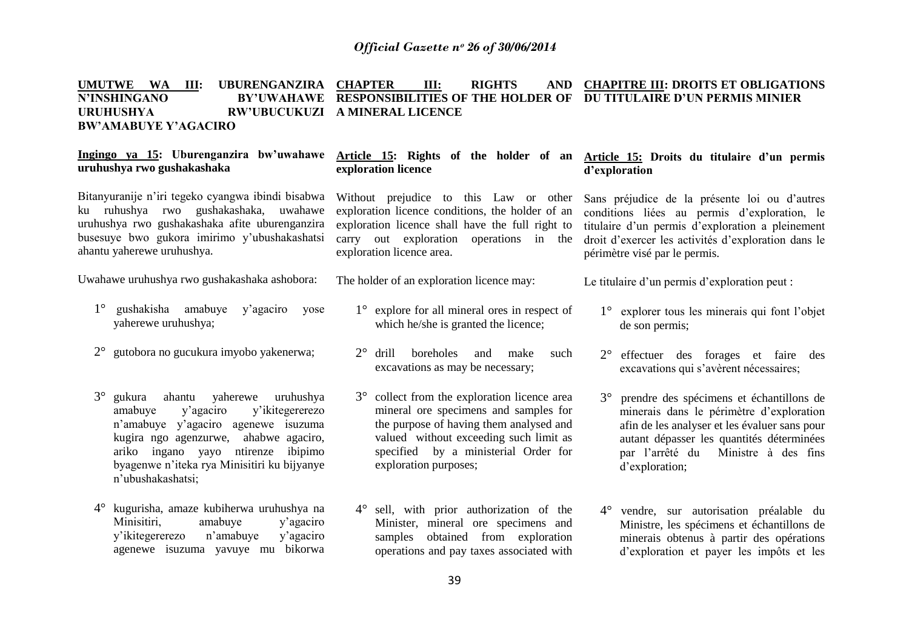## UMUTWE WA III: UBURENGANZIRA N'INSHINGANO BY'UWAHAWE URUHUSHYA RW'UBUCUKUZI BW'AMABUYE Y'AGACIRO

### Ingingo ya 15: Uburenganzira bw'uwahawe uruhushya rwo gushakashaka

Bitanyuranije n'iri tegeko cyangwa ibindi bisabwa ku ruhushya rwo gushakashaka, uwahawe uruhushya rwo gushakashaka afite uburenganzira busesuye bwo gukora imirimo y'ubushakashatsi ahantu yaherewe uruhushya.

Uwahawe uruhushya rwo gushakashaka ashobora:

1° gushakisha amabuye y'agaciro yose yaherewe uruhushya;

2° gutobora no gucukura imyobo yakenerwa;

3° gukura ahantu yaherewe uruhushya amabuye y'agaciro y'ikitegererezo n'amabuye y'agaciro agenewe isuzuma kugira ngo agenzurwe, ahabwe agaciro, ariko ingano yayo ntirenze ibipimo byagenwe n'iteka rya Minisitiri ku bijyanye n'ubushakashatsi;

4° kugurisha, amaze kubiherwa uruhushya na Minisitiri, amabuye y'agaciro y'ikitegererezo n'amabuye y'agaciro agenewe isuzuma yavuye mu bikorwa

## CHAPTER III: RIGHTS AND RESPONSIBILITIES OF THE HOLDER OF A MINERAL LICENCE

### Article 15: Rights of the holder of an exploration licence

Without prejudice to this Law or other exploration licence conditions, the holder of an exploration licence shall have the full right to carry out exploration operations in the exploration licence area.

The holder of an exploration licence may:

1° explore for all mineral ores in respect of which he/she is granted the licence;

2° drill boreholes and make such excavations as may be necessary;

3° collect from the exploration licence area mineral ore specimens and samples for the purpose of having them analysed and valued without exceeding such limit as specified by a ministerial Order for exploration purposes;

4° sell, with prior authorization of the Minister, mineral ore specimens and samples obtained from exploration operations and pay taxes associated with

## CHAPITRE III: DROITS ET OBLIGATIONS DU TITULAIRE D'UN PERMIS MINIER

### Article 15: Droits du titulaire d'un permis d'exploration

Sans préjudice de la présente loi ou d'autres conditions liées au permis d'exploration, le titulaire d'un permis d'exploration a pleinement droit d'exercer les activités d'exploration dans le périmètre visé par le permis.

Le titulaire d'un permis d'exploration peut :

1° explorer tous les minerais qui font l'objet de son permis;

2° effectuer des forages et faire des excavations qui s'avèrent nécessaires;

3° prendre des spécimens et échantillons de minerais dans le périmètre d'exploration afin de les analyser et les évaluer sans pour autant dépasser les quantités déterminées par l'arrêté du Ministre à des fins d'exploration;

4° vendre, sur autorisation préalable du Ministre, les spécimens et échantillons de minerais obtenus à partir des opérations d'exploration et payer les impôts et les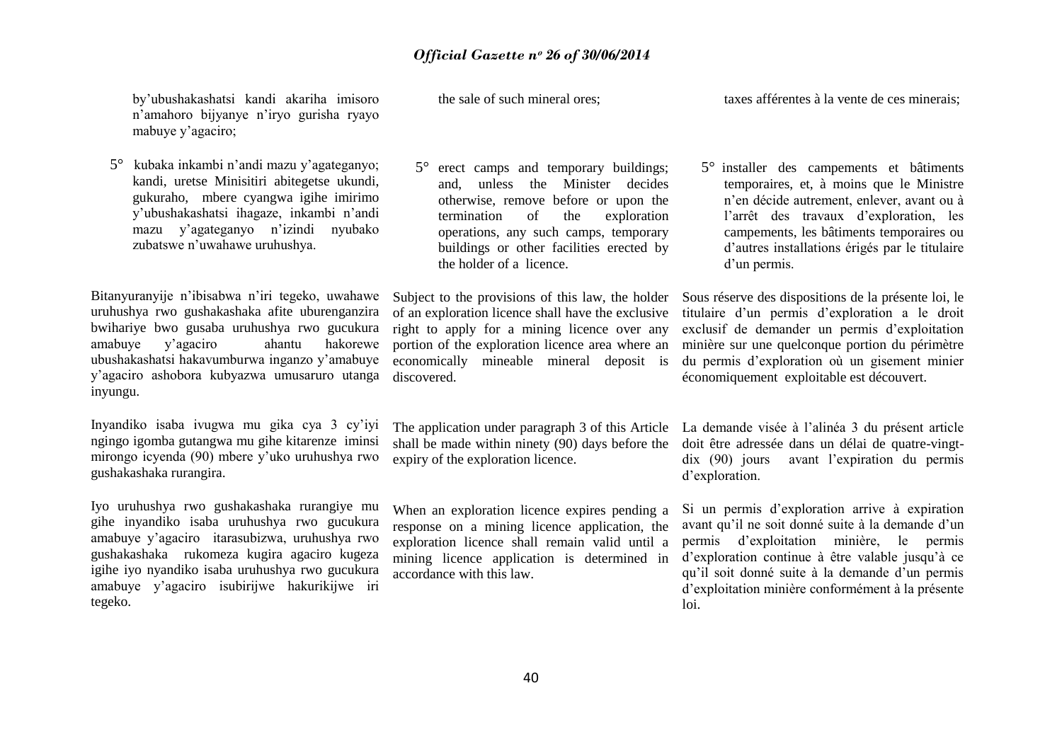by'ubushakashatsi kandi akariha imisoro n'amahoro bijyanye n'iryo gurisha ryayo mabuye y'agaciro;

5° kubaka inkambi n'andi mazu y'agateganyo; kandi, uretse Minisitiri abitegetse ukundi, gukuraho, mbere cyangwa igihe imirimo y'ubushakashatsi ihagaze, inkambi n'andi mazu y'agateganyo n'izindi nyubako zubatswe n'uwahawe uruhushya.

Bitanyuranyije n'ibisabwa n'iri tegeko, uwahawe uruhushya rwo gushakashaka afite uburenganzira bwihariye bwo gusaba uruhushya rwo gucukura amabuye y'agaciro ahantu hakorewe ubushakashatsi hakavumburwa inganzo y'amabuye y'agaciro ashobora kubyazwa umusaruro utanga inyungu.

Inyandiko isaba ivugwa mu gika cya 3 cy'iyi ngingo igomba gutangwa mu gihe kitarenze iminsi mirongo icyenda (90) mbere y'uko uruhushya rwo gushakashaka rurangira.

Iyo uruhushya rwo gushakashaka rurangiye mu gihe inyandiko isaba uruhushya rwo gucukura amabuye y'agaciro itarasubizwa, uruhushya rwo gushakashaka rukomeza kugira agaciro kugeza igihe iyo nyandiko isaba uruhushya rwo gucukura amabuye y'agaciro isubirijwe hakurikijwe iri tegeko.

the sale of such mineral ores;

5° erect camps and temporary buildings; and, unless the Minister decides otherwise, remove before or upon the termination of the exploration operations, any such camps, temporary buildings or other facilities erected by the holder of a licence.

Subject to the provisions of this law, the holder of an exploration licence shall have the exclusive right to apply for a mining licence over any portion of the exploration licence area where an economically mineable mineral deposit is discovered.

The application under paragraph 3 of this Article shall be made within ninety (90) days before the expiry of the exploration licence.

When an exploration licence expires pending a response on a mining licence application, the exploration licence shall remain valid until a mining licence application is determined in accordance with this law.

taxes afférentes à la vente de ces minerais;

5° installer des campements et bâtiments temporaires, et, à moins que le Ministre n'en décide autrement, enlever, avant ou à l'arrêt des travaux d'exploration, les campements, les bâtiments temporaires ou d'autres installations érigés par le titulaire d'un permis.

Sous réserve des dispositions de la présente loi, le titulaire d'un permis d'exploration a le droit exclusif de demander un permis d'exploitation minière sur une quelconque portion du périmètre du permis d'exploration où un gisement minier économiquement exploitable est découvert.

La demande visée à l'alinéa 3 du présent article doit être adressée dans un délai de quatre-vingt-dix (90) jours avant l'expiration du permis d'exploration.

Si un permis d'exploration arrive à expiration avant qu'il ne soit donné suite à la demande d'un permis d'exploitation minière, le permis d'exploration continue à être valable jusqu'à ce qu'il soit donné suite à la demande d'un permis d'exploitation minière conformément à la présente loi.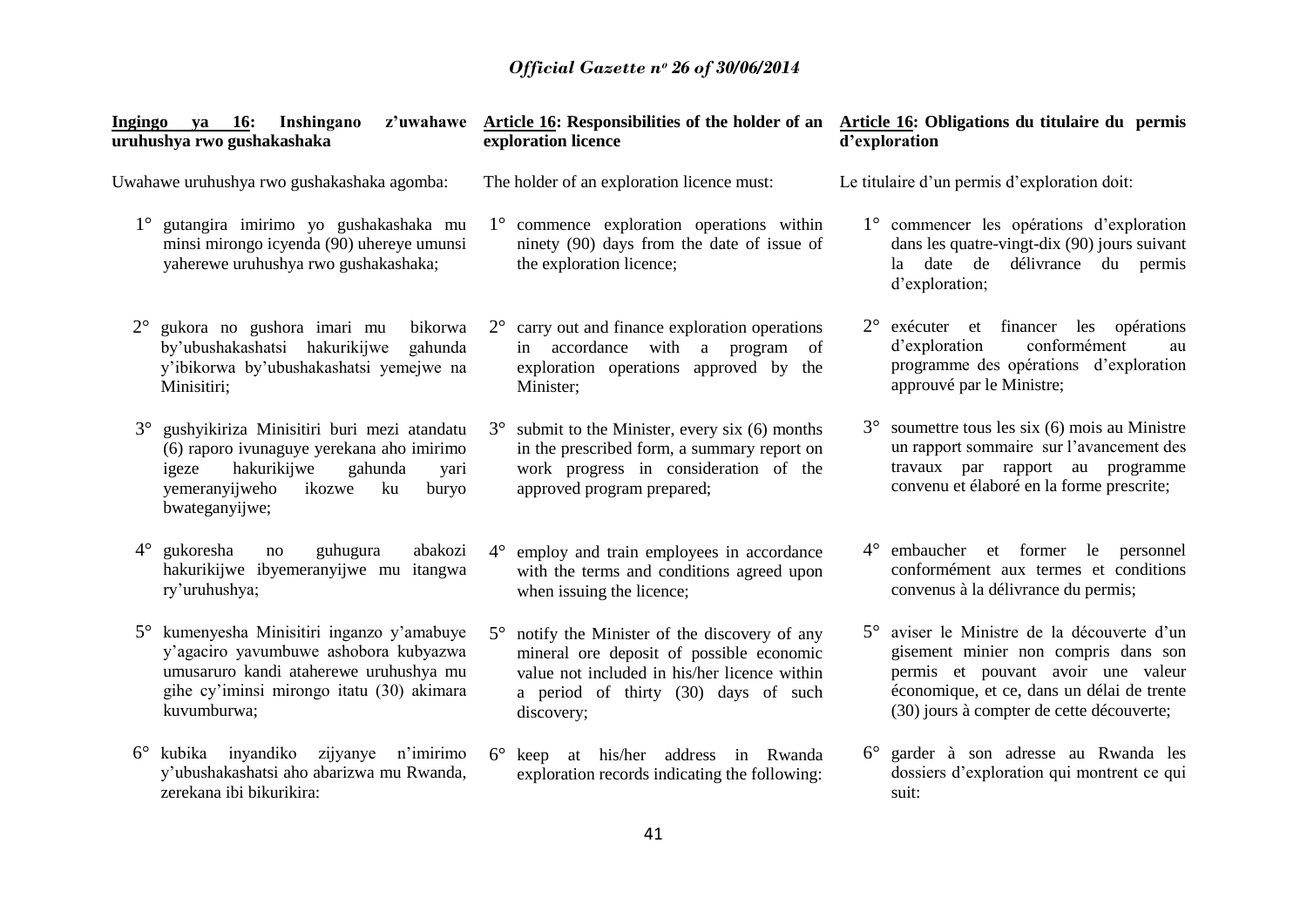**Ingingo ya 16: Inshingano z'uwahawe uruhushya rwo gushakashaka**

Uwahawe uruhushya rwo gushakashaka agomba:

1° gutangira imirimo yo gushakashaka mu minsi mirongo icyenda (90) uhereye umunsi yaherewe uruhushya rwo gushakashaka;

2° gukora no gushora imari mu bikorwa by'ubushakashatsi hakurikijwe gahunda y'ibikorwa by'ubushakashatsi yemejwe na Minisitiri;

3° gushyikiriza Minisitiri buri mezi atandatu (6) raporo ivunaguye yerekana aho imirimo igeze hakurikijwe gahunda yari yemeranyijweho ikozwe ku buryo bwateganyijwe;

4° gukoresha no guhugura abakozi hakurikijwe ibyemeranyijwe mu itangwa ry'uruhushya;

5° kumenyesha Minisitiri inganzo y'amabuye y'agaciro yavumbuwe ashobora kubyazwa umusaruro kandi ataherewe uruhushya mu gihe cy'iminsi mirongo itatu (30) akimara kuvumburwa;

6° kubika inyandiko zijyanye n'imirimo y'ubushakashatsi aho abarizwa mu Rwanda, zerekana ibi bikurikira:

**Article 16: Responsibilities of the holder of an exploration licence**

The holder of an exploration licence must:

1° commence exploration operations within ninety (90) days from the date of issue of the exploration licence;

2° carry out and finance exploration operations in accordance with a program of exploration operations approved by the Minister;

3° submit to the Minister, every six (6) months in the prescribed form, a summary report on work progress in consideration of the approved program prepared;

4° employ and train employees in accordance with the terms and conditions agreed upon when issuing the licence;

5° notify the Minister of the discovery of any mineral ore deposit of possible economic value not included in his/her licence within a period of thirty (30) days of such discovery;

6° keep at his/her address in Rwanda exploration records indicating the following:

**Article 16: Obligations du titulaire du permis d'exploration**

Le titulaire d'un permis d'exploration doit:

1° commencer les opérations d'exploration dans les quatre-vingt-dix (90) jours suivant la date de délivrance du permis d'exploration;

2° exécuter et financer les opérations d'exploration conformément au programme des opérations d'exploration approuvé par le Ministre;

3° soumettre tous les six (6) mois au Ministre un rapport sommaire sur l'avancement des travaux par rapport au programme convenu et élaboré en la forme prescrite;

4° embaucher et former le personnel conformément aux termes et conditions convenus à la délivrance du permis;

5° aviser le Ministre de la découverte d'un gisement minier non compris dans son permis et pouvant avoir une valeur économique, et ce, dans un délai de trente (30) jours à compter de cette découverte;

6° garder à son adresse au Rwanda les dossiers d'exploration qui montrent ce qui suit: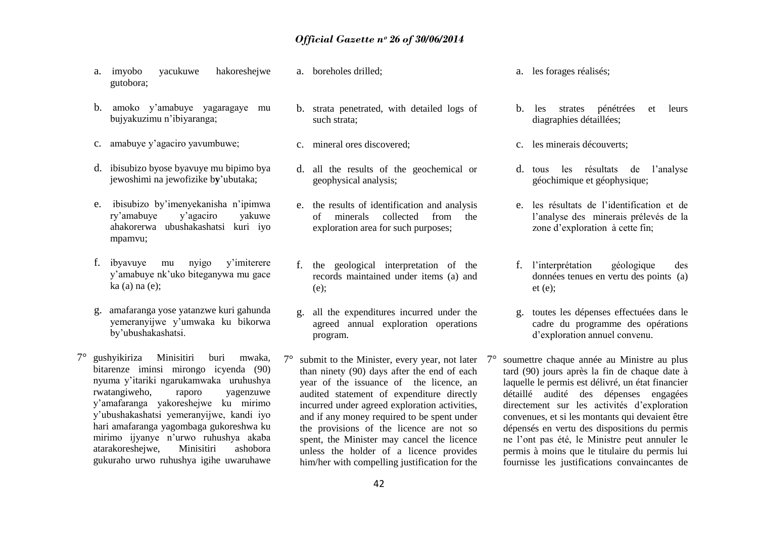a. imyobo yacukuwe hakoreshejwe gutobora;

b. amoko y'amabuye yagaragaye mu bujyakuzimu n'ibiyaranga;

c. amabuye y'agaciro yavumbuwe;

d. ibisubizo byose byavuye mu bipimo bya jewoshimi na jewofizike by'ubutaka;

e. ibisubizo by'imenyekanisha n'ipimwa ry'amabuye y'agaciro yakuwe ahakorerwa ubushakashatsi kuri iyo mpamvu;

f. ibyavuye mu nyigo y'imiterere y'amabuye nk'uko biteganywa mu gace ka (a) na (e);

g. amafaranga yose yatanzwe kuri gahunda yemeranyijwe y'umwaka ku bikorwa by'ubushakashatsi.

7° gushyikiriza Minisitiri buri mwaka, bitarenze iminsi mirongo icyenda (90) nyuma y'itariki ngarukamwaka uruhushya rwatangiweho, raporo yagenzuwe y'amafaranga yakoreshejwe ku mirimo y'ubushakashatsi yemeranyijwe, kandi iyo hari amafaranga yagombaga gukoreshwa ku mirimo ijyanye n'urwo ruhushya akaba atarakoreshejwe, Minisitiri ashobora gukuraho urwo ruhushya igihe uwaruhawe

a. boreholes drilled;

b. strata penetrated, with detailed logs of such strata;

c. mineral ores discovered;

d. all the results of the geochemical or geophysical analysis;

e. the results of identification and analysis of minerals collected from the exploration area for such purposes;

f. the geological interpretation of the records maintained under items (a) and (e);

g. all the expenditures incurred under the agreed annual exploration operations program.

7° submit to the Minister, every year, not later than ninety (90) days after the end of each year of the issuance of the licence, an audited statement of expenditure directly incurred under agreed exploration activities, and if any money required to be spent under the provisions of the licence are not so spent, the Minister may cancel the licence unless the holder of a licence provides him/her with compelling justification for the

a. les forages réalisés;

b. les strates pénétrées et leurs diagraphies détaillées;

c. les minerais découverts;

d. tous les résultats de l'analyse géochimique et géophysique;

e. les résultats de l'identification et de l'analyse des minerais prélevés de la zone d'exploration à cette fin;

f. l'interprétation géologique des données tenues en vertu des points (a) et (e);

g. toutes les dépenses effectuées dans le cadre du programme des opérations d'exploration annuel convenu.

7° soumettre chaque année au Ministre au plus tard (90) jours après la fin de chaque date à laquelle le permis est délivré, un état financier détaillé audité des dépenses engagées directement sur les activités d'exploration convenues, et si les montants qui devaient être dépensés en vertu des dispositions du permis ne l'ont pas été, le Ministre peut annuler le permis à moins que le titulaire du permis lui fournisse les justifications convaincantes de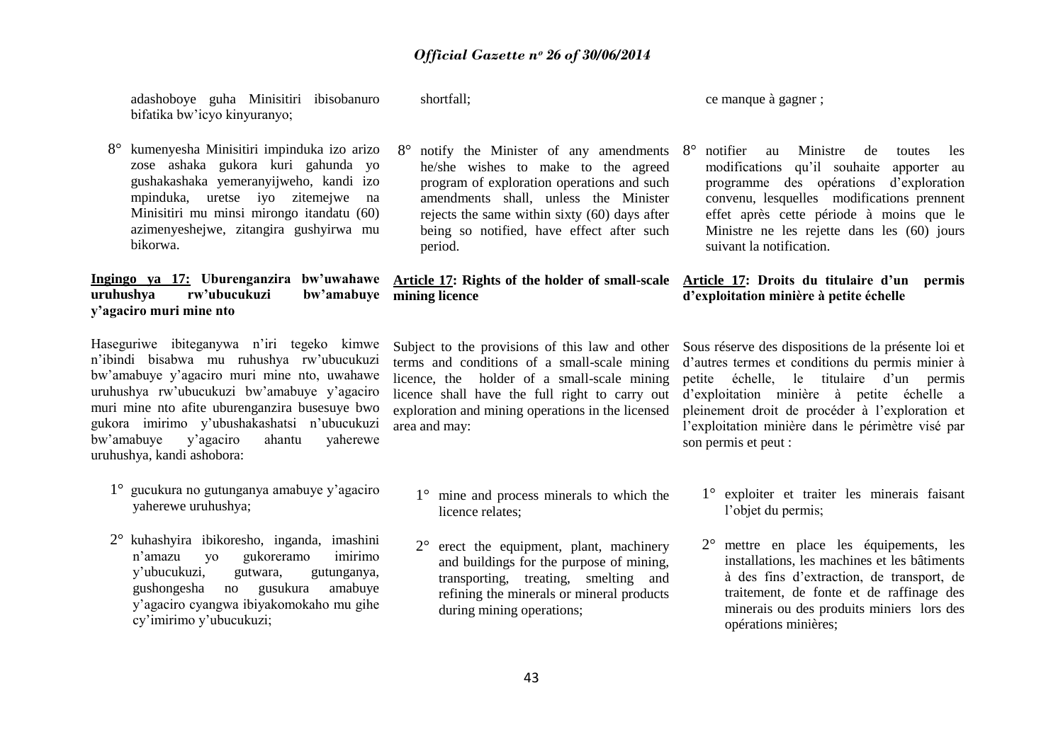adashoboye guha Minisitiri ibisobanuro bifatika bw'icyo kinyuranyo;

8° kumenyesha Minisitiri impinduka izo arizo zose ashaka gukora kuri gahunda yo gushakashaka yemeranyijweho, kandi izo mpinduka, uretse iyo zitemejwe na Minisitiri mu minsi mirongo itandatu (60) azimenyeshejwe, zitangira gushyirwa mu bikorwa.

**Ingingo ya 17: Uburenganzira bw'uwahawe uruhushya rw'ubucukuzi bw'amabuye y'agaciro muri mine nto**

Haseguriwe ibiteganywa n'iri tegeko kimwe n'ibindi bisabwa mu ruhushya rw'ubucukuzi bw'amabuye y'agaciro muri mine nto, uwahawe uruhushya rw'ubucukuzi bw'amabuye y'agaciro muri mine nto afite uburenganzira busesuye bwo gukora imirimo y'ubushakashatsi n'ubucukuzi bw'amabuye y'agaciro ahantu yaherewe uruhushya, kandi ashobora:

1° gucukura no gutunganya amabuye y'agaciro yaherewe uruhushya;

2° kuhashyira ibikoresho, inganda, imashini n'amazu yo gukoreramo imirimo y'ubucukuzi, gutwara, gutunganya, gushongesha no gusukura amabuye y'agaciro cyangwa ibiyakomokaho mu gihe cy'imirimo y'ubucukuzi;

shortfall;

8° notify the Minister of any amendments he/she wishes to make to the agreed program of exploration operations and such amendments shall, unless the Minister rejects the same within sixty (60) days after being so notified, have effect after such period.

**Article 17: Rights of the holder of small-scale mining licence**

Subject to the provisions of this law and other terms and conditions of a small-scale mining licence, the holder of a small-scale mining licence shall have the full right to carry out exploration and mining operations in the licensed area and may:

1° mine and process minerals to which the licence relates;

2° erect the equipment, plant, machinery and buildings for the purpose of mining, transporting, treating, smelting and refining the minerals or mineral products during mining operations;

ce manque à gagner ;

8° notifier au Ministre de toutes les modifications qu'il souhaite apporter au programme des opérations d'exploration convenu, lesquelles modifications prennent effet après cette période à moins que le Ministre ne les rejette dans les (60) jours suivant la notification.

**Article 17: Droits du titulaire d'un permis d'exploitation minière à petite échelle**

Sous réserve des dispositions de la présente loi et d'autres termes et conditions du permis minier à petite échelle, le titulaire d'un permis d'exploitation minière à petite échelle a pleinement droit de procéder à l'exploration et l'exploitation minière dans le périmètre visé par son permis et peut :

1° exploiter et traiter les minerais faisant l'objet du permis;

2° mettre en place les équipements, les installations, les machines et les bâtiments à des fins d'extraction, de transport, de traitement, de fonte et de raffinage des minerais ou des produits miniers lors des opérations minières;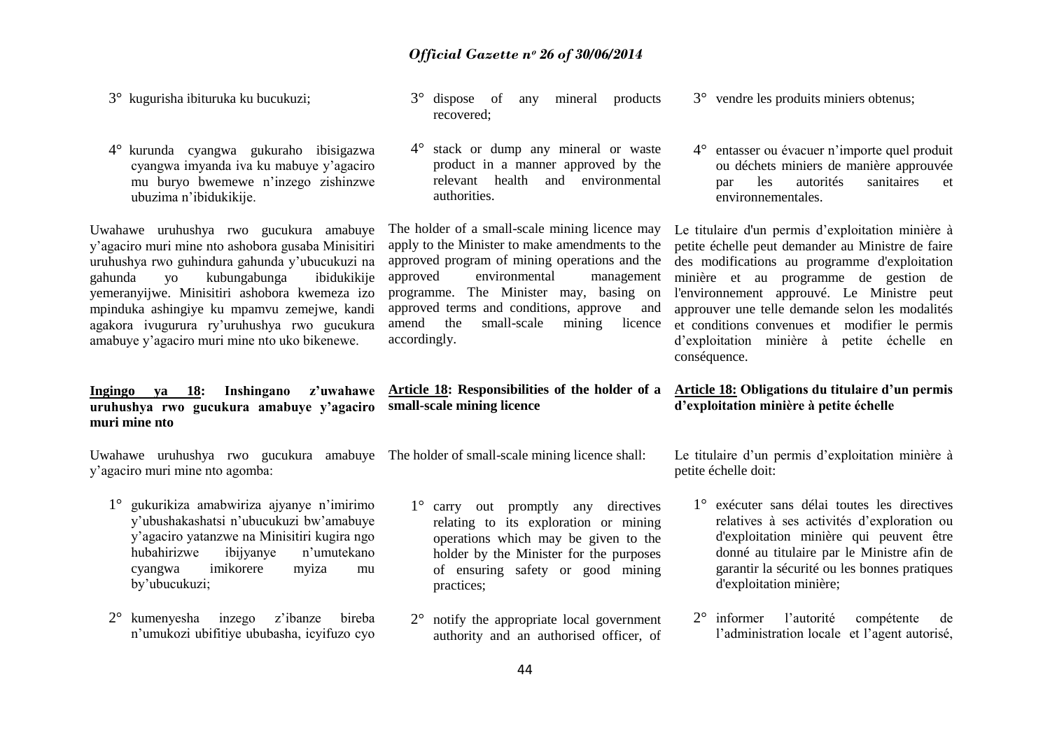3° kugurisha ibituruka ku bucukuzi;

4° kurunda cyangwa gukuraho ibisigazwa cyangwa imyanda iva ku mabuye y'agaciro mu buryo bwemewe n'inzego zishinzwe ubuzima n'ibidukikije.

Uwahawe uruhushya rwo gucukura amabuye y'agaciro muri mine nto ashobora gusaba Minisitiri uruhushya rwo guhindura gahunda y'ubucukuzi na gahunda yo kubungabunga ibidukikije yemeranyijwe. Minisitiri ashobora kwemeza izo mpinduka ashingiye ku mpamvu zemejwe, kandi agakora ivugurura ry'uruhushya rwo gucukura amabuye y'agaciro muri mine nto uko bikenewe.

**Ingingo ya 18: Inshingano z'uwahawe uruhushya rwo gucukura amabuye y'agaciro muri mine nto**

Uwahawe uruhushya rwo gucukura amabuye y'agaciro muri mine nto agomba:

1° gukurikiza amabwiriza ajyanye n'imirimo y'ubushakashatsi n'ubucukuzi bw'amabuye y'agaciro yatanzwe na Minisitiri kugira ngo hubahirizwe ibijyanye n'umutekano cyangwa imikorere myiza mu by'ubucukuzi;

2° kumenyesha inzego z'ibanze bireba n'umukozi ubifitiye ububasha, icyifuzo cyo

3° dispose of any mineral products recovered;

4° stack or dump any mineral or waste product in a manner approved by the relevant health and environmental authorities.

The holder of a small-scale mining licence may apply to the Minister to make amendments to the approved program of mining operations and the approved environmental management programme. The Minister may, basing on approved terms and conditions, approve and amend the small-scale mining licence accordingly.

**Article 18: Responsibilities of the holder of a small-scale mining licence**

The holder of small-scale mining licence shall:

1° carry out promptly any directives relating to its exploration or mining operations which may be given to the holder by the Minister for the purposes of ensuring safety or good mining practices;

2° notify the appropriate local government authority and an authorised officer, of

3° vendre les produits miniers obtenus;

4° entasser ou évacuer n'importe quel produit ou déchets miniers de manière approuvée par les autorités sanitaires et environnementales.

Le titulaire d'un permis d'exploitation minière à petite échelle peut demander au Ministre de faire des modifications au programme d'exploitation minière et au programme de gestion de l'environnement approuvé. Le Ministre peut approuver une telle demande selon les modalités et conditions convenues et modifier le permis d'exploitation minière à petite échelle en conséquence.

**Article 18: Obligations du titulaire d'un permis d'exploitation minière à petite échelle**

Le titulaire d'un permis d'exploitation minière à petite échelle doit:

1° exécuter sans délai toutes les directives relatives à ses activités d'exploration ou d'exploitation minière qui peuvent être donné au titulaire par le Ministre afin de garantir la sécurité ou les bonnes pratiques d'exploitation minière;

2° informer l'autorité compétente de l'administration locale et l'agent autorisé,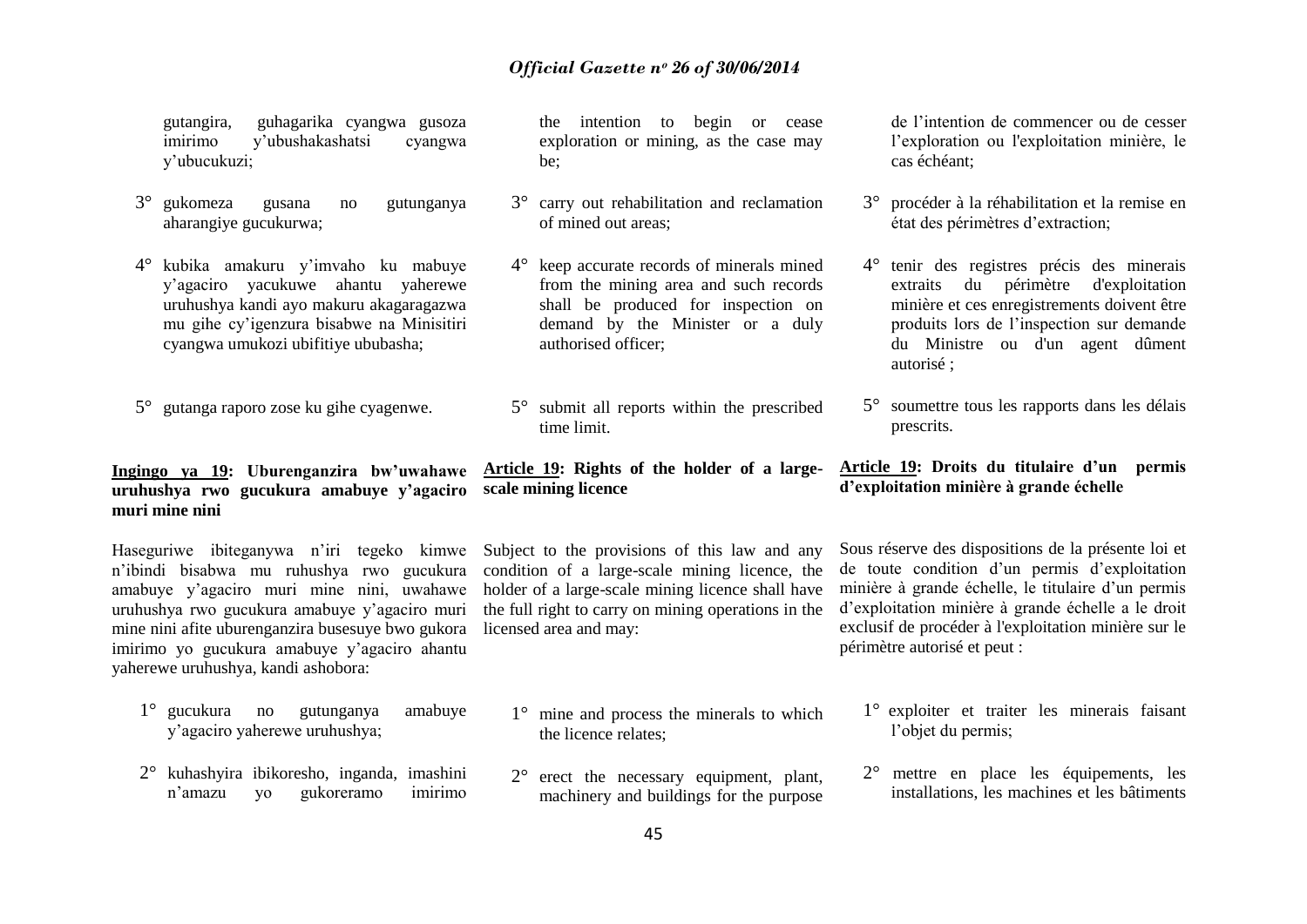gutangira, guhagarika cyangwa gusoza imirimo y'ubushakashatsi cyangwa y'ubucukuzi;

3° gukomeza gusana no gutunganya aharangiye gucukurwa;

4° kubika amakuru y'imvaho ku mabuye y'agaciro yacukuwe ahantu yaherewe uruhushya kandi ayo makuru akagaragazwa mu gihe cy'igenzura bisabwe na Minisitiri cyangwa umukozi ubifitiye ububasha;

5° gutanga raporo zose ku gihe cyagenwe.

**Ingingo ya 19: Uburenganzira bw'uwahawe uruhushya rwo gucukura amabuye y'agaciro muri mine nini**

Haseguriwe ibiteganywa n'iri tegeko kimwe n'ibindi bisabwa mu ruhushya rwo gucukura amabuye y'agaciro muri mine nini, uwahawe uruhushya rwo gucukura amabuye y'agaciro muri mine nini afite uburenganzira busesuye bwo gukora imirimo yo gucukura amabuye y'agaciro ahantu yaherewe uruhushya, kandi ashobora:

1° gucukura no gutunganya amabuye y'agaciro yaherewe uruhushya;

2° kuhashyira ibikoresho, inganda, imashini n'amazu yo gukoreramo imirimo

the intention to begin or cease exploration or mining, as the case may be;

3° carry out rehabilitation and reclamation of mined out areas;

4° keep accurate records of minerals mined from the mining area and such records shall be produced for inspection on demand by the Minister or a duly authorised officer;

5° submit all reports within the prescribed time limit.

**Article 19: Rights of the holder of a large-scale mining licence**

Subject to the provisions of this law and any condition of a large-scale mining licence, the holder of a large-scale mining licence shall have the full right to carry on mining operations in the licensed area and may:

1° mine and process the minerals to which the licence relates;

2° erect the necessary equipment, plant, machinery and buildings for the purpose

de l'intention de commencer ou de cesser l'exploration ou l'exploitation minière, le cas échéant;

3° procéder à la réhabilitation et la remise en état des périmètres d'extraction;

4° tenir des registres précis des minerais extraits du périmètre d'exploitation minière et ces enregistrements doivent être produits lors de l'inspection sur demande du Ministre ou d'un agent dûment autorisé ;

5° soumettre tous les rapports dans les délais prescrits.

**Article 19: Droits du titulaire d'un permis d'exploitation minière à grande échelle**

Sous réserve des dispositions de la présente loi et de toute condition d'un permis d'exploitation minière à grande échelle, le titulaire d'un permis d'exploitation minière à grande échelle a le droit exclusif de procéder à l'exploitation minière sur le périmètre autorisé et peut :

1° exploiter et traiter les minerais faisant l'objet du permis;

2° mettre en place les équipements, les installations, les machines et les bâtiments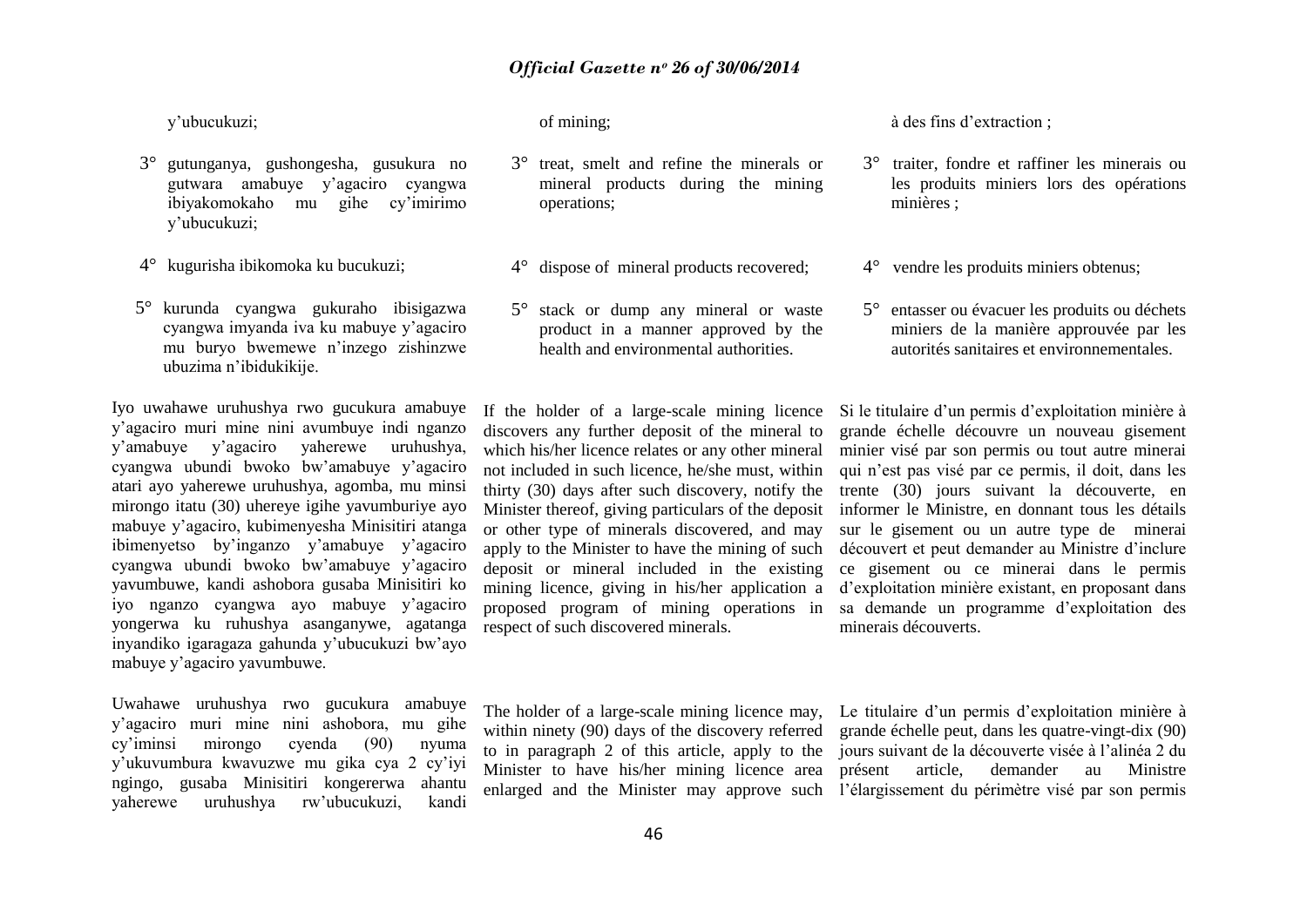y'ubucukuzi;

3° gutunganya, gushongesha, gusukura no gutwara amabuye y'agaciro cyangwa ibiyakomokaho mu gihe cy'imirimo y'ubucukuzi;

4° kugurisha ibikomoka ku bucukuzi;

5° kurunda cyangwa gukuraho ibisigazwa cyangwa imyanda iva ku mabuye y'agaciro mu buryo bwemewe n'inzego zishinzwe ubuzima n'ibidukikije.

Iyo uwahawe uruhushya rwo gucukura amabuye y'agaciro muri mine nini avumbuye indi nganzo y'amabuye y'agaciro yaherewe uruhushya, cyangwa ubundi bwoko bw'amabuye y'agaciro atari ayo yaherewe uruhushya, agomba, mu minsi mirongo itatu (30) uhereye igihe yavumburiye ayo mabuye y'agaciro, kubimenyesha Minisitiri atanga ibimenyetso by'inganzo y'amabuye y'agaciro cyangwa ubundi bwoko bw'amabuye y'agaciro yavumbuwe, kandi ashobora gusaba Minisitiri ko iyo nganzo cyangwa ayo mabuye y'agaciro yongerwa ku ruhushya asanganywe, agatanga inyandiko igaragaza gahunda y'ubucukuzi bw'ayo mabuye y'agaciro yavumbuwe.

Uwahawe uruhushya rwo gucukura amabuye y'agaciro muri mine nini ashobora, mu gihe cy'iminsi mirongo cyenda (90) nyuma y'ukuvumbura kwavuzwe mu gika cya 2 cy'iyi ngingo, gusaba Minisitiri kongererwa ahantu yaherewe uruhushya rw'ubucukuzi, kandi

of mining;

3° treat, smelt and refine the minerals or mineral products during the mining operations;

4° dispose of mineral products recovered;

5° stack or dump any mineral or waste product in a manner approved by the health and environmental authorities.

If the holder of a large-scale mining licence discovers any further deposit of the mineral to which his/her licence relates or any other mineral not included in such licence, he/she must, within thirty (30) days after such discovery, notify the Minister thereof, giving particulars of the deposit or other type of minerals discovered, and may apply to the Minister to have the mining of such deposit or mineral included in the existing mining licence, giving in his/her application a proposed program of mining operations in respect of such discovered minerals.

The holder of a large-scale mining licence may, within ninety (90) days of the discovery referred to in paragraph 2 of this article, apply to the Minister to have his/her mining licence area enlarged and the Minister may approve such

à des fins d'extraction ;

3° traiter, fondre et raffiner les minerais ou les produits miniers lors des opérations minières ;

4° vendre les produits miniers obtenus;

5° entasser ou évacuer les produits ou déchets miniers de la manière approuvée par les autorités sanitaires et environnementales.

Si le titulaire d'un permis d'exploitation minière à grande échelle découvre un nouveau gisement minier visé par son permis ou tout autre minerai qui n'est pas visé par ce permis, il doit, dans les trente (30) jours suivant la découverte, en informer le Ministre, en donnant tous les détails sur le gisement ou un autre type de minerai découvert et peut demander au Ministre d'inclure ce gisement ou ce minerai dans le permis d'exploitation minière existant, en proposant dans sa demande un programme d'exploitation des minerais découverts.

Le titulaire d'un permis d'exploitation minière à grande échelle peut, dans les quatre-vingt-dix (90) jours suivant de la découverte visée à l'alinéa 2 du présent article, demander au Ministre l'élargissement du périmètre visé par son permis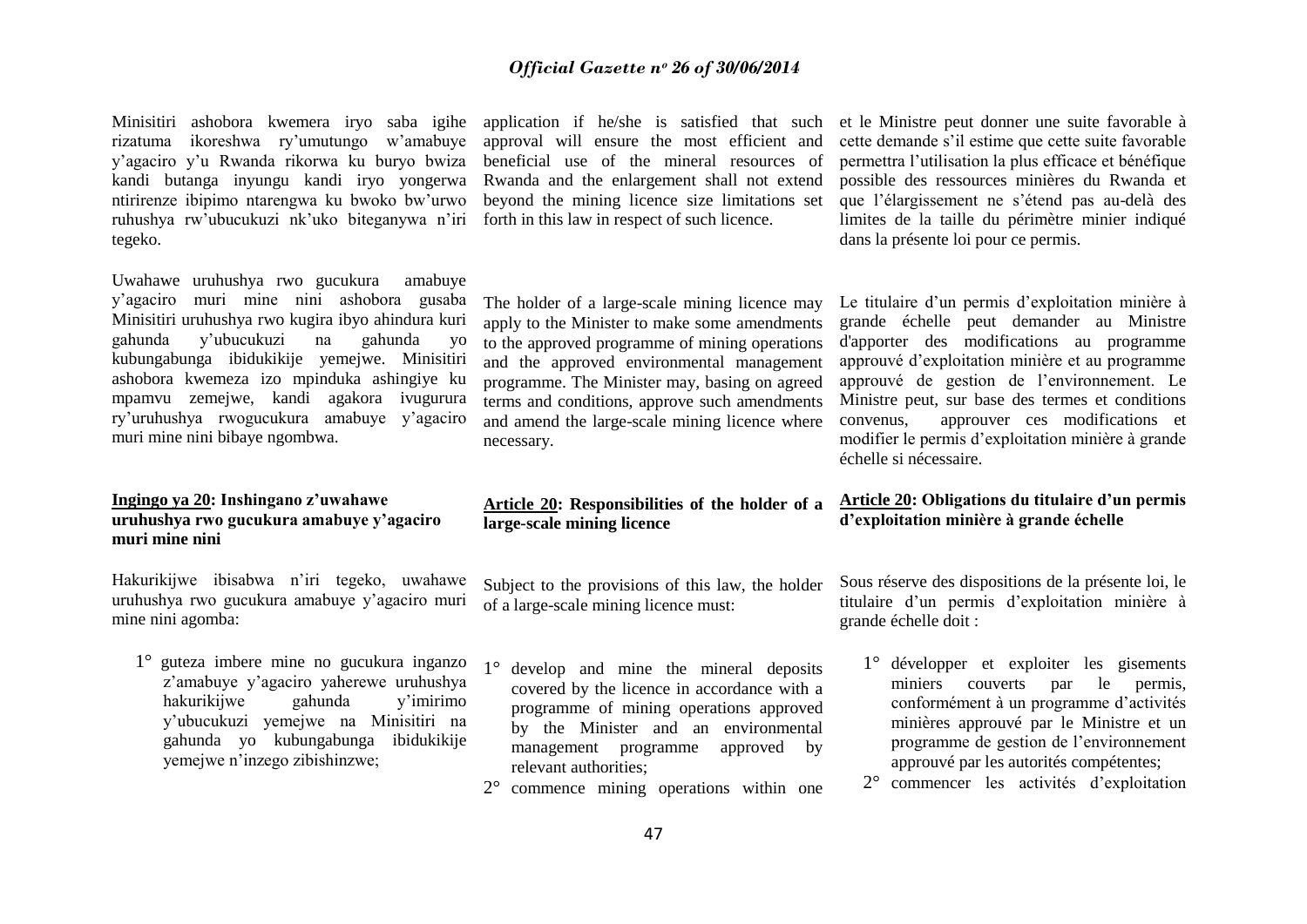Minisitiri ashobora kwemera iryo saba igihe rizatuma ikoreshwa ry'umutungo w'amabuye y'agaciro y'u Rwanda rikorwa ku buryo bwiza kandi butanga inyungu kandi iryo yongerwa ntirirenze ibipimo ntarengwa ku bwoko bw'urwo ruhushya rw'ubucukuzi nk'uko biteganywa n'iri tegeko.

Uwahawe uruhushya rwo gucukura amabuye y'agaciro muri mine nini ashobora gusaba Minisitiri uruhushya rwo kugira ibyo ahindura kuri gahunda y'ubucukuzi na gahunda yo kubungabunga ibidukikije yemejwe. Minisitiri ashobora kwemeza izo mpinduka ashingiye ku mpamvu zemejwe, kandi agakora ivugurura ry'uruhushya rwogucukura amabuye y'agaciro muri mine nini bibaye ngombwa.

**Ingingo ya 20: Inshingano z'uwahawe uruhushya rwo gucukura amabuye y'agaciro muri mine nini**

Hakurikijwe ibisabwa n'iri tegeko, uwahawe uruhushya rwo gucukura amabuye y'agaciro muri mine nini agomba:

1° guteza imbere mine no gucukura inganzo z'amabuye y'agaciro yaherewe uruhushya hakurikijwe gahunda y'imirimo y'ubucukuzi yemejwe na Minisitiri na gahunda yo kubungabunga ibidukikije yemejwe n'inzego zibishinzwe;

application if he/she is satisfied that such approval will ensure the most efficient and beneficial use of the mineral resources of Rwanda and the enlargement shall not extend beyond the mining licence size limitations set forth in this law in respect of such licence.

The holder of a large-scale mining licence may apply to the Minister to make some amendments to the approved programme of mining operations and the approved environmental management programme. The Minister may, basing on agreed terms and conditions, approve such amendments and amend the large-scale mining licence where necessary.

**Article 20: Responsibilities of the holder of a large-scale mining licence**

Subject to the provisions of this law, the holder of a large-scale mining licence must:

1° develop and mine the mineral deposits covered by the licence in accordance with a programme of mining operations approved by the Minister and an environmental management programme approved by relevant authorities;

2° commence mining operations within one

et le Ministre peut donner une suite favorable à cette demande s'il estime que cette suite favorable permettra l'utilisation la plus efficace et bénéfique possible des ressources minières du Rwanda et que l'élargissement ne s'étend pas au-delà des limites de la taille du périmètre minier indiqué dans la présente loi pour ce permis.

Le titulaire d'un permis d'exploitation minière à grande échelle peut demander au Ministre d'apporter des modifications au programme approuvé d'exploitation minière et au programme approuvé de gestion de l'environnement. Le Ministre peut, sur base des termes et conditions convenus, approuver ces modifications et modifier le permis d'exploitation minière à grande échelle si nécessaire.

**Article 20: Obligations du titulaire d'un permis d'exploitation minière à grande échelle**

Sous réserve des dispositions de la présente loi, le titulaire d'un permis d'exploitation minière à grande échelle doit :

1° développer et exploiter les gisements miniers couverts par le permis, conformément à un programme d'activités minières approuvé par le Ministre et un programme de gestion de l'environnement approuvé par les autorités compétentes;

2° commencer les activités d'exploitation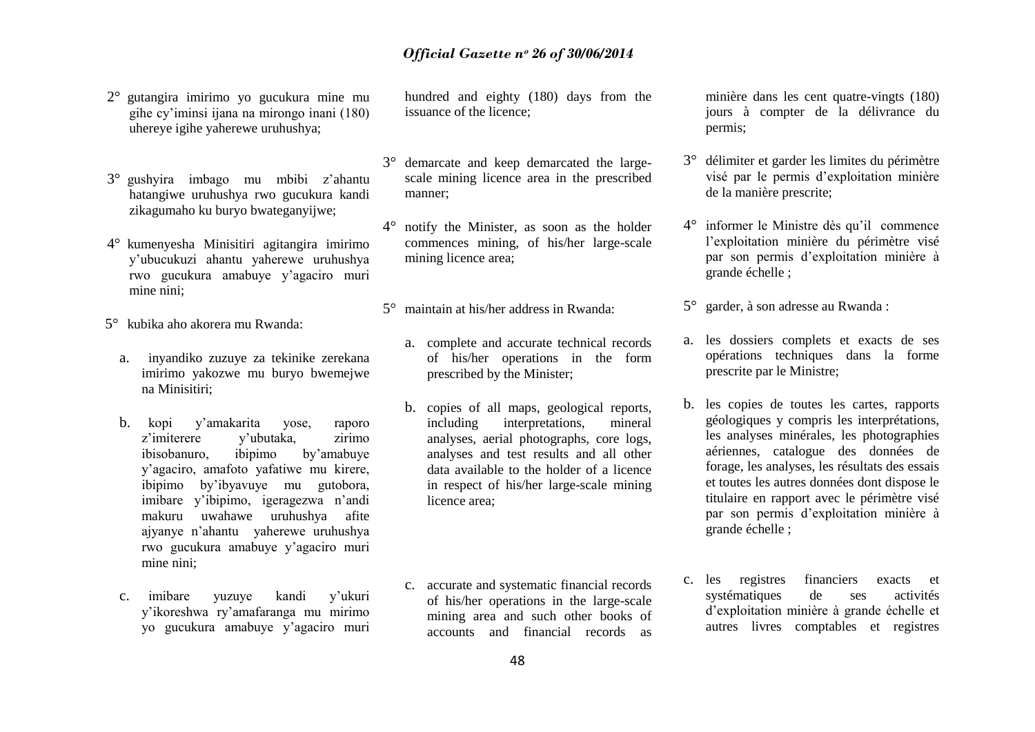2° gutangira imirimo yo gucukura mine mu gihe cy'iminsi ijana na mirongo inani (180) uhereye igihe yaherewe uruhushya;

3° gushyira imbago mu mbibi z'ahantu hatangiwe uruhushya rwo gucukura kandi zikagumaho ku buryo bwateganyijwe;

4° kumenyesha Minisitiri agitangira imirimo y'ubucukuzi ahantu yaherewe uruhushya rwo gucukura amabuye y'agaciro muri mine nini;

5° kubika aho akorera mu Rwanda:

a. inyandiko zuzuye za tekinike zerekana imirimo yakozwe mu buryo bwemejwe na Minisitiri;

b. kopi y'amakarita yose, raporo z'imiterere y'ubutaka, zirimo ibisobanuro, ibipimo by'amabuye y'agaciro, amafoto yafatiwe mu kirere, ibipimo by'ibyavuye mu gutobora, imibare y'ibipimo, igeragezwa n'andi makuru uwahawe uruhushya afite ajyanye n'ahantu yaherewe uruhushya rwo gucukura amabuye y'agaciro muri mine nini;

c. imibare yuzuye kandi y'ukuri y'ikoreshwa ry'amafaranga mu mirimo yo gucukura amabuye y'agaciro muri

hundred and eighty (180) days from the issuance of the licence;

3° demarcate and keep demarcated the large-scale mining licence area in the prescribed manner;

4° notify the Minister, as soon as the holder commences mining, of his/her large-scale mining licence area;

5° maintain at his/her address in Rwanda:

a. complete and accurate technical records of his/her operations in the form prescribed by the Minister;

b. copies of all maps, geological reports, including interpretations, mineral analyses, aerial photographs, core logs, analyses and test results and all other data available to the holder of a licence in respect of his/her large-scale mining licence area;

c. accurate and systematic financial records of his/her operations in the large-scale mining area and such other books of accounts and financial records as

minière dans les cent quatre-vingts (180) jours à compter de la délivrance du permis;

3° délimiter et garder les limites du périmètre visé par le permis d'exploitation minière de la manière prescrite;

4° informer le Ministre dès qu'il commence l'exploitation minière du périmètre visé par son permis d'exploitation minière à grande échelle ;

5° garder, à son adresse au Rwanda :

a. les dossiers complets et exacts de ses opérations techniques dans la forme prescrite par le Ministre;

b. les copies de toutes les cartes, rapports géologiques y compris les interprétations, les analyses minérales, les photographies aériennes, catalogue des données de forage, les analyses, les résultats des essais et toutes les autres données dont dispose le titulaire en rapport avec le périmètre visé par son permis d'exploitation minière à grande échelle ;

c. les registres financiers exacts et systématiques de ses activités d'exploitation minière à grande échelle et autres livres comptables et registres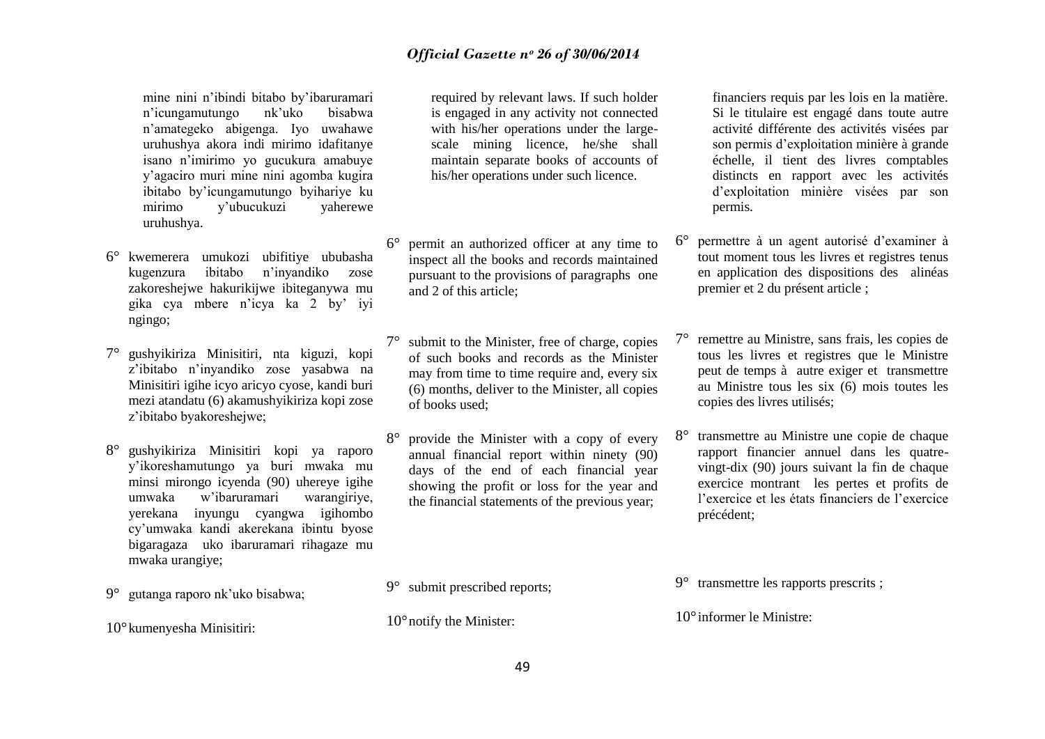mine nini n'ibindi bitabo by'ibaruramari n'icungamutungo nk'uko bisabwa n'amategeko abigenga. Iyo uwahawe uruhushya akora indi mirimo idafitanye isano n'imirimo yo gucukura amabuye y'agaciro muri mine nini agomba kugira ibitabo by'icungamutungo byihariye ku mirimo y'ubucukuzi yaherewe uruhushya.

6° kwemerera umukozi ubifitiye ububasha kugenzura ibitabo n'inyandiko zose zakoreshejwe hakurikijwe ibiteganywa mu gika cya mbere n'icya ka 2 by' iyi ngingo;

7° gushyikiriza Minisitiri, nta kiguzi, kopi z'ibitabo n'inyandiko zose yasabwa na Minisitiri igihe icyo aricyo cyose, kandi buri mezi atandatu (6) akamushyikiriza kopi zose z'ibitabo byakoreshejwe;

8° gushyikiriza Minisitiri kopi ya raporo y'ikoreshamutungo ya buri mwaka mu minsi mirongo icyenda (90) uhereye igihe umwaka w'ibaruramari warangiriye, yerekana inyungu cyangwa igihombo cy'umwaka kandi akerekana ibintu byose bigaragaza uko ibaruramari rihagaze mu mwaka urangiye;

9° gutanga raporo nk'uko bisabwa;

10° kumenyesha Minisitiri:

required by relevant laws. If such holder is engaged in any activity not connected with his/her operations under the large-scale mining licence, he/she shall maintain separate books of accounts of his/her operations under such licence.

6° permit an authorized officer at any time to inspect all the books and records maintained pursuant to the provisions of paragraphs one and 2 of this article;

7° submit to the Minister, free of charge, copies of such books and records as the Minister may from time to time require and, every six (6) months, deliver to the Minister, all copies of books used;

8° provide the Minister with a copy of every annual financial report within ninety (90) days of the end of each financial year showing the profit or loss for the year and the financial statements of the previous year;

9° submit prescribed reports;

10° notify the Minister:

financiers requis par les lois en la matière. Si le titulaire est engagé dans toute autre activité différente des activités visées par son permis d'exploitation minière à grande échelle, il tient des livres comptables distincts en rapport avec les activités d'exploitation minière visées par son permis.

6° permettre à un agent autorisé d'examiner à tout moment tous les livres et registres tenus en application des dispositions des alinéas premier et 2 du présent article ;

7° remettre au Ministre, sans frais, les copies de tous les livres et registres que le Ministre peut de temps à autre exiger et transmettre au Ministre tous les six (6) mois toutes les copies des livres utilisés;

8° transmettre au Ministre une copie de chaque rapport financier annuel dans les quatre-vingt-dix (90) jours suivant la fin de chaque exercice montrant les pertes et profits de l'exercice et les états financiers de l'exercice précédent;

9° transmettre les rapports prescrits ;

10° informer le Ministre: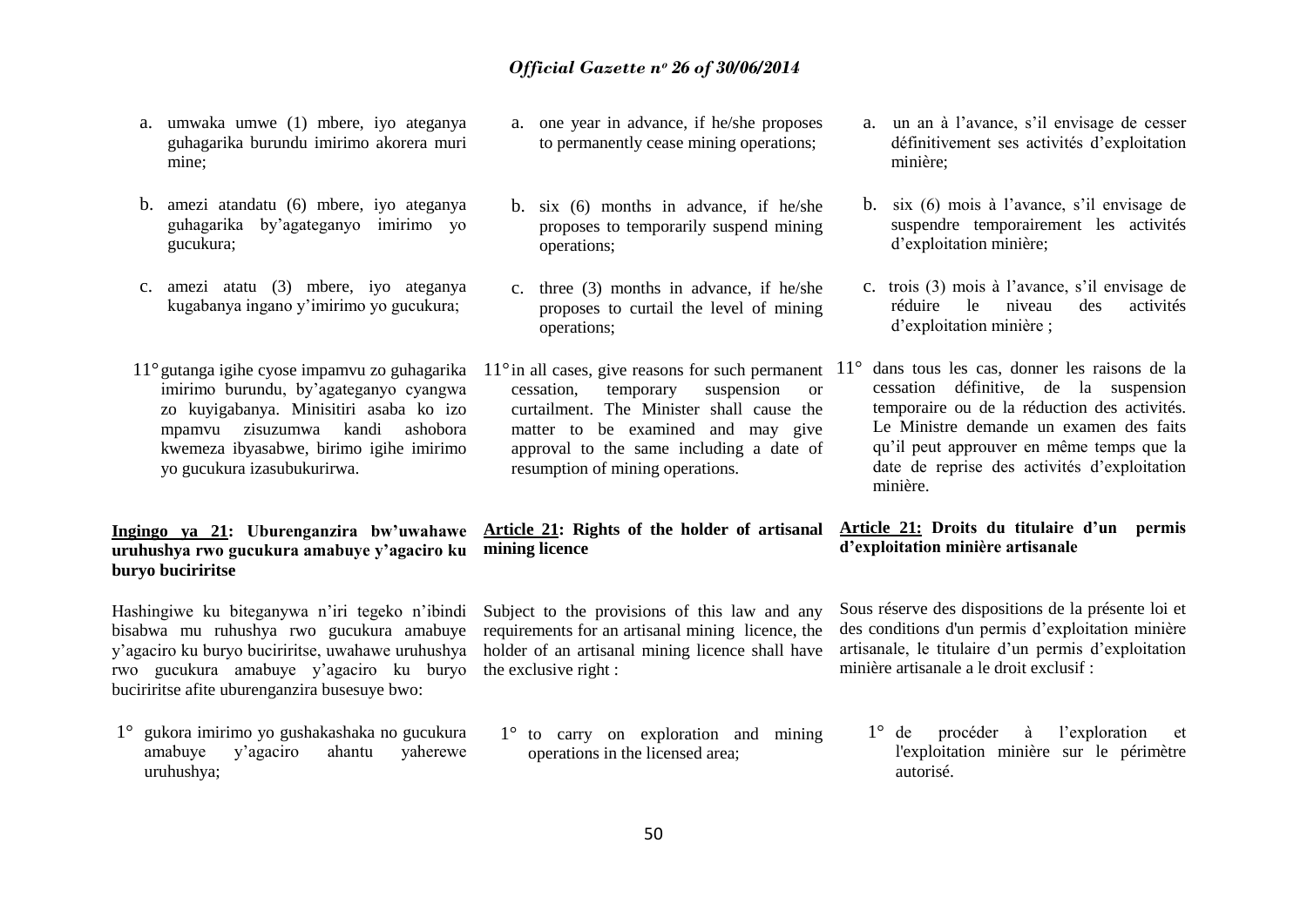a. umwaka umwe (1) mbere, iyo ateganya guhagarika burundu imirimo akorera muri mine;

b. amezi atandatu (6) mbere, iyo ateganya guhagarika by'agateganyo imirimo yo gucukura;

c. amezi atatu (3) mbere, iyo ateganya kugabanya ingano y'imirimo yo gucukura;

11° gutanga igihe cyose impamvu zo guhagarika imirimo burundu, by'agateganyo cyangwa zo kuyigabanya. Minisitiri asaba ko izo mpamvu zisuzumwa kandi ashobora kwemeza ibyasabwe, birimo igihe imirimo yo gucukura izasubukurirwa.

**Ingingo ya 21: Uburenganzira bw'uwahawe uruhushya rwo gucukura amabuye y'agaciro ku buryo buciriritse**

Hashingiwe ku biteganywa n'iri tegeko n'ibindi bisabwa mu ruhushya rwo gucukura amabuye y'agaciro ku buryo buciriritse, uwahawe uruhushya rwo gucukura amabuye y'agaciro ku buryo buciriritse afite uburenganzira busesuye bwo:

1° gukora imirimo yo gushakashaka no gucukura amabuye y'agaciro ahantu yaherewe uruhushya;

a. one year in advance, if he/she proposes to permanently cease mining operations;

b. six (6) months in advance, if he/she proposes to temporarily suspend mining operations;

c. three (3) months in advance, if he/she proposes to curtail the level of mining operations;

11° in all cases, give reasons for such permanent cessation, temporary suspension or curtailment. The Minister shall cause the matter to be examined and may give approval to the same including a date of resumption of mining operations.

**Article 21: Rights of the holder of artisanal mining licence**

Subject to the provisions of this law and any requirements for an artisanal mining licence, the holder of an artisanal mining licence shall have the exclusive right :

1° to carry on exploration and mining operations in the licensed area;

a. un an à l'avance, s'il envisage de cesser définitivement ses activités d'exploitation minière;

b. six (6) mois à l'avance, s'il envisage de suspendre temporairement les activités d'exploitation minière;

c. trois (3) mois à l'avance, s'il envisage de réduire le niveau des activités d'exploitation minière ;

11° dans tous les cas, donner les raisons de la cessation définitive, de la suspension temporaire ou de la réduction des activités. Le Ministre demande un examen des faits qu'il peut approuver en même temps que la date de reprise des activités d'exploitation minière.

**Article 21: Droits du titulaire d'un permis d'exploitation minière artisanale**

Sous réserve des dispositions de la présente loi et des conditions d'un permis d'exploitation minière artisanale, le titulaire d'un permis d'exploitation minière artisanale a le droit exclusif :

1° de procéder à l'exploration et l'exploitation minière sur le périmètre autorisé.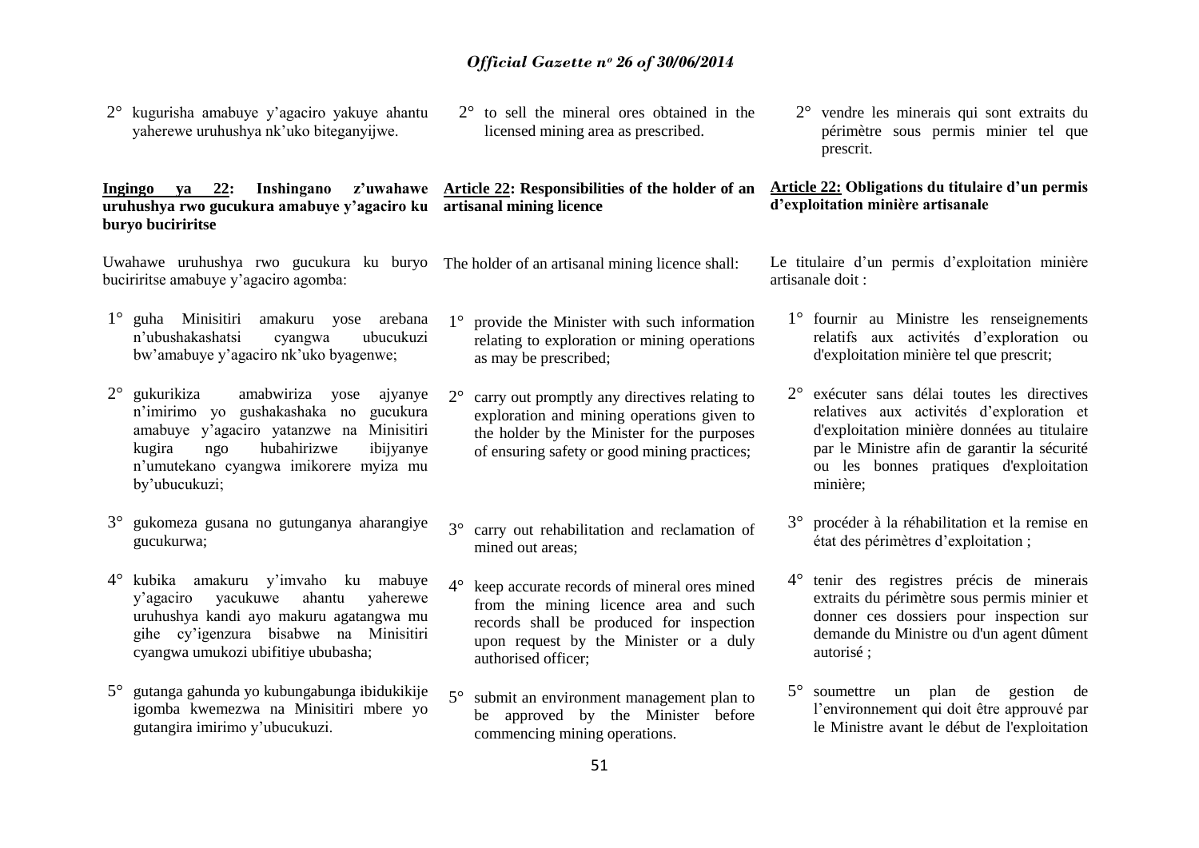2° kugurisha amabuye y'agaciro yakuye ahantu yaherewe uruhushya nk'uko biteganyijwe.

**Ingingo ya 22: Inshingano z'uwahawe uruhushya rwo gucukura amabuye y'agaciro ku buryo buciriritse**

Uwahawe uruhushya rwo gucukura ku buryo buciriritse amabuye y'agaciro agomba:

1° guha Minisitiri amakuru yose arebana n'ubushakashatsi cyangwa ubucukuzi bw'amabuye y'agaciro nk'uko byagenwe;

2° gukurikiza amabwiriza yose ajyanye n'imirimo yo gushakashaka no gucukura amabuye y'agaciro yatanzwe na Minisitiri kugira ngo hubahirizwe ibijyanye n'umutekano cyangwa imikorere myiza mu by'ubucukuzi;

3° gukomeza gusana no gutunganya aharangiye gucukurwa;

4° kubika amakuru y'imvaho ku mabuye y'agaciro yacukuwe ahantu yaherewe uruhushya kandi ayo makuru agatangwa mu gihe cy'igenzura bisabwe na Minisitiri cyangwa umukozi ubifitiye ububasha;

5° gutanga gahunda yo kubungabunga ibidukikije igomba kwemezwa na Minisitiri mbere yo gutangira imirimo y'ubucukuzi.

2° to sell the mineral ores obtained in the licensed mining area as prescribed.

**Article 22: Responsibilities of the holder of an artisanal mining licence**

The holder of an artisanal mining licence shall:

1° provide the Minister with such information relating to exploration or mining operations as may be prescribed;

2° carry out promptly any directives relating to exploration and mining operations given to the holder by the Minister for the purposes of ensuring safety or good mining practices;

3° carry out rehabilitation and reclamation of mined out areas;

4° keep accurate records of mineral ores mined from the mining licence area and such records shall be produced for inspection upon request by the Minister or a duly authorised officer;

5° submit an environment management plan to be approved by the Minister before commencing mining operations.

2° vendre les minerais qui sont extraits du périmètre sous permis minier tel que prescrit.

**Article 22: Obligations du titulaire d'un permis d'exploitation minière artisanale**

Le titulaire d'un permis d'exploitation minière artisanale doit :

1° fournir au Ministre les renseignements relatifs aux activités d'exploration ou d'exploitation minière tel que prescrit;

2° exécuter sans délai toutes les directives relatives aux activités d'exploration et d'exploitation minière données au titulaire par le Ministre afin de garantir la sécurité ou les bonnes pratiques d'exploitation minière;

3° procéder à la réhabilitation et la remise en état des périmètres d'exploitation ;

4° tenir des registres précis de minerais extraits du périmètre sous permis minier et donner ces dossiers pour inspection sur demande du Ministre ou d'un agent dûment autorisé ;

5° soumettre un plan de gestion de l'environnement qui doit être approuvé par le Ministre avant le début de l'exploitation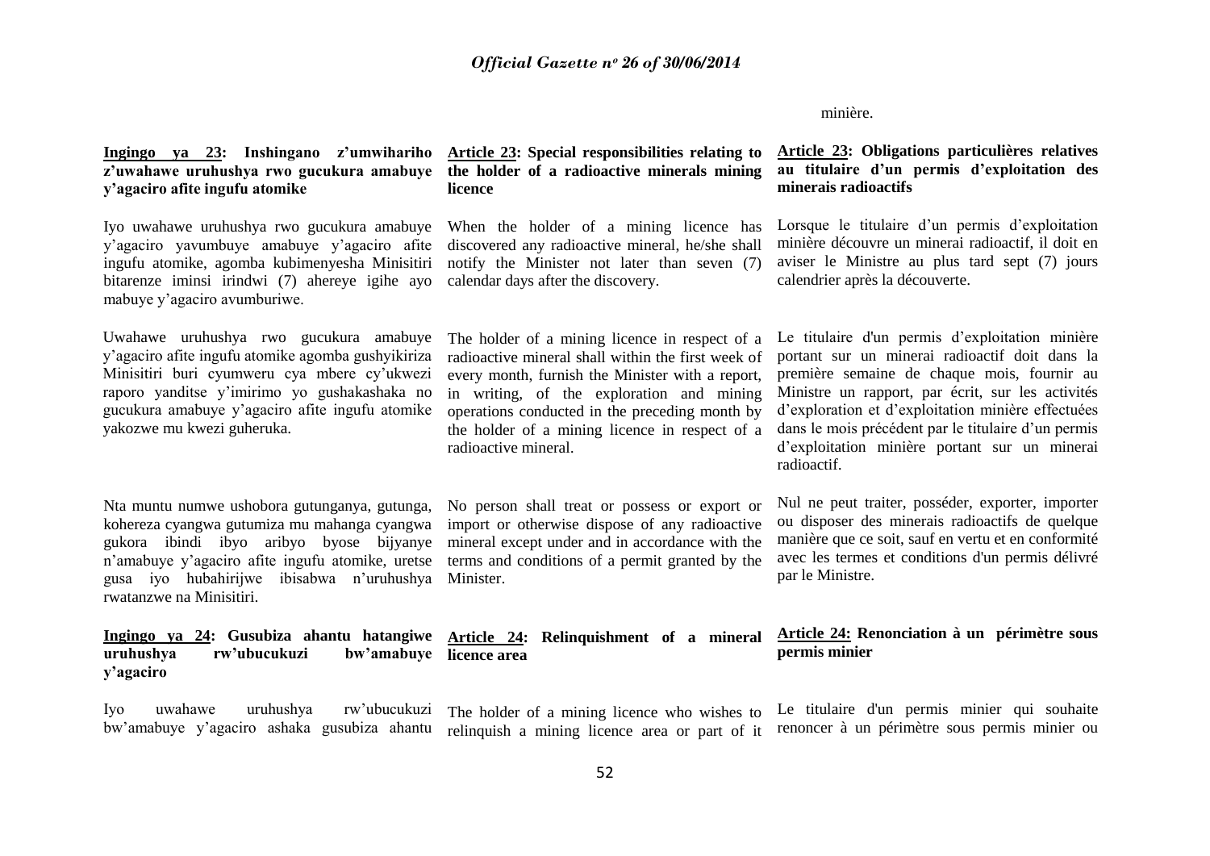minière.

**Ingingo ya 23: Inshingano z'umwihariho z'uwahawe uruhushya rwo gucukura amabuye y'agaciro afite ingufu atomike**

Iyo uwahawe uruhushya rwo gucukura amabuye y'agaciro yavumbuye amabuye y'agaciro afite ingufu atomike, agomba kubimenyesha Minisitiri bitarenze iminsi irindwi (7) ahereye igihe ayo mabuye y'agaciro avumburiwe.

Uwahawe uruhushya rwo gucukura amabuye y'agaciro afite ingufu atomike agomba gushyikiriza Minisitiri buri cyumweru cya mbere cy'ukwezi raporo yanditse y'imirimo yo gushakashaka no gucukura amabuye y'agaciro afite ingufu atomike yakozwe mu kwezi guheruka.

Nta muntu numwe ushobora gutunganya, gutunga, kohereza cyangwa gutumiza mu mahanga cyangwa gukora ibindi ibyo aribyo byose bijyanye n'amabuye y'agaciro afite ingufu atomike, uretse gusa iyo hubahirijwe ibisabwa n'uruhushya rwatanzwe na Minisitiri.

**Ingingo ya 24: Gusubiza ahantu hatangiwe uruhushya rw'ubucukuzi bw'amabuye y'agaciro**

Iyo uwahawe uruhushya rw'ubucukuzi bw'amabuye y'agaciro ashaka gusubiza ahantu

**Article 23: Special responsibilities relating to the holder of a radioactive minerals mining licence**

When the holder of a mining licence has discovered any radioactive mineral, he/she shall notify the Minister not later than seven (7) calendar days after the discovery.

The holder of a mining licence in respect of a radioactive mineral shall within the first week of every month, furnish the Minister with a report, in writing, of the exploration and mining operations conducted in the preceding month by the holder of a mining licence in respect of a radioactive mineral.

No person shall treat or possess or export or import or otherwise dispose of any radioactive mineral except under and in accordance with the terms and conditions of a permit granted by the Minister.

**Article 24: Relinquishment of a mineral licence area**

The holder of a mining licence who wishes to relinquish a mining licence area or part of it

**Article 23: Obligations particulières relatives au titulaire d'un permis d'exploitation des minerais radioactifs**

Lorsque le titulaire d'un permis d'exploitation minière découvre un minerai radioactif, il doit en aviser le Ministre au plus tard sept (7) jours calendrier après la découverte.

Le titulaire d'un permis d'exploitation minière portant sur un minerai radioactif doit dans la première semaine de chaque mois, fournir au Ministre un rapport, par écrit, sur les activités d'exploration et d'exploitation minière effectuées dans le mois précédent par le titulaire d'un permis d'exploitation minière portant sur un minerai radioactif.

Nul ne peut traiter, posséder, exporter, importer ou disposer des minerais radioactifs de quelque manière que ce soit, sauf en vertu et en conformité avec les termes et conditions d'un permis délivré par le Ministre.

**Article 24: Renonciation à un périmètre sous permis minier**

Le titulaire d'un permis minier qui souhaite renoncer à un périmètre sous permis minier ou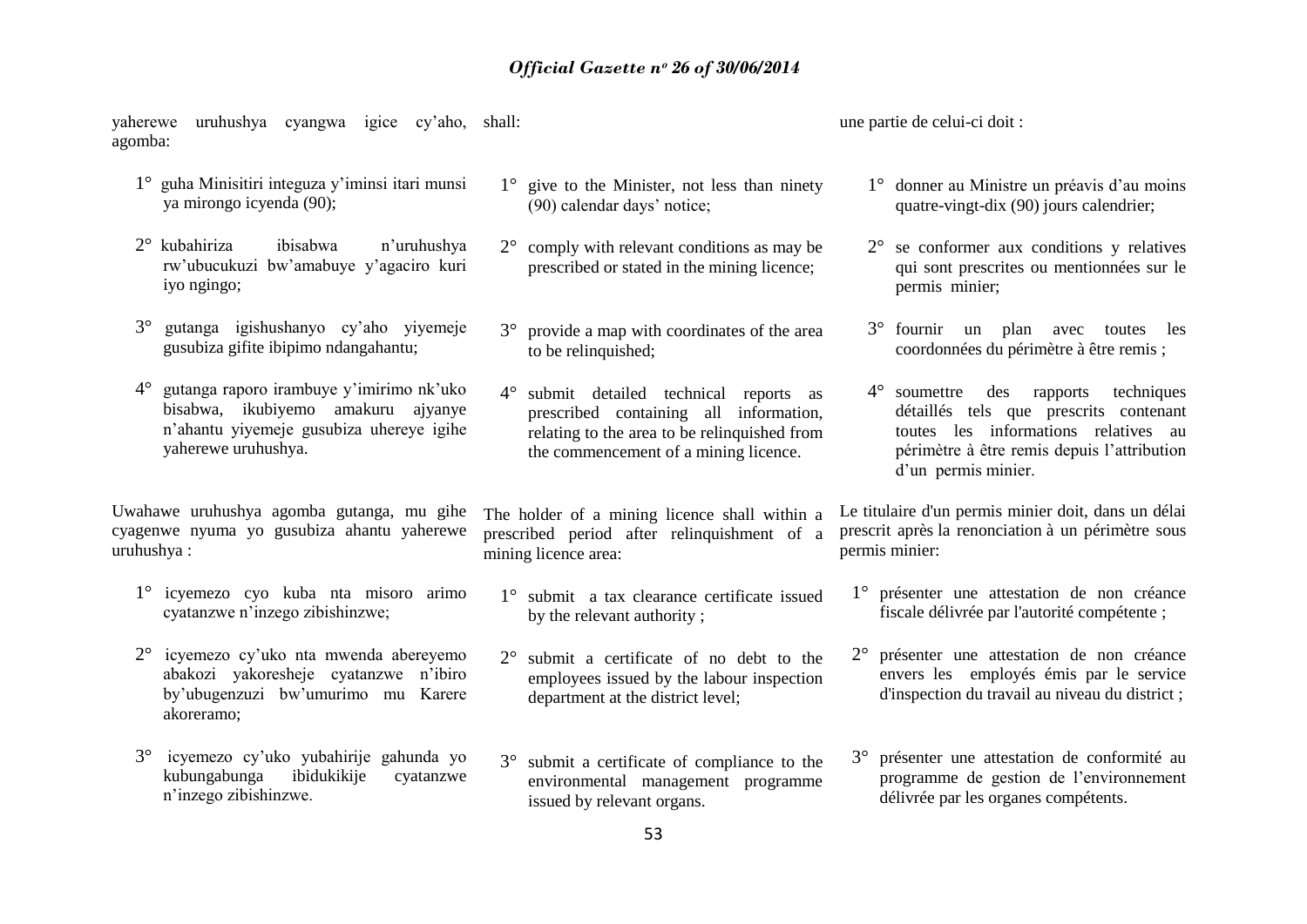yaherewe uruhushya cyangwa igice cy'aho, agomba:

1° guha Minisitiri integuza y'iminsi itari munsi ya mirongo icyenda (90);

2° kubahiriza ibisabwa n'uruhushya rw'ubucukuzi bw'amabuye y'agaciro kuri iyo ngingo;

3° gutanga igishushanyo cy'aho yiyemeje gusubiza gifite ibipimo ndangahantu;

4° gutanga raporo irambuye y'imirimo nk'uko bisabwa, ikubiyemo amakuru ajyanye n'ahantu yiyemeje gusubiza uhereye igihe yaherewe uruhushya.

Uwahawe uruhushya agomba gutanga, mu gihe cyagenwe nyuma yo gusubiza ahantu yaherewe uruhushya :

1° icyemezo cyo kuba nta misoro arimo cyatanzwe n'inzego zibishinzwe;

2° icyemezo cy'uko nta mwenda abereyemo abakozi yakoresheje cyatanzwe n'ibiro by'ubugenzuzi bw'umurimo mu Karere akoreramo;

3° icyemezo cy'uko yubahirije gahunda yo kubungabunga ibidukikije cyatanzwe n'inzego zibishinzwe.

shall:

1° give to the Minister, not less than ninety (90) calendar days' notice;

2° comply with relevant conditions as may be prescribed or stated in the mining licence;

3° provide a map with coordinates of the area to be relinquished;

4° submit detailed technical reports as prescribed containing all information, relating to the area to be relinquished from the commencement of a mining licence.

The holder of a mining licence shall within a prescribed period after relinquishment of a mining licence area:

1° submit a tax clearance certificate issued by the relevant authority ;

2° submit a certificate of no debt to the employees issued by the labour inspection department at the district level;

3° submit a certificate of compliance to the environmental management programme issued by relevant organs.

une partie de celui-ci doit :

1° donner au Ministre un préavis d'au moins quatre-vingt-dix (90) jours calendrier;

2° se conformer aux conditions y relatives qui sont prescrites ou mentionnées sur le permis minier;

3° fournir un plan avec toutes les coordonnées du périmètre à être remis ;

4° soumettre des rapports techniques détaillés tels que prescrits contenant toutes les informations relatives au périmètre à être remis depuis l'attribution d'un permis minier.

Le titulaire d'un permis minier doit, dans un délai prescrit après la renonciation à un périmètre sous permis minier:

1° présenter une attestation de non créance fiscale délivrée par l'autorité compétente ;

2° présenter une attestation de non créance envers les employés émis par le service d'inspection du travail au niveau du district ;

3° présenter une attestation de conformité au programme de gestion de l'environnement délivrée par les organes compétents.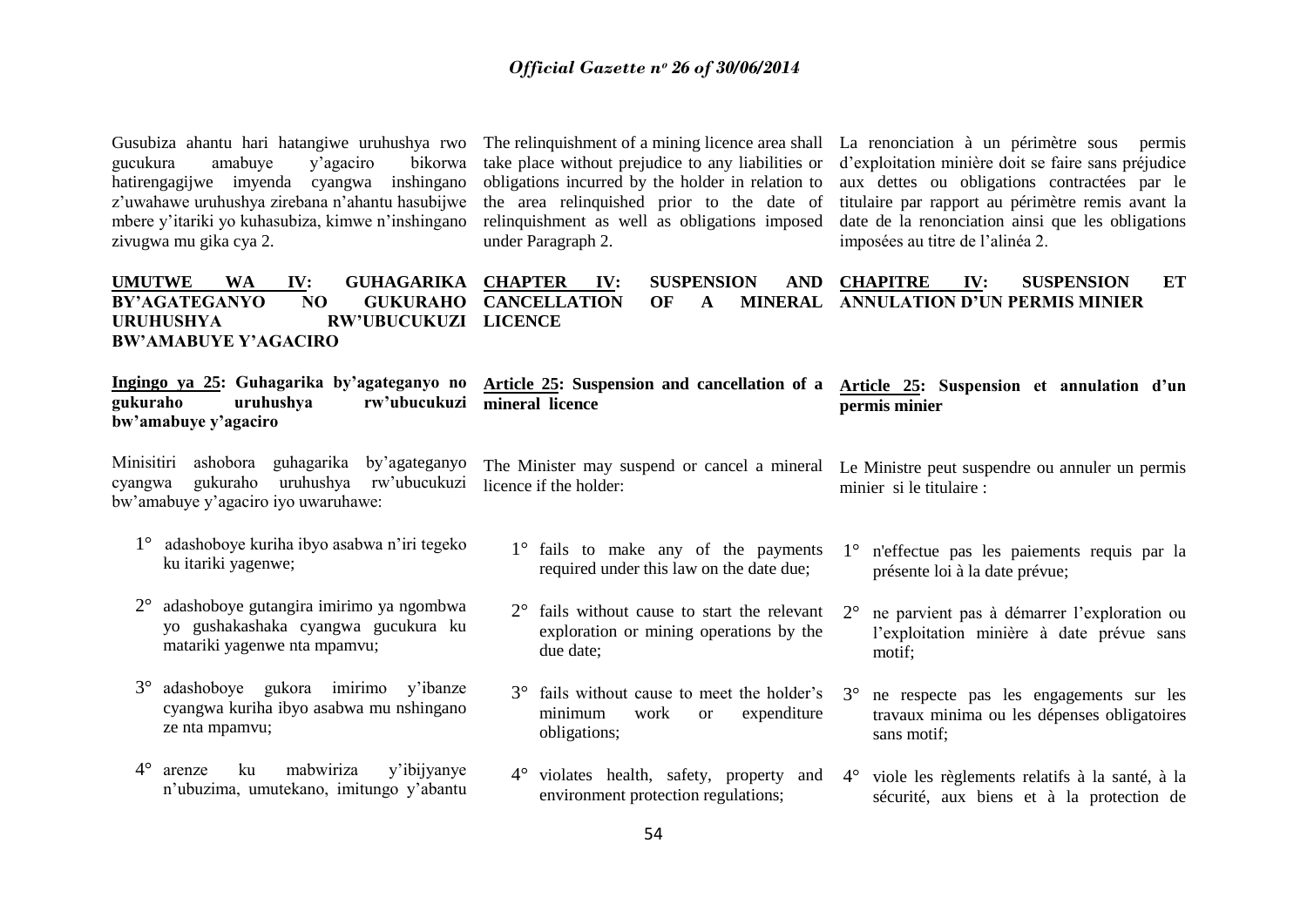Gusubiza ahantu hari hatangiwe uruhushya rwo gucukura amabuye y'agaciro bikorwa hatirengagijwe imyenda cyangwa inshingano z'uwahawe uruhushya zirebana n'ahantu hasubijwe mbere y'itariki yo kuhasubiza, kimwe n'inshingano zivugwa mu gika cya 2.

**UMUTWE WA IV: GUHAGARIKA BY'AGATEGANYO NO GUKURAHO URUHUSHYA RW'UBUCUKUZI BW'AMABUYE Y'AGACIRO**

**Ingingo ya 25: Guhagarika by'agateganyo no gukuraho uruhushya rw'ubucukuzi bw'amabuye y'agaciro**

Minisitiri ashobora guhagarika by'agateganyo cyangwa gukuraho uruhushya rw'ubucukuzi bw'amabuye y'agaciro iyo uwaruhawe:

1° adashoboye kuriha ibyo asabwa n'iri tegeko ku itariki yagenwe;

2° adashoboye gutangira imirimo ya ngombwa yo gushakashaka cyangwa gucukura ku matariki yagenwe nta mpamvu;

3° adashoboye gukora imirimo y'ibanze cyangwa kuriha ibyo asabwa mu nshingano ze nta mpamvu;

4° arenze ku mabwiriza y'ibijyanye n'ubuzima, umutekano, imitungo y'abantu

The relinquishment of a mining licence area shall take place without prejudice to any liabilities or obligations incurred by the holder in relation to the area relinquished prior to the date of relinquishment as well as obligations imposed under Paragraph 2.

**CHAPTER IV: SUSPENSION AND CANCELLATION OF A MINERAL LICENCE**

**Article 25: Suspension and cancellation of a mineral licence**

The Minister may suspend or cancel a mineral licence if the holder:

1° fails to make any of the payments required under this law on the date due;

2° fails without cause to start the relevant exploration or mining operations by the due date;

3° fails without cause to meet the holder's minimum work or expenditure obligations;

4° violates health, safety, property and environment protection regulations;

La renonciation à un périmètre sous permis d'exploitation minière doit se faire sans préjudice aux dettes ou obligations contractées par le titulaire par rapport au périmètre remis avant la date de la renonciation ainsi que les obligations imposées au titre de l'alinéa 2.

**CHAPITRE IV: SUSPENSION ET ANNULATION D'UN PERMIS MINIER**

**Article 25: Suspension et annulation d'un permis minier**

Le Ministre peut suspendre ou annuler un permis minier si le titulaire :

1° n'effectue pas les paiements requis par la présente loi à la date prévue;

2° ne parvient pas à démarrer l'exploration ou l'exploitation minière à date prévue sans motif;

3° ne respecte pas les engagements sur les travaux minima ou les dépenses obligatoires sans motif;

4° viole les règlements relatifs à la santé, à la sécurité, aux biens et à la protection de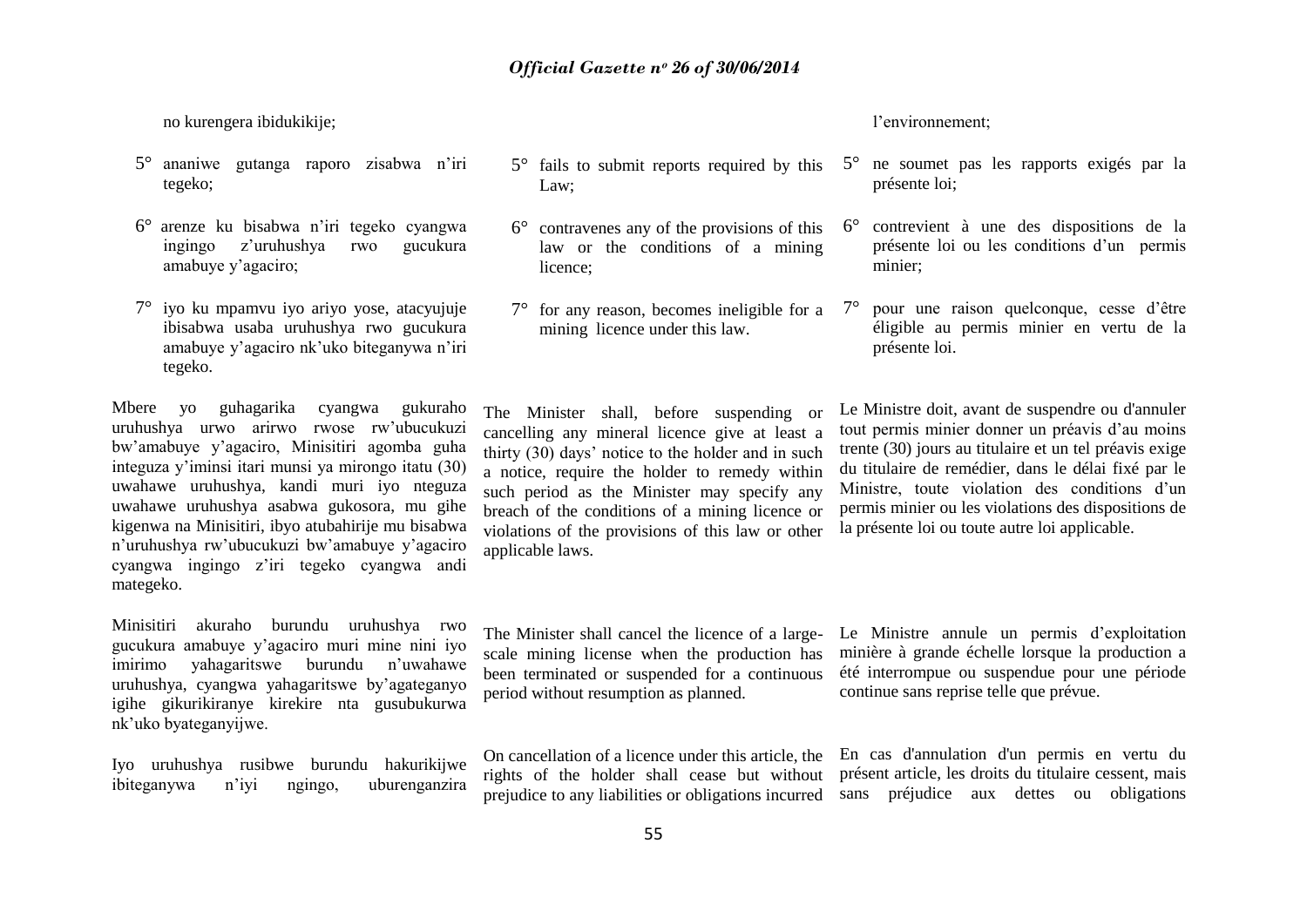no kurengera ibidukikije;

5° ananiwe gutanga raporo zisabwa n'iri tegeko;

6° arenze ku bisabwa n'iri tegeko cyangwa ingingo z'uruhushya rwo gucukura amabuye y'agaciro;

7° iyo ku mpamvu iyo ariyo yose, atacyujuje ibisabwa usaba uruhushya rwo gucukura amabuye y'agaciro nk'uko biteganywa n'iri tegeko.

Mbere yo guhagarika cyangwa gukuraho uruhushya urwo arirwo rwose rw'ubucukuzi bw'amabuye y'agaciro, Minisitiri agomba guha integuza y'iminsi itari munsi ya mirongo itatu (30) uwahawe uruhushya, kandi muri iyo nteguza uwahawe uruhushya asabwa gukosora, mu gihe kigenwa na Minisitiri, ibyo atubahirije mu bisabwa n'uruhushya rw'ubucukuzi bw'amabuye y'agaciro cyangwa ingingo z'iri tegeko cyangwa andi mategeko.

Minisitiri akuraho burundu uruhushya rwo gucukura amabuye y'agaciro muri mine nini iyo imirimo yahagaritswe burundu n'uwahawe uruhushya, cyangwa yahagaritswe by'agateganyo igihe gikurikiranye kirekire nta gusubukurwa nk'uko byateganyijwe.

Iyo uruhushya rusibwe burundu hakurikijwe ibiteganywa n'iyi ngingo, uburenganzira

5° fails to submit reports required by this Law;

6° contravenes any of the provisions of this law or the conditions of a mining licence;

7° for any reason, becomes ineligible for a mining licence under this law.

The Minister shall, before suspending or cancelling any mineral licence give at least a thirty (30) days' notice to the holder and in such a notice, require the holder to remedy within such period as the Minister may specify any breach of the conditions of a mining licence or violations of the provisions of this law or other applicable laws.

The Minister shall cancel the licence of a large-scale mining license when the production has been terminated or suspended for a continuous period without resumption as planned.

On cancellation of a licence under this article, the rights of the holder shall cease but without prejudice to any liabilities or obligations incurred

l'environnement;

5° ne soumet pas les rapports exigés par la présente loi;

6° contrevient à une des dispositions de la présente loi ou les conditions d'un permis minier;

7° pour une raison quelconque, cesse d'être éligible au permis minier en vertu de la présente loi.

Le Ministre doit, avant de suspendre ou d'annuler tout permis minier donner un préavis d'au moins trente (30) jours au titulaire et un tel préavis exige du titulaire de remédier, dans le délai fixé par le Ministre, toute violation des conditions d'un permis minier ou les violations des dispositions de la présente loi ou toute autre loi applicable.

Le Ministre annule un permis d'exploitation minière à grande échelle lorsque la production a été interrompue ou suspendue pour une période continue sans reprise telle que prévue.

En cas d'annulation d'un permis en vertu du présent article, les droits du titulaire cessent, mais sans préjudice aux dettes ou obligations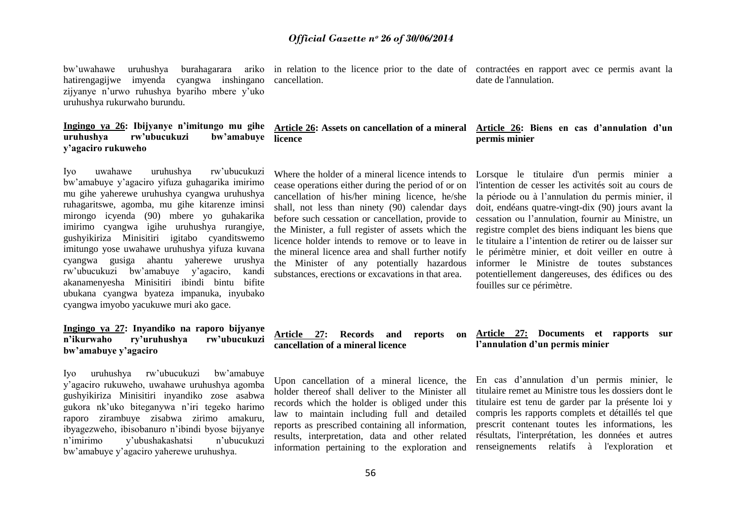bw'uwahawe uruhushya burahagarara ariko hatirengagijwe imyenda cyangwa inshingano zijyanye n'urwo ruhushya byariho mbere y'uko uruhushya rukurwaho burundu.

**Ingingo ya 26: Ibijyanye n'imitungo mu gihe uruhushya rw'ubucukuzi bw'amabuye y'agaciro rukuweho**

Iyo uwahawe uruhushya rw'ubucukuzi bw'amabuye y'agaciro yifuza guhagarika imirimo mu gihe yaherewe uruhushya cyangwa uruhushya ruhagaritswe, agomba, mu gihe kitarenze iminsi mirongo icyenda (90) mbere yo guhakarika imirimo cyangwa igihe uruhushya rurangiye, gushyikiriza Minisitiri igitabo cyanditswemo imitungo yose uwahawe uruhushya yifuza kuvana cyangwa gusiga ahantu yaherewe urushya rw'ubucukuzi bw'amabuye y'agaciro, kandi akanamenyesha Minisitiri ibindi bintu bifite ubukana cyangwa byateza impanuka, inyubako cyangwa imyobo yacukuwe muri ako gace.

**Ingingo ya 27: Inyandiko na raporo bijyanye n'ikurwaho ry'uruhushya rw'ubucukuzi bw'amabuye y'agaciro**

Iyo uruhushya rw'ubucukuzi bw'amabuye y'agaciro rukuweho, uwahawe uruhushya agomba gushyikiriza Minisitiri inyandiko zose asabwa gukora nk'uko biteganywa n'iri tegeko harimo raporo zirambuye zisabwa zirimo amakuru, ibyagezweho, ibisobanuro n'ibindi byose bijyanye n'imirimo y'ubushakashatsi n'ubucukuzi bw'amabuye y'agaciro yaherewe uruhushya.

in relation to the licence prior to the date of cancellation.

**Article 26: Assets on cancellation of a mineral licence**

Where the holder of a mineral licence intends to cease operations either during the period of or on cancellation of his/her mining licence, he/she shall, not less than ninety (90) calendar days before such cessation or cancellation, provide to the Minister, a full register of assets which the licence holder intends to remove or to leave in the mineral licence area and shall further notify the Minister of any potentially hazardous substances, erections or excavations in that area.

**Article 27: Records and reports on cancellation of a mineral licence**

Upon cancellation of a mineral licence, the holder thereof shall deliver to the Minister all records which the holder is obliged under this law to maintain including full and detailed reports as prescribed containing all information, results, interpretation, data and other related information pertaining to the exploration and

contractées en rapport avec ce permis avant la date de l'annulation.

**Article 26: Biens en cas d'annulation d'un permis minier**

Lorsque le titulaire d'un permis minier a l'intention de cesser les activités soit au cours de la période ou à l'annulation du permis minier, il doit, endéans quatre-vingt-dix (90) jours avant la cessation ou l'annulation, fournir au Ministre, un registre complet des biens indiquant les biens que le titulaire a l'intention de retirer ou de laisser sur le périmètre minier, et doit veiller en outre à informer le Ministre de toutes substances potentiellement dangereuses, des édifices ou des fouilles sur ce périmètre.

**Article 27: Documents et rapports sur l'annulation d'un permis minier**

En cas d'annulation d'un permis minier, le titulaire remet au Ministre tous les dossiers dont le titulaire est tenu de garder par la présente loi y compris les rapports complets et détaillés tel que prescrit contenant toutes les informations, les résultats, l'interprétation, les données et autres renseignements relatifs à l'exploration et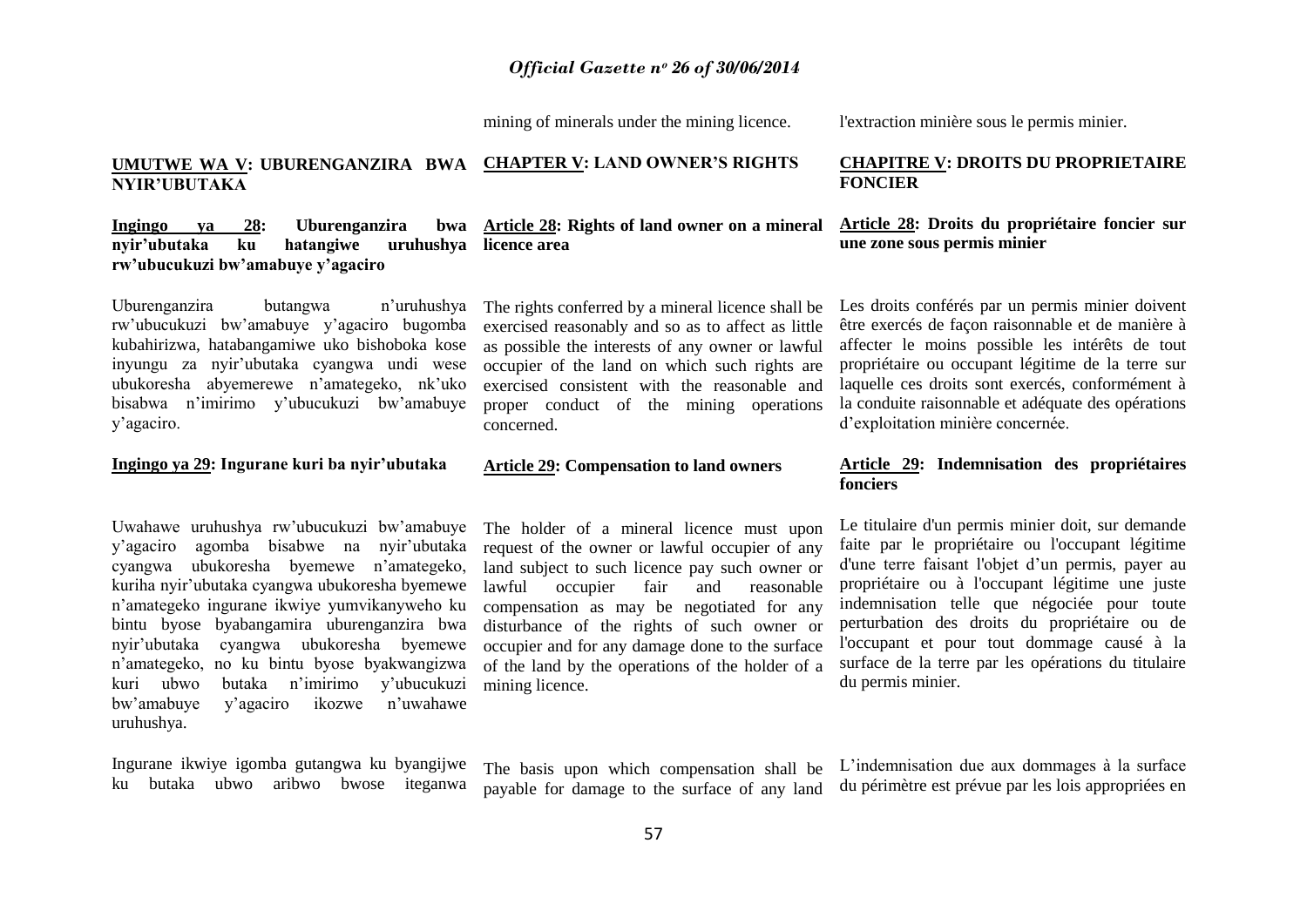mining of minerals under the mining licence.

l'extraction minière sous le permis minier.

**UMUTWE WA V: UBURENGANZIRA BWA NYIR'UBUTAKA**

**CHAPTER V: LAND OWNER'S RIGHTS**

**CHAPITRE V: DROITS DU PROPRIETAIRE FONCIER**

**Ingingo ya 28: Uburenganzira bwa nyir'ubutaka ku hatangiwe uruhushya rw'ubucukuzi bw'amabuye y'agaciro**

Uburenganzira butangwa n'uruhushya rw'ubucukuzi bw'amabuye y'agaciro bugomba kubahirizwa, hatabangamiwe uko bishoboka kose inyungu za nyir'ubutaka cyangwa undi wese ubukoresha abyemerewe n'amategeko, nk'uko bisabwa n'imirimo y'ubucukuzi bw'amabuye y'agaciro.

**Article 28: Rights of land owner on a mineral licence area**

The rights conferred by a mineral licence shall be exercised reasonably and so as to affect as little as possible the interests of any owner or lawful occupier of the land on which such rights are exercised consistent with the reasonable and proper conduct of the mining operations concerned.

**Article 28: Droits du propriétaire foncier sur une zone sous permis minier**

Les droits conférés par un permis minier doivent être exercés de façon raisonnable et de manière à affecter le moins possible les intérêts de tout propriétaire ou occupant légitime de la terre sur laquelle ces droits sont exercés, conformément à la conduite raisonnable et adéquate des opérations d'exploitation minière concernée.

**Ingingo ya 29: Ingurane kuri ba nyir'ubutaka**

Uwahawe uruhushya rw'ubucukuzi bw'amabuye y'agaciro agomba bisabwe na nyir'ubutaka cyangwa ubukoresha byemewe n'amategeko, kuriha nyir'ubutaka cyangwa ubukoresha byemewe n'amategeko ingurane ikwiye yumvikanyweho ku bintu byose byabangamira uburenganzira bwa nyir'ubutaka cyangwa ubukoresha byemewe n'amategeko, no ku bintu byose byakwangizwa kuri ubwo butaka n'imirimo y'ubucukuzi bw'amabuye y'agaciro ikozwe n'uwahawe uruhushya.

Ingurane ikwiye igomba gutangwa ku byangijwe ku butaka ubwo aribwo bwose iteganwa

**Article 29: Compensation to land owners**

The holder of a mineral licence must upon request of the owner or lawful occupier of any land subject to such licence pay such owner or lawful occupier fair and reasonable compensation as may be negotiated for any disturbance of the rights of such owner or occupier and for any damage done to the surface of the land by the operations of the holder of a mining licence.

The basis upon which compensation shall be payable for damage to the surface of any land

**Article 29: Indemnisation des propriétaires fonciers**

Le titulaire d'un permis minier doit, sur demande faite par le propriétaire ou l'occupant légitime d'une terre faisant l'objet d'un permis, payer au propriétaire ou à l'occupant légitime une juste indemnisation telle que négociée pour toute perturbation des droits du propriétaire ou de l'occupant et pour tout dommage causé à la surface de la terre par les opérations du titulaire du permis minier.

L'indemnisation due aux dommages à la surface du périmètre est prévue par les lois appropriées en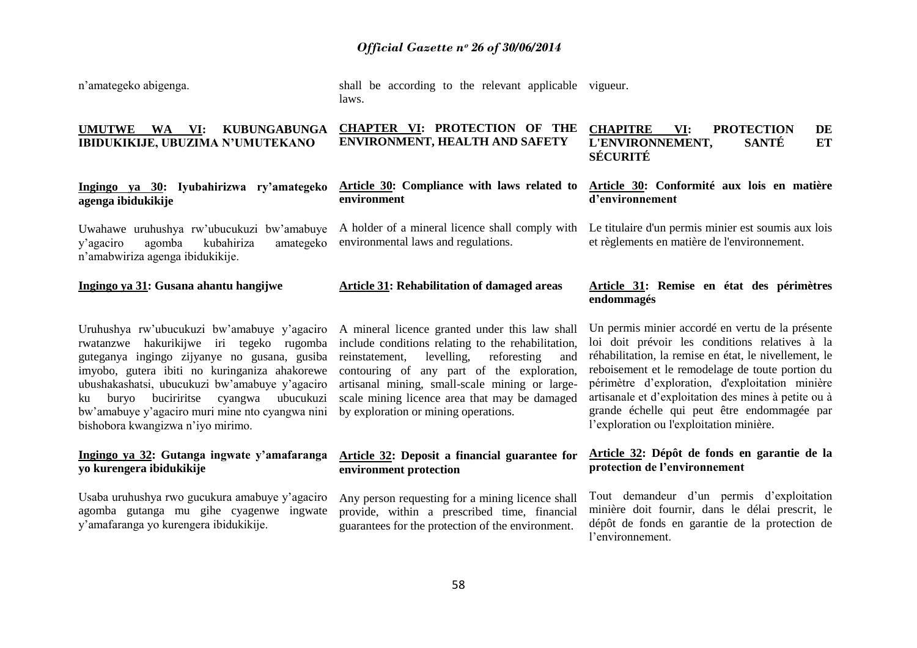n'amategeko abigenga.

shall be according to the relevant applicable laws.

vigueur.

**UMUTWE WA VI: KUBUNGABUNGA IBIDUKIKIJE, UBUZIMA N'UMUTEKANO**

**CHAPTER VI: PROTECTION OF THE ENVIRONMENT, HEALTH AND SAFETY**

**CHAPITRE VI: PROTECTION DE L'ENVIRONNEMENT, SANTÉ ET SÉCURITÉ**

**Ingingo ya 30: Iyubahirizwa ry'amategeko agenga ibidukikije**

Uwahawe uruhushya rw'ubucukuzi bw'amabuye y'agaciro agomba kubahiriza amategeko n'amabwiriza agenga ibidukikije.

**Article 30: Compliance with laws related to environment**

A holder of a mineral licence shall comply with environmental laws and regulations.

**Article 30: Conformité aux lois en matière d'environnement**

Le titulaire d'un permis minier est soumis aux lois et règlements en matière de l'environnement.

**Ingingo ya 31: Gusana ahantu hangijwe**

Uruhushya rw'ubucukuzi bw'amabuye y'agaciro rwatanzwe hakurikijwe iri tegeko rugomba guteganya ingingo zijyanye no gusana, gusiba imyobo, gutera ibiti no kuringaniza ahakorewe ubushakashatsi, ubucukuzi bw'amabuye y'agaciro ku buryo buciriritse cyangwa ubucukuzi bw'amabuye y'agaciro muri mine nto cyangwa nini bishobora kwangizwa n'iyo mirimo.

**Article 31: Rehabilitation of damaged areas**

A mineral licence granted under this law shall include conditions relating to the rehabilitation, reinstatement, levelling, reforesting and contouring of any part of the exploration, artisanal mining, small-scale mining or large-scale mining licence area that may be damaged by exploration or mining operations.

**Article 31: Remise en état des périmètres endommagés**

Un permis minier accordé en vertu de la présente loi doit prévoir les conditions relatives à la réhabilitation, la remise en état, le nivellement, le reboisement et le remodelage de toute portion du périmètre d'exploration, d'exploitation minière artisanale et d'exploitation des mines à petite ou à grande échelle qui peut être endommagée par l'exploration ou l'exploitation minière.

**Ingingo ya 32: Gutanga ingwate y'amafaranga yo kurengera ibidukikije**

Usaba uruhushya rwo gucukura amabuye y'agaciro agomba gutanga mu gihe cyagenwe ingwate y'amafaranga yo kurengera ibidukikije.

**Article 32: Deposit a financial guarantee for environment protection**

Any person requesting for a mining licence shall provide, within a prescribed time, financial guarantees for the protection of the environment.

**Article 32: Dépôt de fonds en garantie de la protection de l'environnement**

Tout demandeur d'un permis d'exploitation minière doit fournir, dans le délai prescrit, le dépôt de fonds en garantie de la protection de l'environnement.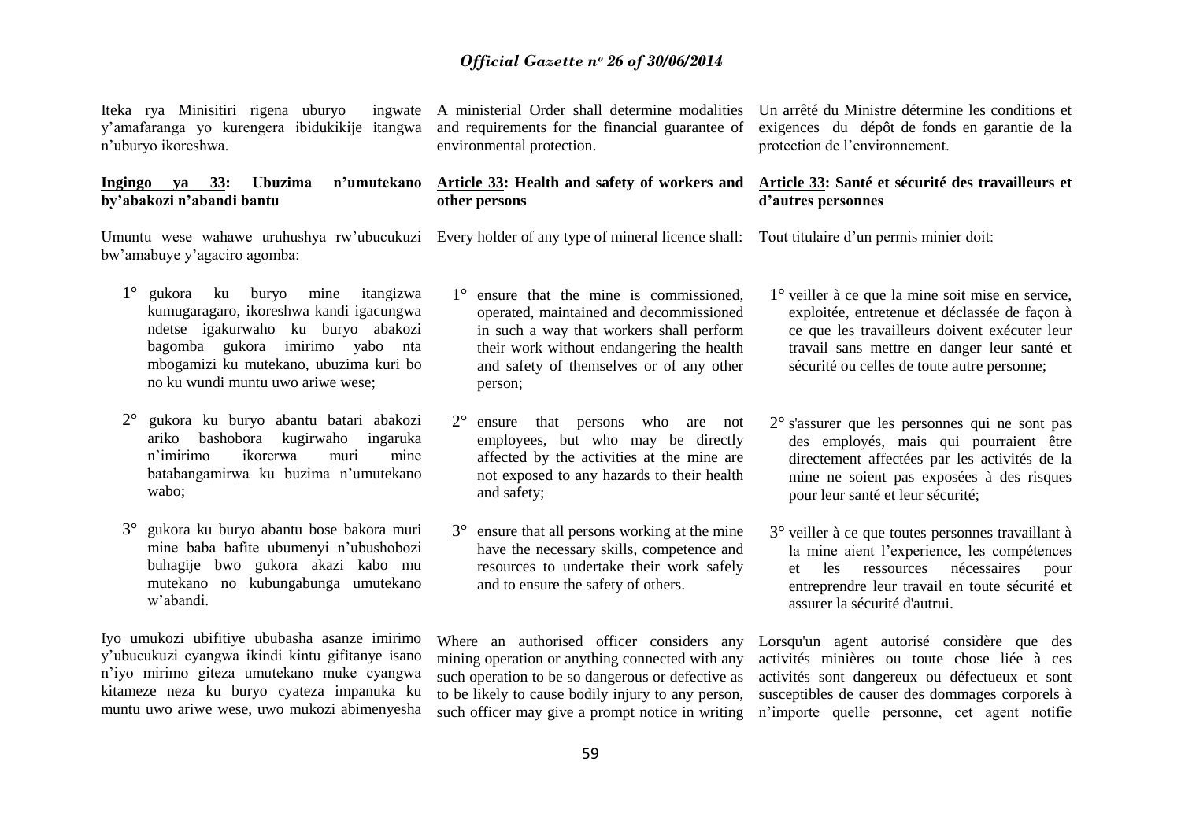Iteka rya Minisitiri rigena uburyo ingwate y'amafaranga yo kurengera ibidukikije itangwa n'uburyo ikoreshwa.

**Ingingo ya 33: Ubuzima n'umutekano by'abakozi n'abandi bantu**

Umuntu wese wahawe uruhushya rw'ubucukuzi bw'amabuye y'agaciro agomba:

1° gukora ku buryo mine itangizwa kumugaragaro, ikoreshwa kandi igacungwa ndetse igakurwaho ku buryo abakozi bagomba gukora imirimo yabo nta mbogamizi ku mutekano, ubuzima kuri bo no ku wundi muntu uwo ariwe wese;

2° gukora ku buryo abantu batari abakozi ariko bashobora kugirwaho ingaruka n'imirimo ikorerwa muri mine batabangamirwa ku buzima n'umutekano wabo;

3° gukora ku buryo abantu bose bakora muri mine baba bafite ubumenyi n'ubushobozi buhagije bwo gukora akazi kabo mu mutekano no kubungabunga umutekano w'abandi.

Iyo umukozi ubifitiye ububasha asanze imirimo y'ubucukuzi cyangwa ikindi kintu gifitanye isano n'iyo mirimo giteza umutekano muke cyangwa kitameze neza ku buryo cyateza impanuka ku muntu uwo ariwe wese, uwo mukozi abimenyesha

A ministerial Order shall determine modalities and requirements for the financial guarantee of environmental protection.

**Article 33: Health and safety of workers and other persons**

Every holder of any type of mineral licence shall:

1° ensure that the mine is commissioned, operated, maintained and decommissioned in such a way that workers shall perform their work without endangering the health and safety of themselves or of any other person;

2° ensure that persons who are not employees, but who may be directly affected by the activities at the mine are not exposed to any hazards to their health and safety;

3° ensure that all persons working at the mine have the necessary skills, competence and resources to undertake their work safely and to ensure the safety of others.

Where an authorised officer considers any mining operation or anything connected with any such operation to be so dangerous or defective as to be likely to cause bodily injury to any person, such officer may give a prompt notice in writing

Un arrêté du Ministre détermine les conditions et exigences du dépôt de fonds en garantie de la protection de l'environnement.

**Article 33: Santé et sécurité des travailleurs et d'autres personnes**

Tout titulaire d'un permis minier doit:

1° veiller à ce que la mine soit mise en service, exploitée, entretenue et déclassée de façon à ce que les travailleurs doivent exécuter leur travail sans mettre en danger leur santé et sécurité ou celles de toute autre personne;

2° s'assurer que les personnes qui ne sont pas des employés, mais qui pourraient être directement affectées par les activités de la mine ne soient pas exposées à des risques pour leur santé et leur sécurité;

3° veiller à ce que toutes personnes travaillant à la mine aient l'experience, les compétences et les ressources nécessaires pour entreprendre leur travail en toute sécurité et assurer la sécurité d'autrui.

Lorsqu'un agent autorisé considère que des activités minières ou toute chose liée à ces activités sont dangereux ou défectueux et sont susceptibles de causer des dommages corporels à n'importe quelle personne, cet agent notifie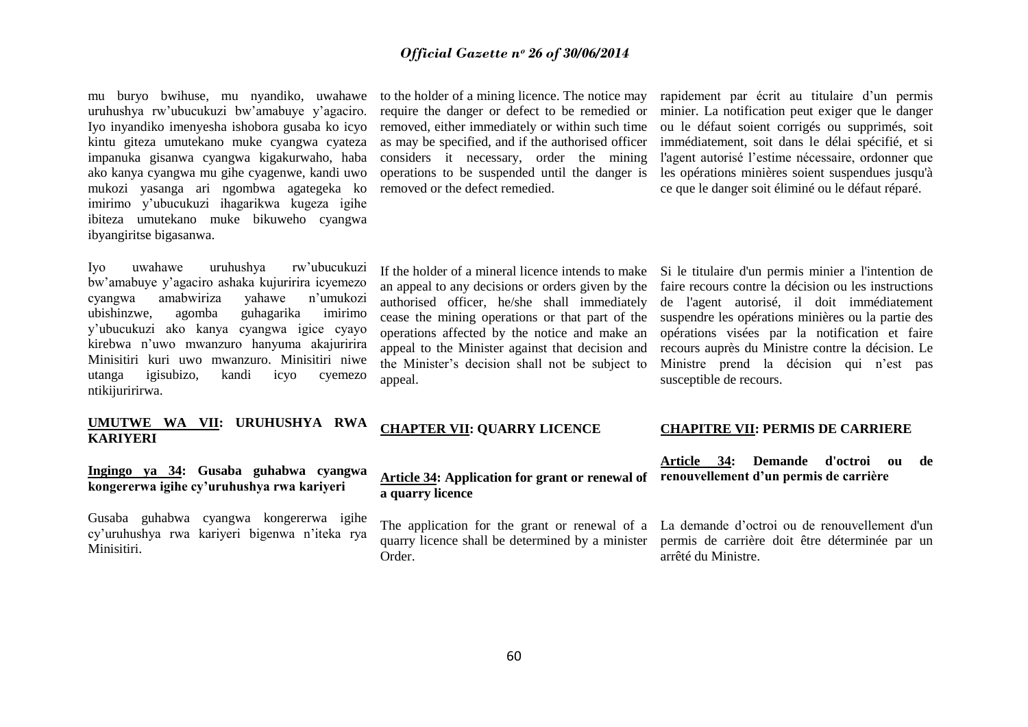mu buryo bwihuse, mu nyandiko, uwahawe uruhushya rw'ubucukuzi bw'amabuye y'agaciro. Iyo inyandiko imenyesha ishobora gusaba ko icyo kintu giteza umutekano muke cyangwa cyateza impanuka gisanwa cyangwa kigakurwaho, haba ako kanya cyangwa mu gihe cyagenwe, kandi uwo mukozi yasanga ari ngombwa agategeka ko imirimo y'ubucukuzi ihagarikwa kugeza igihe ibiteza umutekano muke bikuweho cyangwa ibyangiritse bigasanwa.

Iyo uwahawe uruhushya rw'ubucukuzi bw'amabuye y'agaciro ashaka kujuririra icyemezo cyangwa amabwiriza yahawe n'umukozi ubishinzwe, agomba guhagarika imirimo y'ubucukuzi ako kanya cyangwa igice cyayo kirebwa n'uwo mwanzuro hanyuma akajuririra Minisitiri kuri uwo mwanzuro. Minisitiri niwe utanga igisubizo, kandi icyo cyemezo ntikijuririrwa.

## UMUTWE WA VII: URUHUSHYA RWA KARIYERI

### Ingingo ya 34: Gusaba guhabwa cyangwa kongererwa igihe cy'uruhushya rwa kariyeri

Gusaba guhabwa cyangwa kongererwa igihe cy'uruhushya rwa kariyeri bigenwa n'iteka rya Minisitiri.

to the holder of a mining licence. The notice may require the danger or defect to be remedied or removed, either immediately or within such time as may be specified, and if the authorised officer considers it necessary, order the mining operations to be suspended until the danger is removed or the defect remedied.

If the holder of a mineral licence intends to make an appeal to any decisions or orders given by the authorised officer, he/she shall immediately cease the mining operations or that part of the operations affected by the notice and make an appeal to the Minister against that decision and the Minister's decision shall not be subject to appeal.

## CHAPTER VII: QUARRY LICENCE

### Article 34: Application for grant or renewal of a quarry licence

The application for the grant or renewal of a quarry licence shall be determined by a minister Order.

rapidement par écrit au titulaire d'un permis minier. La notification peut exiger que le danger ou le défaut soient corrigés ou supprimés, soit immédiatement, soit dans le délai spécifié, et si l'agent autorisé l'estime nécessaire, ordonner que les opérations minières soient suspendues jusqu'à ce que le danger soit éliminé ou le défaut réparé.

Si le titulaire d'un permis minier a l'intention de faire recours contre la décision ou les instructions de l'agent autorisé, il doit immédiatement suspendre les opérations minières ou la partie des opérations visées par la notification et faire recours auprès du Ministre contre la décision. Le Ministre prend la décision qui n'est pas susceptible de recours.

## CHAPITRE VII: PERMIS DE CARRIERE

### Article 34: Demande d'octroi ou de renouvellement d'un permis de carrière

La demande d'octroi ou de renouvellement d'un permis de carrière doit être déterminée par un arrêté du Ministre.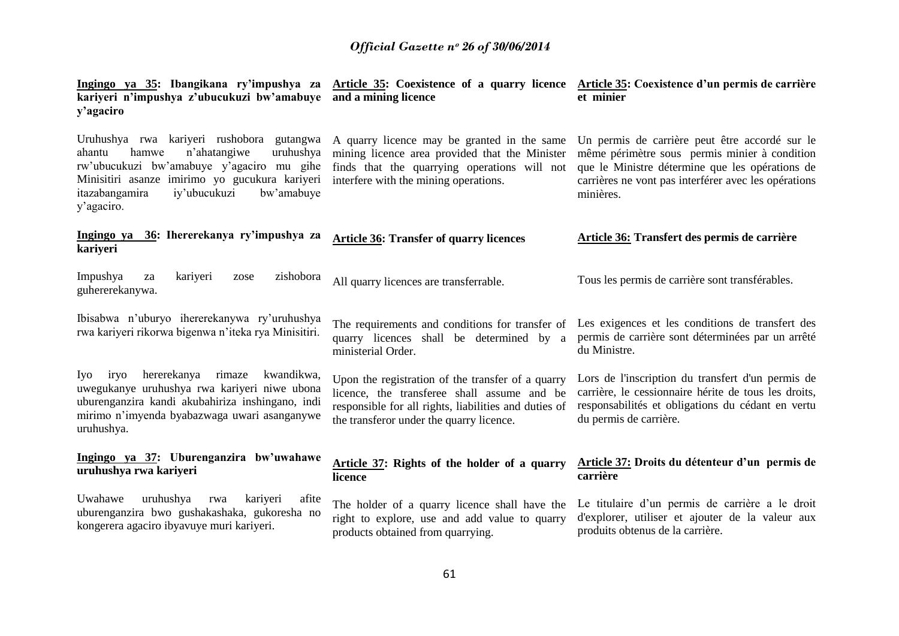**Ingingo ya 35: Ibangikana ry'impushya za kariyeri n'impushya z'ubucukuzi bw'amabuye y'agaciro**

Uruhushya rwa kariyeri rushobora gutangwa ahantu hamwe n'ahatangiwe uruhushya rw'ubucukuzi bw'amabuye y'agaciro mu gihe Minisitiri asanze imirimo yo gucukura kariyeri itazabangamira iy'ubucukuzi bw'amabuye y'agaciro.

**Ingingo ya 36: Ihererekanya ry'impushya za kariyeri**

Impushya za kariyeri zose zishobora guhererekanywa.

Ibisabwa n'uburyo ihererekanywa ry'uruhushya rwa kariyeri rikorwa bigenwa n'iteka rya Minisitiri.

Iyo iryo hererekanya rimaze kwandikwa, uwegukanye uruhushya rwa kariyeri niwe ubona uburenganzira kandi akubahiriza inshingano, indi mirimo n'imyenda byabazwaga uwari asanganywe uruhushya.

**Ingingo ya 37: Uburenganzira bw'uwahawe uruhushya rwa kariyeri**

Uwahawe uruhushya rwa kariyeri afite uburenganzira bwo gushakashaka, gukoresha no kongerera agaciro ibyavuye muri kariyeri.

**Article 35: Coexistence of a quarry licence and a mining licence**

A quarry licence may be granted in the same mining licence area provided that the Minister finds that the quarrying operations will not interfere with the mining operations.

**Article 36: Transfer of quarry licences**

All quarry licences are transferrable.

The requirements and conditions for transfer of quarry licences shall be determined by a ministerial Order.

Upon the registration of the transfer of a quarry licence, the transferee shall assume and be responsible for all rights, liabilities and duties of the transferor under the quarry licence.

**Article 37: Rights of the holder of a quarry licence**

The holder of a quarry licence shall have the right to explore, use and add value to quarry products obtained from quarrying.

**Article 35: Coexistence d'un permis de carrière et minier**

Un permis de carrière peut être accordé sur le même périmètre sous permis minier à condition que le Ministre détermine que les opérations de carrières ne vont pas interférer avec les opérations minières.

**Article 36: Transfert des permis de carrière**

Tous les permis de carrière sont transférables.

Les exigences et les conditions de transfert des permis de carrière sont déterminées par un arrêté du Ministre.

Lors de l'inscription du transfert d'un permis de carrière, le cessionnaire hérite de tous les droits, responsabilités et obligations du cédant en vertu du permis de carrière.

**Article 37: Droits du détenteur d'un permis de carrière**

Le titulaire d'un permis de carrière a le droit d'explorer, utiliser et ajouter de la valeur aux produits obtenus de la carrière.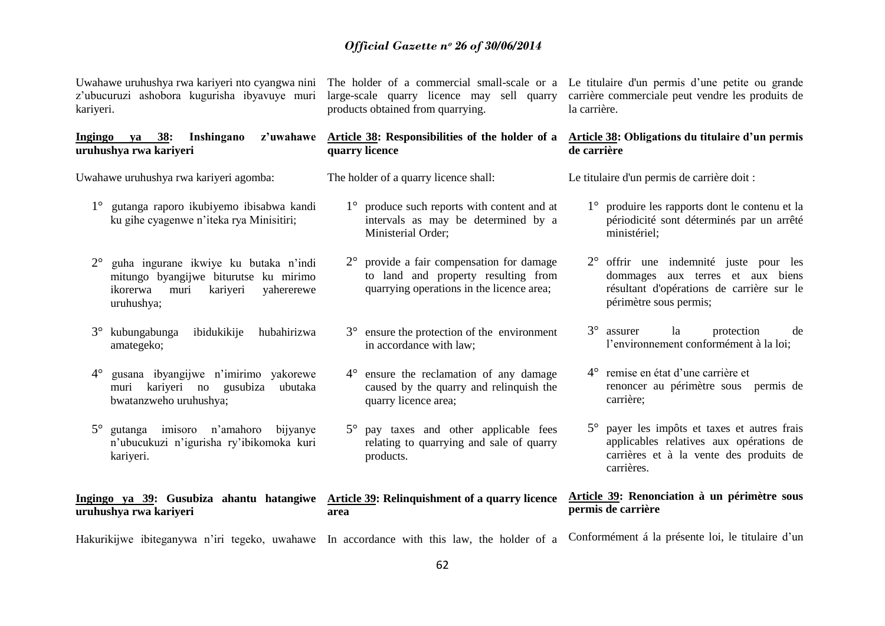Uwahawe uruhushya rwa kariyeri nto cyangwa nini z'ubucuruzi ashobora kugurisha ibyavuye muri kariyeri.

**Ingingo ya 38: Inshingano z'uwahawe uruhushya rwa kariyeri**

Uwahawe uruhushya rwa kariyeri agomba:

1° gutanga raporo ikubiyemo ibisabwa kandi ku gihe cyagenwe n'iteka rya Minisitiri;

2° guha ingurane ikwiye ku butaka n'indi mitungo byangijwe biturutse ku mirimo ikorerwa muri kariyeri yahererewe uruhushya;

3° kubungabunga ibidukikije hubahirizwa amategeko;

4° gusana ibyangijwe n'imirimo yakorewe muri kariyeri no gusubiza ubutaka bwatanzweho uruhushya;

5° gutanga imisoro n'amahoro bijyanye n'ubucukuzi n'igurisha ry'ibikomoka kuri kariyeri.

**Ingingo ya 39: Gusubiza ahantu hatangiwe uruhushya rwa kariyeri**

Hakurikijwe ibiteganywa n'iri tegeko, uwahawe

The holder of a commercial small-scale or a large-scale quarry licence may sell quarry products obtained from quarrying.

**Article 38: Responsibilities of the holder of a quarry licence**

The holder of a quarry licence shall:

1° produce such reports with content and at intervals as may be determined by a Ministerial Order;

2° provide a fair compensation for damage to land and property resulting from quarrying operations in the licence area;

3° ensure the protection of the environment in accordance with law;

4° ensure the reclamation of any damage caused by the quarry and relinquish the quarry licence area;

5° pay taxes and other applicable fees relating to quarrying and sale of quarry products.

**Article 39: Relinquishment of a quarry licence area**

In accordance with this law, the holder of a

Le titulaire d'un permis d'une petite ou grande carrière commerciale peut vendre les produits de la carrière.

**Article 38: Obligations du titulaire d'un permis de carrière**

Le titulaire d'un permis de carrière doit :

1° produire les rapports dont le contenu et la périodicité sont déterminés par un arrêté ministériel;

2° offrir une indemnité juste pour les dommages aux terres et aux biens résultant d'opérations de carrière sur le périmètre sous permis;

3° assurer la protection de l'environnement conformément à la loi;

4° remise en état d'une carrière et renoncer au périmètre sous permis de carrière;

5° payer les impôts et taxes et autres frais applicables relatives aux opérations de carrières et à la vente des produits de carrières.

**Article 39: Renonciation à un périmètre sous permis de carrière**

Conformément á la présente loi, le titulaire d'un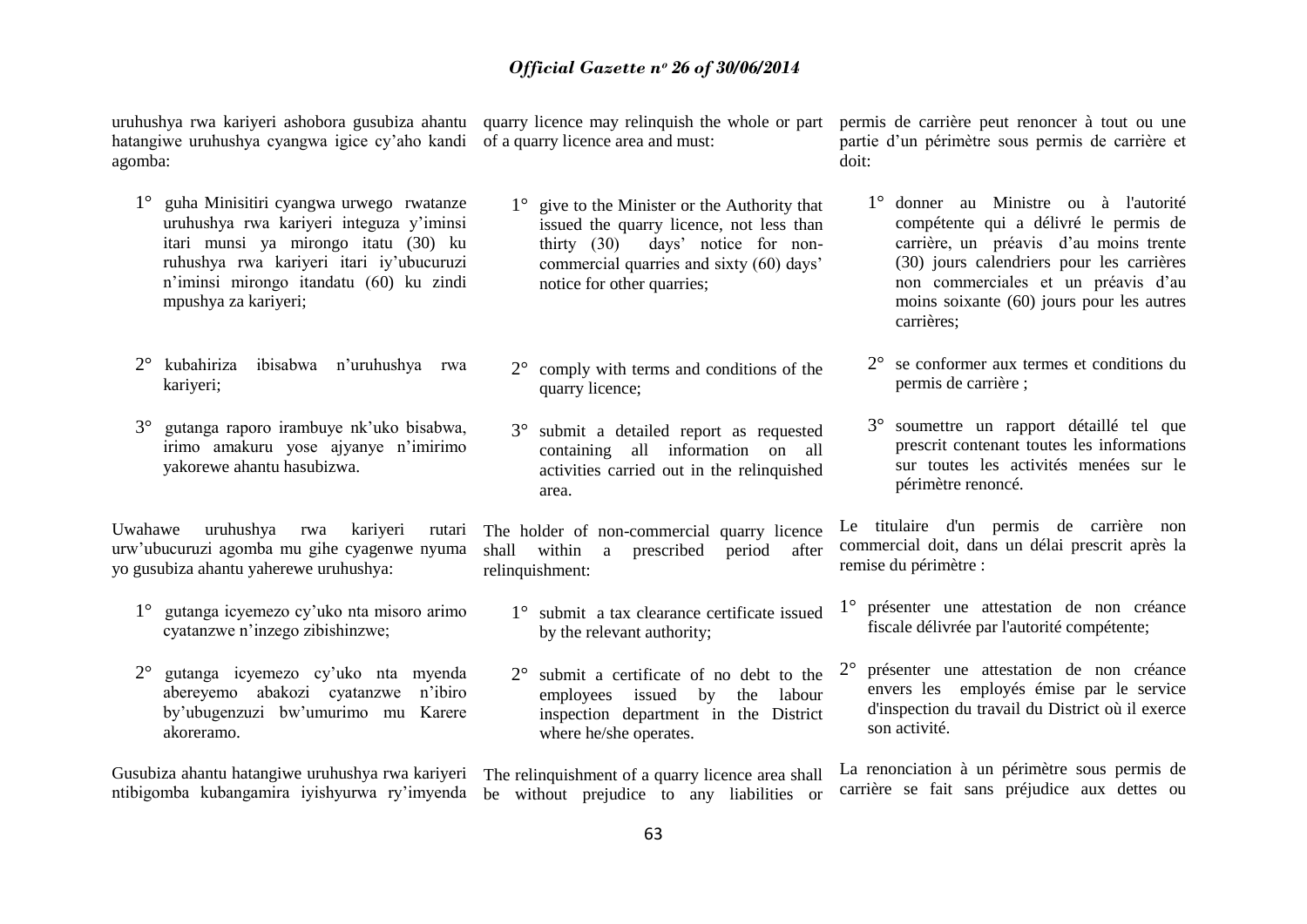uruhushya rwa kariyeri ashobora gusubiza ahantu hatangiwe uruhushya cyangwa igice cy'aho kandi agomba:

1° guha Minisitiri cyangwa urwego rwatanze uruhushya rwa kariyeri integuza y'iminsi itari munsi ya mirongo itatu (30) ku ruhushya rwa kariyeri itari iy'ubucuruzi n'iminsi mirongo itandatu (60) ku zindi mpushya za kariyeri;

2° kubahiriza ibisabwa n'uruhushya rwa kariyeri;

3° gutanga raporo irambuye nk'uko bisabwa, irimo amakuru yose ajyanye n'imirimo yakorewe ahantu hasubizwa.

Uwahawe uruhushya rwa kariyeri rutari urw'ubucuruzi agomba mu gihe cyagenwe nyuma yo gusubiza ahantu yaherewe uruhushya:

1° gutanga icyemezo cy'uko nta misoro arimo cyatanzwe n'inzego zibishinzwe;

2° gutanga icyemezo cy'uko nta myenda abereyemo abakozi cyatanzwe n'ibiro by'ubugenzuzi bw'umurimo mu Karere akoreramo.

Gusubiza ahantu hatangiwe uruhushya rwa kariyeri ntibigomba kubangamira iyishyurwa ry'imyenda

quarry licence may relinquish the whole or part of a quarry licence area and must:

1° give to the Minister or the Authority that issued the quarry licence, not less than thirty (30) days' notice for non-commercial quarries and sixty (60) days' notice for other quarries;

2° comply with terms and conditions of the quarry licence;

3° submit a detailed report as requested containing all information on all activities carried out in the relinquished area.

The holder of non-commercial quarry licence shall within a prescribed period after relinquishment:

1° submit a tax clearance certificate issued by the relevant authority;

2° submit a certificate of no debt to the employees issued by the labour inspection department in the District where he/she operates.

The relinquishment of a quarry licence area shall be without prejudice to any liabilities or

permis de carrière peut renoncer à tout ou une partie d'un périmètre sous permis de carrière et doit:

1° donner au Ministre ou à l'autorité compétente qui a délivré le permis de carrière, un préavis d'au moins trente (30) jours calendriers pour les carrières non commerciales et un préavis d'au moins soixante (60) jours pour les autres carrières;

2° se conformer aux termes et conditions du permis de carrière ;

3° soumettre un rapport détaillé tel que prescrit contenant toutes les informations sur toutes les activités menées sur le périmètre renoncé.

Le titulaire d'un permis de carrière non commercial doit, dans un délai prescrit après la remise du périmètre :

1° présenter une attestation de non créance fiscale délivrée par l'autorité compétente;

2° présenter une attestation de non créance envers les employés émise par le service d'inspection du travail du District où il exerce son activité.

La renonciation à un périmètre sous permis de carrière se fait sans préjudice aux dettes ou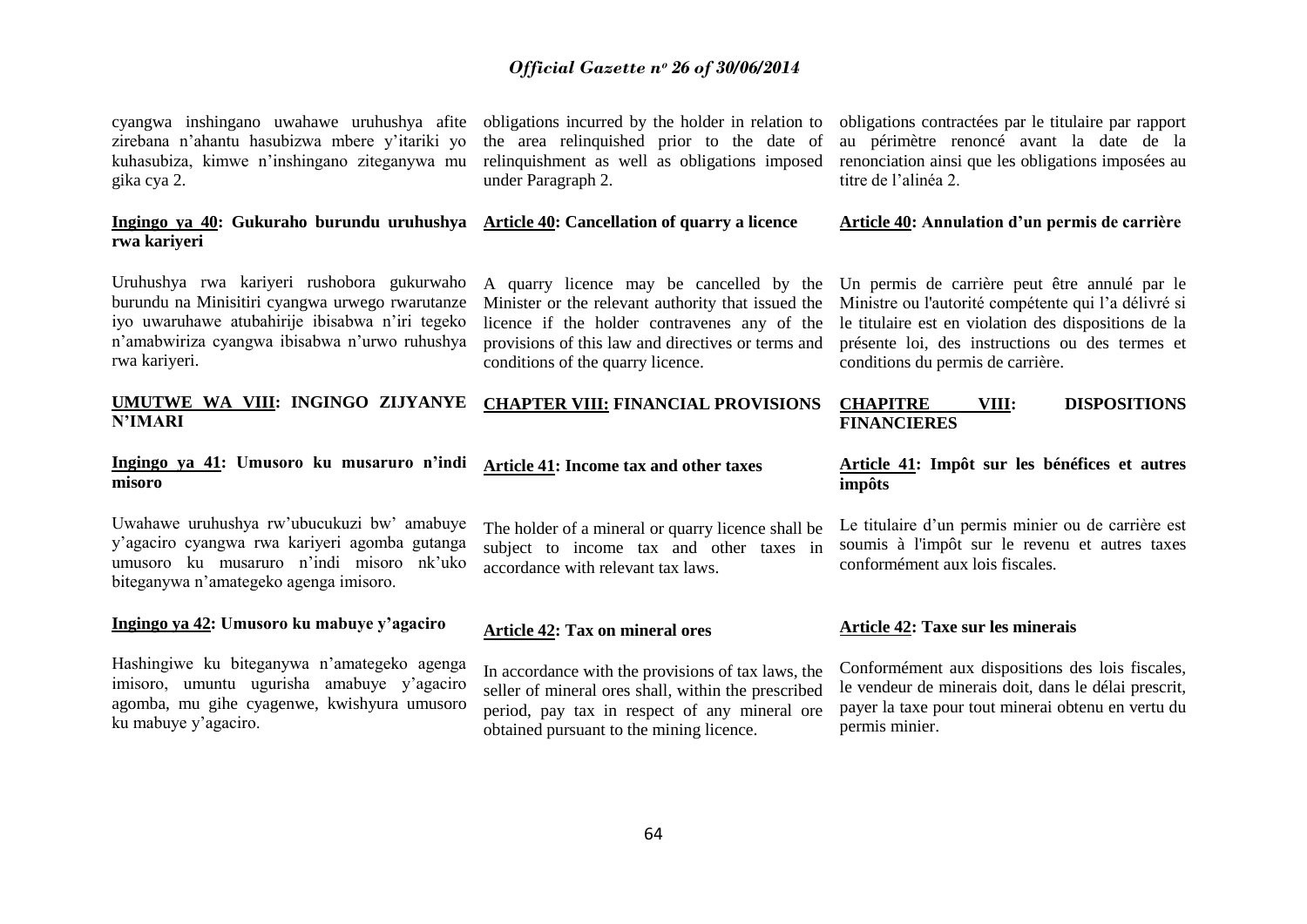cyangwa inshingano uwahawe uruhushya afite zirebana n'ahantu hasubizwa mbere y'itariki yo kuhasubiza, kimwe n'inshingano ziteganywa mu gika cya 2.

**Ingingo ya 40: Gukuraho burundu uruhushya rwa kariyeri**

Uruhushya rwa kariyeri rushobora gukurwaho burundu na Minisitiri cyangwa urwego rwarutanze iyo uwaruhawe atubahirije ibisabwa n'iri tegeko n'amabwiriza cyangwa ibisabwa n'urwo ruhushya rwa kariyeri.

**UMUTWE WA VIII: INGINGO ZIJYANYE N'IMARI**

**Ingingo ya 41: Umusoro ku musaruro n'indi misoro**

Uwahawe uruhushya rw'ubucukuzi bw' amabuye y'agaciro cyangwa rwa kariyeri agomba gutanga umusoro ku musaruro n'indi misoro nk'uko biteganywa n'amategeko agenga imisoro.

**Ingingo ya 42: Umusoro ku mabuye y'agaciro**

Hashingiwe ku biteganywa n'amategeko agenga imisoro, umuntu ugurisha amabuye y'agaciro agomba, mu gihe cyagenwe, kwishyura umusoro ku mabuye y'agaciro.

obligations incurred by the holder in relation to the area relinquished prior to the date of relinquishment as well as obligations imposed under Paragraph 2.

**Article 40: Cancellation of quarry a licence**

A quarry licence may be cancelled by the Minister or the relevant authority that issued the licence if the holder contravenes any of the provisions of this law and directives or terms and conditions of the quarry licence.

**CHAPTER VIII: FINANCIAL PROVISIONS**

**Article 41: Income tax and other taxes**

The holder of a mineral or quarry licence shall be subject to income tax and other taxes in accordance with relevant tax laws.

**Article 42: Tax on mineral ores**

In accordance with the provisions of tax laws, the seller of mineral ores shall, within the prescribed period, pay tax in respect of any mineral ore obtained pursuant to the mining licence.

obligations contractées par le titulaire par rapport au périmètre renoncé avant la date de la renonciation ainsi que les obligations imposées au titre de l'alinéa 2.

**Article 40: Annulation d'un permis de carrière**

Un permis de carrière peut être annulé par le Ministre ou l'autorité compétente qui l'a délivré si le titulaire est en violation des dispositions de la présente loi, des instructions ou des termes et conditions du permis de carrière.

**CHAPITRE VIII: DISPOSITIONS FINANCIERES**

**Article 41: Impôt sur les bénéfices et autres impôts**

Le titulaire d'un permis minier ou de carrière est soumis à l'impôt sur le revenu et autres taxes conformément aux lois fiscales.

**Article 42: Taxe sur les minerais**

Conformément aux dispositions des lois fiscales, le vendeur de minerais doit, dans le délai prescrit, payer la taxe pour tout minerai obtenu en vertu du permis minier.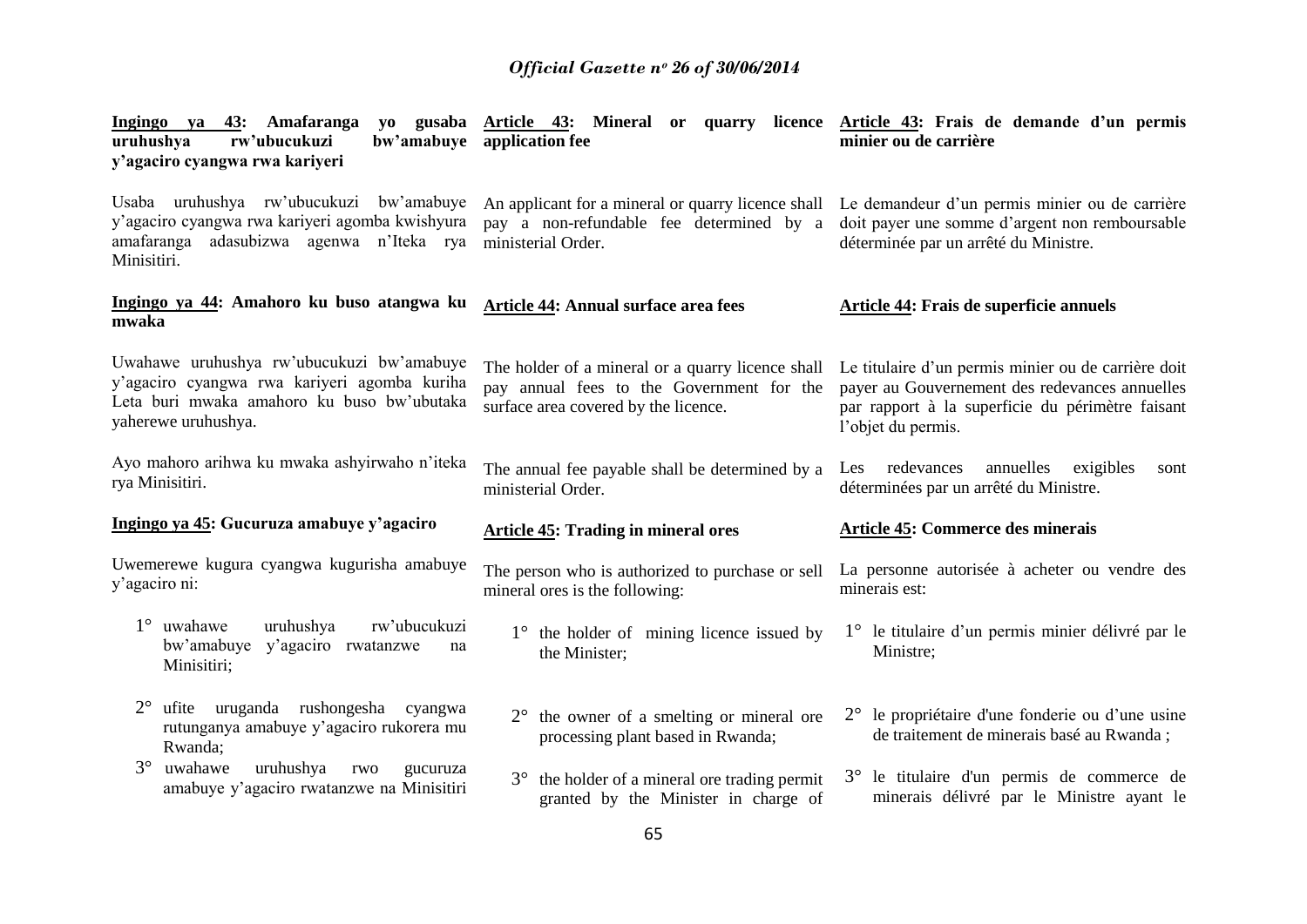**Ingingo ya 43: Amafaranga yo gusaba uruhushya rw'ubucukuzi bw'amabuye y'agaciro cyangwa rwa kariyeri**

Usaba uruhushya rw'ubucukuzi bw'amabuye y'agaciro cyangwa rwa kariyeri agomba kwishyura amafaranga adasubizwa agenwa n'Iteka rya Minisitiri.

**Ingingo ya 44: Amahoro ku buso atangwa ku mwaka**

Uwahawe uruhushya rw'ubucukuzi bw'amabuye y'agaciro cyangwa rwa kariyeri agomba kuriha Leta buri mwaka amahoro ku buso bw'ubutaka yaherewe uruhushya.

Ayo mahoro arihwa ku mwaka ashyirwaho n'iteka rya Minisitiri.

**Ingingo ya 45: Gucuruza amabuye y'agaciro**

Uwemerewe kugura cyangwa kugurisha amabuye y'agaciro ni:

1° uwahawe uruhushya rw'ubucukuzi bw'amabuye y'agaciro rwatanzwe na Minisitiri;

2° ufite uruganda rushongesha cyangwa rutunganya amabuye y'agaciro rukorera mu Rwanda;

3° uwahawe uruhushya rwo gucuruza amabuye y'agaciro rwatanzwe na Minisitiri

**Article 43: Mineral or quarry licence application fee**

An applicant for a mineral or quarry licence shall pay a non-refundable fee determined by a ministerial Order.

**Article 44: Annual surface area fees**

The holder of a mineral or a quarry licence shall pay annual fees to the Government for the surface area covered by the licence.

The annual fee payable shall be determined by a ministerial Order.

**Article 45: Trading in mineral ores**

The person who is authorized to purchase or sell mineral ores is the following:

1° the holder of mining licence issued by the Minister;

2° the owner of a smelting or mineral ore processing plant based in Rwanda;

3° the holder of a mineral ore trading permit granted by the Minister in charge of

**Article 43: Frais de demande d'un permis minier ou de carrière**

Le demandeur d'un permis minier ou de carrière doit payer une somme d'argent non remboursable déterminée par un arrêté du Ministre.

**Article 44: Frais de superficie annuels**

Le titulaire d'un permis minier ou de carrière doit payer au Gouvernement des redevances annuelles par rapport à la superficie du périmètre faisant l'objet du permis.

Les redevances annuelles exigibles sont déterminées par un arrêté du Ministre.

**Article 45: Commerce des minerais**

La personne autorisée à acheter ou vendre des minerais est:

1° le titulaire d'un permis minier délivré par le Ministre;

2° le propriétaire d'une fonderie ou d'une usine de traitement de minerais basé au Rwanda ;

3° le titulaire d'un permis de commerce de minerais délivré par le Ministre ayant le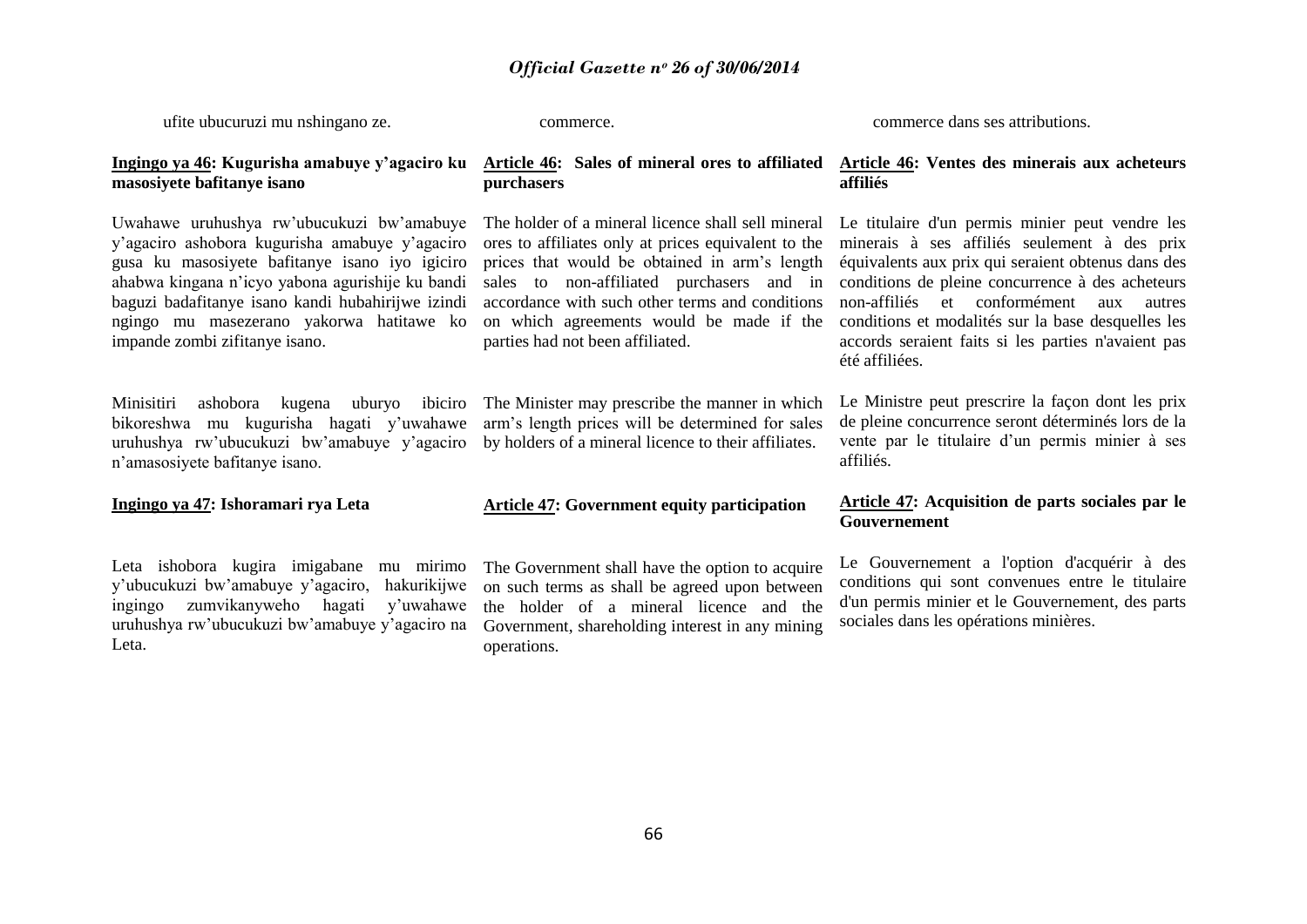ufite ubucuruzi mu nshingano ze.

commerce.

commerce dans ses attributions.

**Ingingo ya 46: Kugurisha amabuye y'agaciro ku masosiyete bafitanye isano**

Uwahawe uruhushya rw'ubucukuzi bw'amabuye y'agaciro ashobora kugurisha amabuye y'agaciro gusa ku masosiyete bafitanye isano iyo igiciro ahabwa kingana n'icyo yabona agurishije ku bandi baguzi badafitanye isano kandi hubahirijwe izindi ngingo mu masezerano yakorwa hatitawe ko impande zombi zifitanye isano.

Minisitiri ashobora kugena uburyo ibiciro bikoreshwa mu kugurisha hagati y'uwahawe uruhushya rw'ubucukuzi bw'amabuye y'agaciro n'amasosiyete bafitanye isano.

**Ingingo ya 47: Ishoramari rya Leta**

Leta ishobora kugira imigabane mu mirimo y'ubucukuzi bw'amabuye y'agaciro, hakurikijwe ingingo zumvikanyweho hagati y'uwahawe uruhushya rw'ubucukuzi bw'amabuye y'agaciro na Leta.

**Article 46: Sales of mineral ores to affiliated purchasers**

The holder of a mineral licence shall sell mineral ores to affiliates only at prices equivalent to the prices that would be obtained in arm's length sales to non-affiliated purchasers and in accordance with such other terms and conditions on which agreements would be made if the parties had not been affiliated.

The Minister may prescribe the manner in which arm's length prices will be determined for sales by holders of a mineral licence to their affiliates.

**Article 47: Government equity participation**

The Government shall have the option to acquire on such terms as shall be agreed upon between the holder of a mineral licence and the Government, shareholding interest in any mining operations.

**Article 46: Ventes des minerais aux acheteurs affiliés**

Le titulaire d'un permis minier peut vendre les minerais à ses affiliés seulement à des prix équivalents aux prix qui seraient obtenus dans des conditions de pleine concurrence à des acheteurs non-affiliés et conformément aux autres conditions et modalités sur la base desquelles les accords seraient faits si les parties n'avaient pas été affiliées.

Le Ministre peut prescrire la façon dont les prix de pleine concurrence seront déterminés lors de la vente par le titulaire d'un permis minier à ses affiliés.

**Article 47: Acquisition de parts sociales par le Gouvernement**

Le Gouvernement a l'option d'acquérir à des conditions qui sont convenues entre le titulaire d'un permis minier et le Gouvernement, des parts sociales dans les opérations minières.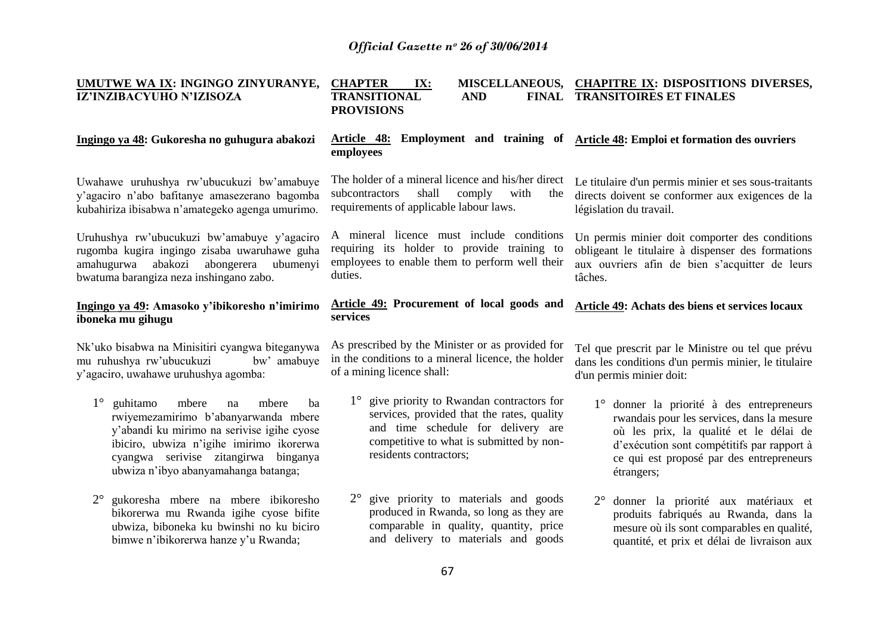**UMUTWE WA IX: INGINGO ZINYURANYE, IZ'INZIBACYUHO N'IZISOZA**

**Ingingo ya 48: Gukoresha no guhugura abakozi**

Uwahawe uruhushya rw'ubucukuzi bw'amabuye y'agaciro n'abo bafitanye amasezerano bagomba kubahiriza ibisabwa n'amategeko agenga umurimo.

Uruhushya rw'ubucukuzi bw'amabuye y'agaciro rugomba kugira ingingo zisaba uwaruhawe guha amahugurwa abakozi abongerera ubumenyi bwatuma barangiza neza inshingano zabo.

**Ingingo ya 49: Amasoko y'ibikoresho n'imirimo iboneka mu gihugu**

Nk'uko bisabwa na Minisitiri cyangwa biteganywa mu ruhushya rw'ubucukuzi bw' amabuye y'agaciro, uwahawe uruhushya agomba:

1° guhitamo mbere na mbere ba rwiyemezamirimo b'abanyarwanda mbere y'abandi ku mirimo na serivise igihe cyose ibiciro, ubwiza n'igihe imirimo ikorerwa cyangwa serivise zitangirwa binganya ubwiza n'ibyo abanyamahanga batanga;

2° gukoresha mbere na mbere ibikoresho bikorerwa mu Rwanda igihe cyose bifite ubwiza, biboneka ku bwinshi no ku biciro bimwe n'ibikorerwa hanze y'u Rwanda;

**CHAPTER IX: MISCELLANEOUS, TRANSITIONAL AND FINAL PROVISIONS**

**Article 48: Employment and training of employees**

The holder of a mineral licence and his/her direct subcontractors shall comply with the requirements of applicable labour laws.

A mineral licence must include conditions requiring its holder to provide training to employees to enable them to perform well their duties.

**Article 49: Procurement of local goods and services**

As prescribed by the Minister or as provided for in the conditions to a mineral licence, the holder of a mining licence shall:

1° give priority to Rwandan contractors for services, provided that the rates, quality and time schedule for delivery are competitive to what is submitted by non-residents contractors;

2° give priority to materials and goods produced in Rwanda, so long as they are comparable in quality, quantity, price and delivery to materials and goods

**CHAPITRE IX: DISPOSITIONS DIVERSES, TRANSITOIRES ET FINALES**

**Article 48: Emploi et formation des ouvriers**

Le titulaire d'un permis minier et ses sous-traitants directs doivent se conformer aux exigences de la législation du travail.

Un permis minier doit comporter des conditions obligeant le titulaire à dispenser des formations aux ouvriers afin de bien s'acquitter de leurs tâches.

**Article 49: Achats des biens et services locaux**

Tel que prescrit par le Ministre ou tel que prévu dans les conditions d'un permis minier, le titulaire d'un permis minier doit:

1° donner la priorité à des entrepreneurs rwandais pour les services, dans la mesure où les prix, la qualité et le délai de d'exécution sont compétitifs par rapport à ce qui est proposé par des entrepreneurs étrangers;

2° donner la priorité aux matériaux et produits fabriqués au Rwanda, dans la mesure où ils sont comparables en qualité, quantité, et prix et délai de livraison aux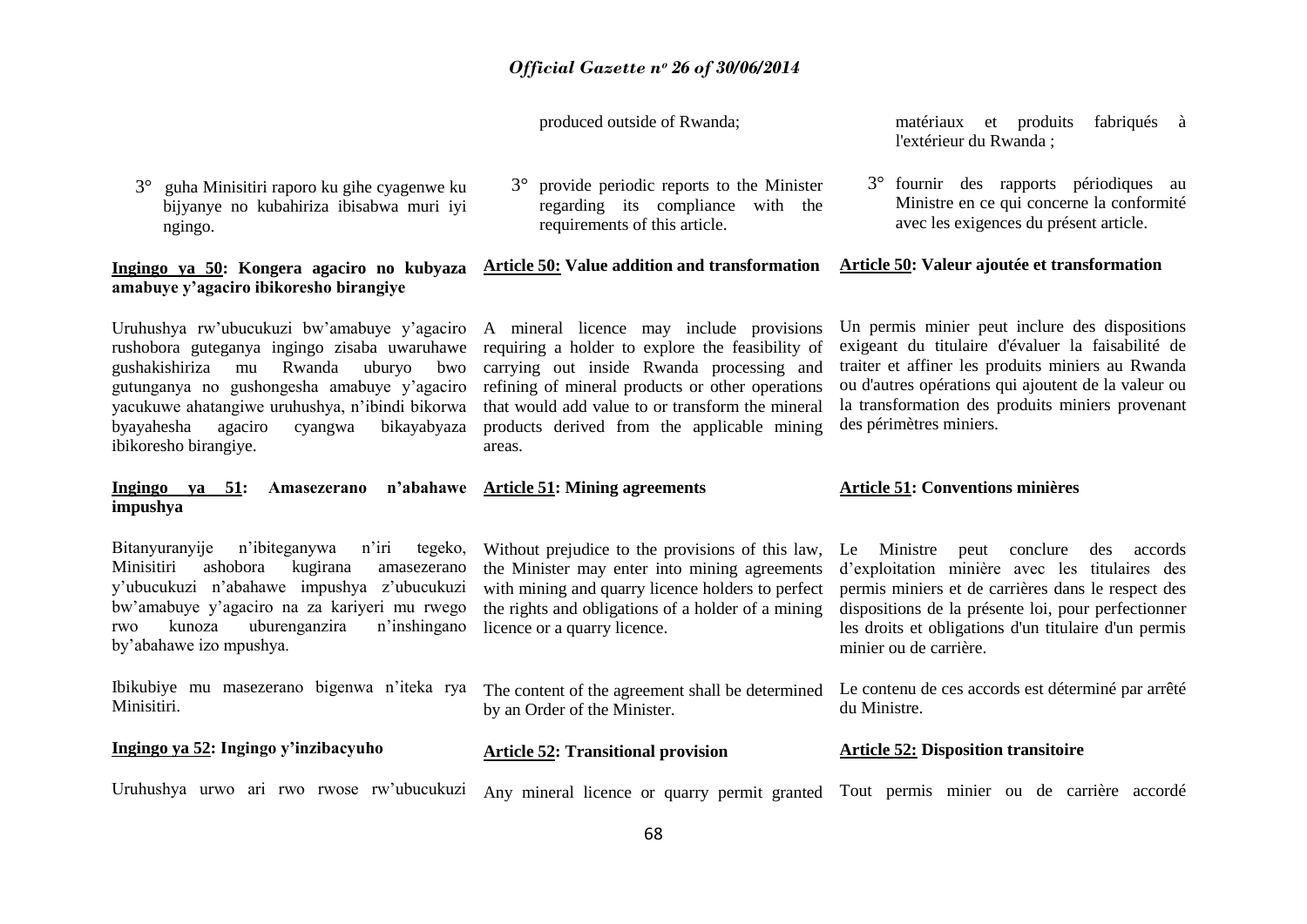3° guha Minisitiri raporo ku gihe cyagenwe ku bijyanye no kubahiriza ibisabwa muri iyi ngingo.

**Ingingo ya 50: Kongera agaciro no kubyaza amabuye y'agaciro ibikoresho birangiye**

Uruhushya rw'ubucukuzi bw'amabuye y'agaciro rushobora guteganya ingingo zisaba uwaruhawe gushakishiriza mu Rwanda uburyo bwo gutunganya no gushongesha amabuye y'agaciro yacukuwe ahatangiwe uruhushya, n'ibindi bikorwa byayahesha agaciro cyangwa bikayabyaza ibikoresho birangiye.

**Ingingo ya 51: Amasezerano n'abahawe impushya**

Bitanyuranyije n'ibiteganywa n'iri tegeko, Minisitiri ashobora kugirana amasezerano y'ubucukuzi n'abahawe impushya z'ubucukuzi bw'amabuye y'agaciro na za kariyeri mu rwego rwo kunoza uburenganzira n'inshingano by'abahawe izo mpushya.

Ibikubiye mu masezerano bigenwa n'iteka rya Minisitiri.

**Ingingo ya 52: Ingingo y'inzibacyuho**

Uruhushya urwo ari rwo rwose rw'ubucukuzi

produced outside of Rwanda;

3° provide periodic reports to the Minister regarding its compliance with the requirements of this article.

**Article 50: Value addition and transformation**

A mineral licence may include provisions requiring a holder to explore the feasibility of carrying out inside Rwanda processing and refining of mineral products or other operations that would add value to or transform the mineral products derived from the applicable mining areas.

**Article 51: Mining agreements**

Without prejudice to the provisions of this law, the Minister may enter into mining agreements with mining and quarry licence holders to perfect the rights and obligations of a holder of a mining licence or a quarry licence.

The content of the agreement shall be determined by an Order of the Minister.

**Article 52: Transitional provision**

Any mineral licence or quarry permit granted

matériaux et produits fabriqués à l'extérieur du Rwanda ;

3° fournir des rapports périodiques au Ministre en ce qui concerne la conformité avec les exigences du présent article.

**Article 50: Valeur ajoutée et transformation**

Un permis minier peut inclure des dispositions exigeant du titulaire d'évaluer la faisabilité de traiter et affiner les produits miniers au Rwanda ou d'autres opérations qui ajoutent de la valeur ou la transformation des produits miniers provenant des périmètres miniers.

**Article 51: Conventions minières**

Le Ministre peut conclure des accords d'exploitation minière avec les titulaires des permis miniers et de carrières dans le respect des dispositions de la présente loi, pour perfectionner les droits et obligations d'un titulaire d'un permis minier ou de carrière.

Le contenu de ces accords est déterminé par arrêté du Ministre.

**Article 52: Disposition transitoire**

Tout permis minier ou de carrière accordé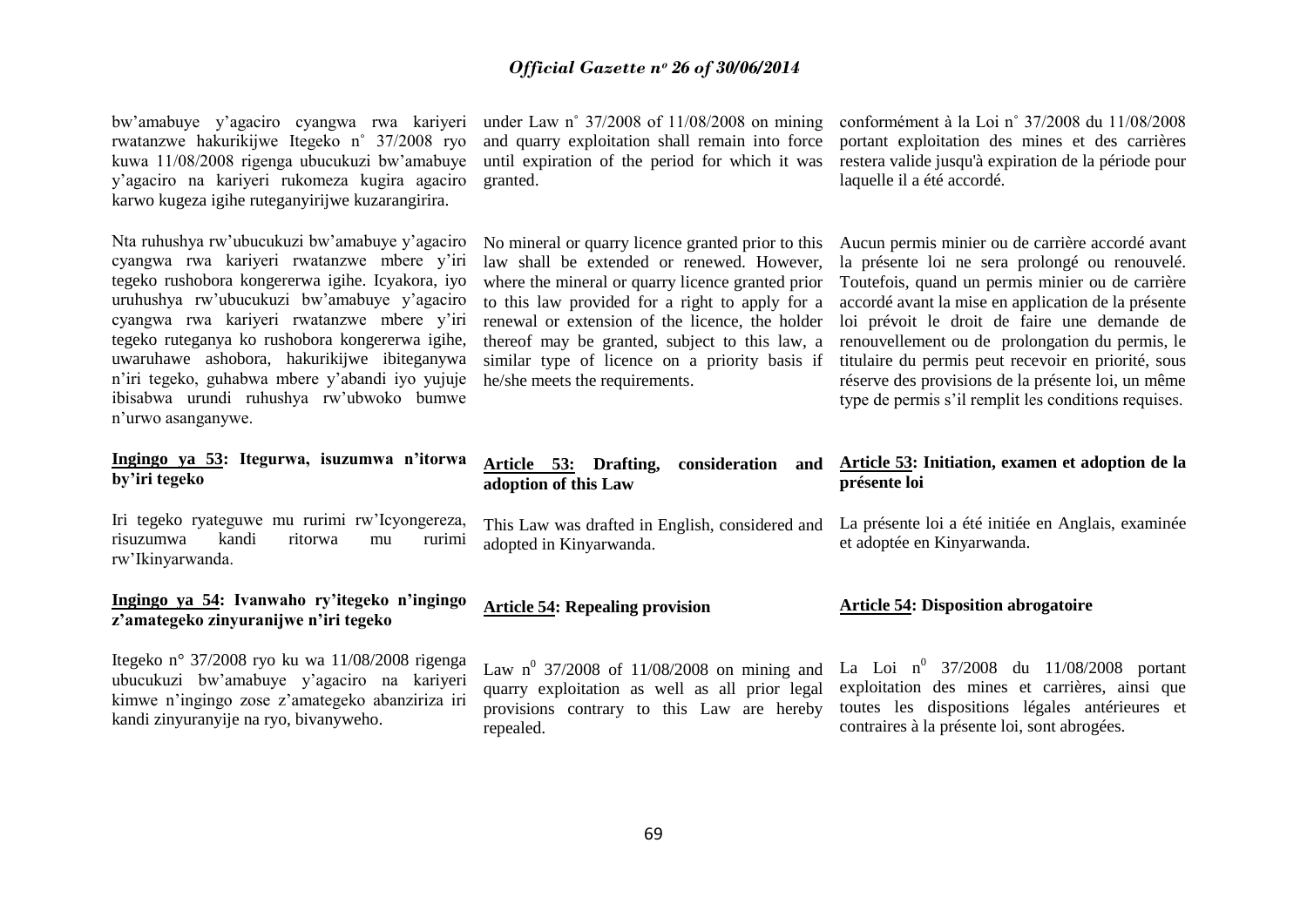bw'amabuye y'agaciro cyangwa rwa kariyeri rwatanzwe hakurikijwe Itegeko n° 37/2008 ryo kuwa 11/08/2008 rigenga ubucukuzi bw'amabuye y'agaciro na kariyeri rukomeza kugira agaciro karwo kugeza igihe ruteganyirijwe kuzarangirira.

Nta ruhushya rw'ubucukuzi bw'amabuye y'agaciro cyangwa rwa kariyeri rwatanzwe mbere y'iri tegeko rushobora kongererwa igihe. Icyakora, iyo uruhushya rw'ubucukuzi bw'amabuye y'agaciro cyangwa rwa kariyeri rwatanzwe mbere y'iri tegeko ruteganya ko rushobora kongererwa igihe, uwaruhawe ashobora, hakurikijwe ibiteganywa n'iri tegeko, guhabwa mbere y'abandi iyo yujuje ibisabwa urundi ruhushya rw'ubwoko bumwe n'urwo asanganywe.

**Ingingo ya 53: Itegurwa, isuzumwa n'itorwa by'iri tegeko**

Iri tegeko ryateguwe mu rurimi rw'Icyongereza, risuzumwa kandi ritorwa mu rurimi rw'Ikinyarwanda.

**Ingingo ya 54: Ivanwaho ry'itegeko n'ingingo z'amategeko zinyuranijwe n'iri tegeko**

Itegeko n° 37/2008 ryo ku wa 11/08/2008 rigenga ubucukuzi bw'amabuye y'agaciro na kariyeri kimwe n'ingingo zose z'amategeko abanziriza iri kandi zinyuranyije na ryo, bivanyweho.

under Law n° 37/2008 of 11/08/2008 on mining and quarry exploitation shall remain into force until expiration of the period for which it was granted.

No mineral or quarry licence granted prior to this law shall be extended or renewed. However, where the mineral or quarry licence granted prior to this law provided for a right to apply for a renewal or extension of the licence, the holder thereof may be granted, subject to this law, a similar type of licence on a priority basis if he/she meets the requirements.

**Article 53: Drafting, consideration and adoption of this Law**

This Law was drafted in English, considered and adopted in Kinyarwanda.

**Article 54: Repealing provision**

Law n[0] 37/2008 of 11/08/2008 on mining and quarry exploitation as well as all prior legal provisions contrary to this Law are hereby repealed.

conformément à la Loi n° 37/2008 du 11/08/2008 portant exploitation des mines et des carrières restera valide jusqu'à expiration de la période pour laquelle il a été accordé.

Aucun permis minier ou de carrière accordé avant la présente loi ne sera prolongé ou renouvelé. Toutefois, quand un permis minier ou de carrière accordé avant la mise en application de la présente loi prévoit le droit de faire une demande de renouvellement ou de prolongation du permis, le titulaire du permis peut recevoir en priorité, sous réserve des provisions de la présente loi, un même type de permis s'il remplit les conditions requises.

**Article 53: Initiation, examen et adoption de la présente loi**

La présente loi a été initiée en Anglais, examinée et adoptée en Kinyarwanda.

**Article 54: Disposition abrogatoire**

La Loi n[0] 37/2008 du 11/08/2008 portant exploitation des mines et carrières, ainsi que toutes les dispositions légales antérieures et contraires à la présente loi, sont abrogées.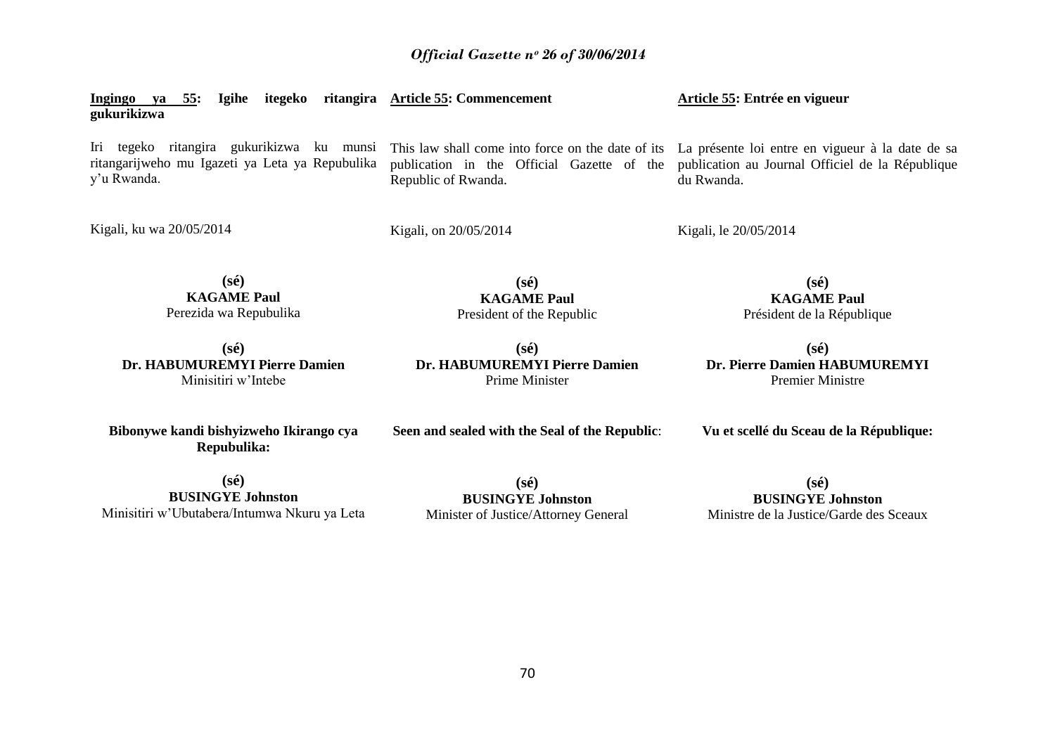**Ingingo ya 55: Igihe itegeko ritangira gukurikizwa**

Iri tegeko ritangira gukurikizwa ku munsi ritangarijweho mu Igazeti ya Leta ya Repubulika y'u Rwanda.

Kigali, ku wa 20/05/2014

**(sé)**
**KAGAME Paul**
Perezida wa Repubulika

**(sé)**
**Dr. HABUMUREMYI Pierre Damien**
Minisitiri w'Intebe

**Bibonywe kandi bishyizweho Ikirango cya Repubulika:**

**(sé)**
**BUSINGYE Johnston**
Minisitiri w'Ubutabera/Intumwa Nkuru ya Leta

**Article 55: Commencement**

This law shall come into force on the date of its publication in the Official Gazette of the Republic of Rwanda.

Kigali, on 20/05/2014

**(sé)**
**KAGAME Paul**
President of the Republic

**(sé)**
**Dr. HABUMUREMYI Pierre Damien**
Prime Minister

**Seen and sealed with the Seal of the Republic**:

**(sé)**
**BUSINGYE Johnston**
Minister of Justice/Attorney General

**Article 55: Entrée en vigueur**

La présente loi entre en vigueur à la date de sa publication au Journal Officiel de la République du Rwanda.

Kigali, le 20/05/2014

**(sé)**
**KAGAME Paul**
Président de la République

**(sé)**
**Dr. Pierre Damien HABUMUREMYI**
Premier Ministre

**Vu et scellé du Sceau de la République:**

**(sé)**
**BUSINGYE Johnston**
Ministre de la Justice/Garde des Sceaux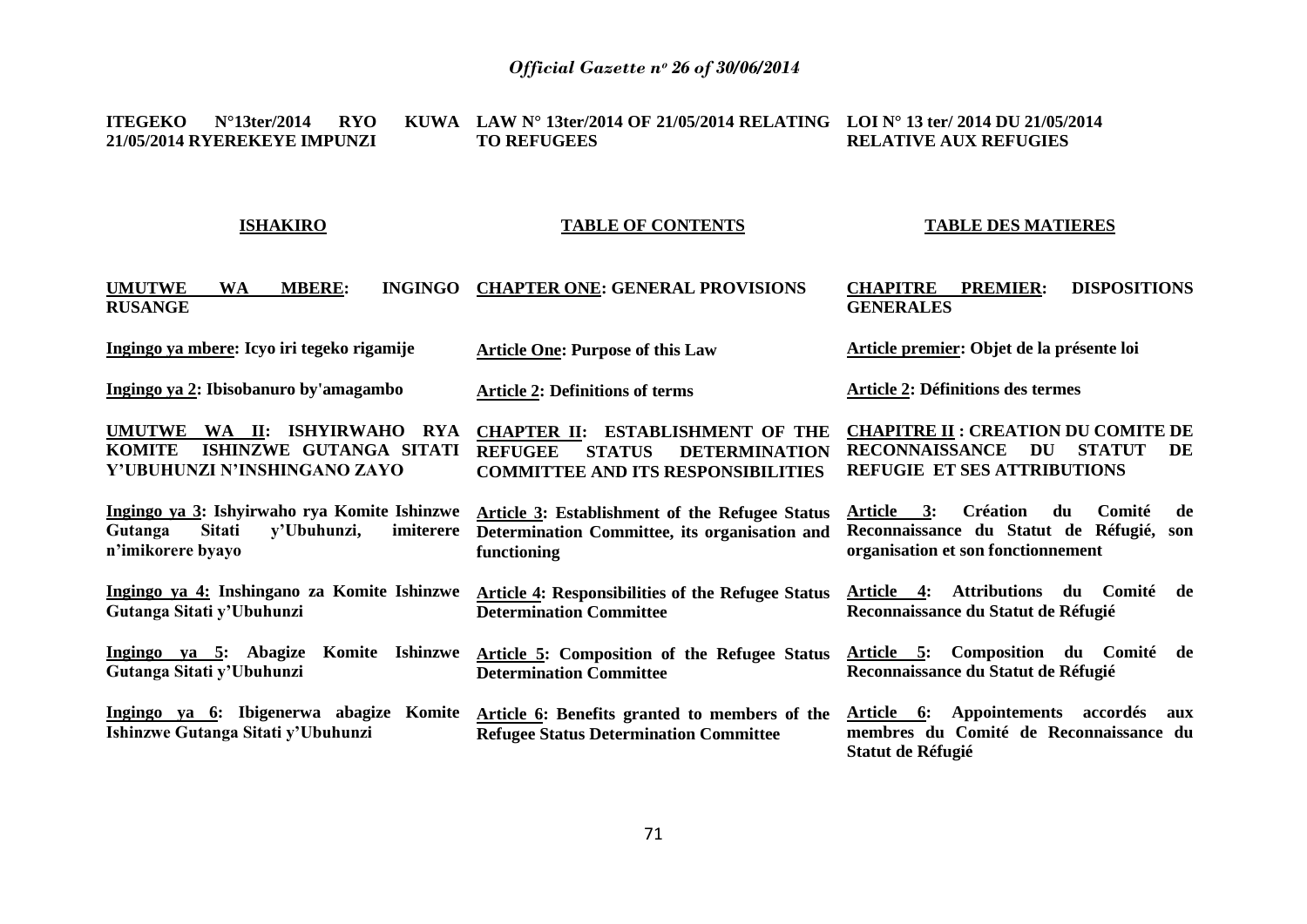| **ITEGEKO N°13ter/2014 RYO KUWA 21/05/2014 RYEREKEYE IMPUNZI** | **LAW N° 13ter/2014 OF 21/05/2014 RELATING TO REFUGEES** | **LOI N° 13 ter/ 2014 DU 21/05/2014 RELATIVE AUX REFUGIES** |
|---|---|---|
| **ISHAKIRO** | **TABLE OF CONTENTS** | **TABLE DES MATIERES** |
| **UMUTWE WA MBERE: INGINGO RUSANGE** | **CHAPTER ONE: GENERAL PROVISIONS** | **CHAPITRE PREMIER: DISPOSITIONS GENERALES** |
| **Ingingo ya mbere: Icyo iri tegeko rigamije** | **Article One: Purpose of this Law** | **Article premier: Objet de la présente loi** |
| **Ingingo ya 2: Ibisobanuro by'amagambo** | **Article 2: Definitions of terms** | **Article 2: Définitions des termes** |
| **UMUTWE WA II: ISHYIRWAHO RYA KOMITE ISHINZWE GUTANGA SITATI Y'UBUHUNZI N'INSHINGANO ZAYO** | **CHAPTER II: ESTABLISHMENT OF THE REFUGEE STATUS DETERMINATION COMMITTEE AND ITS RESPONSIBILITIES** | **CHAPITRE II : CREATION DU COMITE DE RECONNAISSANCE DU STATUT DE REFUGIE ET SES ATTRIBUTIONS** |
| **Ingingo ya 3: Ishyirwaho rya Komite Ishinzwe Gutanga Sitati y'Ubuhunzi, imiterere n'imikorere byayo** | **Article 3: Establishment of the Refugee Status Determination Committee, its organisation and functioning** | **Article 3: Création du Comité de Reconnaissance du Statut de Réfugié, son organisation et son fonctionnement** |
| **Ingingo ya 4: Inshingano za Komite Ishinzwe Gutanga Sitati y'Ubuhunzi** | **Article 4: Responsibilities of the Refugee Status Determination Committee** | **Article 4: Attributions du Comité de Reconnaissance du Statut de Réfugié** |
| **Ingingo ya 5: Abagize Komite Ishinzwe Gutanga Sitati y'Ubuhunzi** | **Article 5: Composition of the Refugee Status Determination Committee** | **Article 5: Composition du Comité de Reconnaissance du Statut de Réfugié** |
| **Ingingo ya 6: Ibigenerwa abagize Komite Ishinzwe Gutanga Sitati y'Ubuhunzi** | **Article 6: Benefits granted to members of the Refugee Status Determination Committee** | **Article 6: Appointements accordés aux membres du Comité de Reconnaissance du Statut de Réfugié** |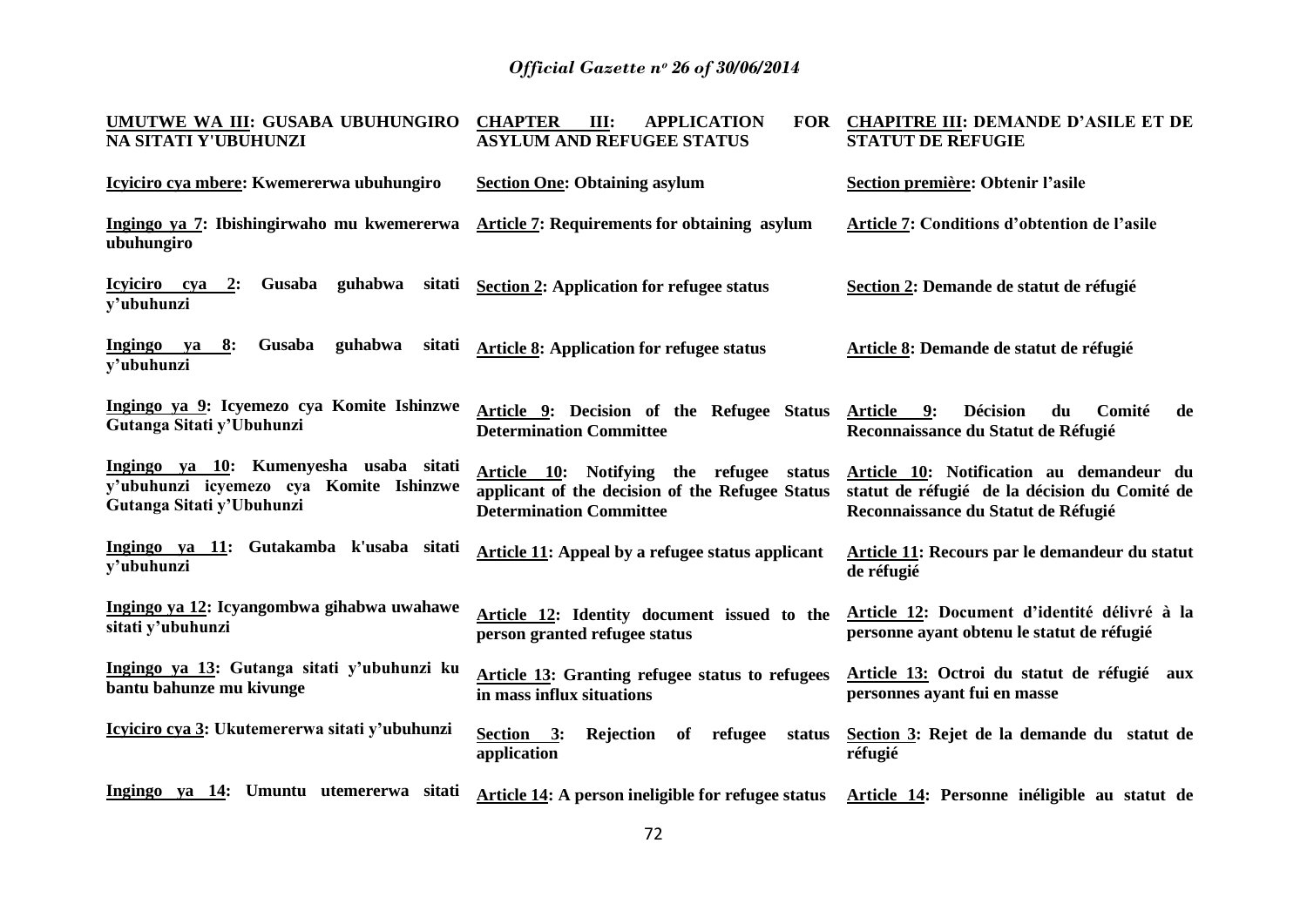| UMUTWE WA III: GUSABA UBUHUNGIRO NA SITATI Y'UBUHUNZI | CHAPTER III: APPLICATION FOR ASYLUM AND REFUGEE STATUS | CHAPITRE III: DEMANDE D'ASILE ET DE STATUT DE REFUGIE |
|---|---|---|
| Icyiciro cya mbere: Kwemererwa ubuhungiro | Section One: Obtaining asylum | Section première: Obtenir l'asile |
| Ingingo ya 7: Ibishingirwaho mu kwemererwa ubuhungiro | Article 7: Requirements for obtaining asylum | Article 7: Conditions d'obtention de l'asile |
| Icyiciro cya 2: Gusaba guhabwa sitati y'ubuhunzi | Section 2: Application for refugee status | Section 2: Demande de statut de réfugié |
| Ingingo ya 8: Gusaba guhabwa sitati y'ubuhunzi | Article 8: Application for refugee status | Article 8: Demande de statut de réfugié |
| Ingingo ya 9: Icyemezo cya Komite Ishinzwe Gutanga Sitati y'Ubuhunzi | Article 9: Decision of the Refugee Status Determination Committee | Article 9: Décision du Comité de Reconnaissance du Statut de Réfugié |
| Ingingo ya 10: Kumenyesha usaba sitati y'ubuhunzi icyemezo cya Komite Ishinzwe Gutanga Sitati y'Ubuhunzi | Article 10: Notifying the refugee status applicant of the decision of the Refugee Status Determination Committee | Article 10: Notification au demandeur du statut de réfugié de la décision du Comité de Reconnaissance du Statut de Réfugié |
| Ingingo ya 11: Gutakamba k'usaba sitati y'ubuhunzi | Article 11: Appeal by a refugee status applicant | Article 11: Recours par le demandeur du statut de réfugié |
| Ingingo ya 12: Icyangombwa gihabwa uwahawe sitati y'ubuhunzi | Article 12: Identity document issued to the person granted refugee status | Article 12: Document d'identité délivré à la personne ayant obtenu le statut de réfugié |
| Ingingo ya 13: Gutanga sitati y'ubuhunzi ku bantu bahunze mu kivunge | Article 13: Granting refugee status to refugees in mass influx situations | Article 13: Octroi du statut de réfugié aux personnes ayant fui en masse |
| Icyiciro cya 3: Ukutemererwa sitati y'ubuhunzi | Section 3: Rejection of refugee status application | Section 3: Rejet de la demande du statut de réfugié |
| Ingingo ya 14: Umuntu utemererwa sitati | Article 14: A person ineligible for refugee status | Article 14: Personne inéligible au statut de |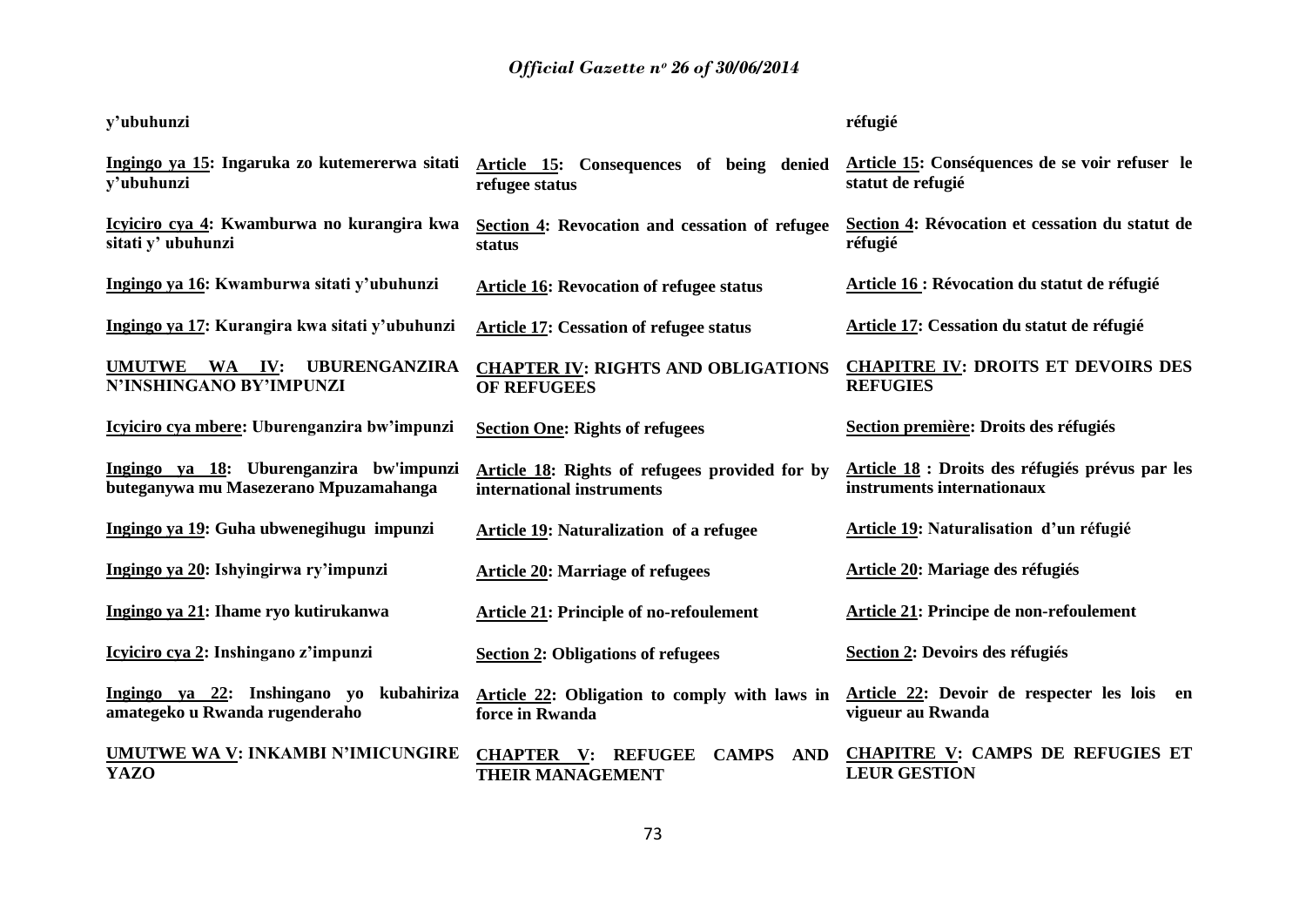| | | |
|---|---|---|
| **y'ubuhunzi** | | **réfugié** |
| **<u>Ingingo ya 15</u>: Ingaruka zo kutemererwa sitati y'ubuhunzi** | **<u>Article 15</u>: Consequences of being denied refugee status** | **<u>Article 15</u>: Conséquences de se voir refuser le statut de refugié** |
| **<u>Icyiciro cya 4</u>: Kwamburwa no kurangira kwa sitati y' ubuhunzi** | **<u>Section 4</u>: Revocation and cessation of refugee status** | **<u>Section 4</u>: Révocation et cessation du statut de réfugié** |
| **<u>Ingingo ya 16</u>: Kwamburwa sitati y'ubuhunzi** | **<u>Article 16</u>: Revocation of refugee status** | **<u>Article 16</u> : Révocation du statut de réfugié** |
| **<u>Ingingo ya 17</u>: Kurangira kwa sitati y'ubuhunzi** | **<u>Article 17</u>: Cessation of refugee status** | **<u>Article 17</u>: Cessation du statut de réfugié** |
| **<u>UMUTWE WA IV</u>: UBURENGANZIRA N'INSHINGANO BY'IMPUNZI** | **<u>CHAPTER IV</u>: RIGHTS AND OBLIGATIONS OF REFUGEES** | **<u>CHAPITRE IV</u>: DROITS ET DEVOIRS DES REFUGIES** |
| **<u>Icyiciro cya mbere</u>: Uburenganzira bw'impunzi** | **<u>Section One</u>: Rights of refugees** | **<u>Section première</u>: Droits des réfugiés** |
| **<u>Ingingo ya 18</u>: Uburenganzira bw'impunzi buteganywa mu Masezerano Mpuzamahanga** | **<u>Article 18</u>: Rights of refugees provided for by international instruments** | **<u>Article 18</u> : Droits des réfugiés prévus par les instruments internationaux** |
| **<u>Ingingo ya 19</u>: Guha ubwenegihugu impunzi** | **<u>Article 19</u>: Naturalization of a refugee** | **<u>Article 19</u>: Naturalisation d'un réfugié** |
| **<u>Ingingo ya 20</u>: Ishyingirwa ry'impunzi** | **<u>Article 20</u>: Marriage of refugees** | **<u>Article 20</u>: Mariage des réfugiés** |
| **<u>Ingingo ya 21</u>: Ihame ryo kutirukanwa** | **<u>Article 21</u>: Principle of no-refoulement** | **<u>Article 21</u>: Principe de non-refoulement** |
| **<u>Icyiciro cya 2</u>: Inshingano z'impunzi** | **<u>Section 2</u>: Obligations of refugees** | **<u>Section 2</u>: Devoirs des réfugiés** |
| **<u>Ingingo ya 22</u>: Inshingano yo kubahiriza amategeko u Rwanda rugenderaho** | **<u>Article 22</u>: Obligation to comply with laws in force in Rwanda** | **<u>Article 22</u>: Devoir de respecter les lois en vigueur au Rwanda** |
| **<u>UMUTWE WA V</u>: INKAMBI N'IMICUNGIRE YAZO** | **<u>CHAPTER V</u>: REFUGEE CAMPS AND THEIR MANAGEMENT** | **<u>CHAPITRE V</u>: CAMPS DE REFUGIES ET LEUR GESTION** |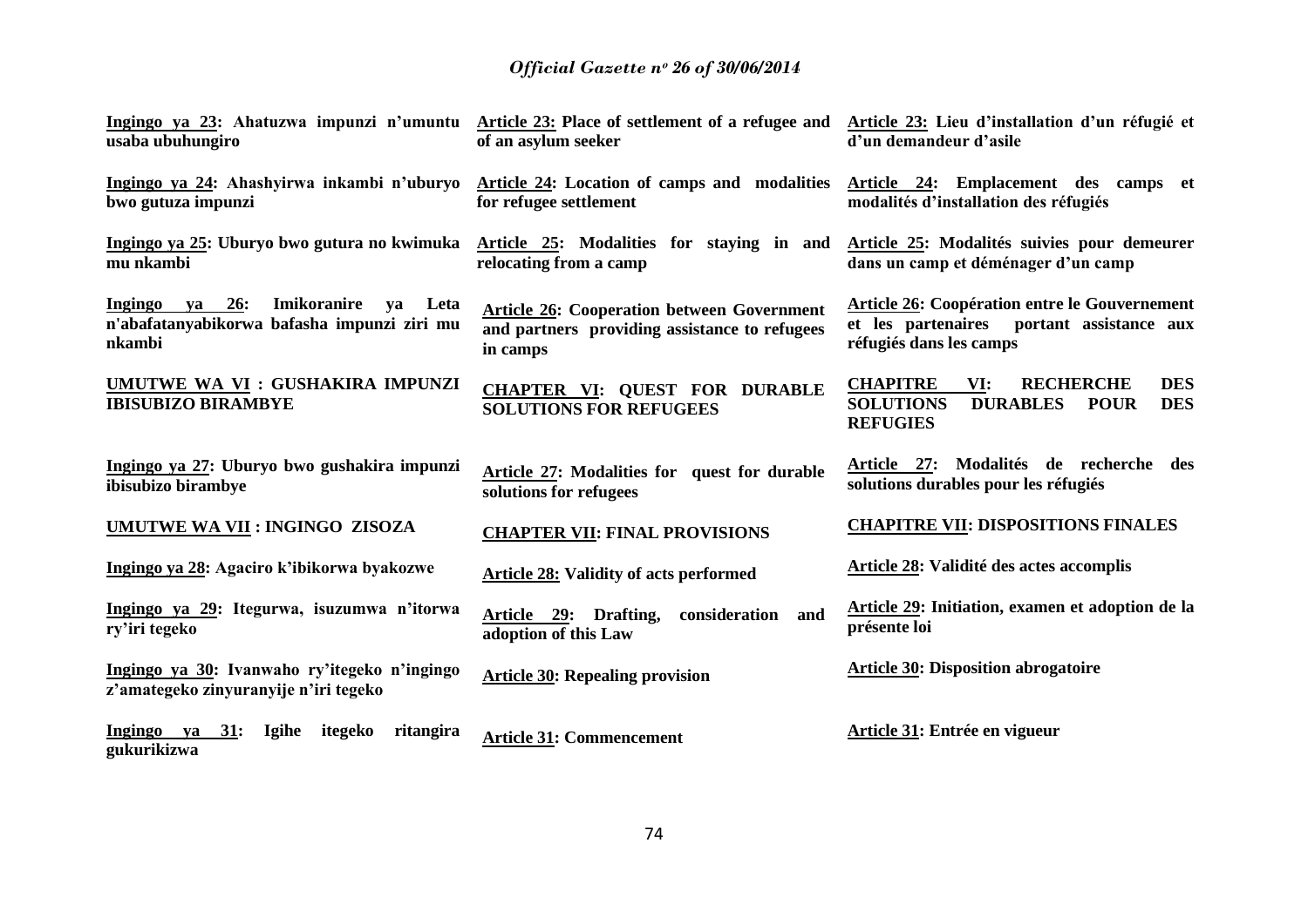**Ingingo ya 23: Ahatuzwa impunzi n'umuntu usaba ubuhungiro**

**Ingingo ya 24: Ahashyirwa inkambi n'uburyo bwo gutuza impunzi**

**Ingingo ya 25: Uburyo bwo gutura no kwimuka mu nkambi**

**Ingingo ya 26: Imikoranire ya Leta n'abafatanyabikorwa bafasha impunzi ziri mu nkambi**

**UMUTWE WA VI : GUSHAKIRA IMPUNZI IBISUBIZO BIRAMBYE**

**Ingingo ya 27: Uburyo bwo gushakira impunzi ibisubizo birambye**

**UMUTWE WA VII : INGINGO ZISOZA**

**Ingingo ya 28: Agaciro k'ibikorwa byakozwe**

**Ingingo ya 29: Itegurwa, isuzumwa n'itorwa ry'iri tegeko**

**Ingingo ya 30: Ivanwaho ry'itegeko n'ingingo z'amategeko zinyuranyije n'iri tegeko**

**Ingingo ya 31: Igihe itegeko ritangira gukurikizwa**

**Article 23: Place of settlement of a refugee and of an asylum seeker**

**Article 24: Location of camps and modalities for refugee settlement**

**Article 25: Modalities for staying in and relocating from a camp**

**Article 26: Cooperation between Government and partners providing assistance to refugees in camps**

**CHAPTER VI: QUEST FOR DURABLE SOLUTIONS FOR REFUGEES**

**Article 27: Modalities for quest for durable solutions for refugees**

**CHAPTER VII: FINAL PROVISIONS**

**Article 28: Validity of acts performed**

**Article 29: Drafting, consideration and adoption of this Law**

**Article 30: Repealing provision**

**Article 31: Commencement**

**Article 23: Lieu d'installation d'un réfugié et d'un demandeur d'asile**

**Article 24: Emplacement des camps et modalités d'installation des réfugiés**

**Article 25: Modalités suivies pour demeurer dans un camp et déménager d'un camp**

**Article 26: Coopération entre le Gouvernement et les partenaires portant assistance aux réfugiés dans les camps**

**CHAPITRE VI: RECHERCHE DES SOLUTIONS DURABLES POUR DES REFUGIES**

**Article 27: Modalités de recherche des solutions durables pour les réfugiés**

**CHAPITRE VII: DISPOSITIONS FINALES**

**Article 28: Validité des actes accomplis**

**Article 29: Initiation, examen et adoption de la présente loi**

**Article 30: Disposition abrogatoire**

**Article 31: Entrée en vigueur**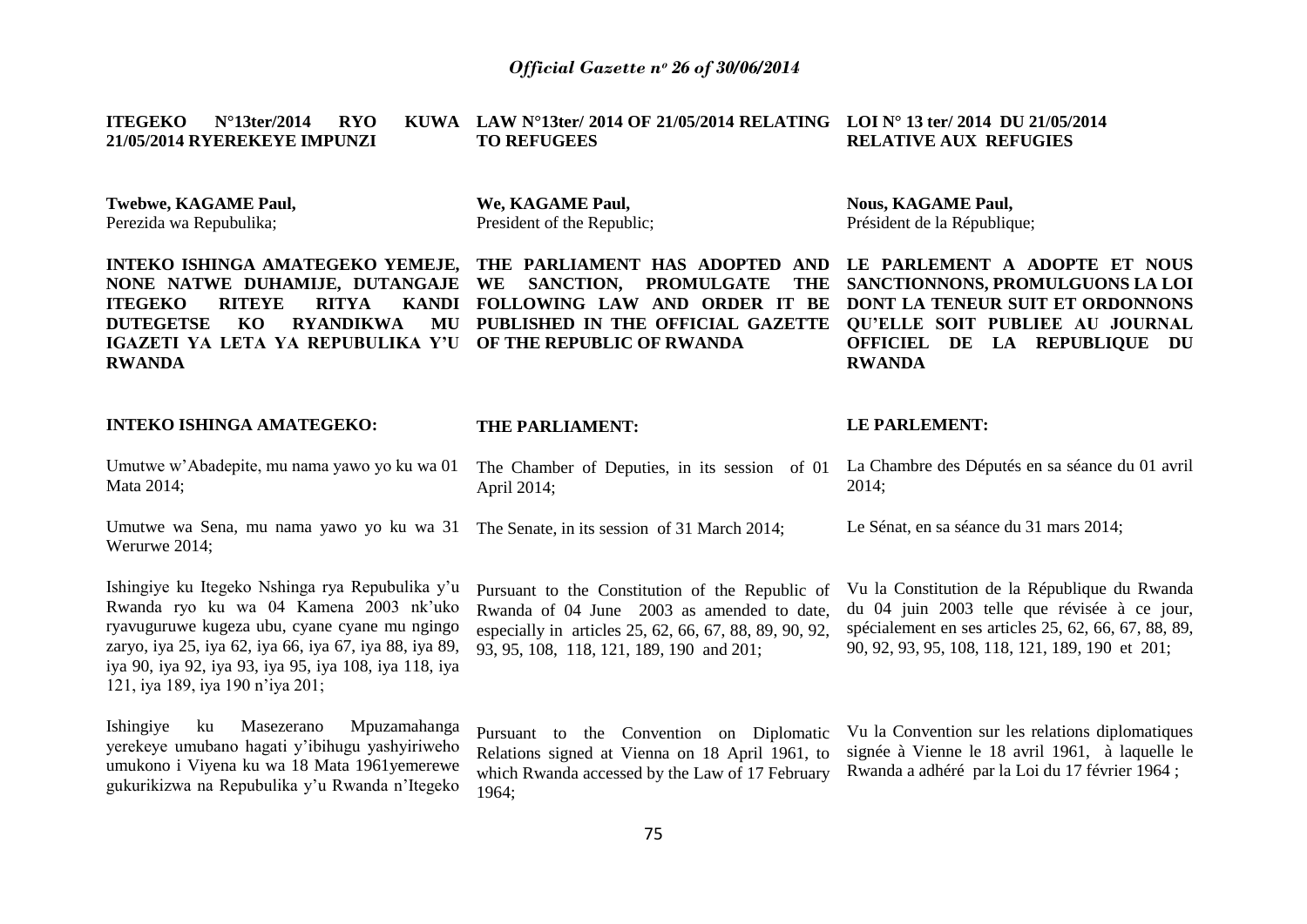**ITEGEKO N°13ter/2014 RYO KUWA 21/05/2014 RYEREKEYE IMPUNZI**

**Twebwe, KAGAME Paul,**
Perezida wa Repubulika;

**INTEKO ISHINGA AMATEGEKO YEMEJE, NONE NATWE DUHAMIJE, DUTANGAJE ITEGEKO RITEYE RITYA KANDI DUTEGETSE KO RYANDIKWA MU IGAZETI YA LETA YA REPUBULIKA Y'U RWANDA**

**INTEKO ISHINGA AMATEGEKO:**

Umutwe w'Abadepite, mu nama yawo yo ku wa 01 Mata 2014;

Umutwe wa Sena, mu nama yawo yo ku wa 31 Werurwe 2014;

Ishingiye ku Itegeko Nshinga rya Repubulika y'u Rwanda ryo ku wa 04 Kamena 2003 nk'uko ryavuguruwe kugeza ubu, cyane cyane mu ngingo zaryo, iya 25, iya 62, iya 66, iya 67, iya 88, iya 89, iya 90, iya 92, iya 93, iya 95, iya 108, iya 118, iya 121, iya 189, iya 190 n'iya 201;

Ishingiye ku Masezerano Mpuzamahanga yerekeye umubano hagati y'ibihugu yashyiriweho umukono i Viyena ku wa 18 Mata 1961yemerewe gukurikizwa na Repubulika y'u Rwanda n'Itegeko

**LAW N°13ter/ 2014 OF 21/05/2014 RELATING TO REFUGEES**

**We, KAGAME Paul,**
President of the Republic;

**THE PARLIAMENT HAS ADOPTED AND WE SANCTION, PROMULGATE THE FOLLOWING LAW AND ORDER IT BE PUBLISHED IN THE OFFICIAL GAZETTE OF THE REPUBLIC OF RWANDA**

**THE PARLIAMENT:**

The Chamber of Deputies, in its session of 01 April 2014;

The Senate, in its session of 31 March 2014;

Pursuant to the Constitution of the Republic of Rwanda of 04 June 2003 as amended to date, especially in articles 25, 62, 66, 67, 88, 89, 90, 92, 93, 95, 108, 118, 121, 189, 190 and 201;

Pursuant to the Convention on Diplomatic Relations signed at Vienna on 18 April 1961, to which Rwanda accessed by the Law of 17 February 1964;

**LOI N° 13 ter/ 2014 DU 21/05/2014 RELATIVE AUX REFUGIES**

**Nous, KAGAME Paul,**
Président de la République;

**LE PARLEMENT A ADOPTE ET NOUS SANCTIONNONS, PROMULGUONS LA LOI DONT LA TENEUR SUIT ET ORDONNONS QU'ELLE SOIT PUBLIEE AU JOURNAL OFFICIEL DE LA REPUBLIQUE DU RWANDA**

**LE PARLEMENT:**

La Chambre des Députés en sa séance du 01 avril 2014;

Le Sénat, en sa séance du 31 mars 2014;

Vu la Constitution de la République du Rwanda du 04 juin 2003 telle que révisée à ce jour, spécialement en ses articles 25, 62, 66, 67, 88, 89, 90, 92, 93, 95, 108, 118, 121, 189, 190 et 201;

Vu la Convention sur les relations diplomatiques signée à Vienne le 18 avril 1961, à laquelle le Rwanda a adhéré par la Loi du 17 février 1964 ;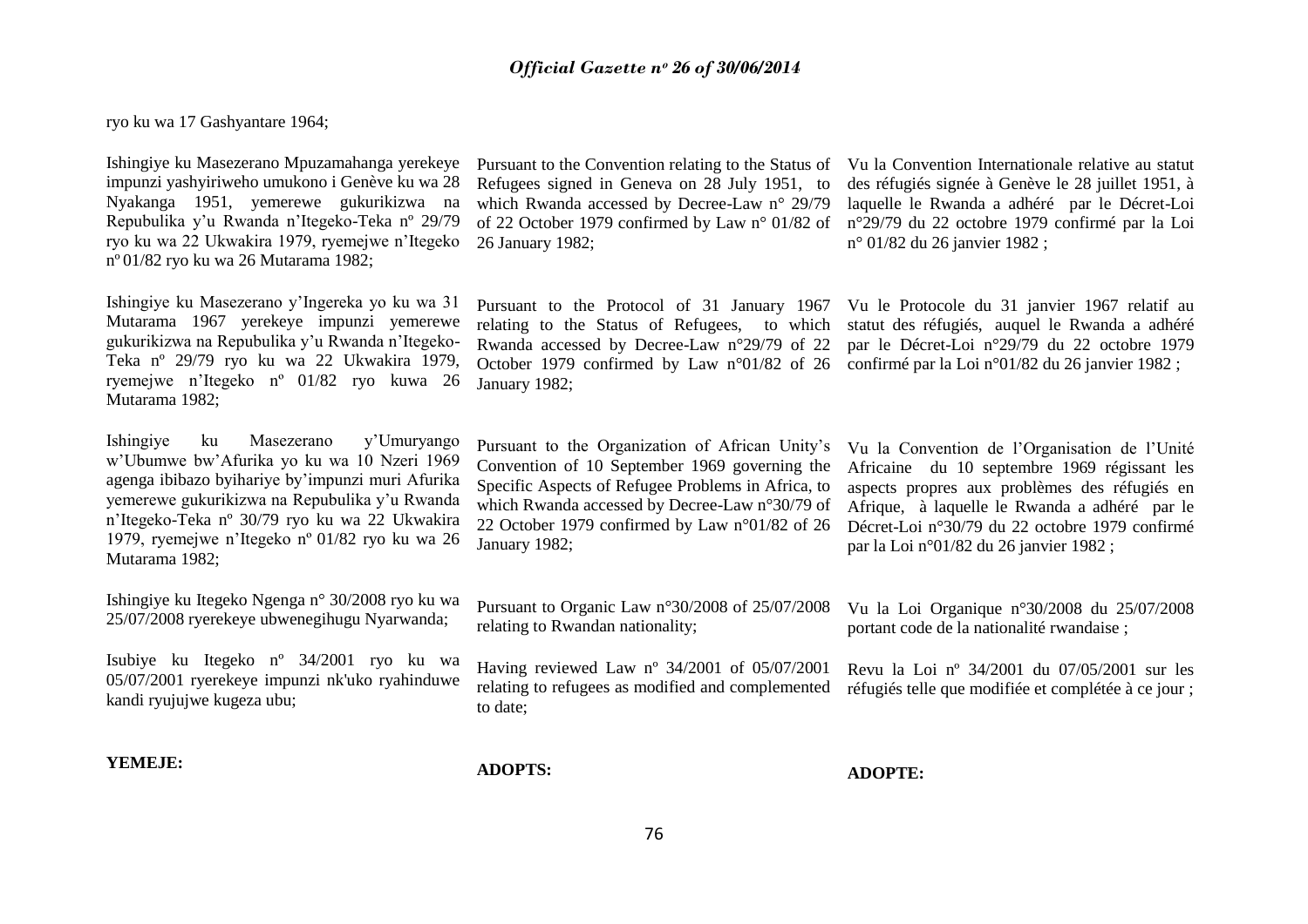ryo ku wa 17 Gashyantare 1964;

Ishingiye ku Masezerano Mpuzamahanga yerekeye impunzi yashyiriweho umukono i Genève ku wa 28 Nyakanga 1951, yemerewe gukurikizwa na Repubulika y'u Rwanda n'Itegeko-Teka nº 29/79 ryo ku wa 22 Ukwakira 1979, ryemejwe n'Itegeko nº 01/82 ryo ku wa 26 Mutarama 1982;

Ishingiye ku Masezerano y'Ingereka yo ku wa 31 Mutarama 1967 yerekeye impunzi yemerewe gukurikizwa na Repubulika y'u Rwanda n'Itegeko-Teka nº 29/79 ryo ku wa 22 Ukwakira 1979, ryemejwe n'Itegeko nº 01/82 ryo kuwa 26 Mutarama 1982;

Ishingiye ku Masezerano y'Umuryango w'Ubumwe bw'Afurika yo ku wa 10 Nzeri 1969 agenga ibibazo byihariye by'impunzi muri Afurika yemerewe gukurikizwa na Repubulika y'u Rwanda n'Itegeko-Teka nº 30/79 ryo ku wa 22 Ukwakira 1979, ryemejwe n'Itegeko nº 01/82 ryo ku wa 26 Mutarama 1982;

Ishingiye ku Itegeko Ngenga n° 30/2008 ryo ku wa 25/07/2008 ryerekeye ubwenegihugu Nyarwanda;

Isubiye ku Itegeko nº 34/2001 ryo ku wa 05/07/2001 ryerekeye impunzi nk'uko ryahinduwe kandi ryujujwe kugeza ubu;

**YEMEJE:**

Pursuant to the Convention relating to the Status of Refugees signed in Geneva on 28 July 1951, to which Rwanda accessed by Decree-Law n° 29/79 of 22 October 1979 confirmed by Law n° 01/82 of 26 January 1982;

Pursuant to the Protocol of 31 January 1967 relating to the Status of Refugees, to which Rwanda accessed by Decree-Law n°29/79 of 22 October 1979 confirmed by Law n°01/82 of 26 January 1982;

Pursuant to the Organization of African Unity's Convention of 10 September 1969 governing the Specific Aspects of Refugee Problems in Africa, to which Rwanda accessed by Decree-Law n°30/79 of 22 October 1979 confirmed by Law n°01/82 of 26 January 1982;

Pursuant to Organic Law n°30/2008 of 25/07/2008 relating to Rwandan nationality;

Having reviewed Law nº 34/2001 of 05/07/2001 relating to refugees as modified and complemented to date;

**ADOPTS:**

Vu la Convention Internationale relative au statut des réfugiés signée à Genève le 28 juillet 1951, à laquelle le Rwanda a adhéré par le Décret-Loi n°29/79 du 22 octobre 1979 confirmé par la Loi n° 01/82 du 26 janvier 1982 ;

Vu le Protocole du 31 janvier 1967 relatif au statut des réfugiés, auquel le Rwanda a adhéré par le Décret-Loi n°29/79 du 22 octobre 1979 confirmé par la Loi n°01/82 du 26 janvier 1982 ;

Vu la Convention de l'Organisation de l'Unité Africaine du 10 septembre 1969 régissant les aspects propres aux problèmes des réfugiés en Afrique, à laquelle le Rwanda a adhéré par le Décret-Loi n°30/79 du 22 octobre 1979 confirmé par la Loi n°01/82 du 26 janvier 1982 ;

Vu la Loi Organique n°30/2008 du 25/07/2008 portant code de la nationalité rwandaise ;

Revu la Loi nº 34/2001 du 07/05/2001 sur les réfugiés telle que modifiée et complétée à ce jour ;

**ADOPTE:**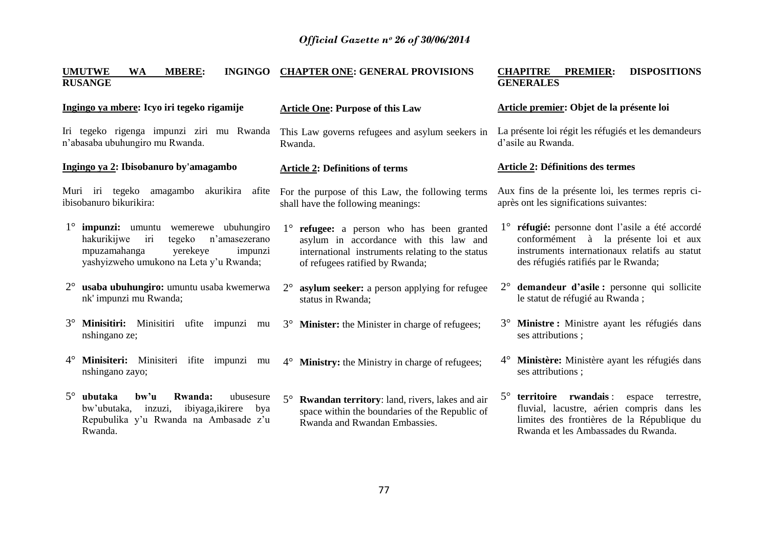**UMUTWE WA MBERE: INGINGO RUSANGE**

**Ingingo ya mbere: Icyo iri tegeko rigamije**

Iri tegeko rigenga impunzi ziri mu Rwanda n'abasaba ubuhungiro mu Rwanda.

**Ingingo ya 2: Ibisobanuro by'amagambo**

Muri iri tegeko amagambo akurikira afite ibisobanuro bikurikira:

1° **impunzi:** umuntu wemerewe ubuhungiro hakurikijwe iri tegeko n'amasezerano mpuzamahanga yerekeye impunzi yashyizweho umukono na Leta y'u Rwanda;

2° **usaba ubuhungiro:** umuntu usaba kwemerwa nk' impunzi mu Rwanda;

3° **Minisitiri:** Minisitiri ufite impunzi mu nshingano ze;

4° **Minisiteri:** Minisiteri ifite impunzi mu nshingano zayo;

5° **ubutaka bw'u Rwanda:** ubusesure bw'ubutaka, inzuzi, ibiyaga,ikirere bya Repubulika y'u Rwanda na Ambasade z'u Rwanda.

**CHAPTER ONE: GENERAL PROVISIONS**

**Article One: Purpose of this Law**

This Law governs refugees and asylum seekers in Rwanda.

**Article 2: Definitions of terms**

For the purpose of this Law, the following terms shall have the following meanings:

1° **refugee:** a person who has been granted asylum in accordance with this law and international instruments relating to the status of refugees ratified by Rwanda;

2° **asylum seeker:** a person applying for refugee status in Rwanda;

3° **Minister:** the Minister in charge of refugees;

4° **Ministry:** the Ministry in charge of refugees;

5° **Rwandan territory**: land, rivers, lakes and air space within the boundaries of the Republic of Rwanda and Rwandan Embassies.

**CHAPITRE PREMIER: DISPOSITIONS GENERALES**

**Article premier: Objet de la présente loi**

La présente loi régit les réfugiés et les demandeurs d'asile au Rwanda.

**Article 2: Définitions des termes**

Aux fins de la présente loi, les termes repris ci-après ont les significations suivantes:

1° **réfugié:** personne dont l'asile a été accordé conformément à la présente loi et aux instruments internationaux relatifs au statut des réfugiés ratifiés par le Rwanda;

2° **demandeur d'asile :** personne qui sollicite le statut de réfugié au Rwanda ;

3° **Ministre :** Ministre ayant les réfugiés dans ses attributions ;

4° **Ministère:** Ministère ayant les réfugiés dans ses attributions ;

5° **territoire rwandais** : espace terrestre, fluvial, lacustre, aérien compris dans les limites des frontières de la République du Rwanda et les Ambassades du Rwanda.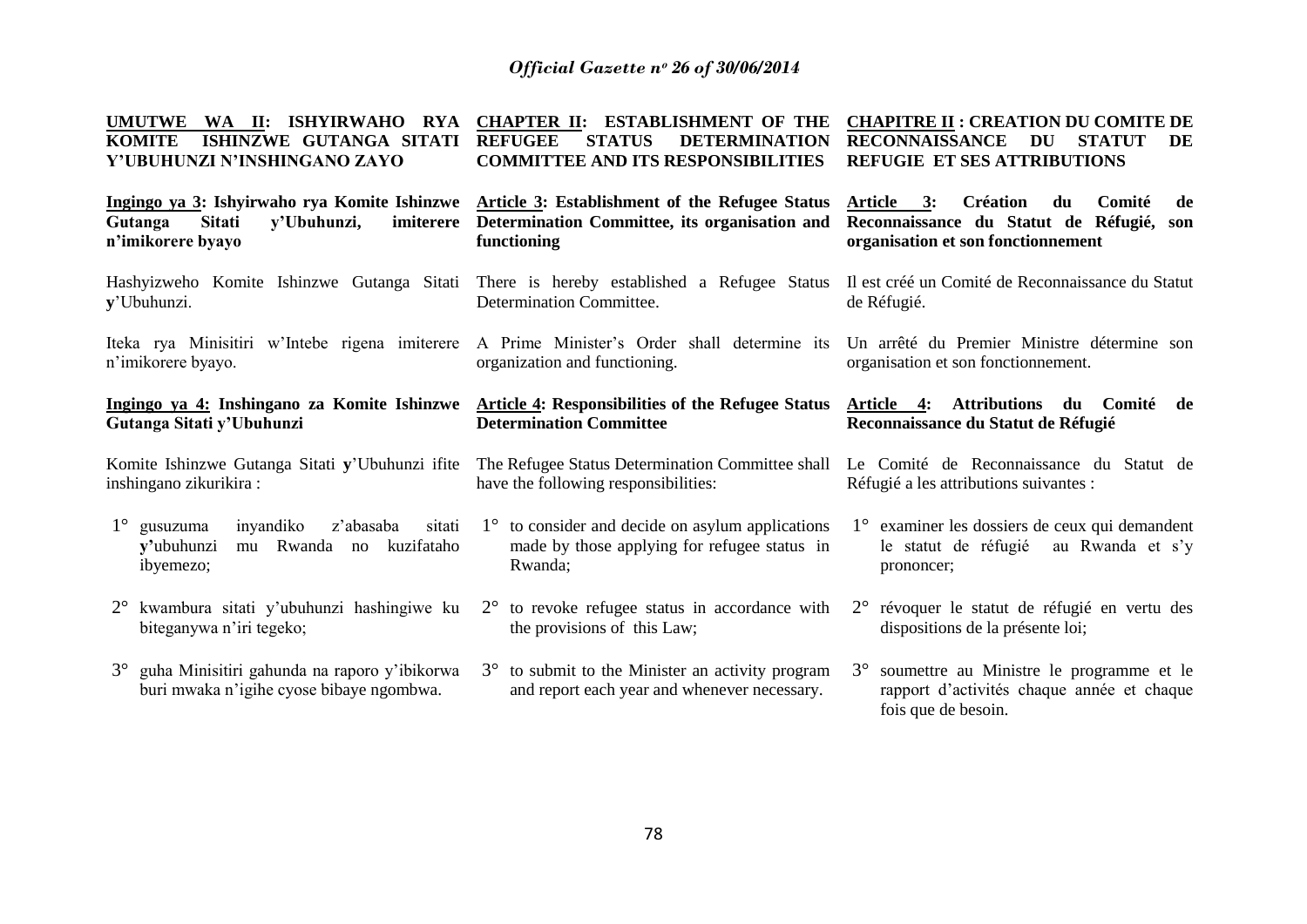**UMUTWE WA II: ISHYIRWAHO RYA KOMITE ISHINZWE GUTANGA SITATI Y'UBUHUNZI N'INSHINGANO ZAYO**

**Ingingo ya 3: Ishyirwaho rya Komite Ishinzwe Gutanga Sitati y'Ubuhunzi, imiterere n'imikorere byayo**

Hashyizweho Komite Ishinzwe Gutanga Sitati **y**'Ubuhunzi.

Iteka rya Minisitiri w'Intebe rigena imiterere n'imikorere byayo.

**Ingingo ya 4: Inshingano za Komite Ishinzwe Gutanga Sitati y'Ubuhunzi**

Komite Ishinzwe Gutanga Sitati **y**'Ubuhunzi ifite inshingano zikurikira :

1° gusuzuma inyandiko z'abasaba sitati **y'**ubuhunzi mu Rwanda no kuzifataho ibyemezo;

2° kwambura sitati y'ubuhunzi hashingiwe ku biteganywa n'iri tegeko;

3° guha Minisitiri gahunda na raporo y'ibikorwa buri mwaka n'igihe cyose bibaye ngombwa.

**CHAPTER II: ESTABLISHMENT OF THE REFUGEE STATUS DETERMINATION COMMITTEE AND ITS RESPONSIBILITIES**

**Article 3: Establishment of the Refugee Status Determination Committee, its organisation and functioning**

There is hereby established a Refugee Status Determination Committee.

A Prime Minister's Order shall determine its organization and functioning.

**Article 4: Responsibilities of the Refugee Status Determination Committee**

The Refugee Status Determination Committee shall have the following responsibilities:

1° to consider and decide on asylum applications made by those applying for refugee status in Rwanda;

2° to revoke refugee status in accordance with the provisions of this Law;

3° to submit to the Minister an activity program and report each year and whenever necessary.

**CHAPITRE II : CREATION DU COMITE DE RECONNAISSANCE DU STATUT DE REFUGIE ET SES ATTRIBUTIONS**

**Article 3: Création du Comité de Reconnaissance du Statut de Réfugié, son organisation et son fonctionnement**

Il est créé un Comité de Reconnaissance du Statut de Réfugié.

Un arrêté du Premier Ministre détermine son organisation et son fonctionnement.

**Article 4: Attributions du Comité de Reconnaissance du Statut de Réfugié**

Le Comité de Reconnaissance du Statut de Réfugié a les attributions suivantes :

1° examiner les dossiers de ceux qui demandent le statut de réfugié au Rwanda et s'y prononcer;

2° révoquer le statut de réfugié en vertu des dispositions de la présente loi;

3° soumettre au Ministre le programme et le rapport d'activités chaque année et chaque fois que de besoin.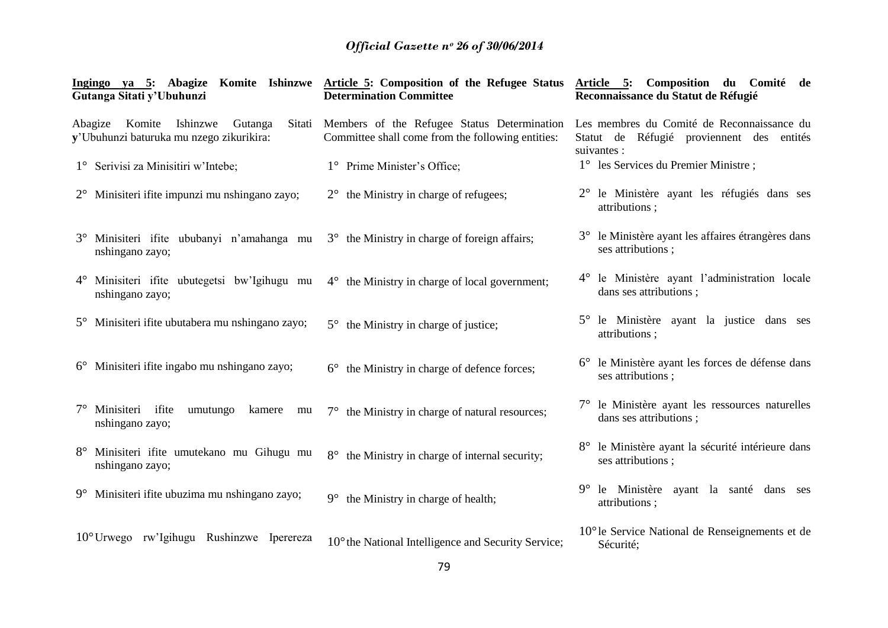**Ingingo ya 5: Abagize Komite Ishinzwe Gutanga Sitati y'Ubuhunzi**

Abagize Komite Ishinzwe Gutanga Sitati y'Ubuhunzi baturuka mu nzego zikurikira:

1° Serivisi za Minisitiri w'Intebe;

2° Minisiteri ifite impunzi mu nshingano zayo;

3° Minisiteri ifite ububanyi n'amahanga mu nshingano zayo;

4° Minisiteri ifite ubutegetsi bw'Igihugu mu nshingano zayo;

5° Minisiteri ifite ubutabera mu nshingano zayo;

6° Minisiteri ifite ingabo mu nshingano zayo;

7° Minisiteri ifite umutungo kamere mu nshingano zayo;

8° Minisiteri ifite umutekano mu Gihugu mu nshingano zayo;

9° Minisiteri ifite ubuzima mu nshingano zayo;

10° Urwego rw'Igihugu Rushinzwe Iperereza

**Article 5: Composition of the Refugee Status Determination Committee**

Members of the Refugee Status Determination Committee shall come from the following entities:

1° Prime Minister's Office;

2° the Ministry in charge of refugees;

3° the Ministry in charge of foreign affairs;

4° the Ministry in charge of local government;

5° the Ministry in charge of justice;

6° the Ministry in charge of defence forces;

7° the Ministry in charge of natural resources;

8° the Ministry in charge of internal security;

9° the Ministry in charge of health;

10° the National Intelligence and Security Service;

**Article 5: Composition du Comité de Reconnaissance du Statut de Réfugié**

Les membres du Comité de Reconnaissance du Statut de Réfugié proviennent des entités suivantes :

1° les Services du Premier Ministre ;

2° le Ministère ayant les réfugiés dans ses attributions ;

3° le Ministère ayant les affaires étrangères dans ses attributions ;

4° le Ministère ayant l'administration locale dans ses attributions ;

5° le Ministère ayant la justice dans ses attributions ;

6° le Ministère ayant les forces de défense dans ses attributions ;

7° le Ministère ayant les ressources naturelles dans ses attributions ;

8° le Ministère ayant la sécurité intérieure dans ses attributions ;

9° le Ministère ayant la santé dans ses attributions ;

10° le Service National de Renseignements et de Sécurité;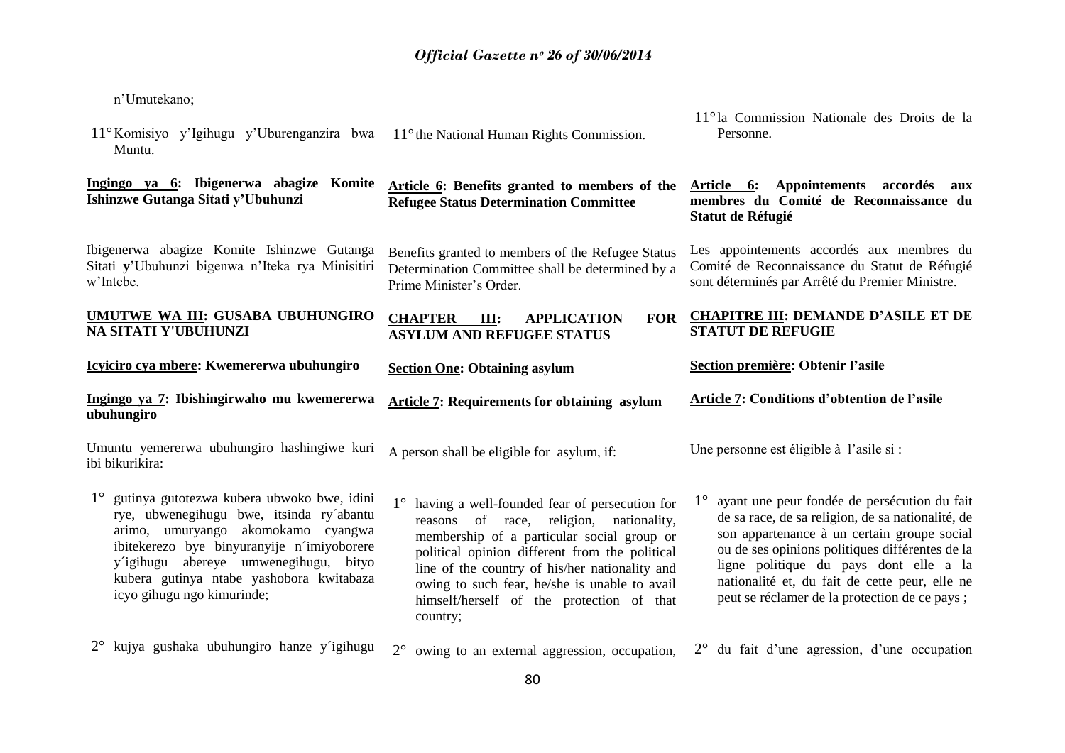n'Umutekano;

11° Komisiyo y'Igihugu y'Uburenganzira bwa Muntu.

**Ingingo ya 6: Ibigenerwa abagize Komite Ishinzwe Gutanga Sitati y'Ubuhunzi**

Ibigenerwa abagize Komite Ishinzwe Gutanga Sitati **y**'Ubuhunzi bigenwa n'Iteka rya Minisitiri w'Intebe.

**UMUTWE WA III: GUSABA UBUHUNGIRO NA SITATI Y'UBUHUNZI**

**Icyiciro cya mbere: Kwemererwa ubuhungiro**

**Ingingo ya 7: Ibishingirwaho mu kwemererwa ubuhungiro**

Umuntu yemererwa ubuhungiro hashingiwe kuri ibi bikurikira:

1° gutinya gutotezwa kubera ubwoko bwe, idini rye, ubwenegihugu bwe, itsinda ry´abantu arimo, umuryango akomokamo cyangwa ibitekerezo bye binyuranyije n´imiyoborere y´igihugu abereye umwenegihugu, bityo kubera gutinya ntabe yashobora kwitabaza icyo gihugu ngo kimurinde;

2° kujya gushaka ubuhungiro hanze y´igihugu

11° the National Human Rights Commission.

**Article 6: Benefits granted to members of the Refugee Status Determination Committee**

Benefits granted to members of the Refugee Status Determination Committee shall be determined by a Prime Minister's Order.

**CHAPTER III: APPLICATION FOR ASYLUM AND REFUGEE STATUS**

**Section One: Obtaining asylum**

**Article 7: Requirements for obtaining asylum**

A person shall be eligible for asylum, if:

1° having a well-founded fear of persecution for reasons of race, religion, nationality, membership of a particular social group or political opinion different from the political line of the country of his/her nationality and owing to such fear, he/she is unable to avail himself/herself of the protection of that country;

2° owing to an external aggression, occupation,

11° la Commission Nationale des Droits de la Personne.

**Article 6: Appointements accordés aux membres du Comité de Reconnaissance du Statut de Réfugié**

Les appointements accordés aux membres du Comité de Reconnaissance du Statut de Réfugié sont déterminés par Arrêté du Premier Ministre.

**CHAPITRE III: DEMANDE D'ASILE ET DE STATUT DE REFUGIE**

**Section première: Obtenir l'asile**

**Article 7: Conditions d'obtention de l'asile**

Une personne est éligible à l'asile si :

1° ayant une peur fondée de persécution du fait de sa race, de sa religion, de sa nationalité, de son appartenance à un certain groupe social ou de ses opinions politiques différentes de la ligne politique du pays dont elle a la nationalité et, du fait de cette peur, elle ne peut se réclamer de la protection de ce pays ;

2° du fait d'une agression, d'une occupation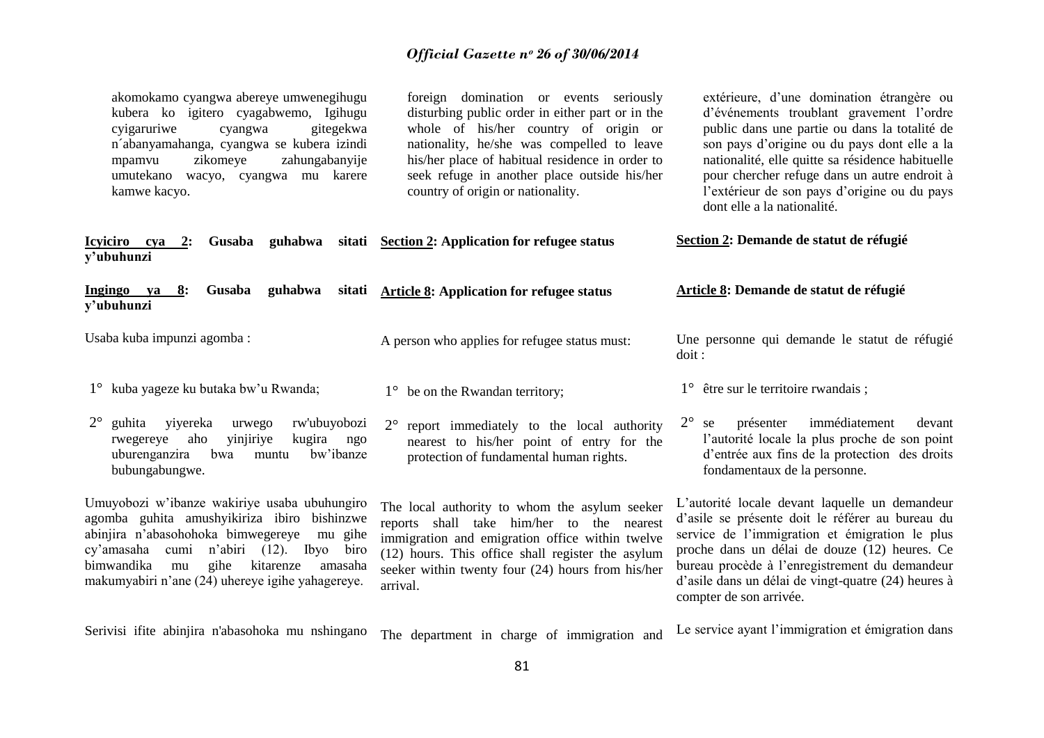akomokamo cyangwa abereye umwenegihugu kubera ko igitero cyagabwemo, Igihugu cyigaruriwe cyangwa gitegekwa n´abanyamahanga, cyangwa se kubera izindi mpamvu zikomeye zahungabanyije umutekano wacyo, cyangwa mu karere kamwe kacyo.

**Icyiciro cya 2: Gusaba guhabwa sitati y'ubuhunzi**

**Ingingo ya 8: Gusaba guhabwa sitati y'ubuhunzi**

Usaba kuba impunzi agomba :

1° kuba yageze ku butaka bw'u Rwanda;

2° guhita yiyereka urwego rw'ubuyobozi rwegereye aho yinjiriye kugira ngo uburenganzira bwa muntu bw'ibanze bubungabungwe.

Umuyobozi w'ibanze wakiriye usaba ubuhungiro agomba guhita amushyikiriza ibiro bishinzwe abinjira n'abasohohoka bimwegereye mu gihe cy'amasaha cumi n'abiri (12). Ibyo biro bimwandika mu gihe kitarenze amasaha makumyabiri n'ane (24) uhereye igihe yahagereye.

Serivisi ifite abinjira n'abasohoka mu nshingano

foreign domination or events seriously disturbing public order in either part or in the whole of his/her country of origin or nationality, he/she was compelled to leave his/her place of habitual residence in order to seek refuge in another place outside his/her country of origin or nationality.

**Section 2: Application for refugee status**

**Article 8: Application for refugee status**

A person who applies for refugee status must:

1° be on the Rwandan territory;

2° report immediately to the local authority nearest to his/her point of entry for the protection of fundamental human rights.

The local authority to whom the asylum seeker reports shall take him/her to the nearest immigration and emigration office within twelve (12) hours. This office shall register the asylum seeker within twenty four (24) hours from his/her arrival.

The department in charge of immigration and

extérieure, d'une domination étrangère ou d'événements troublant gravement l'ordre public dans une partie ou dans la totalité de son pays d'origine ou du pays dont elle a la nationalité, elle quitte sa résidence habituelle pour chercher refuge dans un autre endroit à l'extérieur de son pays d'origine ou du pays dont elle a la nationalité.

**Section 2: Demande de statut de réfugié**

**Article 8: Demande de statut de réfugié**

Une personne qui demande le statut de réfugié doit :

1° être sur le territoire rwandais ;

2° se présenter immédiatement devant l'autorité locale la plus proche de son point d'entrée aux fins de la protection des droits fondamentaux de la personne.

L'autorité locale devant laquelle un demandeur d'asile se présente doit le référer au bureau du service de l'immigration et émigration le plus proche dans un délai de douze (12) heures. Ce bureau procède à l'enregistrement du demandeur d'asile dans un délai de vingt-quatre (24) heures à compter de son arrivée.

Le service ayant l'immigration et émigration dans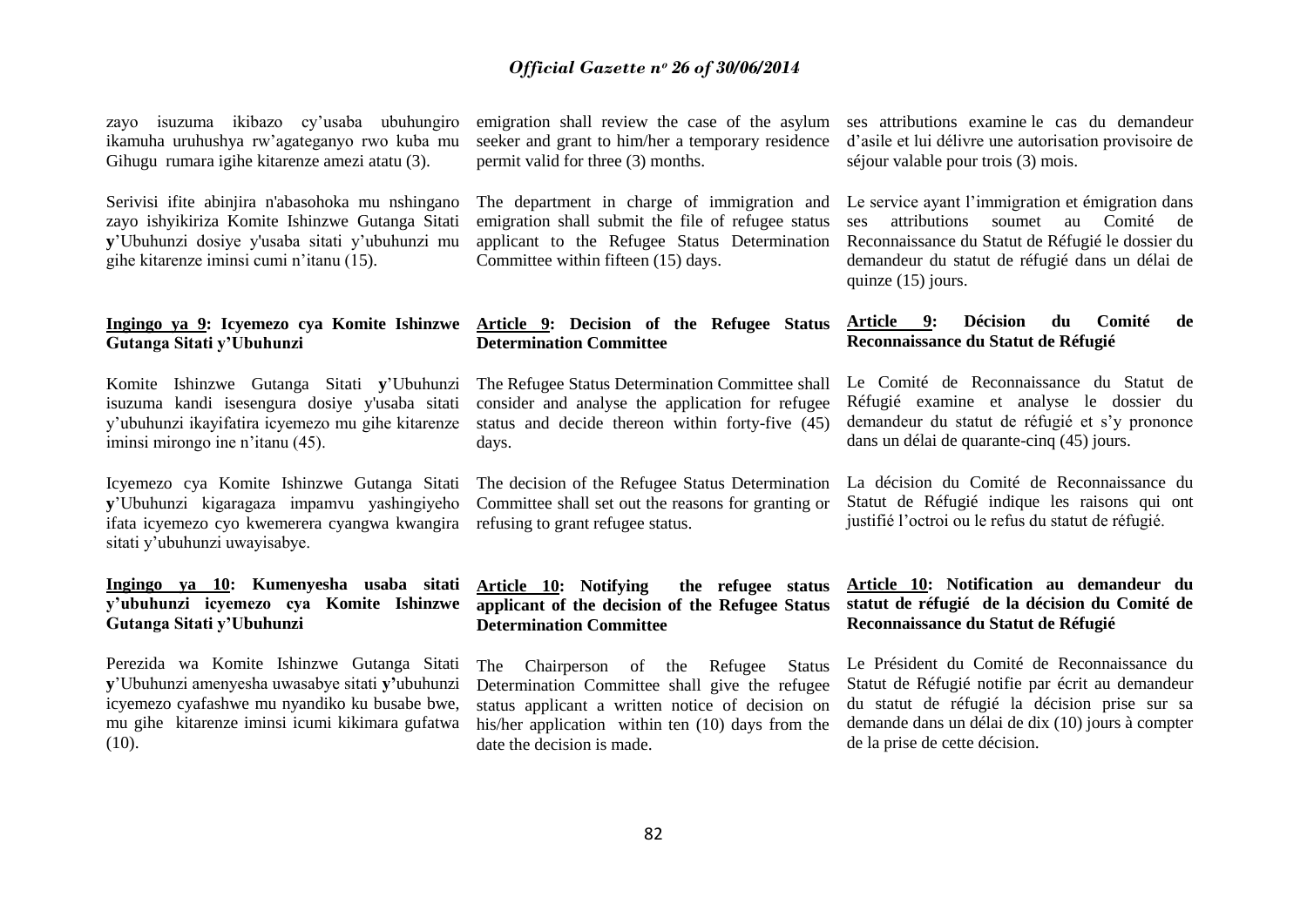zayo isuzuma ikibazo cy'usaba ubuhungiro ikamuha uruhushya rw'agateganyo rwo kuba mu Gihugu rumara igihe kitarenze amezi atatu (3).

Serivisi ifite abinjira n'abasohoka mu nshingano zayo ishyikiriza Komite Ishinzwe Gutanga Sitati **y**'Ubuhunzi dosiye y'usaba sitati y'ubuhunzi mu gihe kitarenze iminsi cumi n'itanu (15).

**Ingingo ya 9: Icyemezo cya Komite Ishinzwe Gutanga Sitati y'Ubuhunzi**

Komite Ishinzwe Gutanga Sitati **y**'Ubuhunzi isuzuma kandi isesengura dosiye y'usaba sitati y'ubuhunzi ikayifatira icyemezo mu gihe kitarenze iminsi mirongo ine n'itanu (45).

Icyemezo cya Komite Ishinzwe Gutanga Sitati **y**'Ubuhunzi kigaragaza impamvu yashingiyeho ifata icyemezo cyo kwemerera cyangwa kwangira sitati y'ubuhunzi uwayisabye.

**Ingingo ya 10: Kumenyesha usaba sitati y'ubuhunzi icyemezo cya Komite Ishinzwe Gutanga Sitati y'Ubuhunzi**

Perezida wa Komite Ishinzwe Gutanga Sitati **y**'Ubuhunzi amenyesha uwasabye sitati **y'**ubuhunzi icyemezo cyafashwe mu nyandiko ku busabe bwe, mu gihe kitarenze iminsi icumi kikimara gufatwa (10).

emigration shall review the case of the asylum seeker and grant to him/her a temporary residence permit valid for three (3) months.

The department in charge of immigration and emigration shall submit the file of refugee status applicant to the Refugee Status Determination Committee within fifteen (15) days.

**Article 9: Decision of the Refugee Status Determination Committee**

The Refugee Status Determination Committee shall consider and analyse the application for refugee status and decide thereon within forty-five (45) days.

The decision of the Refugee Status Determination Committee shall set out the reasons for granting or refusing to grant refugee status.

**Article 10: Notifying the refugee status applicant of the decision of the Refugee Status Determination Committee**

The Chairperson of the Refugee Status Determination Committee shall give the refugee status applicant a written notice of decision on his/her application within ten (10) days from the date the decision is made.

ses attributions examine le cas du demandeur d'asile et lui délivre une autorisation provisoire de séjour valable pour trois (3) mois.

Le service ayant l'immigration et émigration dans ses attributions soumet au Comité de Reconnaissance du Statut de Réfugié le dossier du demandeur du statut de réfugié dans un délai de quinze (15) jours.

**Article 9: Décision du Comité de Reconnaissance du Statut de Réfugié**

Le Comité de Reconnaissance du Statut de Réfugié examine et analyse le dossier du demandeur du statut de réfugié et s'y prononce dans un délai de quarante-cinq (45) jours.

La décision du Comité de Reconnaissance du Statut de Réfugié indique les raisons qui ont justifié l'octroi ou le refus du statut de réfugié.

**Article 10: Notification au demandeur du statut de réfugié de la décision du Comité de Reconnaissance du Statut de Réfugié**

Le Président du Comité de Reconnaissance du Statut de Réfugié notifie par écrit au demandeur du statut de réfugié la décision prise sur sa demande dans un délai de dix (10) jours à compter de la prise de cette décision.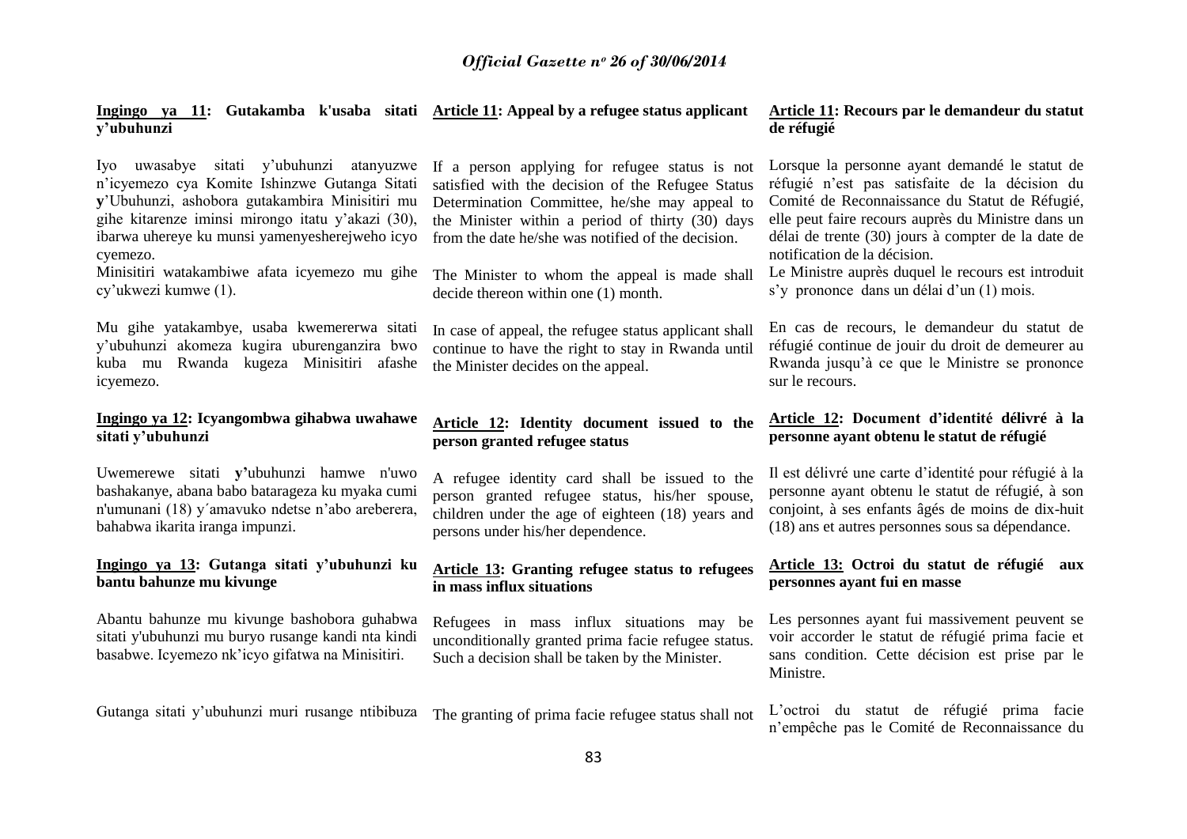**Ingingo ya 11: Gutakamba k'usaba sitati y'ubuhunzi**

Iyo uwasabye sitati y'ubuhunzi atanyuzwe n'icyemezo cya Komite Ishinzwe Gutanga Sitati **y**'Ubuhunzi, ashobora gutakambira Minisitiri mu gihe kitarenze iminsi mirongo itatu y'akazi (30), ibarwa uhereye ku munsi yamenyesherejweho icyo cyemezo.

Minisitiri watakambiwe afata icyemezo mu gihe cy'ukwezi kumwe (1).

Mu gihe yatakambye, usaba kwemererwa sitati y'ubuhunzi akomeza kugira uburenganzira bwo kuba mu Rwanda kugeza Minisitiri afashe icyemezo.

**Ingingo ya 12: Icyangombwa gihabwa uwahawe sitati y'ubuhunzi**

Uwemerewe sitati **y'**ubuhunzi hamwe n'uwo bashakanye, abana babo batarageza ku myaka cumi n'umunani (18) y´amavuko ndetse n'abo areberera, bahabwa ikarita iranga impunzi.

**Ingingo ya 13: Gutanga sitati y'ubuhunzi ku bantu bahunze mu kivunge**

Abantu bahunze mu kivunge bashobora guhabwa sitati y'ubuhunzi mu buryo rusange kandi nta kindi basabwe. Icyemezo nk'icyo gifatwa na Minisitiri.

Gutanga sitati y'ubuhunzi muri rusange ntibibuza

**Article 11: Appeal by a refugee status applicant**

If a person applying for refugee status is not satisfied with the decision of the Refugee Status Determination Committee, he/she may appeal to the Minister within a period of thirty (30) days from the date he/she was notified of the decision.

The Minister to whom the appeal is made shall decide thereon within one (1) month.

In case of appeal, the refugee status applicant shall continue to have the right to stay in Rwanda until the Minister decides on the appeal.

**Article 12: Identity document issued to the person granted refugee status**

A refugee identity card shall be issued to the person granted refugee status, his/her spouse, children under the age of eighteen (18) years and persons under his/her dependence.

**Article 13: Granting refugee status to refugees in mass influx situations**

Refugees in mass influx situations may be unconditionally granted prima facie refugee status. Such a decision shall be taken by the Minister.

The granting of prima facie refugee status shall not

**Article 11: Recours par le demandeur du statut de réfugié**

Lorsque la personne ayant demandé le statut de réfugié n'est pas satisfaite de la décision du Comité de Reconnaissance du Statut de Réfugié, elle peut faire recours auprès du Ministre dans un délai de trente (30) jours à compter de la date de notification de la décision.

Le Ministre auprès duquel le recours est introduit s'y prononce dans un délai d'un (1) mois.

En cas de recours, le demandeur du statut de réfugié continue de jouir du droit de demeurer au Rwanda jusqu'à ce que le Ministre se prononce sur le recours.

**Article 12: Document d'identité délivré à la personne ayant obtenu le statut de réfugié**

Il est délivré une carte d'identité pour réfugié à la personne ayant obtenu le statut de réfugié, à son conjoint, à ses enfants âgés de moins de dix-huit (18) ans et autres personnes sous sa dépendance.

**Article 13: Octroi du statut de réfugié aux personnes ayant fui en masse**

Les personnes ayant fui massivement peuvent se voir accorder le statut de réfugié prima facie et sans condition. Cette décision est prise par le Ministre.

L'octroi du statut de réfugié prima facie n'empêche pas le Comité de Reconnaissance du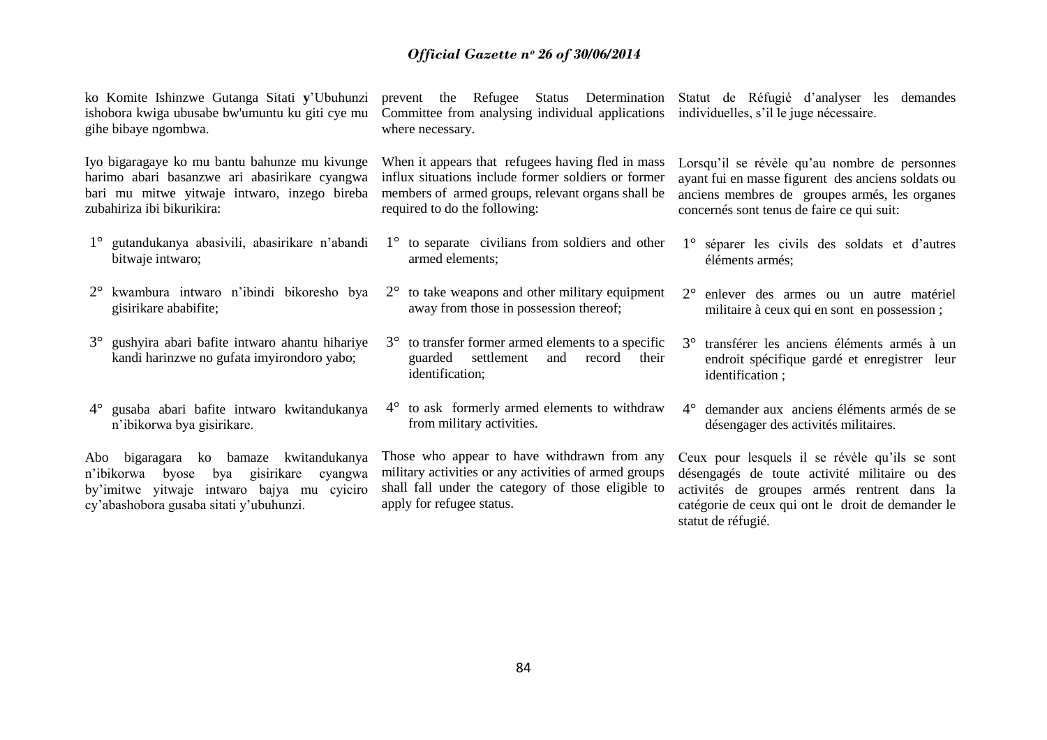ko Komite Ishinzwe Gutanga Sitati **y**'Ubuhunzi ishobora kwiga ubusabe bw'umuntu ku giti cye mu gihe bibaye ngombwa.

Iyo bigaragaye ko mu bantu bahunze mu kivunge harimo abari basanzwe ari abasirikare cyangwa bari mu mitwe yitwaje intwaro, inzego bireba zubahiriza ibi bikurikira:

1° gutandukanya abasivili, abasirikare n'abandi bitwaje intwaro;

2° kwambura intwaro n'ibindi bikoresho bya gisirikare ababifite;

3° gushyira abari bafite intwaro ahantu hihariye kandi harinzwe no gufata imyirondoro yabo;

4° gusaba abari bafite intwaro kwitandukanya n'ibikorwa bya gisirikare.

Abo bigaragara ko bamaze kwitandukanya n'ibikorwa byose bya gisirikare cyangwa by'imitwe yitwaje intwaro bajya mu cyiciro cy'abashobora gusaba sitati y'ubuhunzi.

prevent the Refugee Status Determination Committee from analysing individual applications where necessary.

When it appears that refugees having fled in mass influx situations include former soldiers or former members of armed groups, relevant organs shall be required to do the following:

1° to separate civilians from soldiers and other armed elements;

2° to take weapons and other military equipment away from those in possession thereof;

3° to transfer former armed elements to a specific guarded settlement and record their identification;

4° to ask formerly armed elements to withdraw from military activities.

Those who appear to have withdrawn from any military activities or any activities of armed groups shall fall under the category of those eligible to apply for refugee status.

Statut de Réfugié d'analyser les demandes individuelles, s'il le juge nécessaire.

Lorsqu'il se révèle qu'au nombre de personnes ayant fui en masse figurent des anciens soldats ou anciens membres de groupes armés, les organes concernés sont tenus de faire ce qui suit:

1° séparer les civils des soldats et d'autres éléments armés;

2° enlever des armes ou un autre matériel militaire à ceux qui en sont en possession ;

3° transférer les anciens éléments armés à un endroit spécifique gardé et enregistrer leur identification ;

4° demander aux anciens éléments armés de se désengager des activités militaires.

Ceux pour lesquels il se révèle qu'ils se sont désengagés de toute activité militaire ou des activités de groupes armés rentrent dans la catégorie de ceux qui ont le droit de demander le statut de réfugié.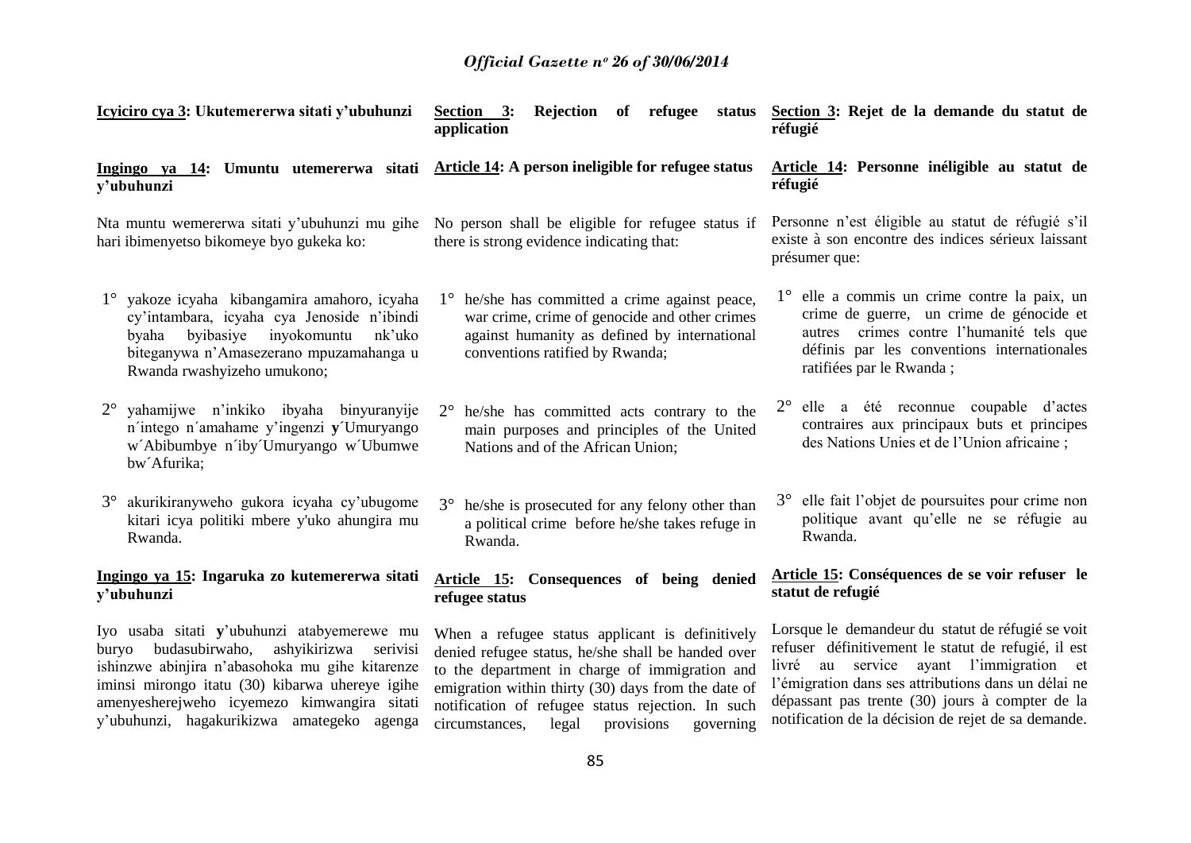**Icyiciro cya 3: Ukutemererwa sitati y'ubuhunzi**

**Ingingo ya 14: Umuntu utemererwa sitati y'ubuhunzi**

Nta muntu wemererwa sitati y'ubuhunzi mu gihe hari ibimenyetso bikomeye byo gukeka ko:

1° yakoze icyaha kibangamira amahoro, icyaha cy'intambara, icyaha cya Jenoside n'ibindi byaha byibasiye inyokomuntu nk'uko biteganywa n'Amasezerano mpuzamahanga u Rwanda rwashyizeho umukono;

2° yahamijwe n'inkiko ibyaha binyuranyije n´intego n´amahame y'ingenzi **y**´Umuryango w´Abibumbye n´iby´Umuryango w´Ubumwe bw´Afurika;

3° akurikiranyweho gukora icyaha cy'ubugome kitari icya politiki mbere y'uko ahungira mu Rwanda.

**Ingingo ya 15: Ingaruka zo kutemererwa sitati y'ubuhunzi**

Iyo usaba sitati **y**'ubuhunzi atabyemerewe mu buryo budasubirwaho, ashyikirizwa serivisi ishinzwe abinjira n'abasohoka mu gihe kitarenze iminsi mirongo itatu (30) kibarwa uhereye igihe amenyesherejweho icyemezo kimwangira sitati y'ubuhunzi, hagakurikizwa amategeko agenga

**Section 3: Rejection of refugee status application**

**Article 14: A person ineligible for refugee status**

No person shall be eligible for refugee status if there is strong evidence indicating that:

1° he/she has committed a crime against peace, war crime, crime of genocide and other crimes against humanity as defined by international conventions ratified by Rwanda;

2° he/she has committed acts contrary to the main purposes and principles of the United Nations and of the African Union;

3° he/she is prosecuted for any felony other than a political crime before he/she takes refuge in Rwanda.

**Article 15: Consequences of being denied refugee status**

When a refugee status applicant is definitively denied refugee status, he/she shall be handed over to the department in charge of immigration and emigration within thirty (30) days from the date of notification of refugee status rejection. In such circumstances, legal provisions governing

**Section 3: Rejet de la demande du statut de réfugié**

**Article 14: Personne inéligible au statut de réfugié**

Personne n'est éligible au statut de réfugié s'il existe à son encontre des indices sérieux laissant présumer que:

1° elle a commis un crime contre la paix, un crime de guerre, un crime de génocide et autres crimes contre l'humanité tels que définis par les conventions internationales ratifiées par le Rwanda ;

2° elle a été reconnue coupable d'actes contraires aux principaux buts et principes des Nations Unies et de l'Union africaine ;

3° elle fait l'objet de poursuites pour crime non politique avant qu'elle ne se réfugie au Rwanda.

**Article 15: Conséquences de se voir refuser le statut de refugié**

Lorsque le demandeur du statut de réfugié se voit refuser définitivement le statut de refugié, il est livré au service ayant l'immigration et l'émigration dans ses attributions dans un délai ne dépassant pas trente (30) jours à compter de la notification de la décision de rejet de sa demande.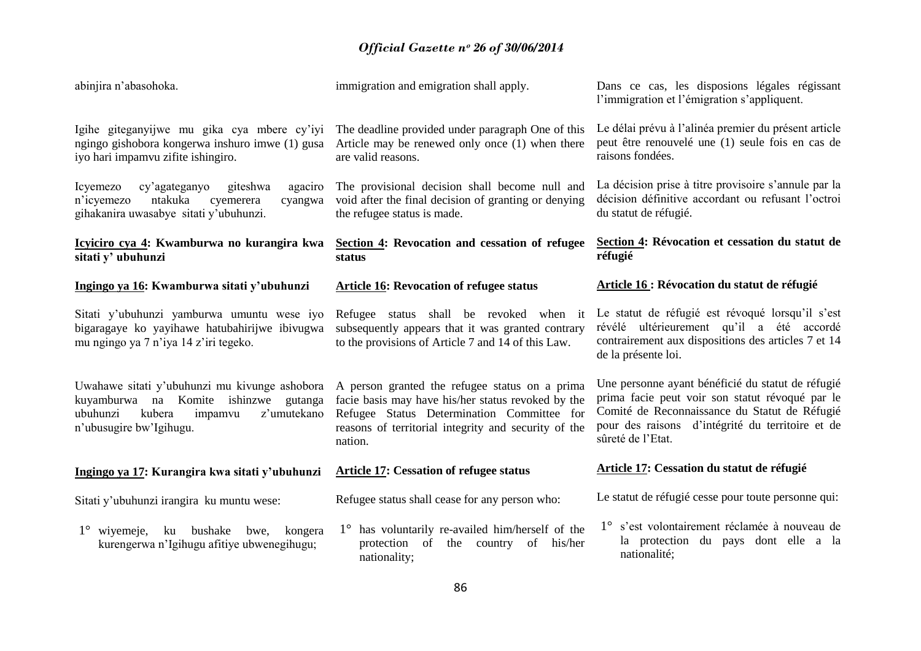abinjira n'abasohoka.

Igihe giteganyijwe mu gika cya mbere cy'iyi ngingo gishobora kongerwa inshuro imwe (1) gusa iyo hari impamvu zifite ishingiro.

Icyemezo cy'agateganyo giteshwa agaciro n'icyemezo ntakuka cyemerera cyangwa gihakanira uwasabye sitati y'ubuhunzi.

**Icyiciro cya 4: Kwamburwa no kurangira kwa sitati y' ubuhunzi**

**Ingingo ya 16: Kwamburwa sitati y'ubuhunzi**

Sitati y'ubuhunzi yamburwa umuntu wese iyo bigaragaye ko yayihawe hatubahirijwe ibivugwa mu ngingo ya 7 n'iya 14 z'iri tegeko.

Uwahawe sitati y'ubuhunzi mu kivunge ashobora kuyamburwa na Komite ishinzwe gutanga ubuhunzi kubera impamvu z'umutekano n'ubusugire bw'Igihugu.

**Ingingo ya 17: Kurangira kwa sitati y'ubuhunzi**

Sitati y'ubuhunzi irangira ku muntu wese:

1° wiyemeje, ku bushake bwe, kongera kurengerwa n'Igihugu afitiye ubwenegihugu;

immigration and emigration shall apply.

The deadline provided under paragraph One of this Article may be renewed only once (1) when there are valid reasons.

The provisional decision shall become null and void after the final decision of granting or denying the refugee status is made.

**Section 4: Revocation and cessation of refugee status**

**Article 16: Revocation of refugee status**

Refugee status shall be revoked when it subsequently appears that it was granted contrary to the provisions of Article 7 and 14 of this Law.

A person granted the refugee status on a prima facie basis may have his/her status revoked by the Refugee Status Determination Committee for reasons of territorial integrity and security of the nation.

**Article 17: Cessation of refugee status**

Refugee status shall cease for any person who:

1° has voluntarily re-availed him/herself of the protection of the country of his/her nationality;

Dans ce cas, les disposions légales régissant l'immigration et l'émigration s'appliquent.

Le délai prévu à l'alinéa premier du présent article peut être renouvelé une (1) seule fois en cas de raisons fondées.

La décision prise à titre provisoire s'annule par la décision définitive accordant ou refusant l'octroi du statut de réfugié.

**Section 4: Révocation et cessation du statut de réfugié**

**Article 16 : Révocation du statut de réfugié**

Le statut de réfugié est révoqué lorsqu'il s'est révélé ultérieurement qu'il a été accordé contrairement aux dispositions des articles 7 et 14 de la présente loi.

Une personne ayant bénéficié du statut de réfugié prima facie peut voir son statut révoqué par le Comité de Reconnaissance du Statut de Réfugié pour des raisons d'intégrité du territoire et de sûreté de l'Etat.

**Article 17: Cessation du statut de réfugié**

Le statut de réfugié cesse pour toute personne qui:

1° s'est volontairement réclamée à nouveau de la protection du pays dont elle a la nationalité;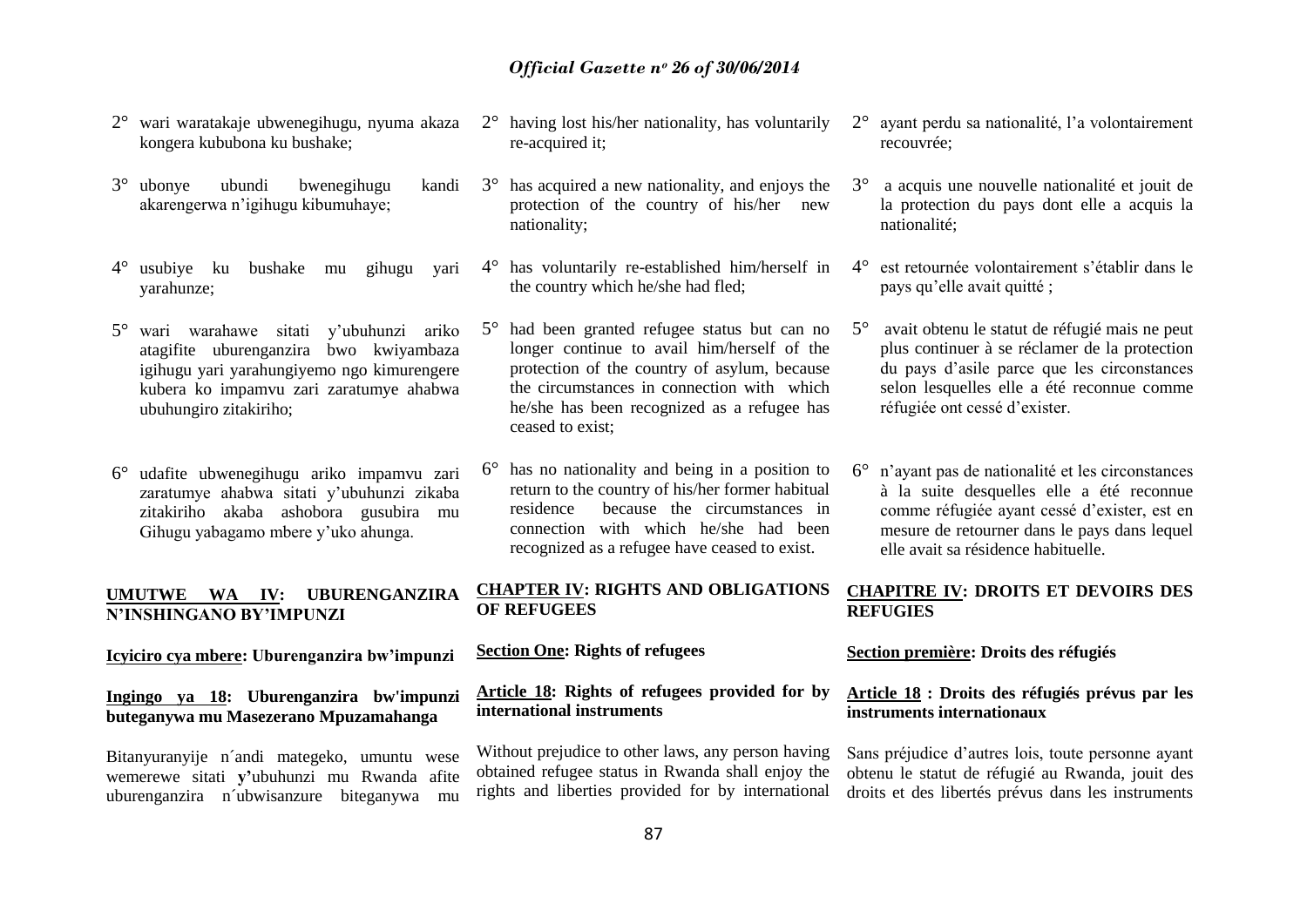2° wari waratakaje ubwenegihugu, nyuma akaza kongera kububona ku bushake;

3° ubonye ubundi bwenegihugu kandi akarengerwa n'igihugu kibumuhaye;

4° usubiye ku bushake mu gihugu yari yarahunze;

5° wari warahawe sitati y'ubuhunzi ariko atagifite uburenganzira bwo kwiyambaza igihugu yari yarahungiyemo ngo kimurengere kubera ko impamvu zari zaratumye ahabwa ubuhungiro zitakiriho;

6° udafite ubwenegihugu ariko impamvu zari zaratumye ahabwa sitati y'ubuhunzi zikaba zitakiriho akaba ashobora gusubira mu Gihugu yabagamo mbere y'uko ahunga.

**UMUTWE WA IV: UBURENGANZIRA N'INSHINGANO BY'IMPUNZI**

**Icyiciro cya mbere: Uburenganzira bw'impunzi**

**Ingingo ya 18: Uburenganzira bw'impunzi buteganywa mu Masezerano Mpuzamahanga**

Bitanyuranyije n´andi mategeko, umuntu wese wemerewe sitati **y'**ubuhunzi mu Rwanda afite uburenganzira n´ubwisanzure biteganywa mu

2° having lost his/her nationality, has voluntarily re-acquired it;

3° has acquired a new nationality, and enjoys the protection of the country of his/her new nationality;

4° has voluntarily re-established him/herself in the country which he/she had fled;

5° had been granted refugee status but can no longer continue to avail him/herself of the protection of the country of asylum, because the circumstances in connection with which he/she has been recognized as a refugee has ceased to exist;

6° has no nationality and being in a position to return to the country of his/her former habitual residence because the circumstances in connection with which he/she had been recognized as a refugee have ceased to exist.

**CHAPTER IV: RIGHTS AND OBLIGATIONS OF REFUGEES**

**Section One: Rights of refugees**

**Article 18: Rights of refugees provided for by international instruments**

Without prejudice to other laws, any person having obtained refugee status in Rwanda shall enjoy the rights and liberties provided for by international

2° ayant perdu sa nationalité, l'a volontairement recouvrée;

3° a acquis une nouvelle nationalité et jouit de la protection du pays dont elle a acquis la nationalité;

4° est retournée volontairement s'établir dans le pays qu'elle avait quitté ;

5° avait obtenu le statut de réfugié mais ne peut plus continuer à se réclamer de la protection du pays d'asile parce que les circonstances selon lesquelles elle a été reconnue comme réfugiée ont cessé d'exister.

6° n'ayant pas de nationalité et les circonstances à la suite desquelles elle a été reconnue comme réfugiée ayant cessé d'exister, est en mesure de retourner dans le pays dans lequel elle avait sa résidence habituelle.

**CHAPITRE IV: DROITS ET DEVOIRS DES REFUGIES**

**Section première: Droits des réfugiés**

**Article 18 : Droits des réfugiés prévus par les instruments internationaux**

Sans préjudice d'autres lois, toute personne ayant obtenu le statut de réfugié au Rwanda, jouit des droits et des libertés prévus dans les instruments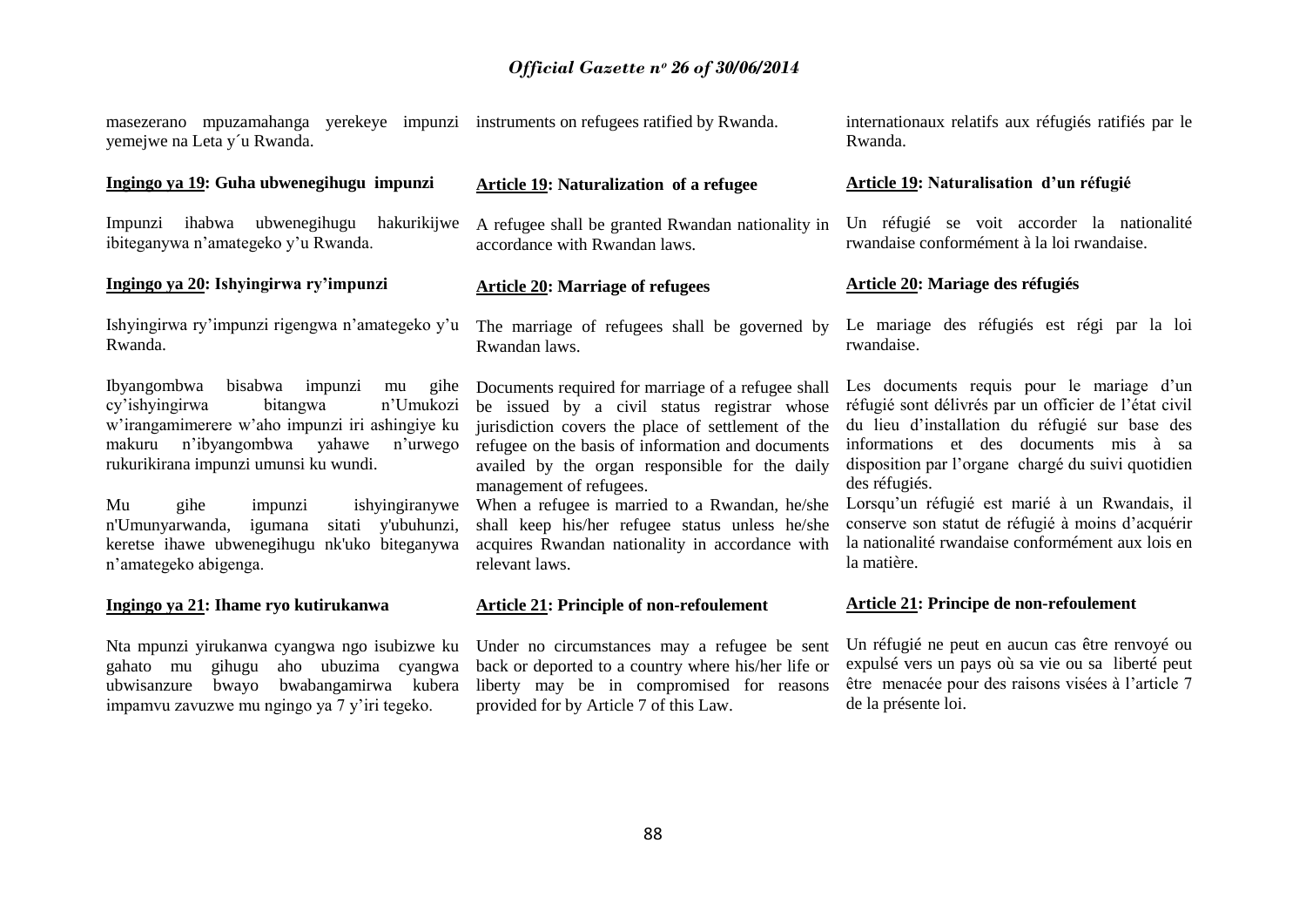masezerano mpuzamahanga yerekeye impunzi yemejwe na Leta y´u Rwanda.

**Ingingo ya 19: Guha ubwenegihugu impunzi**

Impunzi ihabwa ubwenegihugu hakurikijwe ibiteganywa n'amategeko y'u Rwanda.

**Ingingo ya 20: Ishyingirwa ry'impunzi**

Ishyingirwa ry'impunzi rigengwa n'amategeko y'u Rwanda.

Ibyangombwa bisabwa impunzi mu gihe cy'ishyingirwa bitangwa n'Umukozi w'irangamimerere w'aho impunzi iri ashingiye ku makuru n'ibyangombwa yahawe n'urwego rukurikirana impunzi umunsi ku wundi.

Mu gihe impunzi ishyingiranywe n'Umunyarwanda, igumana sitati y'ubuhunzi, keretse ihawe ubwenegihugu nk'uko biteganywa n'amategeko abigenga.

**Ingingo ya 21: Ihame ryo kutirukanwa**

Nta mpunzi yirukanwa cyangwa ngo isubizwe ku gahato mu gihugu aho ubuzima cyangwa ubwisanzure bwayo bwabangamirwa kubera impamvu zavuzwe mu ngingo ya 7 y'iri tegeko.

instruments on refugees ratified by Rwanda.

**Article 19: Naturalization of a refugee**

A refugee shall be granted Rwandan nationality in accordance with Rwandan laws.

**Article 20: Marriage of refugees**

The marriage of refugees shall be governed by Rwandan laws.

Documents required for marriage of a refugee shall be issued by a civil status registrar whose jurisdiction covers the place of settlement of the refugee on the basis of information and documents availed by the organ responsible for the daily management of refugees.

When a refugee is married to a Rwandan, he/she shall keep his/her refugee status unless he/she acquires Rwandan nationality in accordance with relevant laws.

**Article 21: Principle of non-refoulement**

Under no circumstances may a refugee be sent back or deported to a country where his/her life or liberty may be in compromised for reasons provided for by Article 7 of this Law.

internationaux relatifs aux réfugiés ratifiés par le Rwanda.

**Article 19: Naturalisation d'un réfugié**

Un réfugié se voit accorder la nationalité rwandaise conformément à la loi rwandaise.

**Article 20: Mariage des réfugiés**

Le mariage des réfugiés est régi par la loi rwandaise.

Les documents requis pour le mariage d'un réfugié sont délivrés par un officier de l'état civil du lieu d'installation du réfugié sur base des informations et des documents mis à sa disposition par l'organe chargé du suivi quotidien des réfugiés.

Lorsqu'un réfugié est marié à un Rwandais, il conserve son statut de réfugié à moins d'acquérir la nationalité rwandaise conformément aux lois en la matière.

**Article 21: Principe de non-refoulement**

Un réfugié ne peut en aucun cas être renvoyé ou expulsé vers un pays où sa vie ou sa liberté peut être menacée pour des raisons visées à l'article 7 de la présente loi.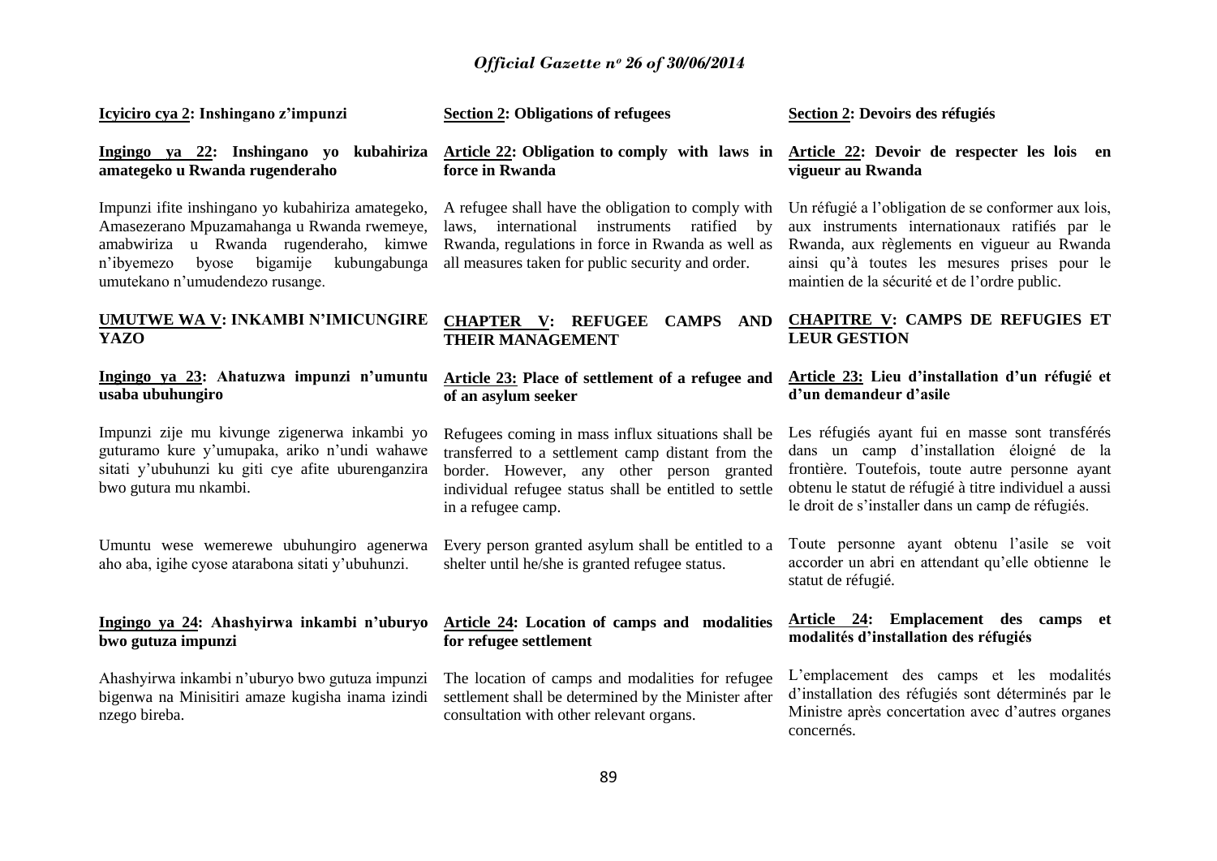**Icyiciro cya 2: Inshingano z'impunzi**

**Ingingo ya 22: Inshingano yo kubahiriza amategeko u Rwanda rugenderaho**

Impunzi ifite inshingano yo kubahiriza amategeko, Amasezerano Mpuzamahanga u Rwanda rwemeye, amabwiriza u Rwanda rugenderaho, kimwe n'ibyemezo byose bigamije kubungabunga umutekano n'umudendezo rusange.

**UMUTWE WA V: INKAMBI N'IMICUNGIRE YAZO**

**Ingingo ya 23: Ahatuzwa impunzi n'umuntu usaba ubuhungiro**

Impunzi zije mu kivunge zigenerwa inkambi yo guturamo kure y'umupaka, ariko n'undi wahawe sitati y'ubuhunzi ku giti cye afite uburenganzira bwo gutura mu nkambi.

Umuntu wese wemerewe ubuhungiro agenerwa aho aba, igihe cyose atarabona sitati y'ubuhunzi.

**Ingingo ya 24: Ahashyirwa inkambi n'uburyo bwo gutuza impunzi**

Ahashyirwa inkambi n'uburyo bwo gutuza impunzi bigenwa na Minisitiri amaze kugisha inama izindi nzego bireba.

**Section 2: Obligations of refugees**

**Article 22: Obligation to comply with laws in force in Rwanda**

A refugee shall have the obligation to comply with laws, international instruments ratified by Rwanda, regulations in force in Rwanda as well as all measures taken for public security and order.

**CHAPTER V: REFUGEE CAMPS AND THEIR MANAGEMENT**

**Article 23: Place of settlement of a refugee and of an asylum seeker**

Refugees coming in mass influx situations shall be transferred to a settlement camp distant from the border. However, any other person granted individual refugee status shall be entitled to settle in a refugee camp.

Every person granted asylum shall be entitled to a shelter until he/she is granted refugee status.

**Article 24: Location of camps and modalities for refugee settlement**

The location of camps and modalities for refugee settlement shall be determined by the Minister after consultation with other relevant organs.

**Section 2: Devoirs des réfugiés**

**Article 22: Devoir de respecter les lois en vigueur au Rwanda**

Un réfugié a l'obligation de se conformer aux lois, aux instruments internationaux ratifiés par le Rwanda, aux règlements en vigueur au Rwanda ainsi qu'à toutes les mesures prises pour le maintien de la sécurité et de l'ordre public.

**CHAPITRE V: CAMPS DE REFUGIES ET LEUR GESTION**

**Article 23: Lieu d'installation d'un réfugié et d'un demandeur d'asile**

Les réfugiés ayant fui en masse sont transférés dans un camp d'installation éloigné de la frontière. Toutefois, toute autre personne ayant obtenu le statut de réfugié à titre individuel a aussi le droit de s'installer dans un camp de réfugiés.

Toute personne ayant obtenu l'asile se voit accorder un abri en attendant qu'elle obtienne le statut de réfugié.

**Article 24: Emplacement des camps et modalités d'installation des réfugiés**

L'emplacement des camps et les modalités d'installation des réfugiés sont déterminés par le Ministre après concertation avec d'autres organes concernés.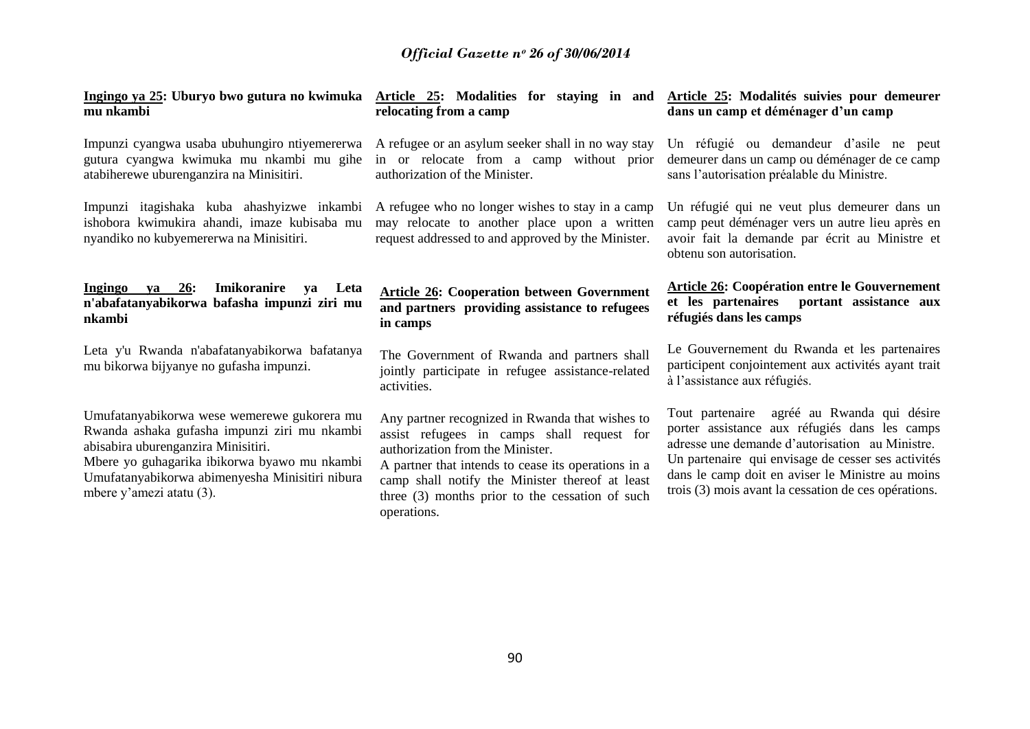**Ingingo ya 25: Uburyo bwo gutura no kwimuka mu nkambi**

Impunzi cyangwa usaba ubuhungiro ntiyemererwa gutura cyangwa kwimuka mu nkambi mu gihe atabiherewe uburenganzira na Minisitiri.

Impunzi itagishaka kuba ahashyizwe inkambi ishobora kwimukira ahandi, imaze kubisaba mu nyandiko no kubyemererwa na Minisitiri.

**Ingingo ya 26: Imikoranire ya Leta n'abafatanyabikorwa bafasha impunzi ziri mu nkambi**

Leta y'u Rwanda n'abafatanyabikorwa bafatanya mu bikorwa bijyanye no gufasha impunzi.

Umufatanyabikorwa wese wemerewe gukorera mu Rwanda ashaka gufasha impunzi ziri mu nkambi abisabira uburenganzira Minisitiri.
Mbere yo guhagarika ibikorwa byawo mu nkambi Umufatanyabikorwa abimenyesha Minisitiri nibura mbere y'amezi atatu (3).

**Article 25: Modalities for staying in and relocating from a camp**

A refugee or an asylum seeker shall in no way stay in or relocate from a camp without prior authorization of the Minister.

A refugee who no longer wishes to stay in a camp may relocate to another place upon a written request addressed to and approved by the Minister.

**Article 26: Cooperation between Government and partners providing assistance to refugees in camps**

The Government of Rwanda and partners shall jointly participate in refugee assistance-related activities.

Any partner recognized in Rwanda that wishes to assist refugees in camps shall request for authorization from the Minister.
A partner that intends to cease its operations in a camp shall notify the Minister thereof at least three (3) months prior to the cessation of such operations.

**Article 25: Modalités suivies pour demeurer dans un camp et déménager d'un camp**

Un réfugié ou demandeur d'asile ne peut demeurer dans un camp ou déménager de ce camp sans l'autorisation préalable du Ministre.

Un réfugié qui ne veut plus demeurer dans un camp peut déménager vers un autre lieu après en avoir fait la demande par écrit au Ministre et obtenu son autorisation.

**Article 26: Coopération entre le Gouvernement et les partenaires portant assistance aux réfugiés dans les camps**

Le Gouvernement du Rwanda et les partenaires participent conjointement aux activités ayant trait à l'assistance aux réfugiés.

Tout partenaire agréé au Rwanda qui désire porter assistance aux réfugiés dans les camps adresse une demande d'autorisation au Ministre.
Un partenaire qui envisage de cesser ses activités dans le camp doit en aviser le Ministre au moins trois (3) mois avant la cessation de ces opérations.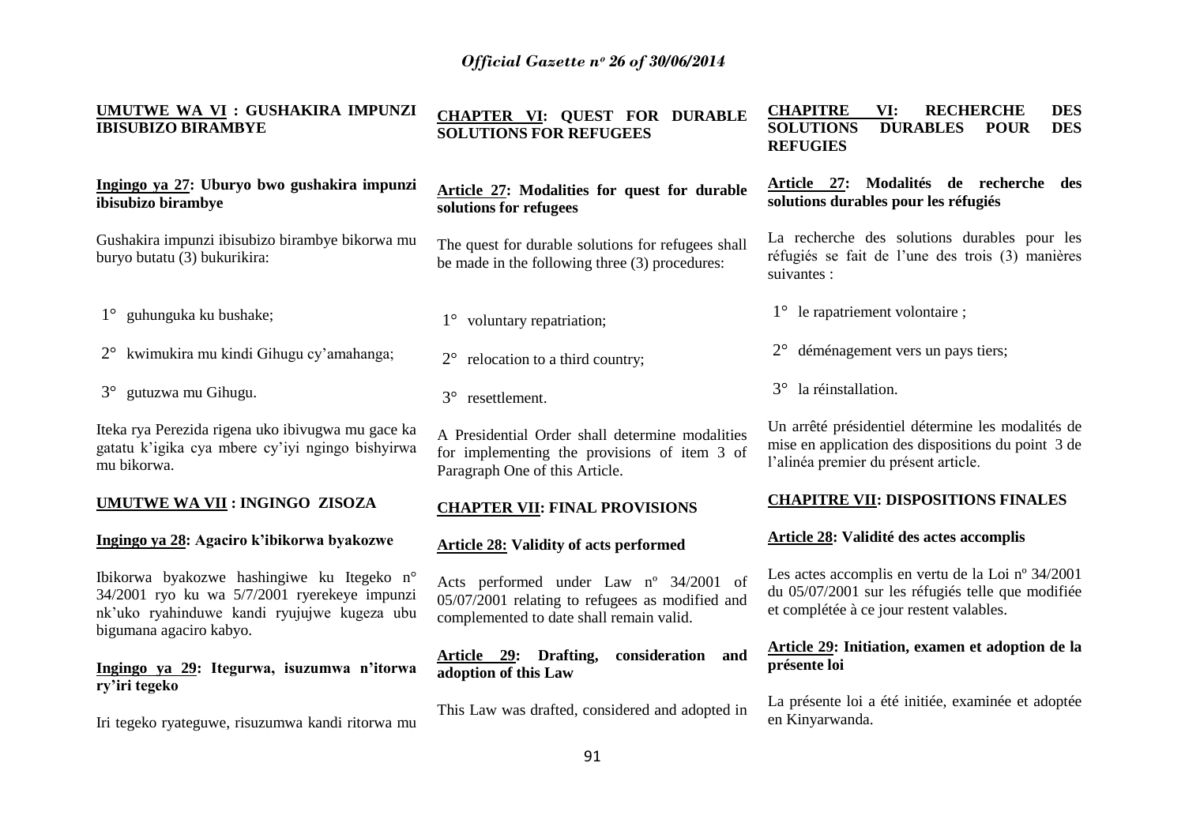**UMUTWE WA VI : GUSHAKIRA IMPUNZI IBISUBIZO BIRAMBYE**

**Ingingo ya 27: Uburyo bwo gushakira impunzi ibisubizo birambye**

Gushakira impunzi ibisubizo birambye bikorwa mu buryo butatu (3) bukurikira:

1° guhunguka ku bushake;

2° kwimukira mu kindi Gihugu cy'amahanga;

3° gutuzwa mu Gihugu.

Iteka rya Perezida rigena uko ibivugwa mu gace ka gatatu k'igika cya mbere cy'iyi ngingo bishyirwa mu bikorwa.

**UMUTWE WA VII : INGINGO ZISOZA**

**Ingingo ya 28: Agaciro k'ibikorwa byakozwe**

Ibikorwa byakozwe hashingiwe ku Itegeko n° 34/2001 ryo ku wa 5/7/2001 ryerekeye impunzi nk'uko ryahinduwe kandi ryujujwe kugeza ubu bigumana agaciro kabyo.

**Ingingo ya 29: Itegurwa, isuzumwa n'itorwa ry'iri tegeko**

Iri tegeko ryateguwe, risuzumwa kandi ritorwa mu

**CHAPTER VI: QUEST FOR DURABLE SOLUTIONS FOR REFUGEES**

**Article 27: Modalities for quest for durable solutions for refugees**

The quest for durable solutions for refugees shall be made in the following three (3) procedures:

1° voluntary repatriation;

2° relocation to a third country;

3° resettlement.

A Presidential Order shall determine modalities for implementing the provisions of item 3 of Paragraph One of this Article.

**CHAPTER VII: FINAL PROVISIONS**

**Article 28: Validity of acts performed**

Acts performed under Law nº 34/2001 of 05/07/2001 relating to refugees as modified and complemented to date shall remain valid.

**Article 29: Drafting, consideration and adoption of this Law**

This Law was drafted, considered and adopted in

**CHAPITRE VI: RECHERCHE DES SOLUTIONS DURABLES POUR DES REFUGIES**

**Article 27: Modalités de recherche des solutions durables pour les réfugiés**

La recherche des solutions durables pour les réfugiés se fait de l'une des trois (3) manières suivantes :

1° le rapatriement volontaire ;

2° déménagement vers un pays tiers;

3° la réinstallation.

Un arrêté présidentiel détermine les modalités de mise en application des dispositions du point 3 de l'alinéa premier du présent article.

**CHAPITRE VII: DISPOSITIONS FINALES**

**Article 28: Validité des actes accomplis**

Les actes accomplis en vertu de la Loi nº 34/2001 du 05/07/2001 sur les réfugiés telle que modifiée et complétée à ce jour restent valables.

**Article 29: Initiation, examen et adoption de la présente loi**

La présente loi a été initiée, examinée et adoptée en Kinyarwanda.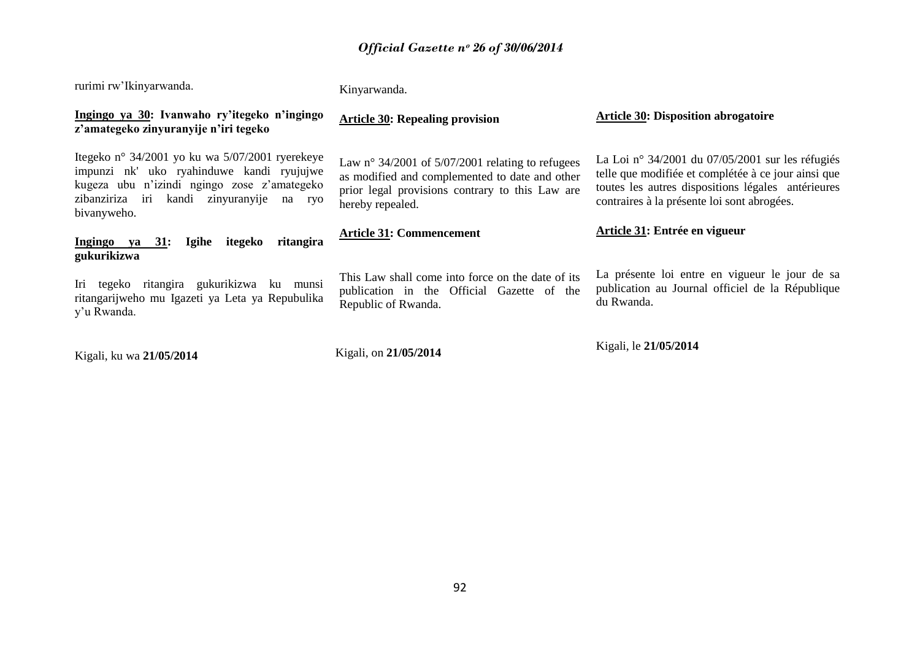rurimi rw'Ikinyarwanda.

**Ingingo ya 30: Ivanwaho ry'itegeko n'ingingo z'amategeko zinyuranyije n'iri tegeko**

Itegeko n° 34/2001 yo ku wa 5/07/2001 ryerekeye impunzi nk' uko ryahinduwe kandi ryujujwe kugeza ubu n'izindi ngingo zose z'amategeko zibanziriza iri kandi zinyuranyije na ryo bivanyweho.

**Ingingo ya 31: Igihe itegeko ritangira gukurikizwa**

Iri tegeko ritangira gukurikizwa ku munsi ritangarijweho mu Igazeti ya Leta ya Repubulika y'u Rwanda.

Kigali, ku wa **21/05/2014**

Kinyarwanda.

**Article 30: Repealing provision**

Law n° 34/2001 of 5/07/2001 relating to refugees as modified and complemented to date and other prior legal provisions contrary to this Law are hereby repealed.

**Article 31: Commencement**

This Law shall come into force on the date of its publication in the Official Gazette of the Republic of Rwanda.

Kigali, on **21/05/2014**

**Article 30: Disposition abrogatoire**

La Loi n° 34/2001 du 07/05/2001 sur les réfugiés telle que modifiée et complétée à ce jour ainsi que toutes les autres dispositions légales antérieures contraires à la présente loi sont abrogées.

**Article 31: Entrée en vigueur**

La présente loi entre en vigueur le jour de sa publication au Journal officiel de la République du Rwanda.

Kigali, le **21/05/2014**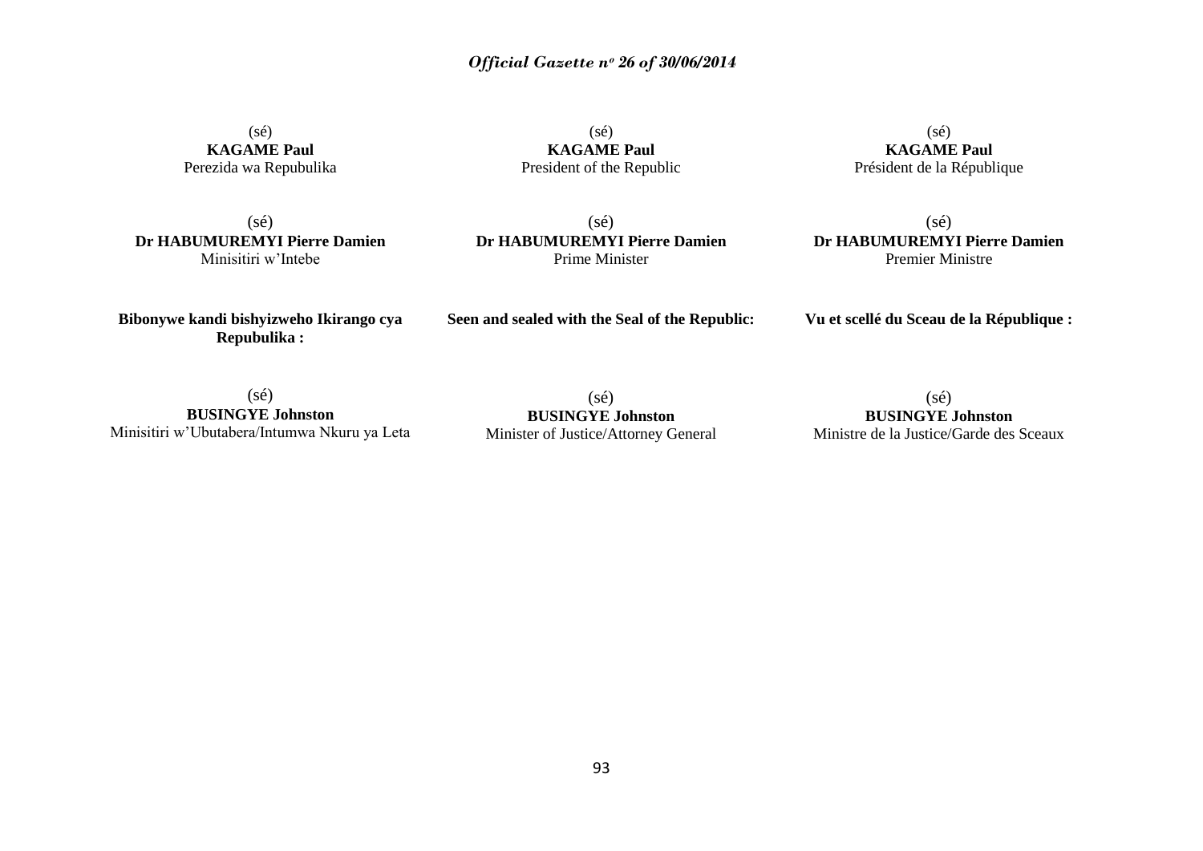(sé)
**KAGAME Paul**
Perezida wa Repubulika

(sé)
**KAGAME Paul**
President of the Republic

(sé)
**KAGAME Paul**
Président de la République

(sé)
**Dr HABUMUREMYI Pierre Damien**
Minisitiri w'Intebe

(sé)
**Dr HABUMUREMYI Pierre Damien**
Prime Minister

(sé)
**Dr HABUMUREMYI Pierre Damien**
Premier Ministre

**Bibonywe kandi bishyizweho Ikirango cya Repubulika :**

**Seen and sealed with the Seal of the Republic:**

**Vu et scellé du Sceau de la République :**

(sé)
**BUSINGYE Johnston**
Minisitiri w'Ubutabera/Intumwa Nkuru ya Leta

(sé)
**BUSINGYE Johnston**
Minister of Justice/Attorney General

(sé)
**BUSINGYE Johnston**
Ministre de la Justice/Garde des Sceaux